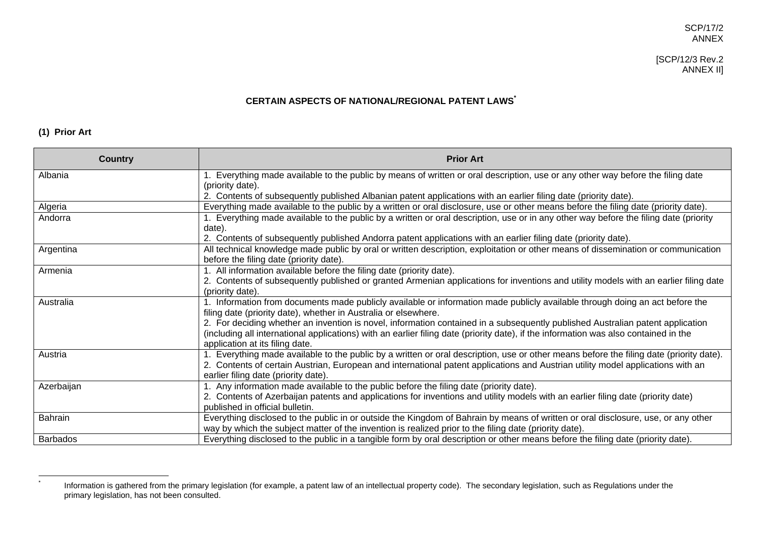SCP/17/2
ANNEX

[SCP/12/3 Rev.2
ANNEX II]

# CERTAIN ASPECTS OF NATIONAL/REGIONAL PATENT LAWS*

## (1) Prior Art

| Country | Prior Art |
|---|---|
| Albania | 1. Everything made available to the public by means of written or oral description, use or any other way before the filing date (priority date).<br>2. Contents of subsequently published Albanian patent applications with an earlier filing date (priority date). |
| Algeria | Everything made available to the public by a written or oral disclosure, use or other means before the filing date (priority date). |
| Andorra | 1. Everything made available to the public by a written or oral description, use or in any other way before the filing date (priority date).<br>2. Contents of subsequently published Andorra patent applications with an earlier filing date (priority date). |
| Argentina | All technical knowledge made public by oral or written description, exploitation or other means of dissemination or communication before the filing date (priority date). |
| Armenia | 1. All information available before the filing date (priority date).<br>2. Contents of subsequently published or granted Armenian applications for inventions and utility models with an earlier filing date (priority date). |
| Australia | 1. Information from documents made publicly available or information made publicly available through doing an act before the filing date (priority date), whether in Australia or elsewhere.<br>2. For deciding whether an invention is novel, information contained in a subsequently published Australian patent application (including all international applications) with an earlier filing date (priority date), if the information was also contained in the application at its filing date. |
| Austria | 1. Everything made available to the public by a written or oral description, use or other means before the filing date (priority date).<br>2. Contents of certain Austrian, European and international patent applications and Austrian utility model applications with an earlier filing date (priority date). |
| Azerbaijan | 1. Any information made available to the public before the filing date (priority date).<br>2. Contents of Azerbaijan patents and applications for inventions and utility models with an earlier filing date (priority date) published in official bulletin. |
| Bahrain | Everything disclosed to the public in or outside the Kingdom of Bahrain by means of written or oral disclosure, use, or any other way by which the subject matter of the invention is realized prior to the filing date (priority date). |
| Barbados | Everything disclosed to the public in a tangible form by oral description or other means before the filing date (priority date). |

* Information is gathered from the primary legislation (for example, a patent law of an intellectual property code). The secondary legislation, such as Regulations under the primary legislation, has not been consulted.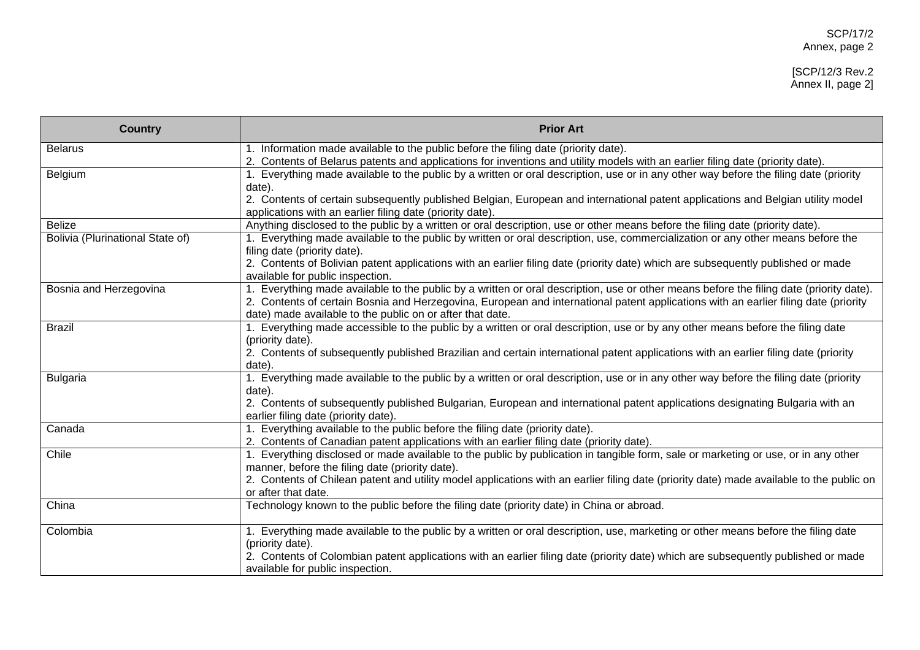| Country | Prior Art |
|---|---|
| Belarus | 1. Information made available to the public before the filing date (priority date).<br>2. Contents of Belarus patents and applications for inventions and utility models with an earlier filing date (priority date). |
| Belgium | 1. Everything made available to the public by a written or oral description, use or in any other way before the filing date (priority date).<br>2. Contents of certain subsequently published Belgian, European and international patent applications and Belgian utility model applications with an earlier filing date (priority date). |
| Belize | Anything disclosed to the public by a written or oral description, use or other means before the filing date (priority date). |
| Bolivia (Plurinational State of) | 1. Everything made available to the public by written or oral description, use, commercialization or any other means before the filing date (priority date).<br>2. Contents of Bolivian patent applications with an earlier filing date (priority date) which are subsequently published or made available for public inspection. |
| Bosnia and Herzegovina | 1. Everything made available to the public by a written or oral description, use or other means before the filing date (priority date).<br>2. Contents of certain Bosnia and Herzegovina, European and international patent applications with an earlier filing date (priority date) made available to the public on or after that date. |
| Brazil | 1. Everything made accessible to the public by a written or oral description, use or by any other means before the filing date (priority date).<br>2. Contents of subsequently published Brazilian and certain international patent applications with an earlier filing date (priority date). |
| Bulgaria | 1. Everything made available to the public by a written or oral description, use or in any other way before the filing date (priority date).<br>2. Contents of subsequently published Bulgarian, European and international patent applications designating Bulgaria with an earlier filing date (priority date). |
| Canada | 1. Everything available to the public before the filing date (priority date).<br>2. Contents of Canadian patent applications with an earlier filing date (priority date). |
| Chile | 1. Everything disclosed or made available to the public by publication in tangible form, sale or marketing or use, or in any other manner, before the filing date (priority date).<br>2. Contents of Chilean patent and utility model applications with an earlier filing date (priority date) made available to the public on or after that date. |
| China | Technology known to the public before the filing date (priority date) in China or abroad. |
| Colombia | 1. Everything made available to the public by a written or oral description, use, marketing or other means before the filing date (priority date).<br>2. Contents of Colombian patent applications with an earlier filing date (priority date) which are subsequently published or made available for public inspection. |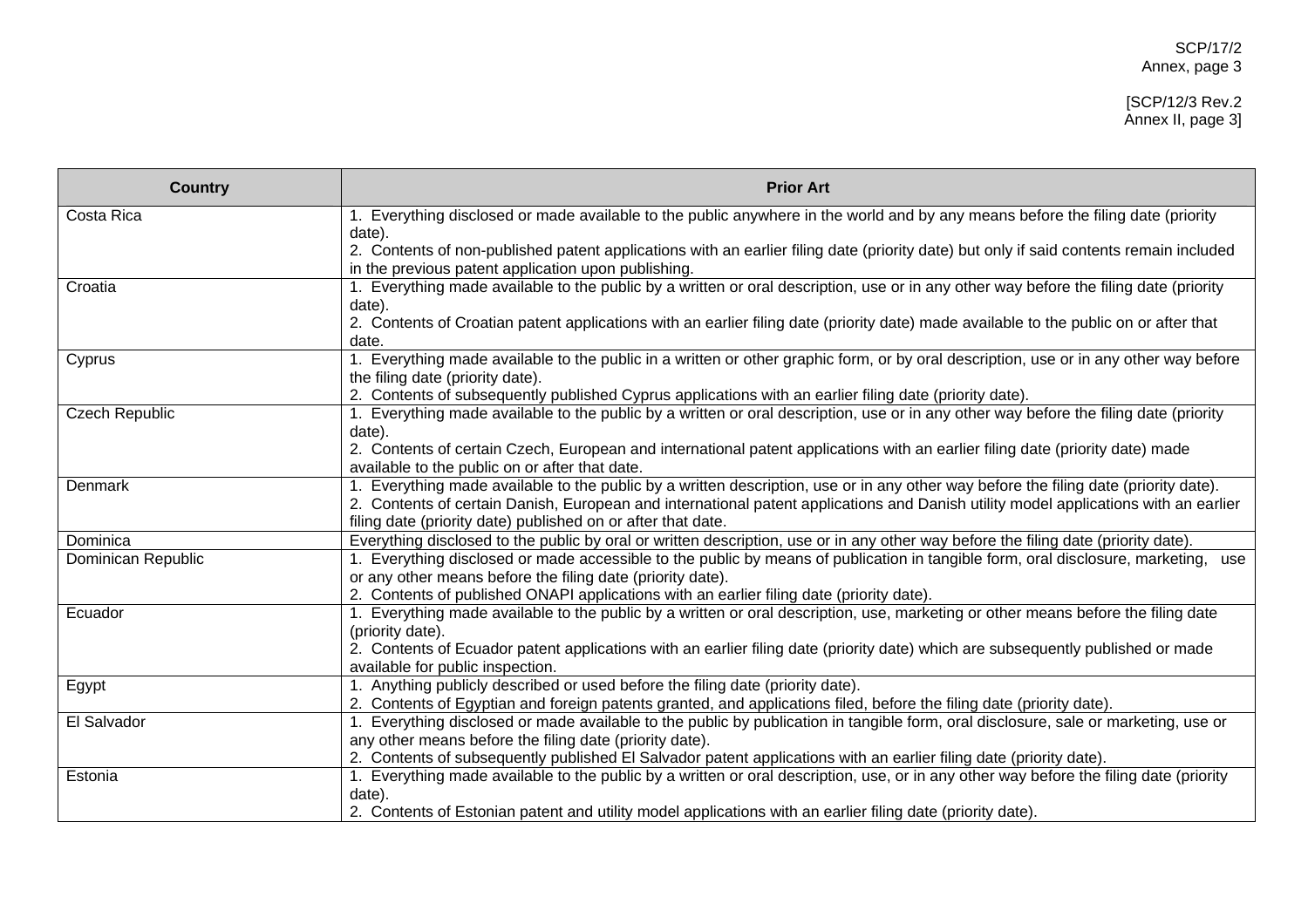| Country | Prior Art |
|---|---|
| Costa Rica | 1. Everything disclosed or made available to the public anywhere in the world and by any means before the filing date (priority date).<br>2. Contents of non-published patent applications with an earlier filing date (priority date) but only if said contents remain included in the previous patent application upon publishing. |
| Croatia | 1. Everything made available to the public by a written or oral description, use or in any other way before the filing date (priority date).<br>2. Contents of Croatian patent applications with an earlier filing date (priority date) made available to the public on or after that date. |
| Cyprus | 1. Everything made available to the public in a written or other graphic form, or by oral description, use or in any other way before the filing date (priority date).<br>2. Contents of subsequently published Cyprus applications with an earlier filing date (priority date). |
| Czech Republic | 1. Everything made available to the public by a written or oral description, use or in any other way before the filing date (priority date).<br>2. Contents of certain Czech, European and international patent applications with an earlier filing date (priority date) made available to the public on or after that date. |
| Denmark | 1. Everything made available to the public by a written description, use or in any other way before the filing date (priority date).<br>2. Contents of certain Danish, European and international patent applications and Danish utility model applications with an earlier filing date (priority date) published on or after that date. |
| Dominica | Everything disclosed to the public by oral or written description, use or in any other way before the filing date (priority date). |
| Dominican Republic | 1. Everything disclosed or made accessible to the public by means of publication in tangible form, oral disclosure, marketing, use or any other means before the filing date (priority date).<br>2. Contents of published ONAPI applications with an earlier filing date (priority date). |
| Ecuador | 1. Everything made available to the public by a written or oral description, use, marketing or other means before the filing date (priority date).<br>2. Contents of Ecuador patent applications with an earlier filing date (priority date) which are subsequently published or made available for public inspection. |
| Egypt | 1. Anything publicly described or used before the filing date (priority date).<br>2. Contents of Egyptian and foreign patents granted, and applications filed, before the filing date (priority date). |
| El Salvador | 1. Everything disclosed or made available to the public by publication in tangible form, oral disclosure, sale or marketing, use or any other means before the filing date (priority date).<br>2. Contents of subsequently published El Salvador patent applications with an earlier filing date (priority date). |
| Estonia | 1. Everything made available to the public by a written or oral description, use, or in any other way before the filing date (priority date).<br>2. Contents of Estonian patent and utility model applications with an earlier filing date (priority date). |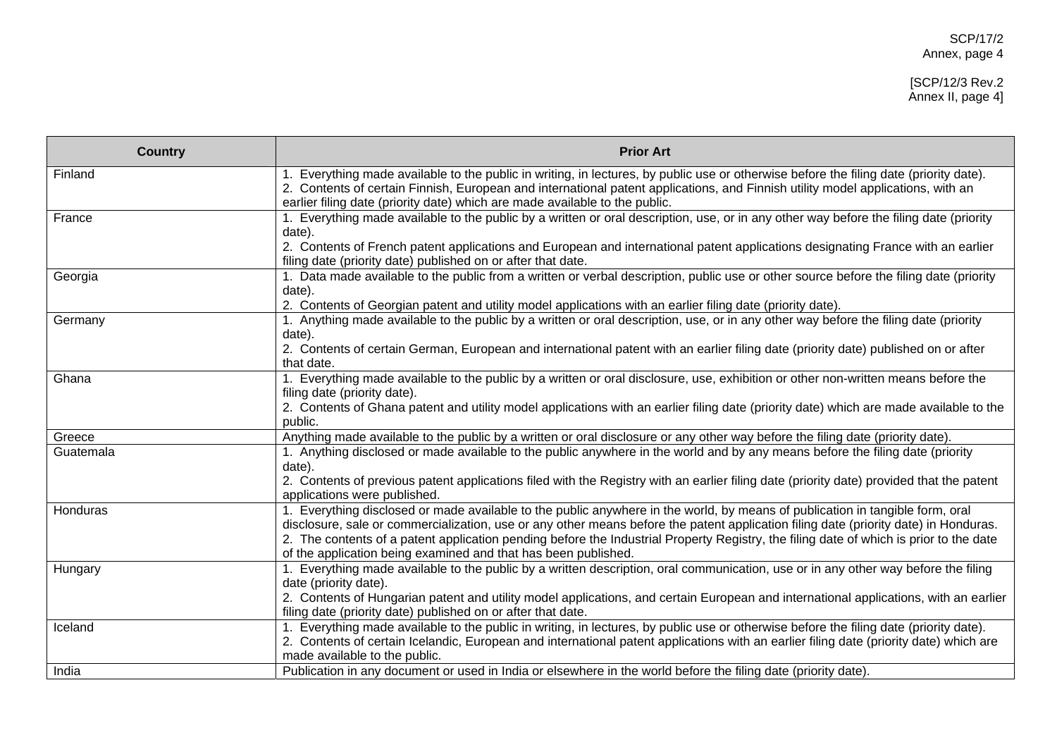| Country | Prior Art |
| --- | --- |
| Finland | 1. Everything made available to the public in writing, in lectures, by public use or otherwise before the filing date (priority date).<br>2. Contents of certain Finnish, European and international patent applications, and Finnish utility model applications, with an earlier filing date (priority date) which are made available to the public. |
| France | 1. Everything made available to the public by a written or oral description, use, or in any other way before the filing date (priority date).<br>2. Contents of French patent applications and European and international patent applications designating France with an earlier filing date (priority date) published on or after that date. |
| Georgia | 1. Data made available to the public from a written or verbal description, public use or other source before the filing date (priority date).<br>2. Contents of Georgian patent and utility model applications with an earlier filing date (priority date). |
| Germany | 1. Anything made available to the public by a written or oral description, use, or in any other way before the filing date (priority date).<br>2. Contents of certain German, European and international patent with an earlier filing date (priority date) published on or after that date. |
| Ghana | 1. Everything made available to the public by a written or oral disclosure, use, exhibition or other non-written means before the filing date (priority date).<br>2. Contents of Ghana patent and utility model applications with an earlier filing date (priority date) which are made available to the public. |
| Greece | Anything made available to the public by a written or oral disclosure or any other way before the filing date (priority date). |
| Guatemala | 1. Anything disclosed or made available to the public anywhere in the world and by any means before the filing date (priority date).<br>2. Contents of previous patent applications filed with the Registry with an earlier filing date (priority date) provided that the patent applications were published. |
| Honduras | 1. Everything disclosed or made available to the public anywhere in the world, by means of publication in tangible form, oral disclosure, sale or commercialization, use or any other means before the patent application filing date (priority date) in Honduras.<br>2. The contents of a patent application pending before the Industrial Property Registry, the filing date of which is prior to the date of the application being examined and that has been published. |
| Hungary | 1. Everything made available to the public by a written description, oral communication, use or in any other way before the filing date (priority date).<br>2. Contents of Hungarian patent and utility model applications, and certain European and international applications, with an earlier filing date (priority date) published on or after that date. |
| Iceland | 1. Everything made available to the public in writing, in lectures, by public use or otherwise before the filing date (priority date).<br>2. Contents of certain Icelandic, European and international patent applications with an earlier filing date (priority date) which are made available to the public. |
| India | Publication in any document or used in India or elsewhere in the world before the filing date (priority date). |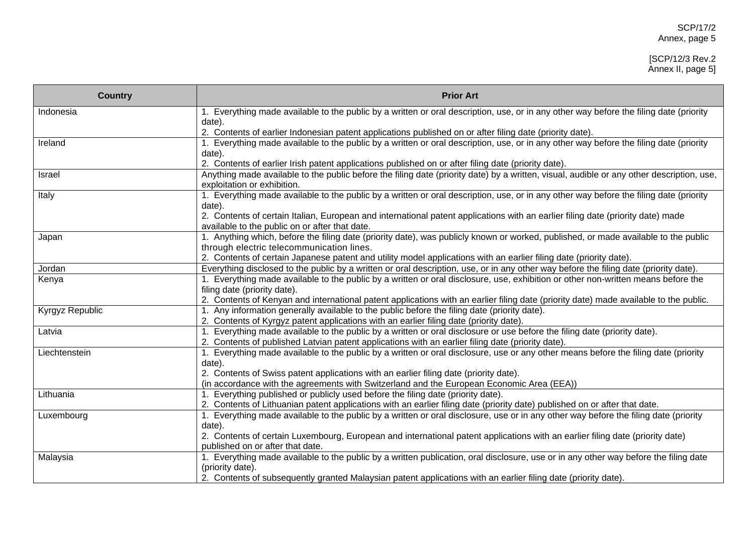| Country | Prior Art |
|---|---|
| Indonesia | 1. Everything made available to the public by a written or oral description, use, or in any other way before the filing date (priority date).<br>2. Contents of earlier Indonesian patent applications published on or after filing date (priority date). |
| Ireland | 1. Everything made available to the public by a written or oral description, use, or in any other way before the filing date (priority date).<br>2. Contents of earlier Irish patent applications published on or after filing date (priority date). |
| Israel | Anything made available to the public before the filing date (priority date) by a written, visual, audible or any other description, use, exploitation or exhibition. |
| Italy | 1. Everything made available to the public by a written or oral description, use, or in any other way before the filing date (priority date).<br>2. Contents of certain Italian, European and international patent applications with an earlier filing date (priority date) made available to the public on or after that date. |
| Japan | 1. Anything which, before the filing date (priority date), was publicly known or worked, published, or made available to the public through electric telecommunication lines.<br>2. Contents of certain Japanese patent and utility model applications with an earlier filing date (priority date). |
| Jordan | Everything disclosed to the public by a written or oral description, use, or in any other way before the filing date (priority date). |
| Kenya | 1. Everything made available to the public by a written or oral disclosure, use, exhibition or other non-written means before the filing date (priority date).<br>2. Contents of Kenyan and international patent applications with an earlier filing date (priority date) made available to the public. |
| Kyrgyz Republic | 1. Any information generally available to the public before the filing date (priority date).<br>2. Contents of Kyrgyz patent applications with an earlier filing date (priority date). |
| Latvia | 1. Everything made available to the public by a written or oral disclosure or use before the filing date (priority date).<br>2. Contents of published Latvian patent applications with an earlier filing date (priority date). |
| Liechtenstein | 1. Everything made available to the public by a written or oral disclosure, use or any other means before the filing date (priority date).<br>2. Contents of Swiss patent applications with an earlier filing date (priority date).<br>(in accordance with the agreements with Switzerland and the European Economic Area (EEA)) |
| Lithuania | 1. Everything published or publicly used before the filing date (priority date).<br>2. Contents of Lithuanian patent applications with an earlier filing date (priority date) published on or after that date. |
| Luxembourg | 1. Everything made available to the public by a written or oral disclosure, use or in any other way before the filing date (priority date).<br>2. Contents of certain Luxembourg, European and international patent applications with an earlier filing date (priority date) published on or after that date. |
| Malaysia | 1. Everything made available to the public by a written publication, oral disclosure, use or in any other way before the filing date (priority date).<br>2. Contents of subsequently granted Malaysian patent applications with an earlier filing date (priority date). |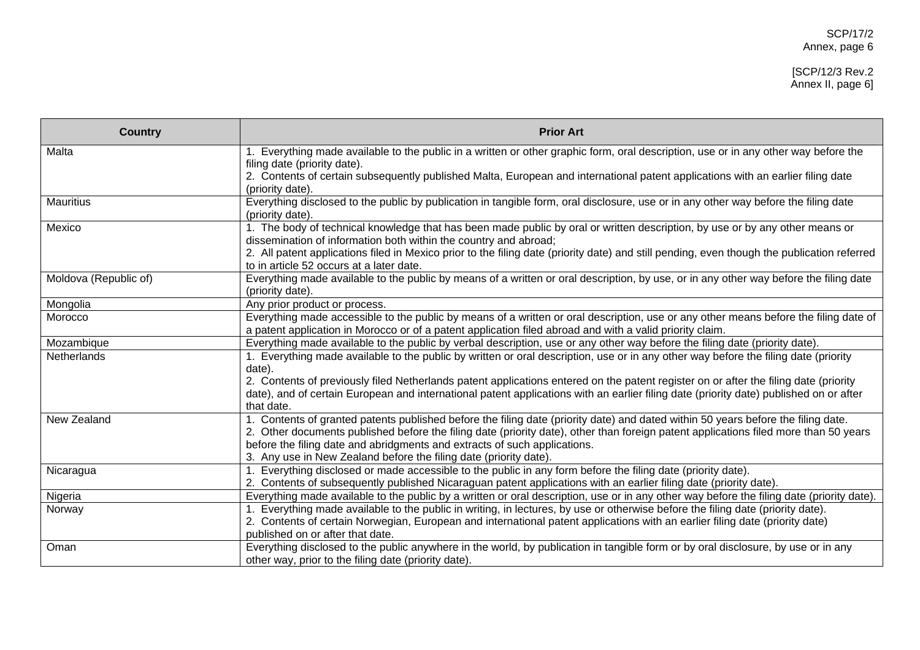| Country | Prior Art |
|---|---|
| Malta | 1. Everything made available to the public in a written or other graphic form, oral description, use or in any other way before the filing date (priority date).<br>2. Contents of certain subsequently published Malta, European and international patent applications with an earlier filing date (priority date). |
| Mauritius | Everything disclosed to the public by publication in tangible form, oral disclosure, use or in any other way before the filing date (priority date). |
| Mexico | 1. The body of technical knowledge that has been made public by oral or written description, by use or by any other means or dissemination of information both within the country and abroad;<br>2. All patent applications filed in Mexico prior to the filing date (priority date) and still pending, even though the publication referred to in article 52 occurs at a later date. |
| Moldova (Republic of) | Everything made available to the public by means of a written or oral description, by use, or in any other way before the filing date (priority date). |
| Mongolia | Any prior product or process. |
| Morocco | Everything made accessible to the public by means of a written or oral description, use or any other means before the filing date of a patent application in Morocco or of a patent application filed abroad and with a valid priority claim. |
| Mozambique | Everything made available to the public by verbal description, use or any other way before the filing date (priority date). |
| Netherlands | 1. Everything made available to the public by written or oral description, use or in any other way before the filing date (priority date).<br>2. Contents of previously filed Netherlands patent applications entered on the patent register on or after the filing date (priority date), and of certain European and international patent applications with an earlier filing date (priority date) published on or after that date. |
| New Zealand | 1. Contents of granted patents published before the filing date (priority date) and dated within 50 years before the filing date.<br>2. Other documents published before the filing date (priority date), other than foreign patent applications filed more than 50 years before the filing date and abridgments and extracts of such applications.<br>3. Any use in New Zealand before the filing date (priority date). |
| Nicaragua | 1. Everything disclosed or made accessible to the public in any form before the filing date (priority date).<br>2. Contents of subsequently published Nicaraguan patent applications with an earlier filing date (priority date). |
| Nigeria | Everything made available to the public by a written or oral description, use or in any other way before the filing date (priority date). |
| Norway | 1. Everything made available to the public in writing, in lectures, by use or otherwise before the filing date (priority date).<br>2. Contents of certain Norwegian, European and international patent applications with an earlier filing date (priority date) published on or after that date. |
| Oman | Everything disclosed to the public anywhere in the world, by publication in tangible form or by oral disclosure, by use or in any other way, prior to the filing date (priority date). |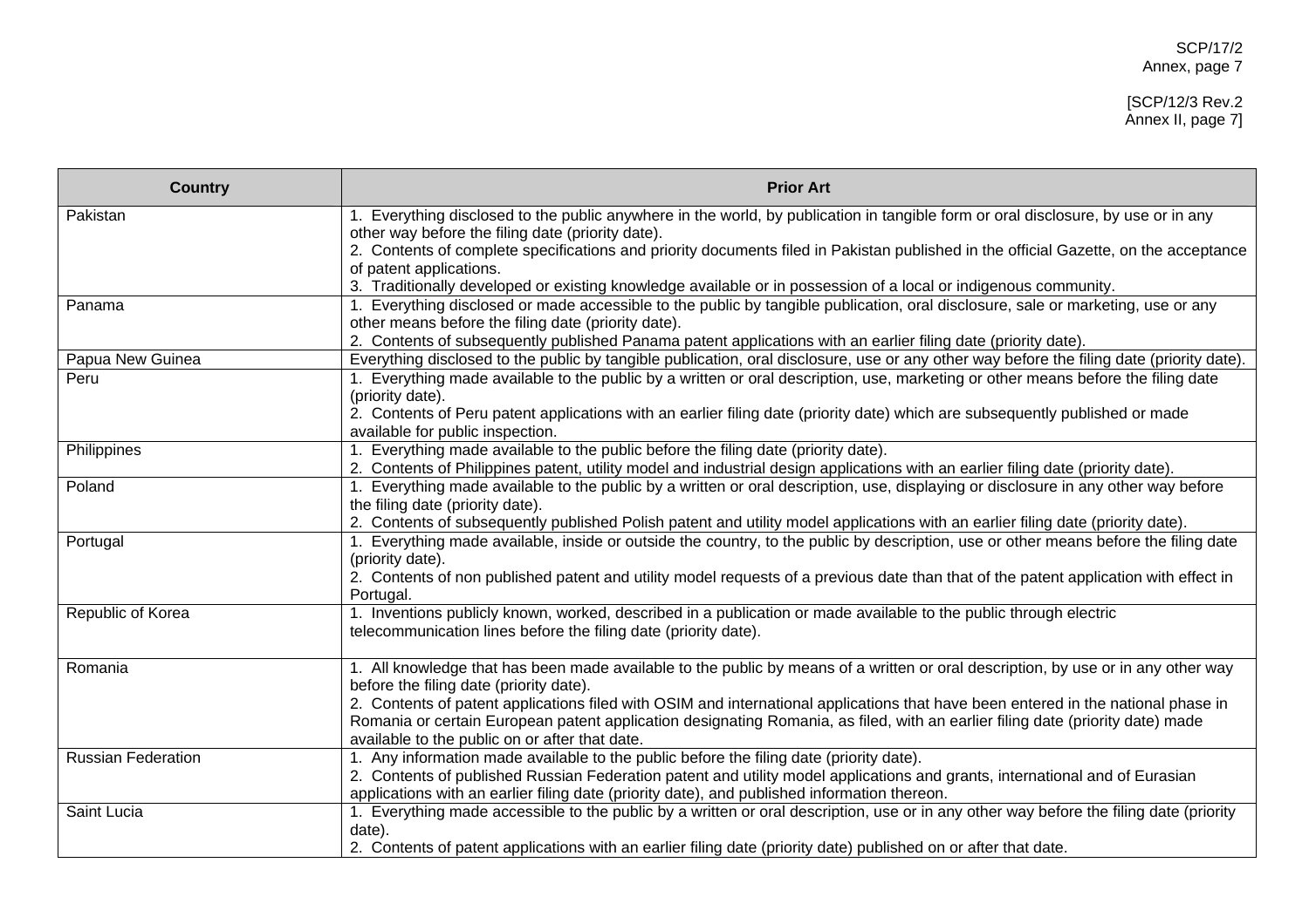| Country | Prior Art |
|---|---|
| Pakistan | 1. Everything disclosed to the public anywhere in the world, by publication in tangible form or oral disclosure, by use or in any other way before the filing date (priority date).<br>2. Contents of complete specifications and priority documents filed in Pakistan published in the official Gazette, on the acceptance of patent applications.<br>3. Traditionally developed or existing knowledge available or in possession of a local or indigenous community. |
| Panama | 1. Everything disclosed or made accessible to the public by tangible publication, oral disclosure, sale or marketing, use or any other means before the filing date (priority date).<br>2. Contents of subsequently published Panama patent applications with an earlier filing date (priority date). |
| Papua New Guinea | Everything disclosed to the public by tangible publication, oral disclosure, use or any other way before the filing date (priority date). |
| Peru | 1. Everything made available to the public by a written or oral description, use, marketing or other means before the filing date (priority date).<br>2. Contents of Peru patent applications with an earlier filing date (priority date) which are subsequently published or made available for public inspection. |
| Philippines | 1. Everything made available to the public before the filing date (priority date).<br>2. Contents of Philippines patent, utility model and industrial design applications with an earlier filing date (priority date). |
| Poland | 1. Everything made available to the public by a written or oral description, use, displaying or disclosure in any other way before the filing date (priority date).<br>2. Contents of subsequently published Polish patent and utility model applications with an earlier filing date (priority date). |
| Portugal | 1. Everything made available, inside or outside the country, to the public by description, use or other means before the filing date (priority date).<br>2. Contents of non published patent and utility model requests of a previous date than that of the patent application with effect in Portugal. |
| Republic of Korea | 1. Inventions publicly known, worked, described in a publication or made available to the public through electric telecommunication lines before the filing date (priority date). |
| Romania | 1. All knowledge that has been made available to the public by means of a written or oral description, by use or in any other way before the filing date (priority date).<br>2. Contents of patent applications filed with OSIM and international applications that have been entered in the national phase in Romania or certain European patent application designating Romania, as filed, with an earlier filing date (priority date) made available to the public on or after that date. |
| Russian Federation | 1. Any information made available to the public before the filing date (priority date).<br>2. Contents of published Russian Federation patent and utility model applications and grants, international and of Eurasian applications with an earlier filing date (priority date), and published information thereon. |
| Saint Lucia | 1. Everything made accessible to the public by a written or oral description, use or in any other way before the filing date (priority date).<br>2. Contents of patent applications with an earlier filing date (priority date) published on or after that date. |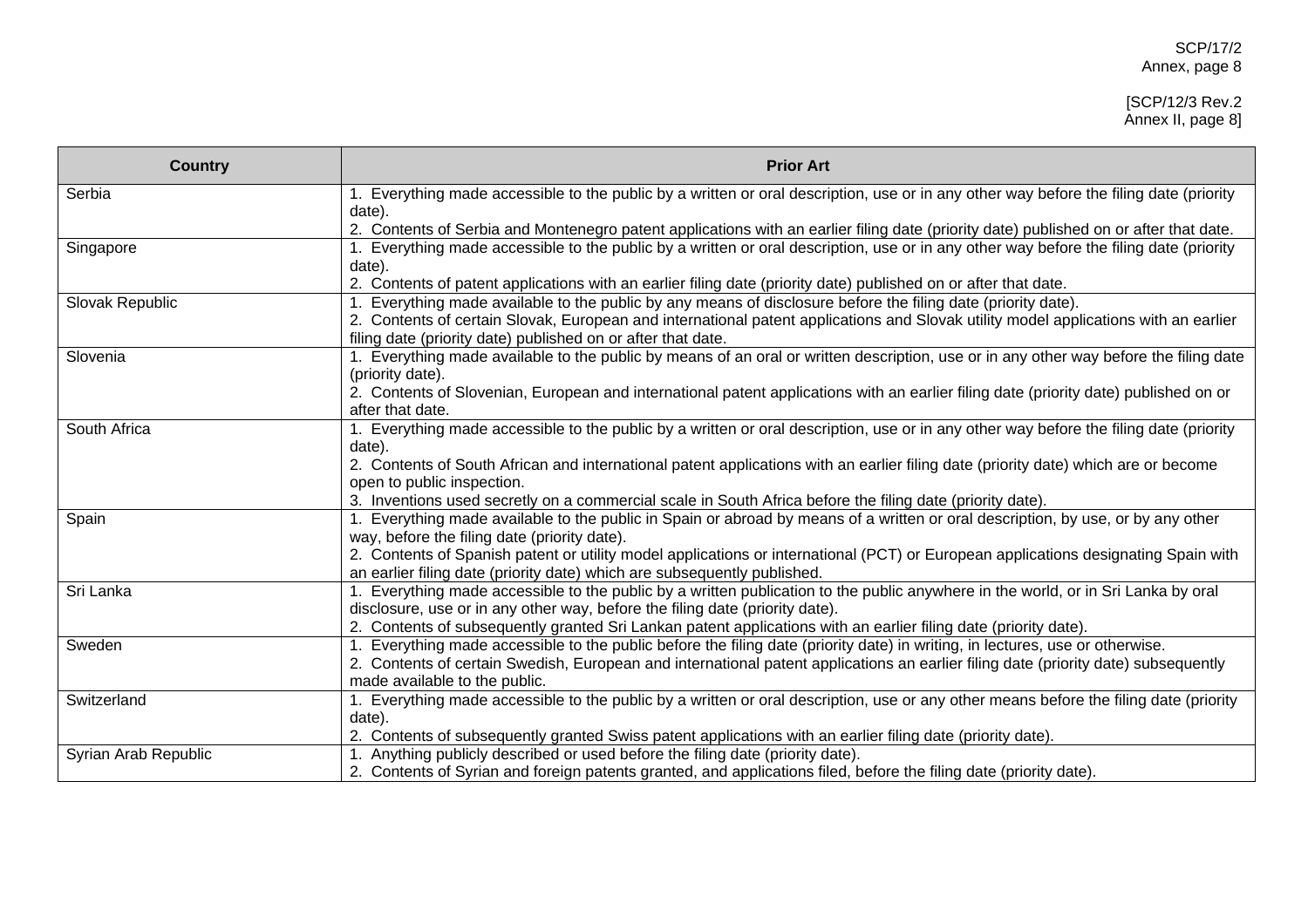| Country | Prior Art |
|---|---|
| Serbia | 1. Everything made accessible to the public by a written or oral description, use or in any other way before the filing date (priority date).<br>2. Contents of Serbia and Montenegro patent applications with an earlier filing date (priority date) published on or after that date. |
| Singapore | 1. Everything made accessible to the public by a written or oral description, use or in any other way before the filing date (priority date).<br>2. Contents of patent applications with an earlier filing date (priority date) published on or after that date. |
| Slovak Republic | 1. Everything made available to the public by any means of disclosure before the filing date (priority date).<br>2. Contents of certain Slovak, European and international patent applications and Slovak utility model applications with an earlier filing date (priority date) published on or after that date. |
| Slovenia | 1. Everything made available to the public by means of an oral or written description, use or in any other way before the filing date (priority date).<br>2. Contents of Slovenian, European and international patent applications with an earlier filing date (priority date) published on or after that date. |
| South Africa | 1. Everything made accessible to the public by a written or oral description, use or in any other way before the filing date (priority date).<br>2. Contents of South African and international patent applications with an earlier filing date (priority date) which are or become open to public inspection.<br>3. Inventions used secretly on a commercial scale in South Africa before the filing date (priority date). |
| Spain | 1. Everything made available to the public in Spain or abroad by means of a written or oral description, by use, or by any other way, before the filing date (priority date).<br>2. Contents of Spanish patent or utility model applications or international (PCT) or European applications designating Spain with an earlier filing date (priority date) which are subsequently published. |
| Sri Lanka | 1. Everything made accessible to the public by a written publication to the public anywhere in the world, or in Sri Lanka by oral disclosure, use or in any other way, before the filing date (priority date).<br>2. Contents of subsequently granted Sri Lankan patent applications with an earlier filing date (priority date). |
| Sweden | 1. Everything made accessible to the public before the filing date (priority date) in writing, in lectures, use or otherwise.<br>2. Contents of certain Swedish, European and international patent applications an earlier filing date (priority date) subsequently made available to the public. |
| Switzerland | 1. Everything made accessible to the public by a written or oral description, use or any other means before the filing date (priority date).<br>2. Contents of subsequently granted Swiss patent applications with an earlier filing date (priority date). |
| Syrian Arab Republic | 1. Anything publicly described or used before the filing date (priority date).<br>2. Contents of Syrian and foreign patents granted, and applications filed, before the filing date (priority date). |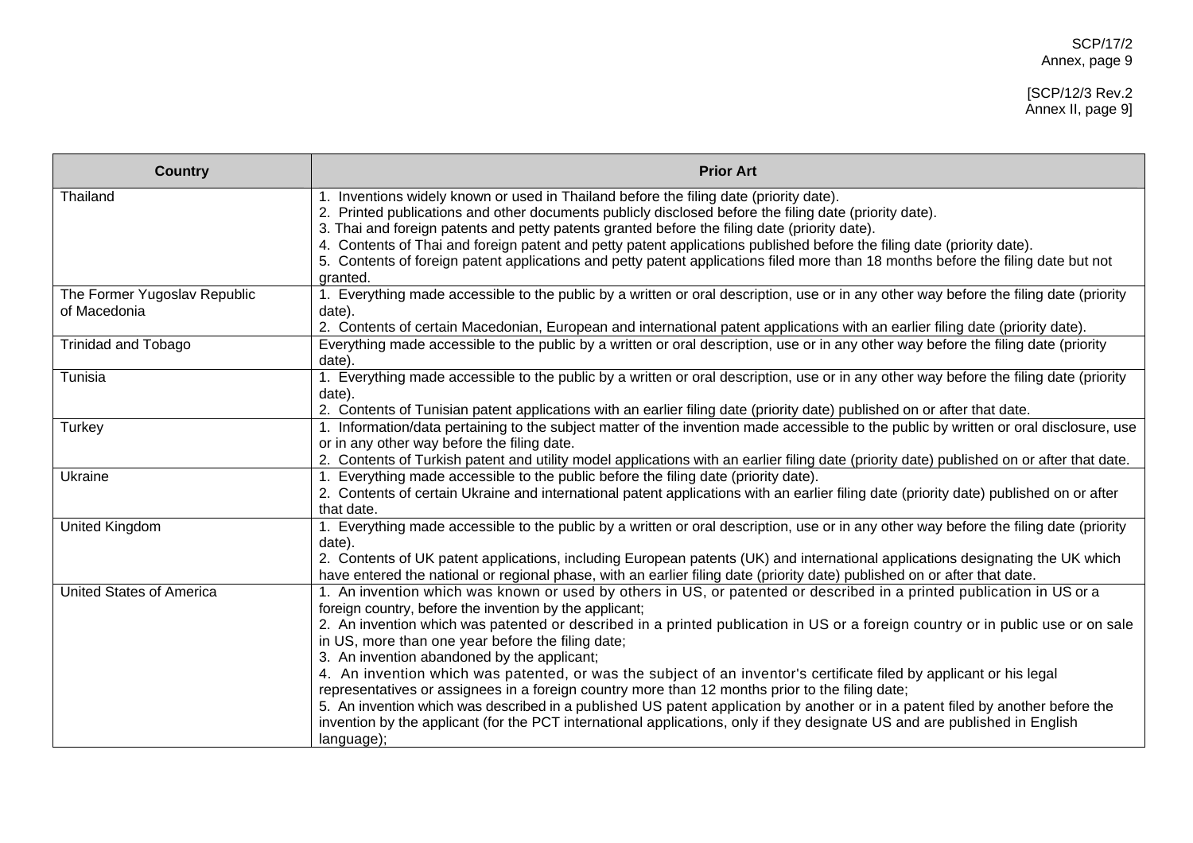| Country | Prior Art |
|---|---|
| Thailand | 1. Inventions widely known or used in Thailand before the filing date (priority date).<br>2. Printed publications and other documents publicly disclosed before the filing date (priority date).<br>3. Thai and foreign patents and petty patents granted before the filing date (priority date).<br>4. Contents of Thai and foreign patent and petty patent applications published before the filing date (priority date).<br>5. Contents of foreign patent applications and petty patent applications filed more than 18 months before the filing date but not granted. |
| The Former Yugoslav Republic of Macedonia | 1. Everything made accessible to the public by a written or oral description, use or in any other way before the filing date (priority date).<br>2. Contents of certain Macedonian, European and international patent applications with an earlier filing date (priority date). |
| Trinidad and Tobago | Everything made accessible to the public by a written or oral description, use or in any other way before the filing date (priority date). |
| Tunisia | 1. Everything made accessible to the public by a written or oral description, use or in any other way before the filing date (priority date).<br>2. Contents of Tunisian patent applications with an earlier filing date (priority date) published on or after that date. |
| Turkey | 1. Information/data pertaining to the subject matter of the invention made accessible to the public by written or oral disclosure, use or in any other way before the filing date.<br>2. Contents of Turkish patent and utility model applications with an earlier filing date (priority date) published on or after that date. |
| Ukraine | 1. Everything made accessible to the public before the filing date (priority date).<br>2. Contents of certain Ukraine and international patent applications with an earlier filing date (priority date) published on or after that date. |
| United Kingdom | 1. Everything made accessible to the public by a written or oral description, use or in any other way before the filing date (priority date).<br>2. Contents of UK patent applications, including European patents (UK) and international applications designating the UK which have entered the national or regional phase, with an earlier filing date (priority date) published on or after that date. |
| United States of America | 1. An invention which was known or used by others in US, or patented or described in a printed publication in US or a foreign country, before the invention by the applicant;<br>2. An invention which was patented or described in a printed publication in US or a foreign country or in public use or on sale in US, more than one year before the filing date;<br>3. An invention abandoned by the applicant;<br>4. An invention which was patented, or was the subject of an inventor's certificate filed by applicant or his legal representatives or assignees in a foreign country more than 12 months prior to the filing date;<br>5. An invention which was described in a published US patent application by another or in a patent filed by another before the invention by the applicant (for the PCT international applications, only if they designate US and are published in English language); |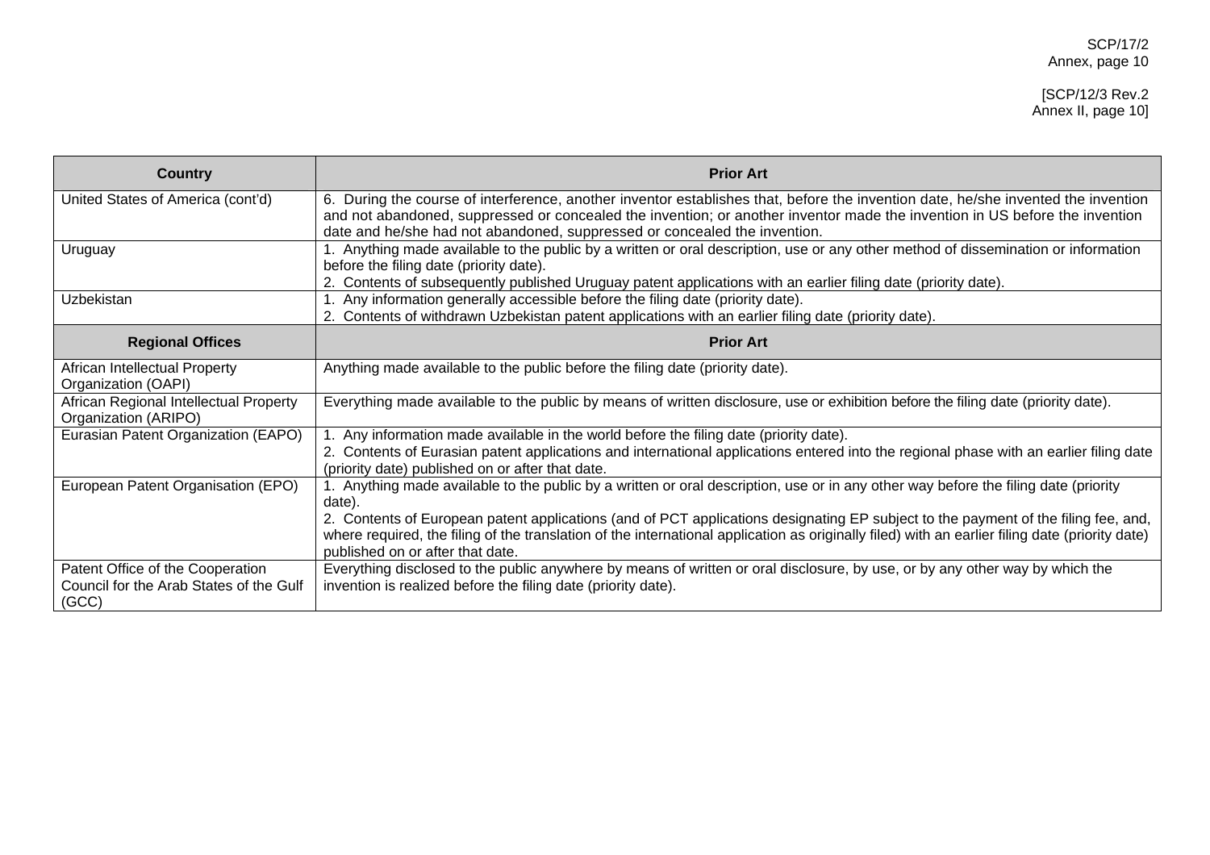| Country | Prior Art |
| --- | --- |
| United States of America (cont'd) | 6. During the course of interference, another inventor establishes that, before the invention date, he/she invented the invention and not abandoned, suppressed or concealed the invention; or another inventor made the invention in US before the invention date and he/she had not abandoned, suppressed or concealed the invention. |
| Uruguay | 1. Anything made available to the public by a written or oral description, use or any other method of dissemination or information before the filing date (priority date).<br>2. Contents of subsequently published Uruguay patent applications with an earlier filing date (priority date). |
| Uzbekistan | 1. Any information generally accessible before the filing date (priority date).<br>2. Contents of withdrawn Uzbekistan patent applications with an earlier filing date (priority date). |
| **Regional Offices** | **Prior Art** |
| African Intellectual Property Organization (OAPI) | Anything made available to the public before the filing date (priority date). |
| African Regional Intellectual Property Organization (ARIPO) | Everything made available to the public by means of written disclosure, use or exhibition before the filing date (priority date). |
| Eurasian Patent Organization (EAPO) | 1. Any information made available in the world before the filing date (priority date).<br>2. Contents of Eurasian patent applications and international applications entered into the regional phase with an earlier filing date (priority date) published on or after that date. |
| European Patent Organisation (EPO) | 1. Anything made available to the public by a written or oral description, use or in any other way before the filing date (priority date).<br>2. Contents of European patent applications (and of PCT applications designating EP subject to the payment of the filing fee, and, where required, the filing of the translation of the international application as originally filed) with an earlier filing date (priority date) published on or after that date. |
| Patent Office of the Cooperation Council for the Arab States of the Gulf (GCC) | Everything disclosed to the public anywhere by means of written or oral disclosure, by use, or by any other way by which the invention is realized before the filing date (priority date). |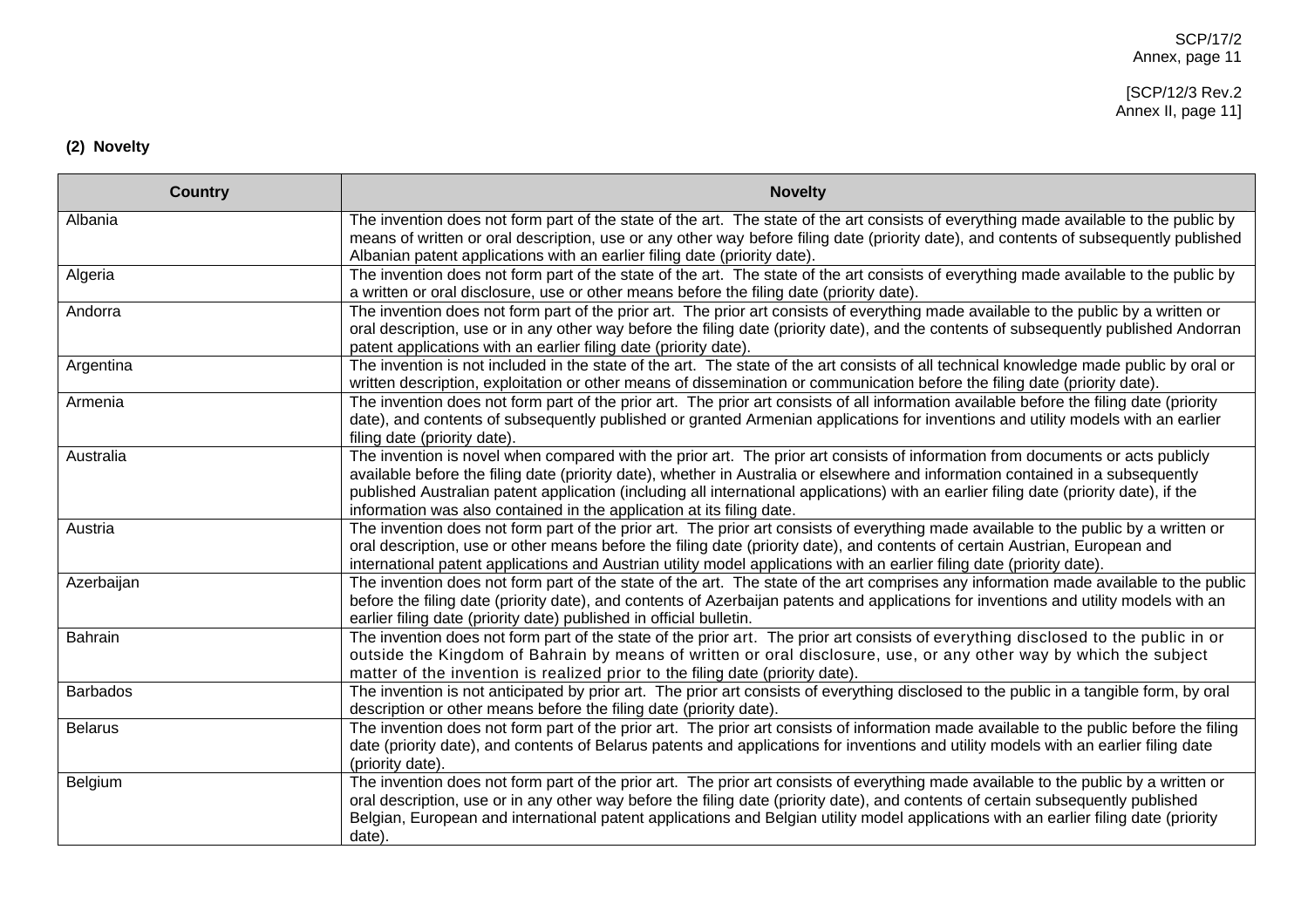### (2) Novelty

| Country | Novelty |
|---|---|
| Albania | The invention does not form part of the state of the art. The state of the art consists of everything made available to the public by means of written or oral description, use or any other way before filing date (priority date), and contents of subsequently published Albanian patent applications with an earlier filing date (priority date). |
| Algeria | The invention does not form part of the state of the art. The state of the art consists of everything made available to the public by a written or oral disclosure, use or other means before the filing date (priority date). |
| Andorra | The invention does not form part of the prior art. The prior art consists of everything made available to the public by a written or oral description, use or in any other way before the filing date (priority date), and the contents of subsequently published Andorran patent applications with an earlier filing date (priority date). |
| Argentina | The invention is not included in the state of the art. The state of the art consists of all technical knowledge made public by oral or written description, exploitation or other means of dissemination or communication before the filing date (priority date). |
| Armenia | The invention does not form part of the prior art. The prior art consists of all information available before the filing date (priority date), and contents of subsequently published or granted Armenian applications for inventions and utility models with an earlier filing date (priority date). |
| Australia | The invention is novel when compared with the prior art. The prior art consists of information from documents or acts publicly available before the filing date (priority date), whether in Australia or elsewhere and information contained in a subsequently published Australian patent application (including all international applications) with an earlier filing date (priority date), if the information was also contained in the application at its filing date. |
| Austria | The invention does not form part of the prior art. The prior art consists of everything made available to the public by a written or oral description, use or other means before the filing date (priority date), and contents of certain Austrian, European and international patent applications and Austrian utility model applications with an earlier filing date (priority date). |
| Azerbaijan | The invention does not form part of the state of the art. The state of the art comprises any information made available to the public before the filing date (priority date), and contents of Azerbaijan patents and applications for inventions and utility models with an earlier filing date (priority date) published in official bulletin. |
| Bahrain | The invention does not form part of the state of the prior art. The prior art consists of everything disclosed to the public in or outside the Kingdom of Bahrain by means of written or oral disclosure, use, or any other way by which the subject matter of the invention is realized prior to the filing date (priority date). |
| Barbados | The invention is not anticipated by prior art. The prior art consists of everything disclosed to the public in a tangible form, by oral description or other means before the filing date (priority date). |
| Belarus | The invention does not form part of the prior art. The prior art consists of information made available to the public before the filing date (priority date), and contents of Belarus patents and applications for inventions and utility models with an earlier filing date (priority date). |
| Belgium | The invention does not form part of the prior art. The prior art consists of everything made available to the public by a written or oral description, use or in any other way before the filing date (priority date), and contents of certain subsequently published Belgian, European and international patent applications and Belgian utility model applications with an earlier filing date (priority date). |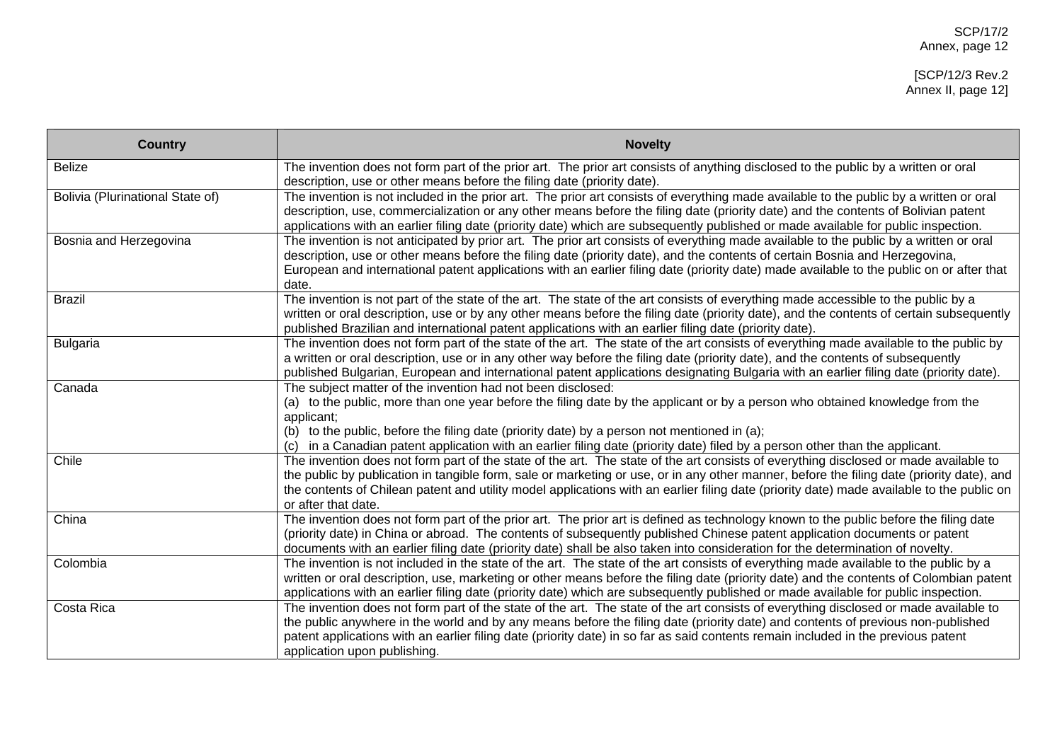| Country | Novelty |
|---|---|
| Belize | The invention does not form part of the prior art. The prior art consists of anything disclosed to the public by a written or oral description, use or other means before the filing date (priority date). |
| Bolivia (Plurinational State of) | The invention is not included in the prior art. The prior art consists of everything made available to the public by a written or oral description, use, commercialization or any other means before the filing date (priority date) and the contents of Bolivian patent applications with an earlier filing date (priority date) which are subsequently published or made available for public inspection. |
| Bosnia and Herzegovina | The invention is not anticipated by prior art. The prior art consists of everything made available to the public by a written or oral description, use or other means before the filing date (priority date), and the contents of certain Bosnia and Herzegovina, European and international patent applications with an earlier filing date (priority date) made available to the public on or after that date. |
| Brazil | The invention is not part of the state of the art. The state of the art consists of everything made accessible to the public by a written or oral description, use or by any other means before the filing date (priority date), and the contents of certain subsequently published Brazilian and international patent applications with an earlier filing date (priority date). |
| Bulgaria | The invention does not form part of the state of the art. The state of the art consists of everything made available to the public by a written or oral description, use or in any other way before the filing date (priority date), and the contents of subsequently published Bulgarian, European and international patent applications designating Bulgaria with an earlier filing date (priority date). |
| Canada | The subject matter of the invention had not been disclosed:<br>(a) to the public, more than one year before the filing date by the applicant or by a person who obtained knowledge from the applicant;<br>(b) to the public, before the filing date (priority date) by a person not mentioned in (a);<br>(c) in a Canadian patent application with an earlier filing date (priority date) filed by a person other than the applicant. |
| Chile | The invention does not form part of the state of the art. The state of the art consists of everything disclosed or made available to the public by publication in tangible form, sale or marketing or use, or in any other manner, before the filing date (priority date), and the contents of Chilean patent and utility model applications with an earlier filing date (priority date) made available to the public on or after that date. |
| China | The invention does not form part of the prior art. The prior art is defined as technology known to the public before the filing date (priority date) in China or abroad. The contents of subsequently published Chinese patent application documents or patent documents with an earlier filing date (priority date) shall be also taken into consideration for the determination of novelty. |
| Colombia | The invention is not included in the state of the art. The state of the art consists of everything made available to the public by a written or oral description, use, marketing or other means before the filing date (priority date) and the contents of Colombian patent applications with an earlier filing date (priority date) which are subsequently published or made available for public inspection. |
| Costa Rica | The invention does not form part of the state of the art. The state of the art consists of everything disclosed or made available to the public anywhere in the world and by any means before the filing date (priority date) and contents of previous non-published patent applications with an earlier filing date (priority date) in so far as said contents remain included in the previous patent application upon publishing. |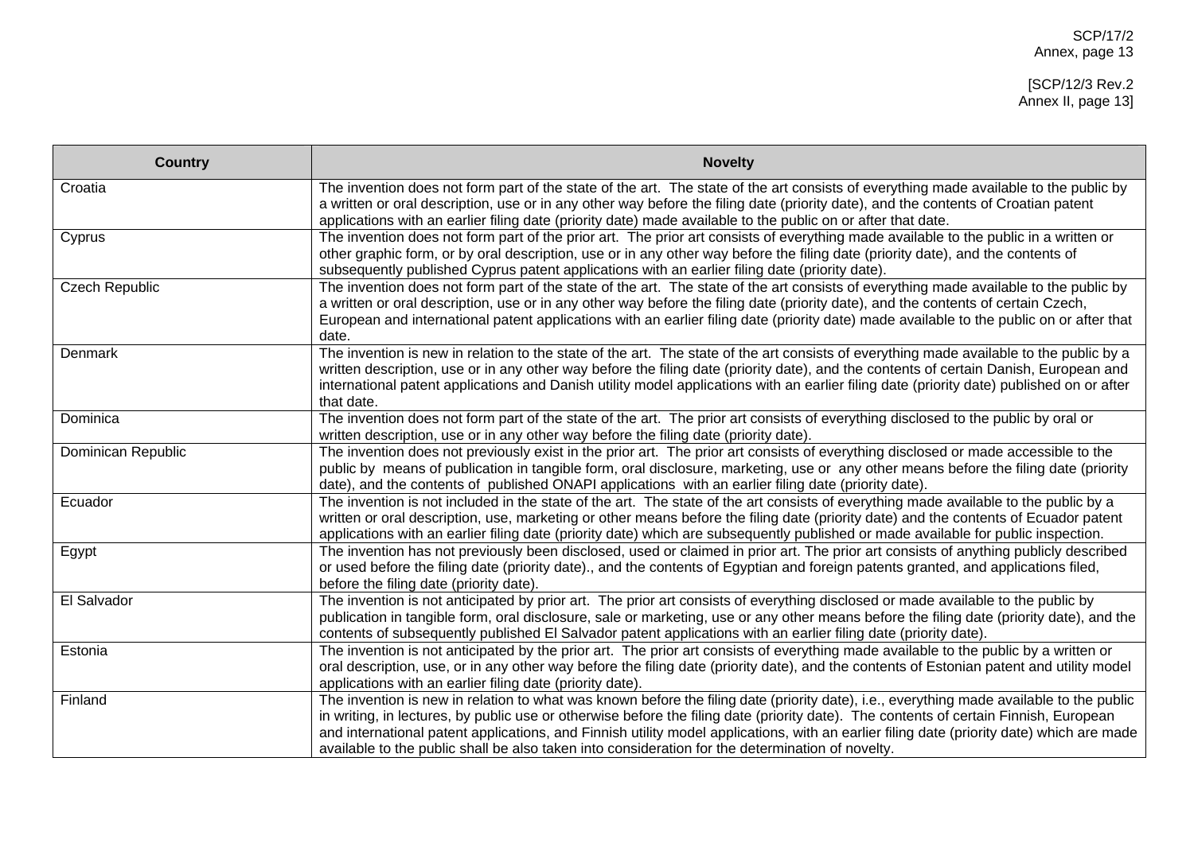| Country | Novelty |
|---|---|
| Croatia | The invention does not form part of the state of the art. The state of the art consists of everything made available to the public by a written or oral description, use or in any other way before the filing date (priority date), and the contents of Croatian patent applications with an earlier filing date (priority date) made available to the public on or after that date. |
| Cyprus | The invention does not form part of the prior art. The prior art consists of everything made available to the public in a written or other graphic form, or by oral description, use or in any other way before the filing date (priority date), and the contents of subsequently published Cyprus patent applications with an earlier filing date (priority date). |
| Czech Republic | The invention does not form part of the state of the art. The state of the art consists of everything made available to the public by a written or oral description, use or in any other way before the filing date (priority date), and the contents of certain Czech, European and international patent applications with an earlier filing date (priority date) made available to the public on or after that date. |
| Denmark | The invention is new in relation to the state of the art. The state of the art consists of everything made available to the public by a written description, use or in any other way before the filing date (priority date), and the contents of certain Danish, European and international patent applications and Danish utility model applications with an earlier filing date (priority date) published on or after that date. |
| Dominica | The invention does not form part of the state of the art. The prior art consists of everything disclosed to the public by oral or written description, use or in any other way before the filing date (priority date). |
| Dominican Republic | The invention does not previously exist in the prior art. The prior art consists of everything disclosed or made accessible to the public by means of publication in tangible form, oral disclosure, marketing, use or any other means before the filing date (priority date), and the contents of published ONAPI applications with an earlier filing date (priority date). |
| Ecuador | The invention is not included in the state of the art. The state of the art consists of everything made available to the public by a written or oral description, use, marketing or other means before the filing date (priority date) and the contents of Ecuador patent applications with an earlier filing date (priority date) which are subsequently published or made available for public inspection. |
| Egypt | The invention has not previously been disclosed, used or claimed in prior art. The prior art consists of anything publicly described or used before the filing date (priority date)., and the contents of Egyptian and foreign patents granted, and applications filed, before the filing date (priority date). |
| El Salvador | The invention is not anticipated by prior art. The prior art consists of everything disclosed or made available to the public by publication in tangible form, oral disclosure, sale or marketing, use or any other means before the filing date (priority date), and the contents of subsequently published El Salvador patent applications with an earlier filing date (priority date). |
| Estonia | The invention is not anticipated by the prior art. The prior art consists of everything made available to the public by a written or oral description, use, or in any other way before the filing date (priority date), and the contents of Estonian patent and utility model applications with an earlier filing date (priority date). |
| Finland | The invention is new in relation to what was known before the filing date (priority date), i.e., everything made available to the public in writing, in lectures, by public use or otherwise before the filing date (priority date). The contents of certain Finnish, European and international patent applications, and Finnish utility model applications, with an earlier filing date (priority date) which are made available to the public shall be also taken into consideration for the determination of novelty. |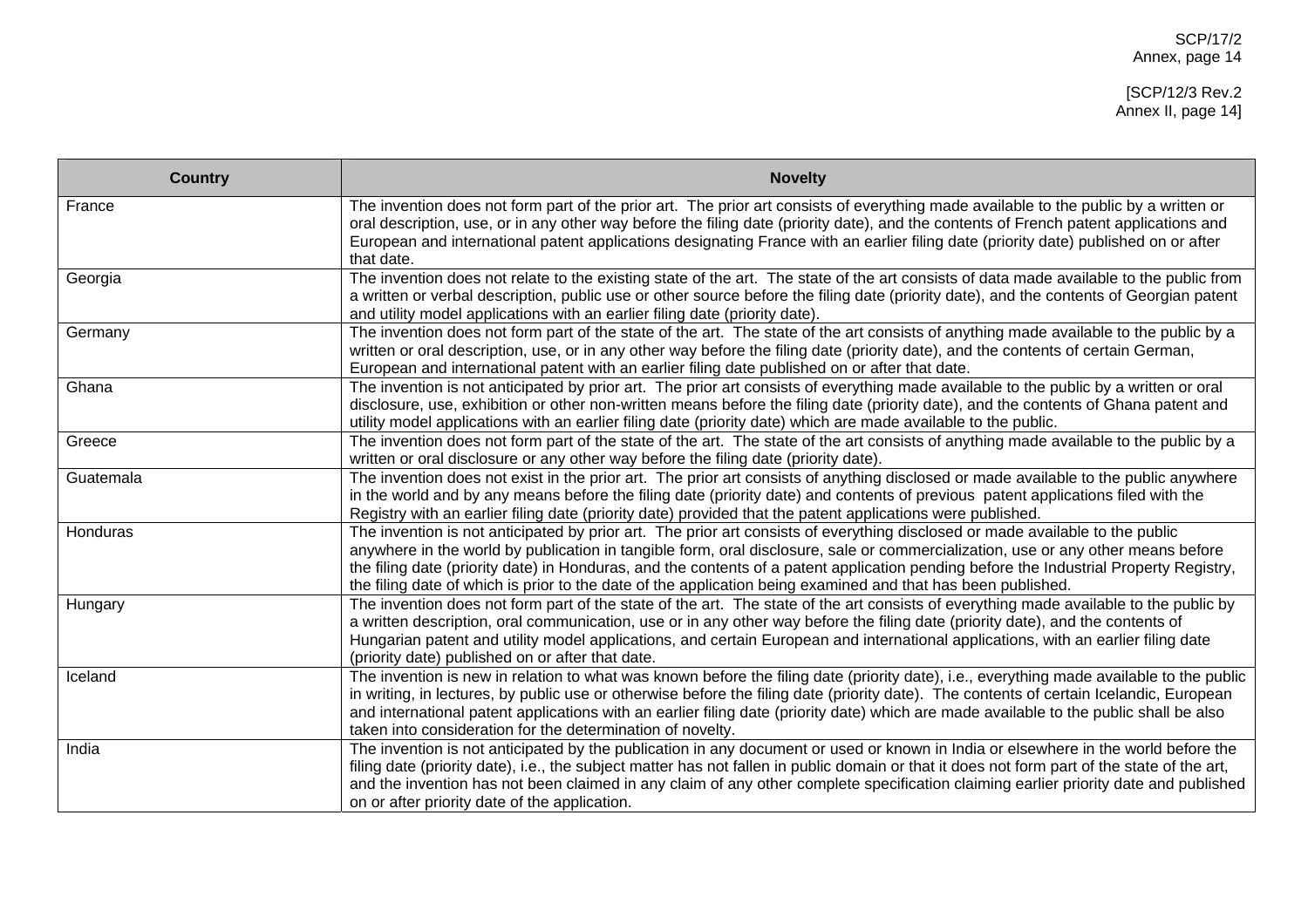| Country | Novelty |
|---|---|
| France | The invention does not form part of the prior art. The prior art consists of everything made available to the public by a written or oral description, use, or in any other way before the filing date (priority date), and the contents of French patent applications and European and international patent applications designating France with an earlier filing date (priority date) published on or after that date. |
| Georgia | The invention does not relate to the existing state of the art. The state of the art consists of data made available to the public from a written or verbal description, public use or other source before the filing date (priority date), and the contents of Georgian patent and utility model applications with an earlier filing date (priority date). |
| Germany | The invention does not form part of the state of the art. The state of the art consists of anything made available to the public by a written or oral description, use, or in any other way before the filing date (priority date), and the contents of certain German, European and international patent with an earlier filing date published on or after that date. |
| Ghana | The invention is not anticipated by prior art. The prior art consists of everything made available to the public by a written or oral disclosure, use, exhibition or other non-written means before the filing date (priority date), and the contents of Ghana patent and utility model applications with an earlier filing date (priority date) which are made available to the public. |
| Greece | The invention does not form part of the state of the art. The state of the art consists of anything made available to the public by a written or oral disclosure or any other way before the filing date (priority date). |
| Guatemala | The invention does not exist in the prior art. The prior art consists of anything disclosed or made available to the public anywhere in the world and by any means before the filing date (priority date) and contents of previous patent applications filed with the Registry with an earlier filing date (priority date) provided that the patent applications were published. |
| Honduras | The invention is not anticipated by prior art. The prior art consists of everything disclosed or made available to the public anywhere in the world by publication in tangible form, oral disclosure, sale or commercialization, use or any other means before the filing date (priority date) in Honduras, and the contents of a patent application pending before the Industrial Property Registry, the filing date of which is prior to the date of the application being examined and that has been published. |
| Hungary | The invention does not form part of the state of the art. The state of the art consists of everything made available to the public by a written description, oral communication, use or in any other way before the filing date (priority date), and the contents of Hungarian patent and utility model applications, and certain European and international applications, with an earlier filing date (priority date) published on or after that date. |
| Iceland | The invention is new in relation to what was known before the filing date (priority date), i.e., everything made available to the public in writing, in lectures, by public use or otherwise before the filing date (priority date). The contents of certain Icelandic, European and international patent applications with an earlier filing date (priority date) which are made available to the public shall be also taken into consideration for the determination of novelty. |
| India | The invention is not anticipated by the publication in any document or used or known in India or elsewhere in the world before the filing date (priority date), i.e., the subject matter has not fallen in public domain or that it does not form part of the state of the art, and the invention has not been claimed in any claim of any other complete specification claiming earlier priority date and published on or after priority date of the application. |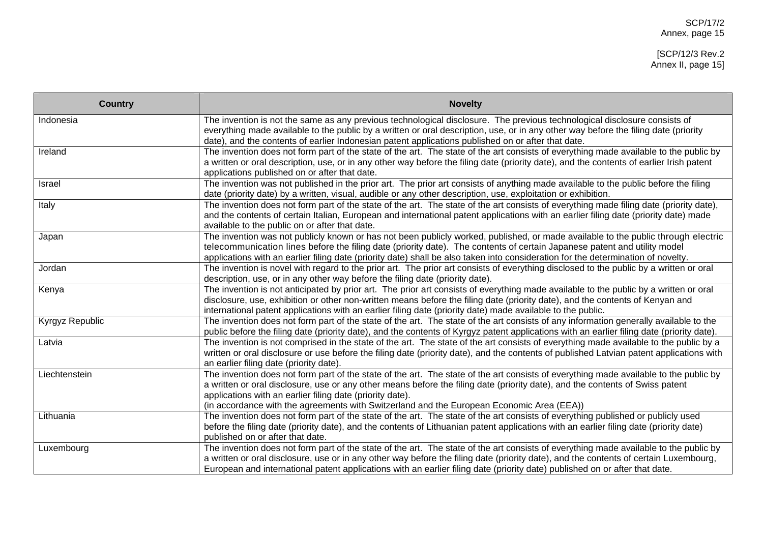| Country | Novelty |
|---|---|
| Indonesia | The invention is not the same as any previous technological disclosure. The previous technological disclosure consists of everything made available to the public by a written or oral description, use, or in any other way before the filing date (priority date), and the contents of earlier Indonesian patent applications published on or after that date. |
| Ireland | The invention does not form part of the state of the art. The state of the art consists of everything made available to the public by a written or oral description, use, or in any other way before the filing date (priority date), and the contents of earlier Irish patent applications published on or after that date. |
| Israel | The invention was not published in the prior art. The prior art consists of anything made available to the public before the filing date (priority date) by a written, visual, audible or any other description, use, exploitation or exhibition. |
| Italy | The invention does not form part of the state of the art. The state of the art consists of everything made filing date (priority date), and the contents of certain Italian, European and international patent applications with an earlier filing date (priority date) made available to the public on or after that date. |
| Japan | The invention was not publicly known or has not been publicly worked, published, or made available to the public through electric telecommunication lines before the filing date (priority date). The contents of certain Japanese patent and utility model applications with an earlier filing date (priority date) shall be also taken into consideration for the determination of novelty. |
| Jordan | The invention is novel with regard to the prior art. The prior art consists of everything disclosed to the public by a written or oral description, use, or in any other way before the filing date (priority date). |
| Kenya | The invention is not anticipated by prior art. The prior art consists of everything made available to the public by a written or oral disclosure, use, exhibition or other non-written means before the filing date (priority date), and the contents of Kenyan and international patent applications with an earlier filing date (priority date) made available to the public. |
| Kyrgyz Republic | The invention does not form part of the state of the art. The state of the art consists of any information generally available to the public before the filing date (priority date), and the contents of Kyrgyz patent applications with an earlier filing date (priority date). |
| Latvia | The invention is not comprised in the state of the art. The state of the art consists of everything made available to the public by a written or oral disclosure or use before the filing date (priority date), and the contents of published Latvian patent applications with an earlier filing date (priority date). |
| Liechtenstein | The invention does not form part of the state of the art. The state of the art consists of everything made available to the public by a written or oral disclosure, use or any other means before the filing date (priority date), and the contents of Swiss patent applications with an earlier filing date (priority date).<br>(in accordance with the agreements with Switzerland and the European Economic Area (EEA)) |
| Lithuania | The invention does not form part of the state of the art. The state of the art consists of everything published or publicly used before the filing date (priority date), and the contents of Lithuanian patent applications with an earlier filing date (priority date) published on or after that date. |
| Luxembourg | The invention does not form part of the state of the art. The state of the art consists of everything made available to the public by a written or oral disclosure, use or in any other way before the filing date (priority date), and the contents of certain Luxembourg, European and international patent applications with an earlier filing date (priority date) published on or after that date. |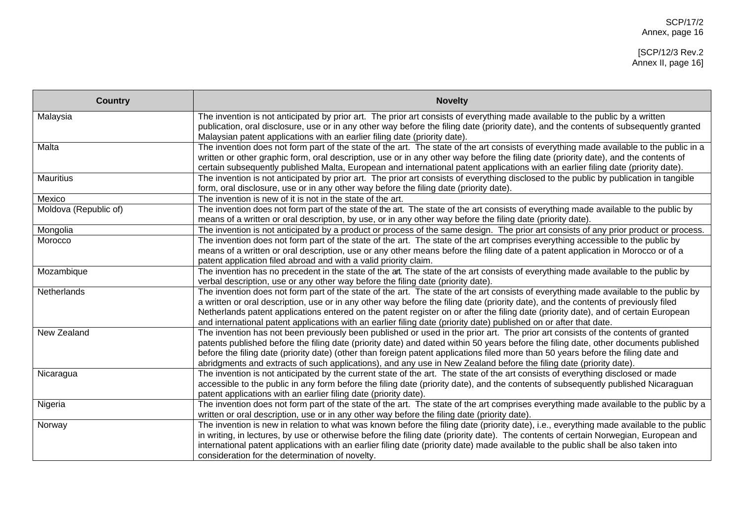| Country | Novelty |
|---|---|
| Malaysia | The invention is not anticipated by prior art. The prior art consists of everything made available to the public by a written publication, oral disclosure, use or in any other way before the filing date (priority date), and the contents of subsequently granted Malaysian patent applications with an earlier filing date (priority date). |
| Malta | The invention does not form part of the state of the art. The state of the art consists of everything made available to the public in a written or other graphic form, oral description, use or in any other way before the filing date (priority date), and the contents of certain subsequently published Malta, European and international patent applications with an earlier filing date (priority date). |
| Mauritius | The invention is not anticipated by prior art. The prior art consists of everything disclosed to the public by publication in tangible form, oral disclosure, use or in any other way before the filing date (priority date). |
| Mexico | The invention is new of it is not in the state of the art. |
| Moldova (Republic of) | The invention does not form part of the state of the art. The state of the art consists of everything made available to the public by means of a written or oral description, by use, or in any other way before the filing date (priority date). |
| Mongolia | The invention is not anticipated by a product or process of the same design. The prior art consists of any prior product or process. |
| Morocco | The invention does not form part of the state of the art. The state of the art comprises everything accessible to the public by means of a written or oral description, use or any other means before the filing date of a patent application in Morocco or of a patent application filed abroad and with a valid priority claim. |
| Mozambique | The invention has no precedent in the state of the art. The state of the art consists of everything made available to the public by verbal description, use or any other way before the filing date (priority date). |
| Netherlands | The invention does not form part of the state of the art. The state of the art consists of everything made available to the public by a written or oral description, use or in any other way before the filing date (priority date), and the contents of previously filed Netherlands patent applications entered on the patent register on or after the filing date (priority date), and of certain European and international patent applications with an earlier filing date (priority date) published on or after that date. |
| New Zealand | The invention has not been previously been published or used in the prior art. The prior art consists of the contents of granted patents published before the filing date (priority date) and dated within 50 years before the filing date, other documents published before the filing date (priority date) (other than foreign patent applications filed more than 50 years before the filing date and abridgments and extracts of such applications), and any use in New Zealand before the filing date (priority date). |
| Nicaragua | The invention is not anticipated by the current state of the art. The state of the art consists of everything disclosed or made accessible to the public in any form before the filing date (priority date), and the contents of subsequently published Nicaraguan patent applications with an earlier filing date (priority date). |
| Nigeria | The invention does not form part of the state of the art. The state of the art comprises everything made available to the public by a written or oral description, use or in any other way before the filing date (priority date). |
| Norway | The invention is new in relation to what was known before the filing date (priority date), i.e., everything made available to the public in writing, in lectures, by use or otherwise before the filing date (priority date). The contents of certain Norwegian, European and international patent applications with an earlier filing date (priority date) made available to the public shall be also taken into consideration for the determination of novelty. |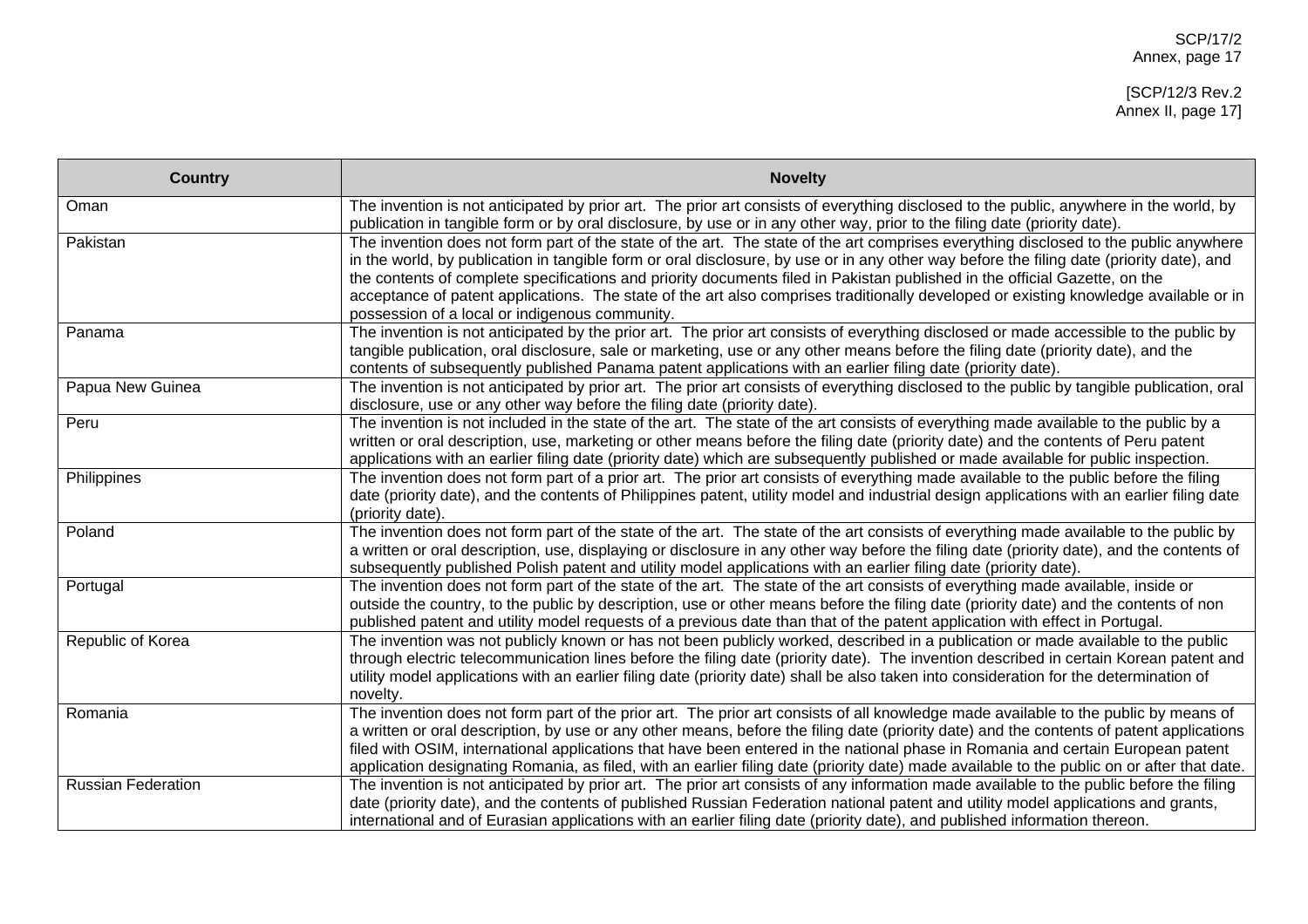| Country | Novelty |
|---|---|
| Oman | The invention is not anticipated by prior art. The prior art consists of everything disclosed to the public, anywhere in the world, by publication in tangible form or by oral disclosure, by use or in any other way, prior to the filing date (priority date). |
| Pakistan | The invention does not form part of the state of the art. The state of the art comprises everything disclosed to the public anywhere in the world, by publication in tangible form or oral disclosure, by use or in any other way before the filing date (priority date), and the contents of complete specifications and priority documents filed in Pakistan published in the official Gazette, on the acceptance of patent applications. The state of the art also comprises traditionally developed or existing knowledge available or in possession of a local or indigenous community. |
| Panama | The invention is not anticipated by the prior art. The prior art consists of everything disclosed or made accessible to the public by tangible publication, oral disclosure, sale or marketing, use or any other means before the filing date (priority date), and the contents of subsequently published Panama patent applications with an earlier filing date (priority date). |
| Papua New Guinea | The invention is not anticipated by prior art. The prior art consists of everything disclosed to the public by tangible publication, oral disclosure, use or any other way before the filing date (priority date). |
| Peru | The invention is not included in the state of the art. The state of the art consists of everything made available to the public by a written or oral description, use, marketing or other means before the filing date (priority date) and the contents of Peru patent applications with an earlier filing date (priority date) which are subsequently published or made available for public inspection. |
| Philippines | The invention does not form part of a prior art. The prior art consists of everything made available to the public before the filing date (priority date), and the contents of Philippines patent, utility model and industrial design applications with an earlier filing date (priority date). |
| Poland | The invention does not form part of the state of the art. The state of the art consists of everything made available to the public by a written or oral description, use, displaying or disclosure in any other way before the filing date (priority date), and the contents of subsequently published Polish patent and utility model applications with an earlier filing date (priority date). |
| Portugal | The invention does not form part of the state of the art. The state of the art consists of everything made available, inside or outside the country, to the public by description, use or other means before the filing date (priority date) and the contents of non published patent and utility model requests of a previous date than that of the patent application with effect in Portugal. |
| Republic of Korea | The invention was not publicly known or has not been publicly worked, described in a publication or made available to the public through electric telecommunication lines before the filing date (priority date). The invention described in certain Korean patent and utility model applications with an earlier filing date (priority date) shall be also taken into consideration for the determination of novelty. |
| Romania | The invention does not form part of the prior art. The prior art consists of all knowledge made available to the public by means of a written or oral description, by use or any other means, before the filing date (priority date) and the contents of patent applications filed with OSIM, international applications that have been entered in the national phase in Romania and certain European patent application designating Romania, as filed, with an earlier filing date (priority date) made available to the public on or after that date. |
| Russian Federation | The invention is not anticipated by prior art. The prior art consists of any information made available to the public before the filing date (priority date), and the contents of published Russian Federation national patent and utility model applications and grants, international and of Eurasian applications with an earlier filing date (priority date), and published information thereon. |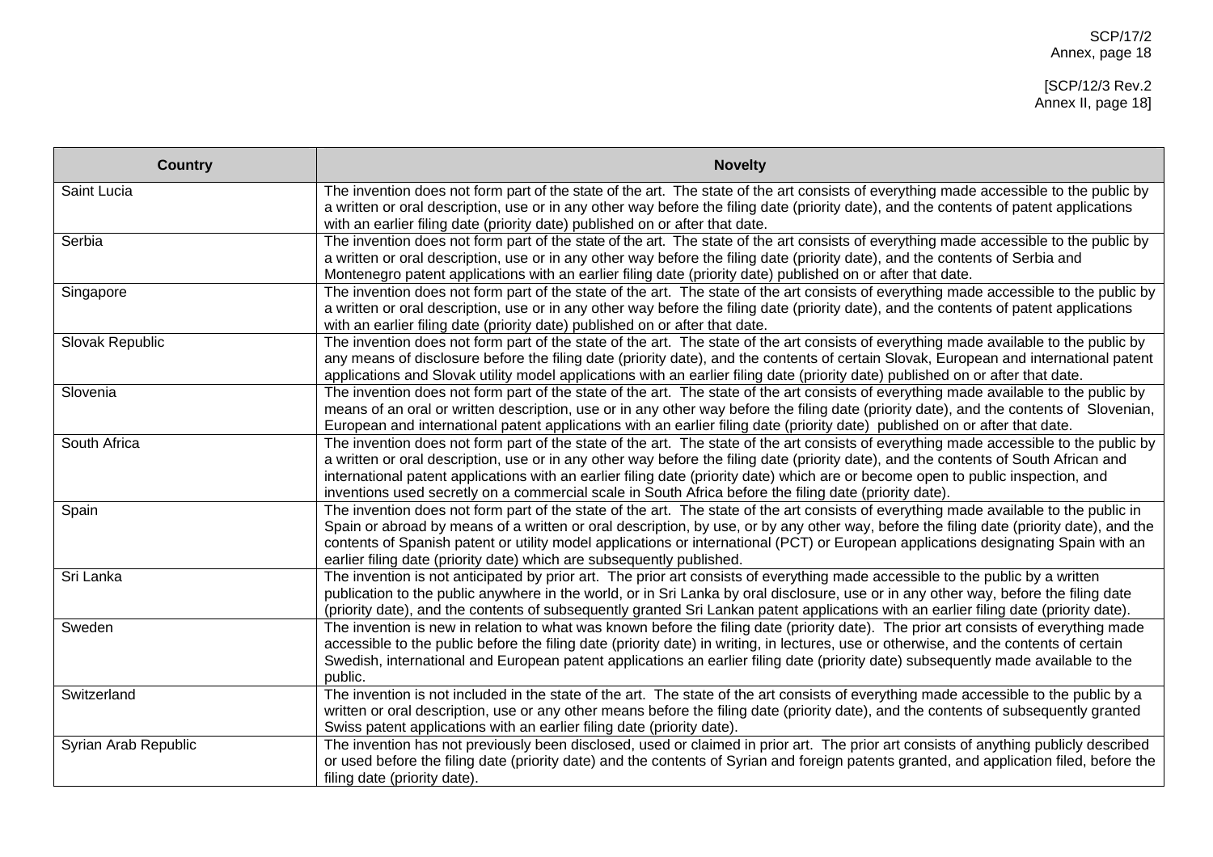| Country | Novelty |
|---|---|
| Saint Lucia | The invention does not form part of the state of the art. The state of the art consists of everything made accessible to the public by a written or oral description, use or in any other way before the filing date (priority date), and the contents of patent applications with an earlier filing date (priority date) published on or after that date. |
| Serbia | The invention does not form part of the state of the art. The state of the art consists of everything made accessible to the public by a written or oral description, use or in any other way before the filing date (priority date), and the contents of Serbia and Montenegro patent applications with an earlier filing date (priority date) published on or after that date. |
| Singapore | The invention does not form part of the state of the art. The state of the art consists of everything made accessible to the public by a written or oral description, use or in any other way before the filing date (priority date), and the contents of patent applications with an earlier filing date (priority date) published on or after that date. |
| Slovak Republic | The invention does not form part of the state of the art. The state of the art consists of everything made available to the public by any means of disclosure before the filing date (priority date), and the contents of certain Slovak, European and international patent applications and Slovak utility model applications with an earlier filing date (priority date) published on or after that date. |
| Slovenia | The invention does not form part of the state of the art. The state of the art consists of everything made available to the public by means of an oral or written description, use or in any other way before the filing date (priority date), and the contents of Slovenian, European and international patent applications with an earlier filing date (priority date) published on or after that date. |
| South Africa | The invention does not form part of the state of the art. The state of the art consists of everything made accessible to the public by a written or oral description, use or in any other way before the filing date (priority date), and the contents of South African and international patent applications with an earlier filing date (priority date) which are or become open to public inspection, and inventions used secretly on a commercial scale in South Africa before the filing date (priority date). |
| Spain | The invention does not form part of the state of the art. The state of the art consists of everything made available to the public in Spain or abroad by means of a written or oral description, by use, or by any other way, before the filing date (priority date), and the contents of Spanish patent or utility model applications or international (PCT) or European applications designating Spain with an earlier filing date (priority date) which are subsequently published. |
| Sri Lanka | The invention is not anticipated by prior art. The prior art consists of everything made accessible to the public by a written publication to the public anywhere in the world, or in Sri Lanka by oral disclosure, use or in any other way, before the filing date (priority date), and the contents of subsequently granted Sri Lankan patent applications with an earlier filing date (priority date). |
| Sweden | The invention is new in relation to what was known before the filing date (priority date). The prior art consists of everything made accessible to the public before the filing date (priority date) in writing, in lectures, use or otherwise, and the contents of certain Swedish, international and European patent applications an earlier filing date (priority date) subsequently made available to the public. |
| Switzerland | The invention is not included in the state of the art. The state of the art consists of everything made accessible to the public by a written or oral description, use or any other means before the filing date (priority date), and the contents of subsequently granted Swiss patent applications with an earlier filing date (priority date). |
| Syrian Arab Republic | The invention has not previously been disclosed, used or claimed in prior art. The prior art consists of anything publicly described or used before the filing date (priority date) and the contents of Syrian and foreign patents granted, and application filed, before the filing date (priority date). |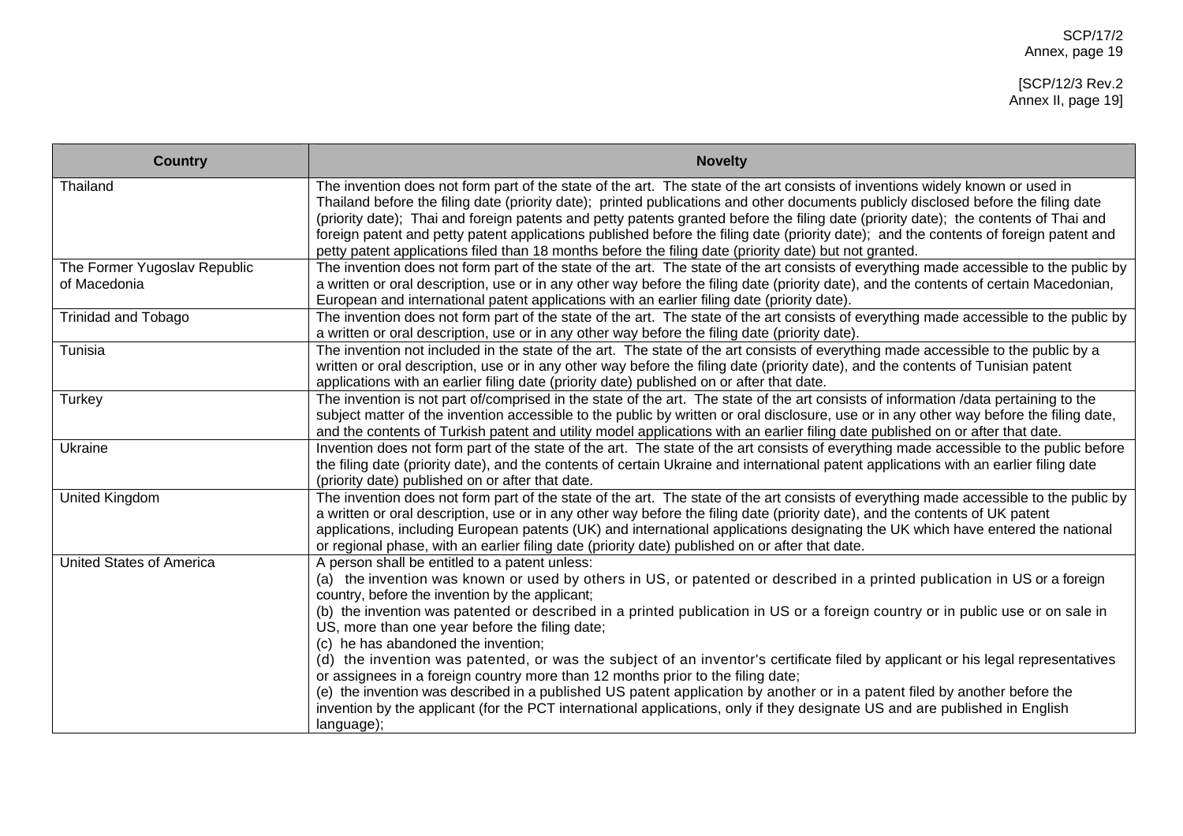| Country | Novelty |
|---|---|
| Thailand | The invention does not form part of the state of the art. The state of the art consists of inventions widely known or used in Thailand before the filing date (priority date); printed publications and other documents publicly disclosed before the filing date (priority date); Thai and foreign patents and petty patents granted before the filing date (priority date); the contents of Thai and foreign patent and petty patent applications published before the filing date (priority date); and the contents of foreign patent and petty patent applications filed than 18 months before the filing date (priority date) but not granted. |
| The Former Yugoslav Republic of Macedonia | The invention does not form part of the state of the art. The state of the art consists of everything made accessible to the public by a written or oral description, use or in any other way before the filing date (priority date), and the contents of certain Macedonian, European and international patent applications with an earlier filing date (priority date). |
| Trinidad and Tobago | The invention does not form part of the state of the art. The state of the art consists of everything made accessible to the public by a written or oral description, use or in any other way before the filing date (priority date). |
| Tunisia | The invention not included in the state of the art. The state of the art consists of everything made accessible to the public by a written or oral description, use or in any other way before the filing date (priority date), and the contents of Tunisian patent applications with an earlier filing date (priority date) published on or after that date. |
| Turkey | The invention is not part of/comprised in the state of the art. The state of the art consists of information /data pertaining to the subject matter of the invention accessible to the public by written or oral disclosure, use or in any other way before the filing date, and the contents of Turkish patent and utility model applications with an earlier filing date published on or after that date. |
| Ukraine | Invention does not form part of the state of the art. The state of the art consists of everything made accessible to the public before the filing date (priority date), and the contents of certain Ukraine and international patent applications with an earlier filing date (priority date) published on or after that date. |
| United Kingdom | The invention does not form part of the state of the art. The state of the art consists of everything made accessible to the public by a written or oral description, use or in any other way before the filing date (priority date), and the contents of UK patent applications, including European patents (UK) and international applications designating the UK which have entered the national or regional phase, with an earlier filing date (priority date) published on or after that date. |
| United States of America | A person shall be entitled to a patent unless:<br>(a) the invention was known or used by others in US, or patented or described in a printed publication in US or a foreign country, before the invention by the applicant;<br>(b) the invention was patented or described in a printed publication in US or a foreign country or in public use or on sale in US, more than one year before the filing date;<br>(c) he has abandoned the invention;<br>(d) the invention was patented, or was the subject of an inventor's certificate filed by applicant or his legal representatives or assignees in a foreign country more than 12 months prior to the filing date;<br>(e) the invention was described in a published US patent application by another or in a patent filed by another before the invention by the applicant (for the PCT international applications, only if they designate US and are published in English language); |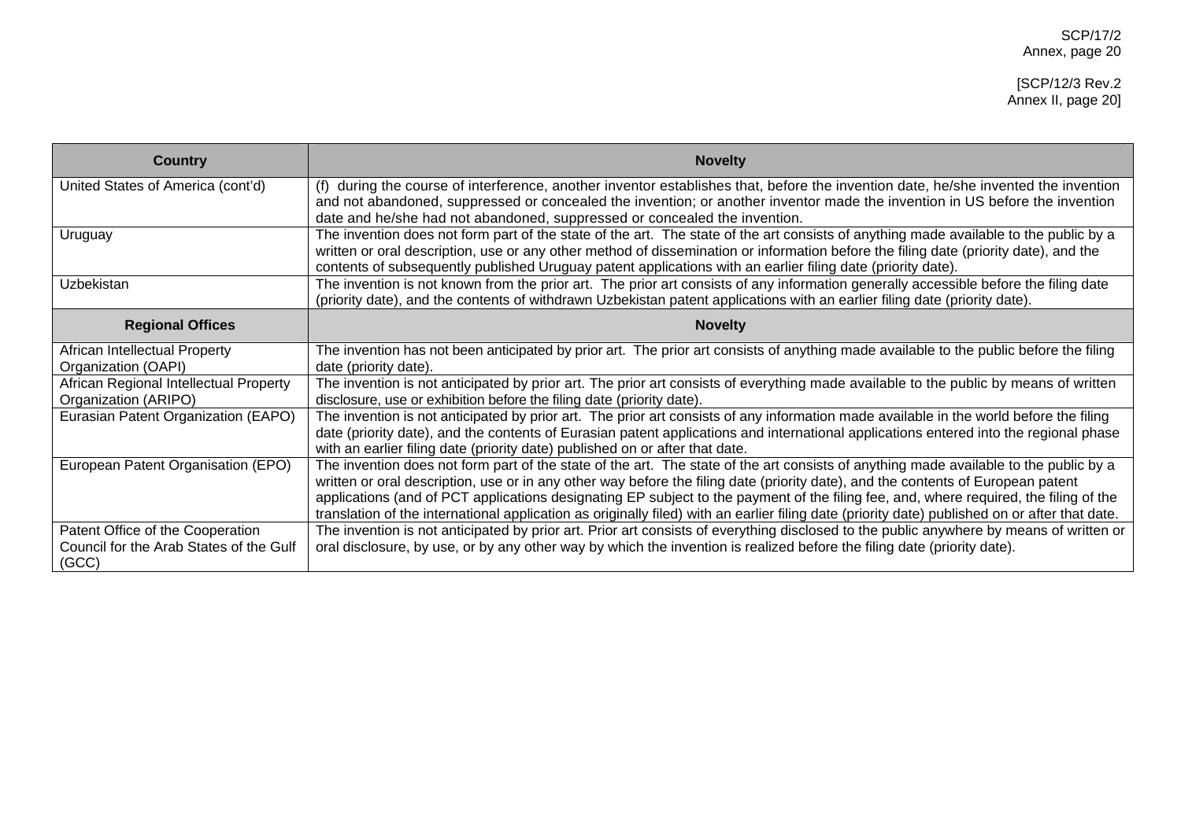| Country | Novelty |
|---|---|
| United States of America (cont'd) | (f) during the course of interference, another inventor establishes that, before the invention date, he/she invented the invention and not abandoned, suppressed or concealed the invention; or another inventor made the invention in US before the invention date and he/she had not abandoned, suppressed or concealed the invention. |
| Uruguay | The invention does not form part of the state of the art. The state of the art consists of anything made available to the public by a written or oral description, use or any other method of dissemination or information before the filing date (priority date), and the contents of subsequently published Uruguay patent applications with an earlier filing date (priority date). |
| Uzbekistan | The invention is not known from the prior art. The prior art consists of any information generally accessible before the filing date (priority date), and the contents of withdrawn Uzbekistan patent applications with an earlier filing date (priority date). |
| **Regional Offices** | **Novelty** |
| African Intellectual Property Organization (OAPI) | The invention has not been anticipated by prior art. The prior art consists of anything made available to the public before the filing date (priority date). |
| African Regional Intellectual Property Organization (ARIPO) | The invention is not anticipated by prior art. The prior art consists of everything made available to the public by means of written disclosure, use or exhibition before the filing date (priority date). |
| Eurasian Patent Organization (EAPO) | The invention is not anticipated by prior art. The prior art consists of any information made available in the world before the filing date (priority date), and the contents of Eurasian patent applications and international applications entered into the regional phase with an earlier filing date (priority date) published on or after that date. |
| European Patent Organisation (EPO) | The invention does not form part of the state of the art. The state of the art consists of anything made available to the public by a written or oral description, use or in any other way before the filing date (priority date), and the contents of European patent applications (and of PCT applications designating EP subject to the payment of the filing fee, and, where required, the filing of the translation of the international application as originally filed) with an earlier filing date (priority date) published on or after that date. |
| Patent Office of the Cooperation Council for the Arab States of the Gulf (GCC) | The invention is not anticipated by prior art. Prior art consists of everything disclosed to the public anywhere by means of written or oral disclosure, by use, or by any other way by which the invention is realized before the filing date (priority date). |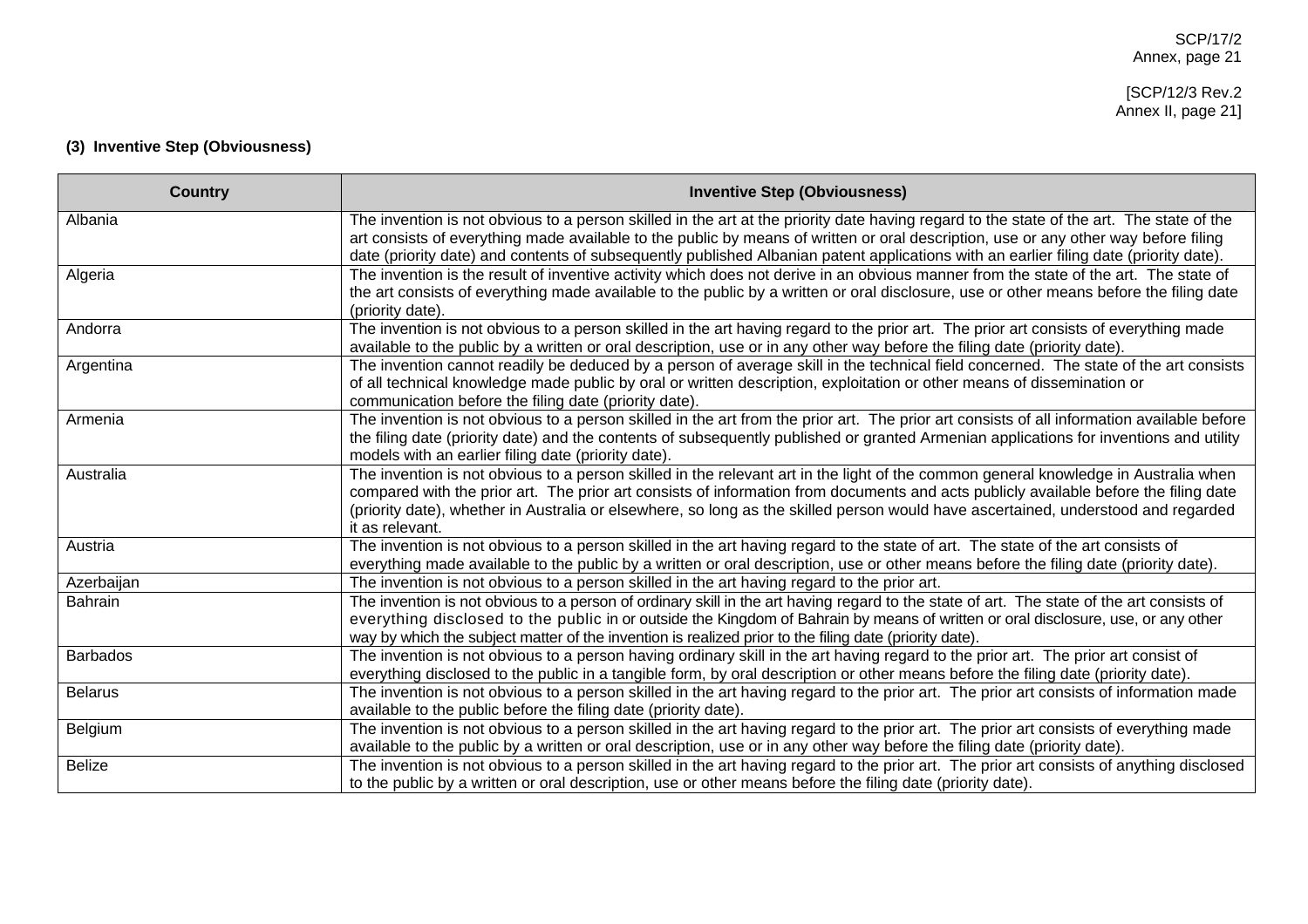**(3) Inventive Step (Obviousness)**

| Country | Inventive Step (Obviousness) |
|---|---|
| Albania | The invention is not obvious to a person skilled in the art at the priority date having regard to the state of the art. The state of the art consists of everything made available to the public by means of written or oral description, use or any other way before filing date (priority date) and contents of subsequently published Albanian patent applications with an earlier filing date (priority date). |
| Algeria | The invention is the result of inventive activity which does not derive in an obvious manner from the state of the art. The state of the art consists of everything made available to the public by a written or oral disclosure, use or other means before the filing date (priority date). |
| Andorra | The invention is not obvious to a person skilled in the art having regard to the prior art. The prior art consists of everything made available to the public by a written or oral description, use or in any other way before the filing date (priority date). |
| Argentina | The invention cannot readily be deduced by a person of average skill in the technical field concerned. The state of the art consists of all technical knowledge made public by oral or written description, exploitation or other means of dissemination or communication before the filing date (priority date). |
| Armenia | The invention is not obvious to a person skilled in the art from the prior art. The prior art consists of all information available before the filing date (priority date) and the contents of subsequently published or granted Armenian applications for inventions and utility models with an earlier filing date (priority date). |
| Australia | The invention is not obvious to a person skilled in the relevant art in the light of the common general knowledge in Australia when compared with the prior art. The prior art consists of information from documents and acts publicly available before the filing date (priority date), whether in Australia or elsewhere, so long as the skilled person would have ascertained, understood and regarded it as relevant. |
| Austria | The invention is not obvious to a person skilled in the art having regard to the state of art. The state of the art consists of everything made available to the public by a written or oral description, use or other means before the filing date (priority date). |
| Azerbaijan | The invention is not obvious to a person skilled in the art having regard to the prior art. |
| Bahrain | The invention is not obvious to a person of ordinary skill in the art having regard to the state of art. The state of the art consists of everything disclosed to the public in or outside the Kingdom of Bahrain by means of written or oral disclosure, use, or any other way by which the subject matter of the invention is realized prior to the filing date (priority date). |
| Barbados | The invention is not obvious to a person having ordinary skill in the art having regard to the prior art. The prior art consist of everything disclosed to the public in a tangible form, by oral description or other means before the filing date (priority date). |
| Belarus | The invention is not obvious to a person skilled in the art having regard to the prior art. The prior art consists of information made available to the public before the filing date (priority date). |
| Belgium | The invention is not obvious to a person skilled in the art having regard to the prior art. The prior art consists of everything made available to the public by a written or oral description, use or in any other way before the filing date (priority date). |
| Belize | The invention is not obvious to a person skilled in the art having regard to the prior art. The prior art consists of anything disclosed to the public by a written or oral description, use or other means before the filing date (priority date). |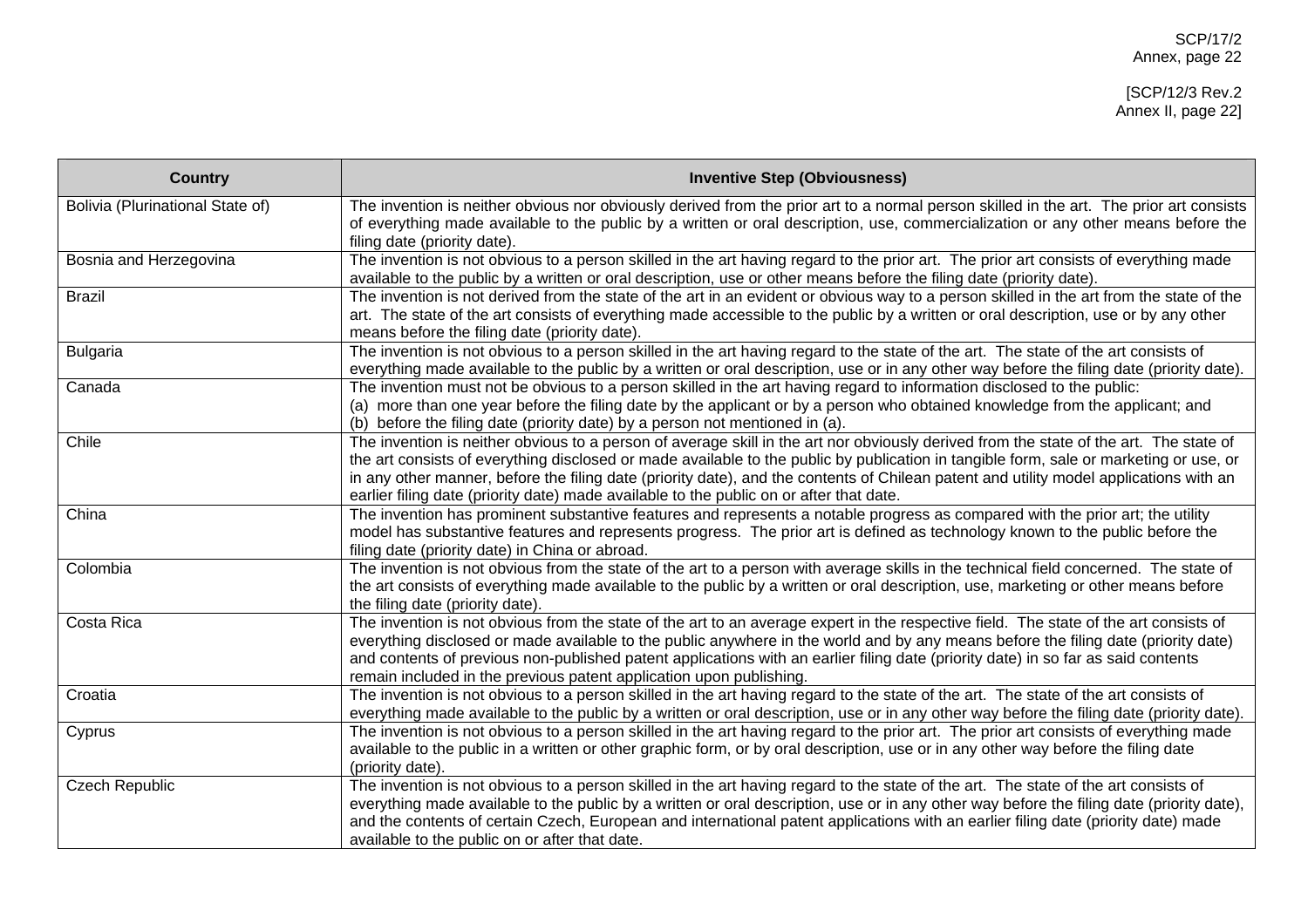| Country | Inventive Step (Obviousness) |
|---|---|
| Bolivia (Plurinational State of) | The invention is neither obvious nor obviously derived from the prior art to a normal person skilled in the art. The prior art consists of everything made available to the public by a written or oral description, use, commercialization or any other means before the filing date (priority date). |
| Bosnia and Herzegovina | The invention is not obvious to a person skilled in the art having regard to the prior art. The prior art consists of everything made available to the public by a written or oral description, use or other means before the filing date (priority date). |
| Brazil | The invention is not derived from the state of the art in an evident or obvious way to a person skilled in the art from the state of the art. The state of the art consists of everything made accessible to the public by a written or oral description, use or by any other means before the filing date (priority date). |
| Bulgaria | The invention is not obvious to a person skilled in the art having regard to the state of the art. The state of the art consists of everything made available to the public by a written or oral description, use or in any other way before the filing date (priority date). |
| Canada | The invention must not be obvious to a person skilled in the art having regard to information disclosed to the public: (a) more than one year before the filing date by the applicant or by a person who obtained knowledge from the applicant; and (b) before the filing date (priority date) by a person not mentioned in (a). |
| Chile | The invention is neither obvious to a person of average skill in the art nor obviously derived from the state of the art. The state of the art consists of everything disclosed or made available to the public by publication in tangible form, sale or marketing or use, or in any other manner, before the filing date (priority date), and the contents of Chilean patent and utility model applications with an earlier filing date (priority date) made available to the public on or after that date. |
| China | The invention has prominent substantive features and represents a notable progress as compared with the prior art; the utility model has substantive features and represents progress. The prior art is defined as technology known to the public before the filing date (priority date) in China or abroad. |
| Colombia | The invention is not obvious from the state of the art to a person with average skills in the technical field concerned. The state of the art consists of everything made available to the public by a written or oral description, use, marketing or other means before the filing date (priority date). |
| Costa Rica | The invention is not obvious from the state of the art to an average expert in the respective field. The state of the art consists of everything disclosed or made available to the public anywhere in the world and by any means before the filing date (priority date) and contents of previous non-published patent applications with an earlier filing date (priority date) in so far as said contents remain included in the previous patent application upon publishing. |
| Croatia | The invention is not obvious to a person skilled in the art having regard to the state of the art. The state of the art consists of everything made available to the public by a written or oral description, use or in any other way before the filing date (priority date). |
| Cyprus | The invention is not obvious to a person skilled in the art having regard to the prior art. The prior art consists of everything made available to the public in a written or other graphic form, or by oral description, use or in any other way before the filing date (priority date). |
| Czech Republic | The invention is not obvious to a person skilled in the art having regard to the state of the art. The state of the art consists of everything made available to the public by a written or oral description, use or in any other way before the filing date (priority date), and the contents of certain Czech, European and international patent applications with an earlier filing date (priority date) made available to the public on or after that date. |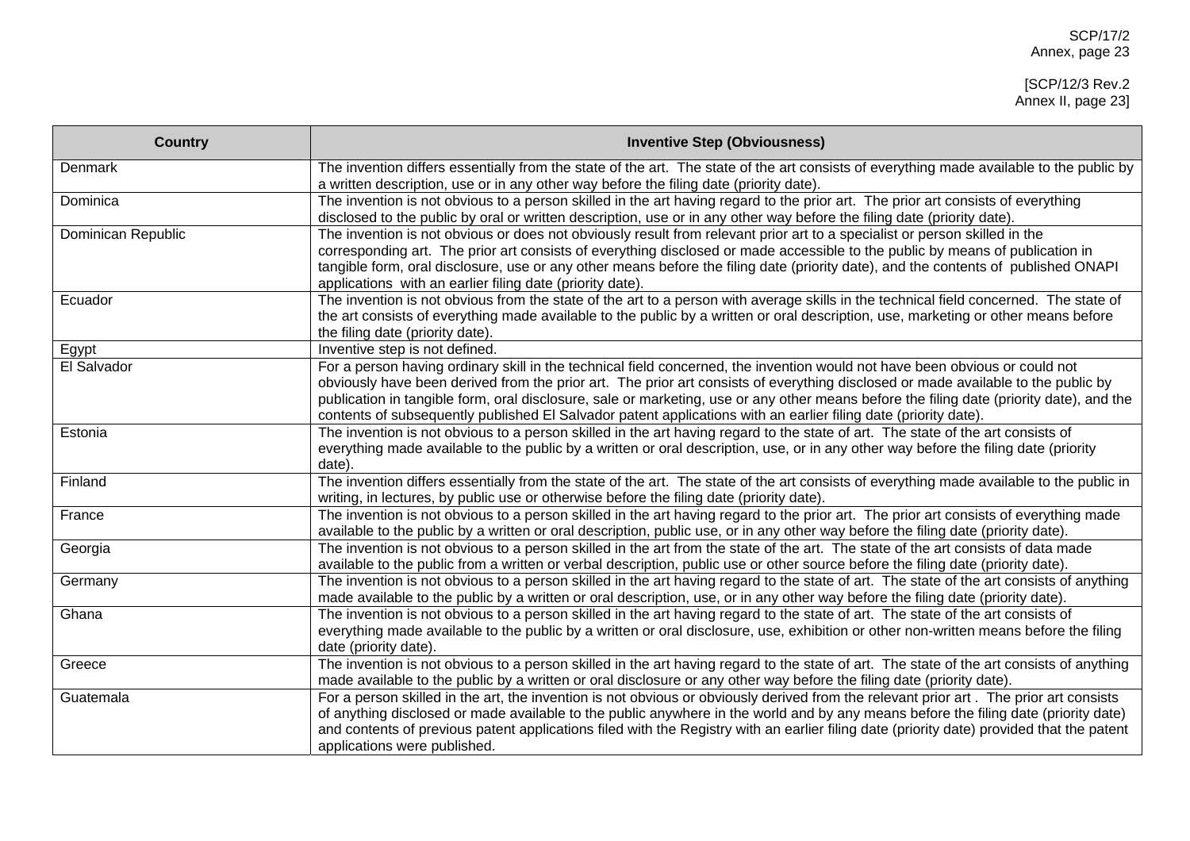| Country | Inventive Step (Obviousness) |
| --- | --- |
| Denmark | The invention differs essentially from the state of the art. The state of the art consists of everything made available to the public by a written description, use or in any other way before the filing date (priority date). |
| Dominica | The invention is not obvious to a person skilled in the art having regard to the prior art. The prior art consists of everything disclosed to the public by oral or written description, use or in any other way before the filing date (priority date). |
| Dominican Republic | The invention is not obvious or does not obviously result from relevant prior art to a specialist or person skilled in the corresponding art. The prior art consists of everything disclosed or made accessible to the public by means of publication in tangible form, oral disclosure, use or any other means before the filing date (priority date), and the contents of published ONAPI applications with an earlier filing date (priority date). |
| Ecuador | The invention is not obvious from the state of the art to a person with average skills in the technical field concerned. The state of the art consists of everything made available to the public by a written or oral description, use, marketing or other means before the filing date (priority date). |
| Egypt | Inventive step is not defined. |
| El Salvador | For a person having ordinary skill in the technical field concerned, the invention would not have been obvious or could not obviously have been derived from the prior art. The prior art consists of everything disclosed or made available to the public by publication in tangible form, oral disclosure, sale or marketing, use or any other means before the filing date (priority date), and the contents of subsequently published El Salvador patent applications with an earlier filing date (priority date). |
| Estonia | The invention is not obvious to a person skilled in the art having regard to the state of art. The state of the art consists of everything made available to the public by a written or oral description, use, or in any other way before the filing date (priority date). |
| Finland | The invention differs essentially from the state of the art. The state of the art consists of everything made available to the public in writing, in lectures, by public use or otherwise before the filing date (priority date). |
| France | The invention is not obvious to a person skilled in the art having regard to the prior art. The prior art consists of everything made available to the public by a written or oral description, public use, or in any other way before the filing date (priority date). |
| Georgia | The invention is not obvious to a person skilled in the art from the state of the art. The state of the art consists of data made available to the public from a written or verbal description, public use or other source before the filing date (priority date). |
| Germany | The invention is not obvious to a person skilled in the art having regard to state of the art. The state of the art consists of anything made available to the public by a written or oral description, use, or in any other way before the filing date (priority date). |
| Ghana | The invention is not obvious to a person skilled in the art having regard to the state of art. The state of the art consists of everything made available to the public by a written or oral disclosure, use, exhibition or other non-written means before the filing date (priority date). |
| Greece | The invention is not obvious to a person skilled in the art having regard to the state of art. The state of the art consists of anything made available to the public by a written or oral disclosure or any other way before the filing date (priority date). |
| Guatemala | For a person skilled in the art, the invention is not obvious or obviously derived from the relevant prior art . The prior art consists of anything disclosed or made available to the public anywhere in the world and by any means before the filing date (priority date) and contents of previous patent applications filed with the Registry with an earlier filing date (priority date) provided that the patent applications were published. |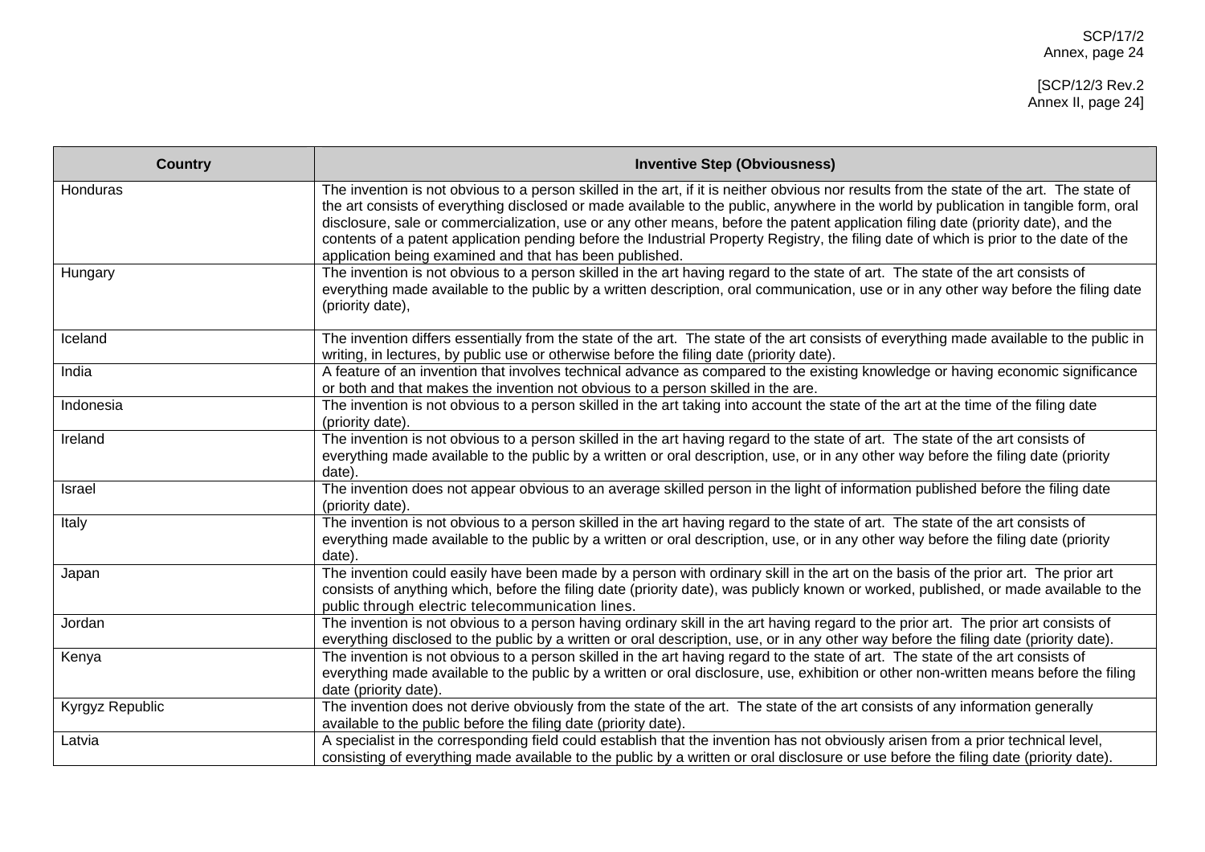| Country | Inventive Step (Obviousness) |
|---|---|
| Honduras | The invention is not obvious to a person skilled in the art, if it is neither obvious nor results from the state of the art. The state of the art consists of everything disclosed or made available to the public, anywhere in the world by publication in tangible form, oral disclosure, sale or commercialization, use or any other means, before the patent application filing date (priority date), and the contents of a patent application pending before the Industrial Property Registry, the filing date of which is prior to the date of the application being examined and that has been published. |
| Hungary | The invention is not obvious to a person skilled in the art having regard to the state of art. The state of the art consists of everything made available to the public by a written description, oral communication, use or in any other way before the filing date (priority date), |
| Iceland | The invention differs essentially from the state of the art. The state of the art consists of everything made available to the public in writing, in lectures, by public use or otherwise before the filing date (priority date). |
| India | A feature of an invention that involves technical advance as compared to the existing knowledge or having economic significance or both and that makes the invention not obvious to a person skilled in the are. |
| Indonesia | The invention is not obvious to a person skilled in the art taking into account the state of the art at the time of the filing date (priority date). |
| Ireland | The invention is not obvious to a person skilled in the art having regard to the state of art. The state of the art consists of everything made available to the public by a written or oral description, use, or in any other way before the filing date (priority date). |
| Israel | The invention does not appear obvious to an average skilled person in the light of information published before the filing date (priority date). |
| Italy | The invention is not obvious to a person skilled in the art having regard to the state of art. The state of the art consists of everything made available to the public by a written or oral description, use, or in any other way before the filing date (priority date). |
| Japan | The invention could easily have been made by a person with ordinary skill in the art on the basis of the prior art. The prior art consists of anything which, before the filing date (priority date), was publicly known or worked, published, or made available to the public through electric telecommunication lines. |
| Jordan | The invention is not obvious to a person having ordinary skill in the art having regard to the prior art. The prior art consists of everything disclosed to the public by a written or oral description, use, or in any other way before the filing date (priority date). |
| Kenya | The invention is not obvious to a person skilled in the art having regard to the state of art. The state of the art consists of everything made available to the public by a written or oral disclosure, use, exhibition or other non-written means before the filing date (priority date). |
| Kyrgyz Republic | The invention does not derive obviously from the state of the art. The state of the art consists of any information generally available to the public before the filing date (priority date). |
| Latvia | A specialist in the corresponding field could establish that the invention has not obviously arisen from a prior technical level, consisting of everything made available to the public by a written or oral disclosure or use before the filing date (priority date). |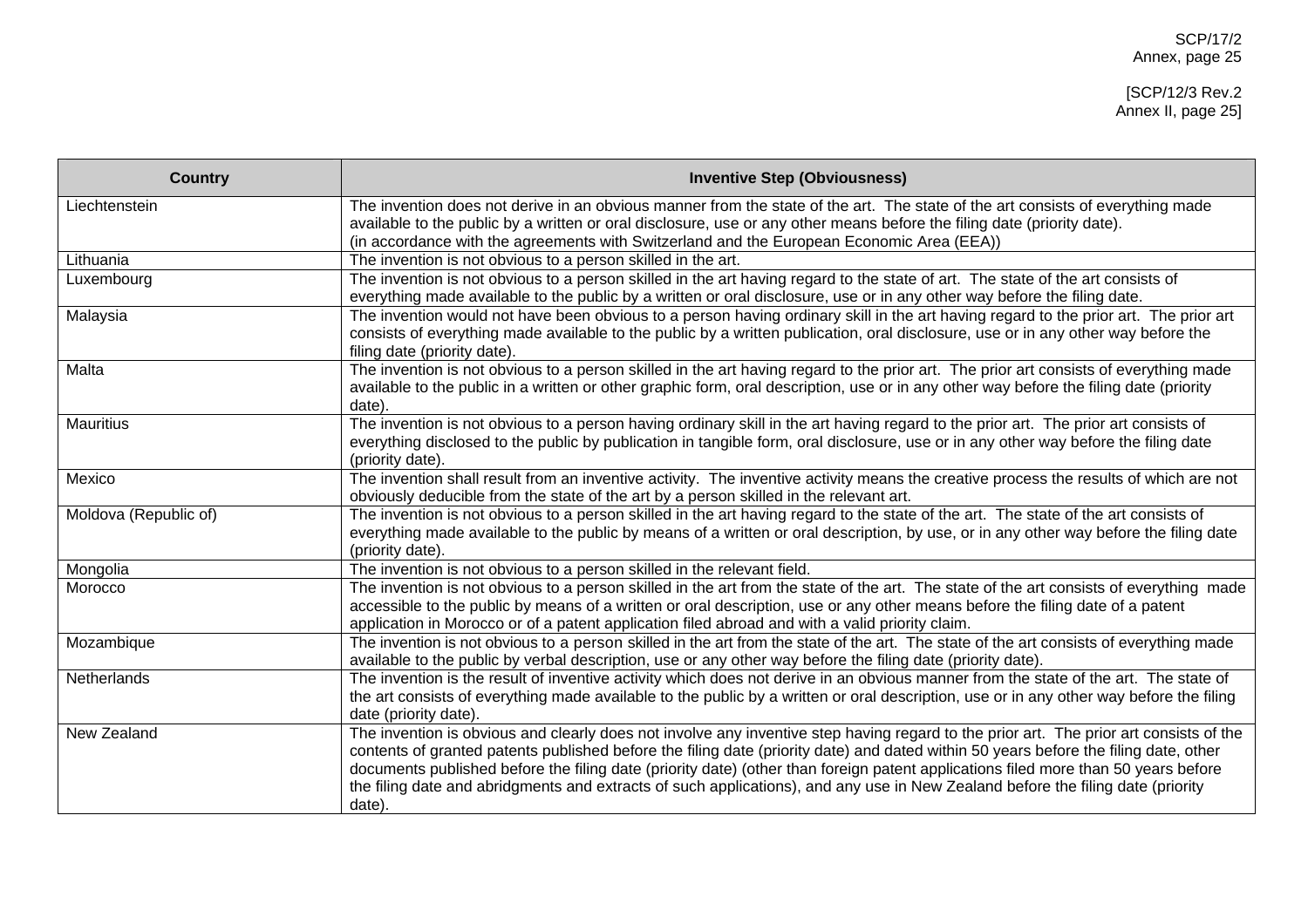| Country | Inventive Step (Obviousness) |
|---|---|
| Liechtenstein | The invention does not derive in an obvious manner from the state of the art. The state of the art consists of everything made available to the public by a written or oral disclosure, use or any other means before the filing date (priority date). (in accordance with the agreements with Switzerland and the European Economic Area (EEA)) |
| Lithuania | The invention is not obvious to a person skilled in the art. |
| Luxembourg | The invention is not obvious to a person skilled in the art having regard to the state of art. The state of the art consists of everything made available to the public by a written or oral disclosure, use or in any other way before the filing date. |
| Malaysia | The invention would not have been obvious to a person having ordinary skill in the art having regard to the prior art. The prior art consists of everything made available to the public by a written publication, oral disclosure, use or in any other way before the filing date (priority date). |
| Malta | The invention is not obvious to a person skilled in the art having regard to the prior art. The prior art consists of everything made available to the public in a written or other graphic form, oral description, use or in any other way before the filing date (priority date). |
| Mauritius | The invention is not obvious to a person having ordinary skill in the art having regard to the prior art. The prior art consists of everything disclosed to the public by publication in tangible form, oral disclosure, use or in any other way before the filing date (priority date). |
| Mexico | The invention shall result from an inventive activity. The inventive activity means the creative process the results of which are not obviously deducible from the state of the art by a person skilled in the relevant art. |
| Moldova (Republic of) | The invention is not obvious to a person skilled in the art having regard to the state of the art. The state of the art consists of everything made available to the public by means of a written or oral description, by use, or in any other way before the filing date (priority date). |
| Mongolia | The invention is not obvious to a person skilled in the relevant field. |
| Morocco | The invention is not obvious to a person skilled in the art from the state of the art. The state of the art consists of everything made accessible to the public by means of a written or oral description, use or any other means before the filing date of a patent application in Morocco or of a patent application filed abroad and with a valid priority claim. |
| Mozambique | The invention is not obvious to a person skilled in the art from the state of the art. The state of the art consists of everything made available to the public by verbal description, use or any other way before the filing date (priority date). |
| Netherlands | The invention is the result of inventive activity which does not derive in an obvious manner from the state of the art. The state of the art consists of everything made available to the public by a written or oral description, use or in any other way before the filing date (priority date). |
| New Zealand | The invention is obvious and clearly does not involve any inventive step having regard to the prior art. The prior art consists of the contents of granted patents published before the filing date (priority date) and dated within 50 years before the filing date, other documents published before the filing date (priority date) (other than foreign patent applications filed more than 50 years before the filing date and abridgments and extracts of such applications), and any use in New Zealand before the filing date (priority date). |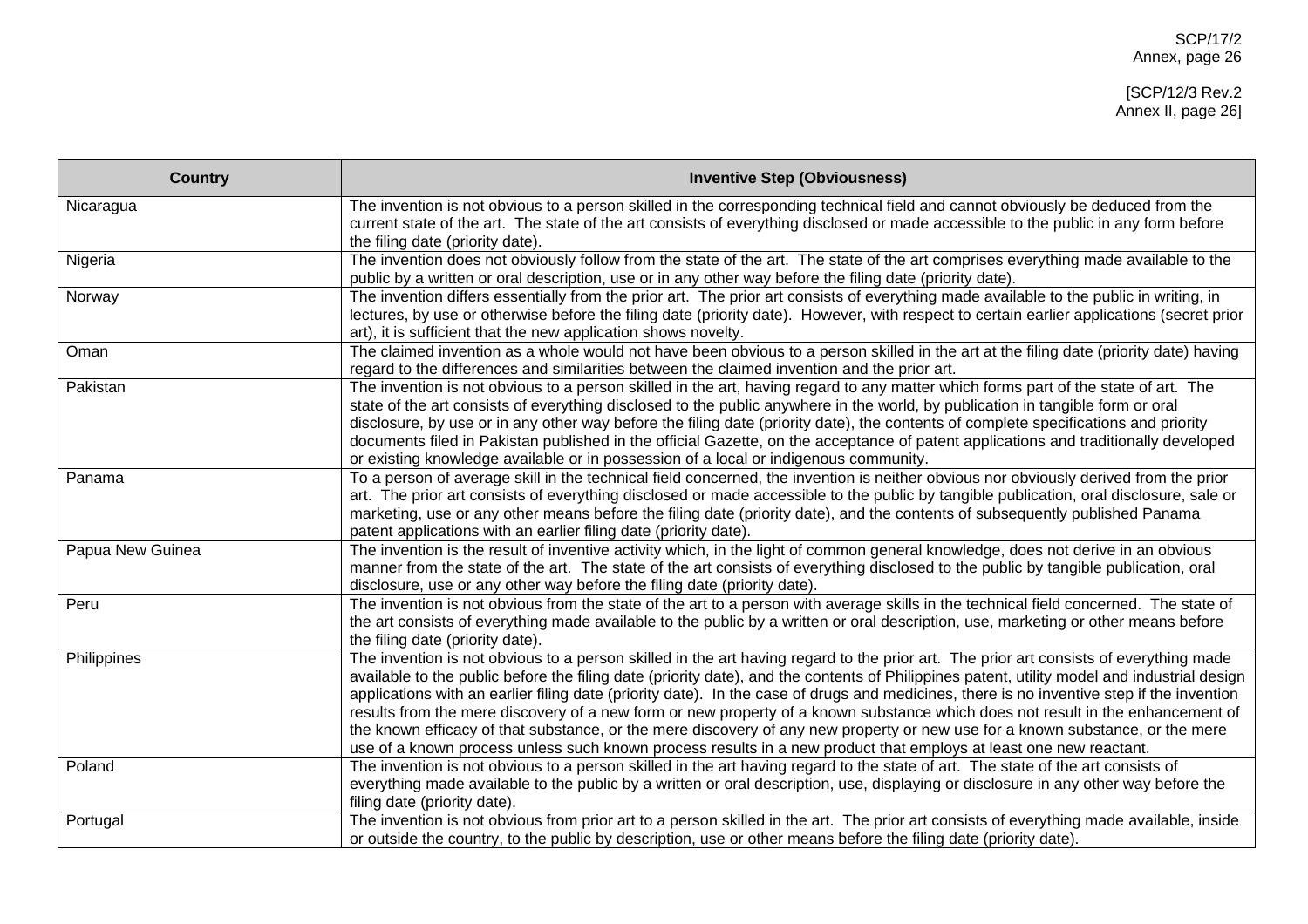| Country | Inventive Step (Obviousness) |
| --- | --- |
| Nicaragua | The invention is not obvious to a person skilled in the corresponding technical field and cannot obviously be deduced from the current state of the art. The state of the art consists of everything disclosed or made accessible to the public in any form before the filing date (priority date). |
| Nigeria | The invention does not obviously follow from the state of the art. The state of the art comprises everything made available to the public by a written or oral description, use or in any other way before the filing date (priority date). |
| Norway | The invention differs essentially from the prior art. The prior art consists of everything made available to the public in writing, in lectures, by use or otherwise before the filing date (priority date). However, with respect to certain earlier applications (secret prior art), it is sufficient that the new application shows novelty. |
| Oman | The claimed invention as a whole would not have been obvious to a person skilled in the art at the filing date (priority date) having regard to the differences and similarities between the claimed invention and the prior art. |
| Pakistan | The invention is not obvious to a person skilled in the art, having regard to any matter which forms part of the state of art. The state of the art consists of everything disclosed to the public anywhere in the world, by publication in tangible form or oral disclosure, by use or in any other way before the filing date (priority date), the contents of complete specifications and priority documents filed in Pakistan published in the official Gazette, on the acceptance of patent applications and traditionally developed or existing knowledge available or in possession of a local or indigenous community. |
| Panama | To a person of average skill in the technical field concerned, the invention is neither obvious nor obviously derived from the prior art. The prior art consists of everything disclosed or made accessible to the public by tangible publication, oral disclosure, sale or marketing, use or any other means before the filing date (priority date), and the contents of subsequently published Panama patent applications with an earlier filing date (priority date). |
| Papua New Guinea | The invention is the result of inventive activity which, in the light of common general knowledge, does not derive in an obvious manner from the state of the art. The state of the art consists of everything disclosed to the public by tangible publication, oral disclosure, use or any other way before the filing date (priority date). |
| Peru | The invention is not obvious from the state of the art to a person with average skills in the technical field concerned. The state of the art consists of everything made available to the public by a written or oral description, use, marketing or other means before the filing date (priority date). |
| Philippines | The invention is not obvious to a person skilled in the art having regard to the prior art. The prior art consists of everything made available to the public before the filing date (priority date), and the contents of Philippines patent, utility model and industrial design applications with an earlier filing date (priority date). In the case of drugs and medicines, there is no inventive step if the invention results from the mere discovery of a new form or new property of a known substance which does not result in the enhancement of the known efficacy of that substance, or the mere discovery of any new property or new use for a known substance, or the mere use of a known process unless such known process results in a new product that employs at least one new reactant. |
| Poland | The invention is not obvious to a person skilled in the art having regard to the state of art. The state of the art consists of everything made available to the public by a written or oral description, use, displaying or disclosure in any other way before the filing date (priority date). |
| Portugal | The invention is not obvious from prior art to a person skilled in the art. The prior art consists of everything made available, inside or outside the country, to the public by description, use or other means before the filing date (priority date). |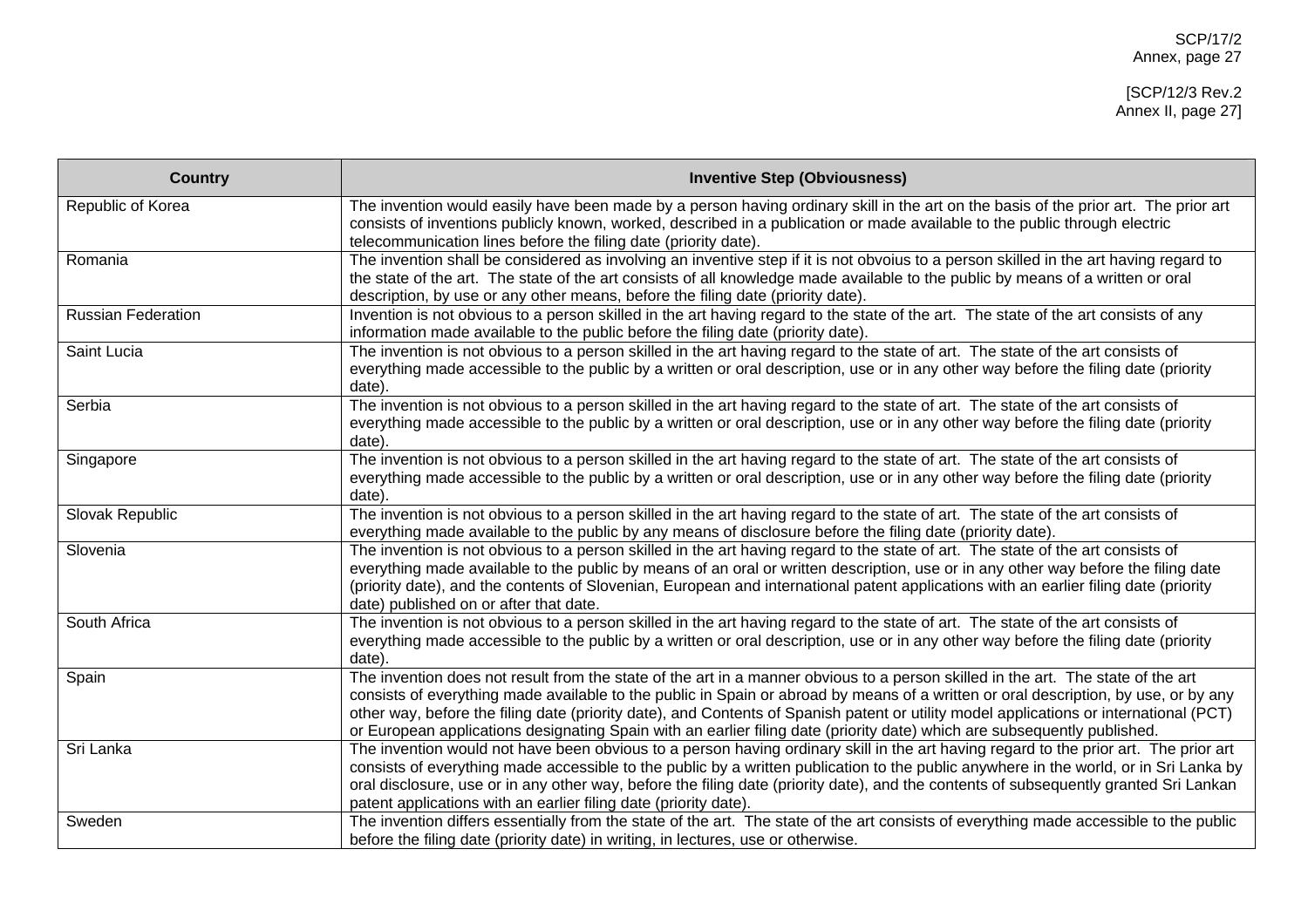| Country | Inventive Step (Obviousness) |
|---|---|
| Republic of Korea | The invention would easily have been made by a person having ordinary skill in the art on the basis of the prior art. The prior art consists of inventions publicly known, worked, described in a publication or made available to the public through electric telecommunication lines before the filing date (priority date). |
| Romania | The invention shall be considered as involving an inventive step if it is not obvoius to a person skilled in the art having regard to the state of the art. The state of the art consists of all knowledge made available to the public by means of a written or oral description, by use or any other means, before the filing date (priority date). |
| Russian Federation | Invention is not obvious to a person skilled in the art having regard to the state of the art. The state of the art consists of any information made available to the public before the filing date (priority date). |
| Saint Lucia | The invention is not obvious to a person skilled in the art having regard to the state of art. The state of the art consists of everything made accessible to the public by a written or oral description, use or in any other way before the filing date (priority date). |
| Serbia | The invention is not obvious to a person skilled in the art having regard to the state of art. The state of the art consists of everything made accessible to the public by a written or oral description, use or in any other way before the filing date (priority date). |
| Singapore | The invention is not obvious to a person skilled in the art having regard to the state of art. The state of the art consists of everything made accessible to the public by a written or oral description, use or in any other way before the filing date (priority date). |
| Slovak Republic | The invention is not obvious to a person skilled in the art having regard to the state of art. The state of the art consists of everything made available to the public by any means of disclosure before the filing date (priority date). |
| Slovenia | The invention is not obvious to a person skilled in the art having regard to the state of art. The state of the art consists of everything made available to the public by means of an oral or written description, use or in any other way before the filing date (priority date), and the contents of Slovenian, European and international patent applications with an earlier filing date (priority date) published on or after that date. |
| South Africa | The invention is not obvious to a person skilled in the art having regard to the state of art. The state of the art consists of everything made accessible to the public by a written or oral description, use or in any other way before the filing date (priority date). |
| Spain | The invention does not result from the state of the art in a manner obvious to a person skilled in the art. The state of the art consists of everything made available to the public in Spain or abroad by means of a written or oral description, by use, or by any other way, before the filing date (priority date), and Contents of Spanish patent or utility model applications or international (PCT) or European applications designating Spain with an earlier filing date (priority date) which are subsequently published. |
| Sri Lanka | The invention would not have been obvious to a person having ordinary skill in the art having regard to the prior art. The prior art consists of everything made accessible to the public by a written publication to the public anywhere in the world, or in Sri Lanka by oral disclosure, use or in any other way, before the filing date (priority date), and the contents of subsequently granted Sri Lankan patent applications with an earlier filing date (priority date). |
| Sweden | The invention differs essentially from the state of the art. The state of the art consists of everything made accessible to the public before the filing date (priority date) in writing, in lectures, use or otherwise. |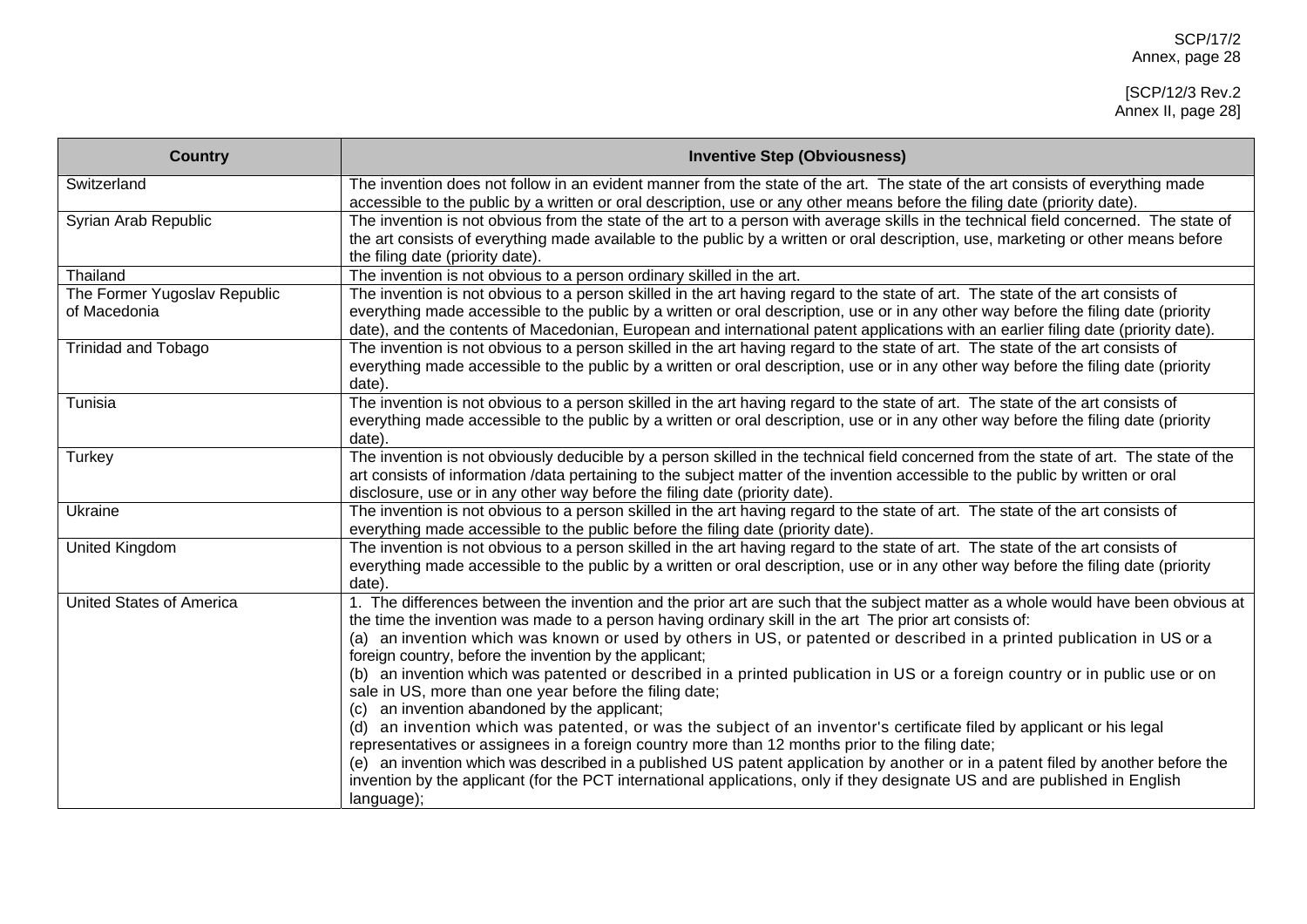| Country | Inventive Step (Obviousness) |
|---|---|
| Switzerland | The invention does not follow in an evident manner from the state of the art. The state of the art consists of everything made accessible to the public by a written or oral description, use or any other means before the filing date (priority date). |
| Syrian Arab Republic | The invention is not obvious from the state of the art to a person with average skills in the technical field concerned. The state of the art consists of everything made available to the public by a written or oral description, use, marketing or other means before the filing date (priority date). |
| Thailand | The invention is not obvious to a person ordinary skilled in the art. |
| The Former Yugoslav Republic of Macedonia | The invention is not obvious to a person skilled in the art having regard to the state of art. The state of the art consists of everything made accessible to the public by a written or oral description, use or in any other way before the filing date (priority date), and the contents of Macedonian, European and international patent applications with an earlier filing date (priority date). |
| Trinidad and Tobago | The invention is not obvious to a person skilled in the art having regard to the state of art. The state of the art consists of everything made accessible to the public by a written or oral description, use or in any other way before the filing date (priority date). |
| Tunisia | The invention is not obvious to a person skilled in the art having regard to the state of art. The state of the art consists of everything made accessible to the public by a written or oral description, use or in any other way before the filing date (priority date). |
| Turkey | The invention is not obviously deducible by a person skilled in the technical field concerned from the state of art. The state of the art consists of information /data pertaining to the subject matter of the invention accessible to the public by written or oral disclosure, use or in any other way before the filing date (priority date). |
| Ukraine | The invention is not obvious to a person skilled in the art having regard to the state of art. The state of the art consists of everything made accessible to the public before the filing date (priority date). |
| United Kingdom | The invention is not obvious to a person skilled in the art having regard to the state of art. The state of the art consists of everything made accessible to the public by a written or oral description, use or in any other way before the filing date (priority date). |
| United States of America | 1. The differences between the invention and the prior art are such that the subject matter as a whole would have been obvious at the time the invention was made to a person having ordinary skill in the art The prior art consists of:<br>(a) an invention which was known or used by others in US, or patented or described in a printed publication in US or a foreign country, before the invention by the applicant;<br>(b) an invention which was patented or described in a printed publication in US or a foreign country or in public use or on sale in US, more than one year before the filing date;<br>(c) an invention abandoned by the applicant;<br>(d) an invention which was patented, or was the subject of an inventor's certificate filed by applicant or his legal representatives or assignees in a foreign country more than 12 months prior to the filing date;<br>(e) an invention which was described in a published US patent application by another or in a patent filed by another before the invention by the applicant (for the PCT international applications, only if they designate US and are published in English language); |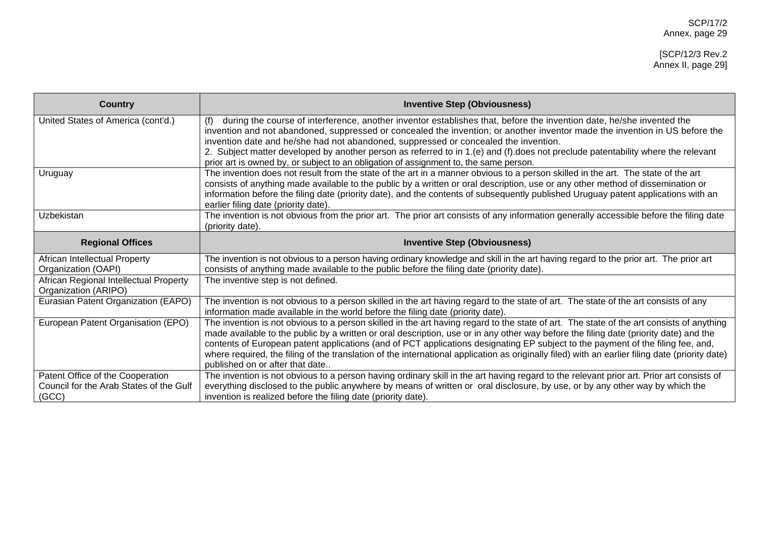| Country | Inventive Step (Obviousness) |
|---|---|
| United States of America (cont'd.) | (f) during the course of interference, another inventor establishes that, before the invention date, he/she invented the invention and not abandoned, suppressed or concealed the invention; or another inventor made the invention in US before the invention date and he/she had not abandoned, suppressed or concealed the invention.<br>2. Subject matter developed by another person as referred to in 1.(e) and (f).does not preclude patentability where the relevant prior art is owned by, or subject to an obligation of assignment to, the same person. |
| Uruguay | The invention does not result from the state of the art in a manner obvious to a person skilled in the art. The state of the art consists of anything made available to the public by a written or oral description, use or any other method of dissemination or information before the filing date (priority date), and the contents of subsequently published Uruguay patent applications with an earlier filing date (priority date). |
| Uzbekistan | The invention is not obvious from the prior art. The prior art consists of any information generally accessible before the filing date (priority date). |
| **Regional Offices** | **Inventive Step (Obviousness)** |
| African Intellectual Property Organization (OAPI) | The invention is not obvious to a person having ordinary knowledge and skill in the art having regard to the prior art. The prior art consists of anything made available to the public before the filing date (priority date). |
| African Regional Intellectual Property Organization (ARIPO) | The inventive step is not defined. |
| Eurasian Patent Organization (EAPO) | The invention is not obvious to a person skilled in the art having regard to the state of art. The state of the art consists of any information made available in the world before the filing date (priority date). |
| European Patent Organisation (EPO) | The invention is not obvious to a person skilled in the art having regard to the state of art. The state of the art consists of anything made available to the public by a written or oral description, use or in any other way before the filing date (priority date) and the contents of European patent applications (and of PCT applications designating EP subject to the payment of the filing fee, and, where required, the filing of the translation of the international application as originally filed) with an earlier filing date (priority date) published on or after that date.. |
| Patent Office of the Cooperation Council for the Arab States of the Gulf (GCC) | The invention is not obvious to a person having ordinary skill in the art having regard to the relevant prior art. Prior art consists of everything disclosed to the public anywhere by means of written or oral disclosure, by use, or by any other way by which the invention is realized before the filing date (priority date). |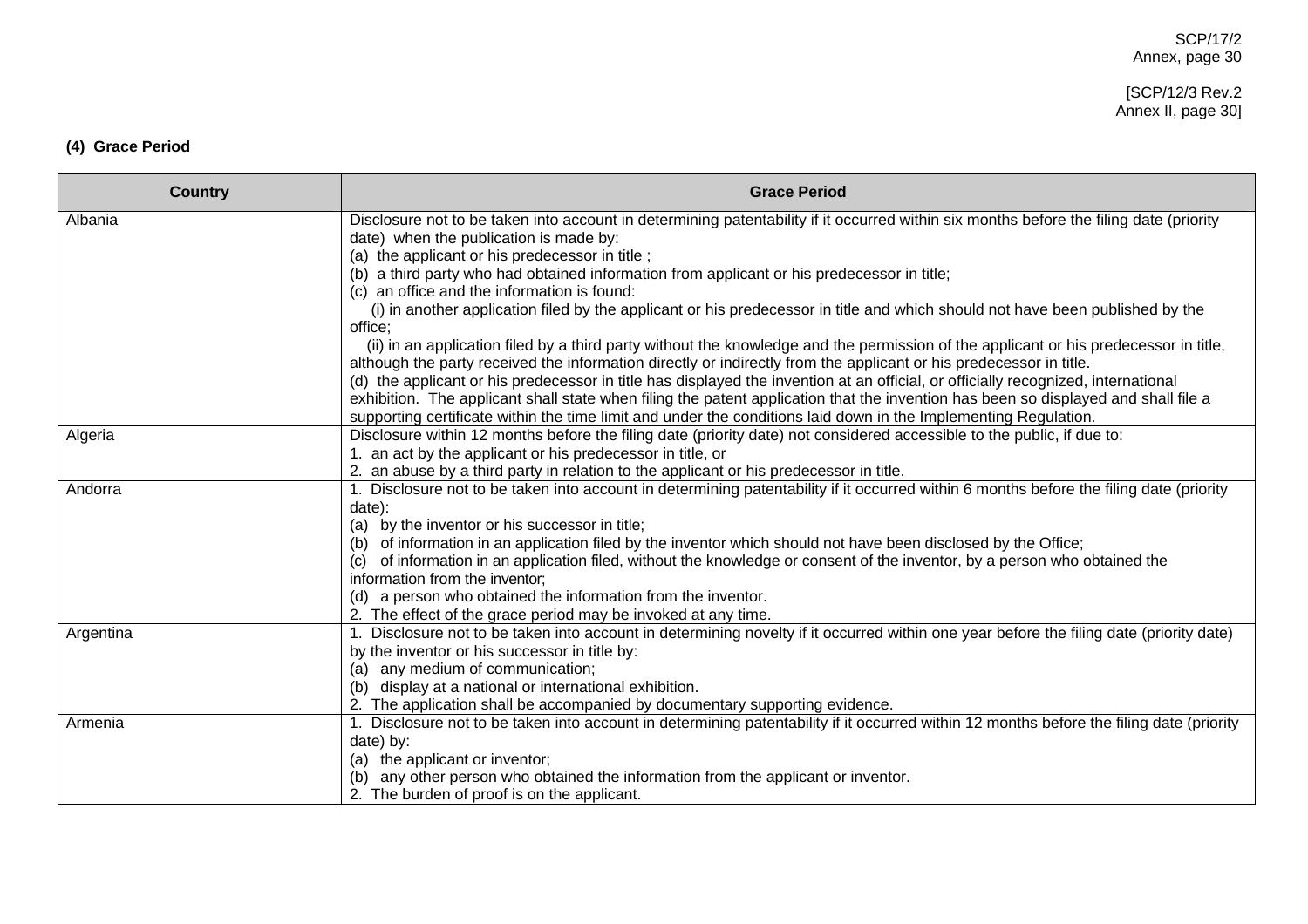**(4) Grace Period**

| Country | Grace Period |
|---|---|
| Albania | Disclosure not to be taken into account in determining patentability if it occurred within six months before the filing date (priority date) when the publication is made by:<br>(a) the applicant or his predecessor in title ;<br>(b) a third party who had obtained information from applicant or his predecessor in title;<br>(c) an office and the information is found:<br>(i) in another application filed by the applicant or his predecessor in title and which should not have been published by the office;<br>(ii) in an application filed by a third party without the knowledge and the permission of the applicant or his predecessor in title, although the party received the information directly or indirectly from the applicant or his predecessor in title.<br>(d) the applicant or his predecessor in title has displayed the invention at an official, or officially recognized, international exhibition. The applicant shall state when filing the patent application that the invention has been so displayed and shall file a supporting certificate within the time limit and under the conditions laid down in the Implementing Regulation. |
| Algeria | Disclosure within 12 months before the filing date (priority date) not considered accessible to the public, if due to:<br>1. an act by the applicant or his predecessor in title, or<br>2. an abuse by a third party in relation to the applicant or his predecessor in title. |
| Andorra | 1. Disclosure not to be taken into account in determining patentability if it occurred within 6 months before the filing date (priority date):<br>(a) by the inventor or his successor in title;<br>(b) of information in an application filed by the inventor which should not have been disclosed by the Office;<br>(c) of information in an application filed, without the knowledge or consent of the inventor, by a person who obtained the information from the inventor;<br>(d) a person who obtained the information from the inventor.<br>2. The effect of the grace period may be invoked at any time. |
| Argentina | 1. Disclosure not to be taken into account in determining novelty if it occurred within one year before the filing date (priority date) by the inventor or his successor in title by:<br>(a) any medium of communication;<br>(b) display at a national or international exhibition.<br>2. The application shall be accompanied by documentary supporting evidence. |
| Armenia | 1. Disclosure not to be taken into account in determining patentability if it occurred within 12 months before the filing date (priority date) by:<br>(a) the applicant or inventor;<br>(b) any other person who obtained the information from the applicant or inventor.<br>2. The burden of proof is on the applicant. |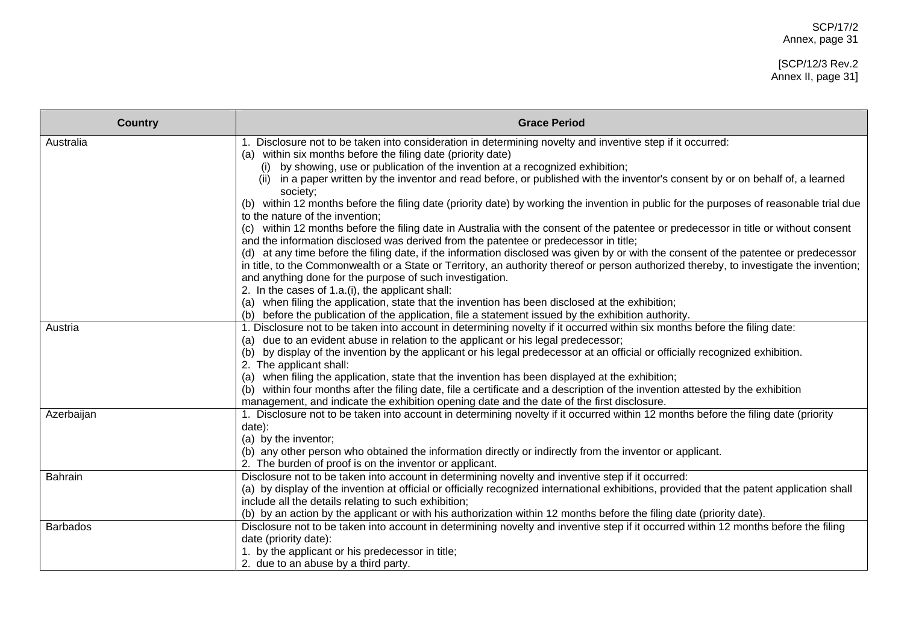| Country | Grace Period |
| --- | --- |
| Australia | 1. Disclosure not to be taken into consideration in determining novelty and inventive step if it occurred:<br>(a) within six months before the filing date (priority date)<br>(i) by showing, use or publication of the invention at a recognized exhibition;<br>(ii) in a paper written by the inventor and read before, or published with the inventor's consent by or on behalf of, a learned society;<br>(b) within 12 months before the filing date (priority date) by working the invention in public for the purposes of reasonable trial due to the nature of the invention;<br>(c) within 12 months before the filing date in Australia with the consent of the patentee or predecessor in title or without consent and the information disclosed was derived from the patentee or predecessor in title;<br>(d) at any time before the filing date, if the information disclosed was given by or with the consent of the patentee or predecessor in title, to the Commonwealth or a State or Territory, an authority thereof or person authorized thereby, to investigate the invention; and anything done for the purpose of such investigation.<br>2. In the cases of 1.a.(i), the applicant shall:<br>(a) when filing the application, state that the invention has been disclosed at the exhibition;<br>(b) before the publication of the application, file a statement issued by the exhibition authority. |
| Austria | 1. Disclosure not to be taken into account in determining novelty if it occurred within six months before the filing date:<br>(a) due to an evident abuse in relation to the applicant or his legal predecessor;<br>(b) by display of the invention by the applicant or his legal predecessor at an official or officially recognized exhibition.<br>2. The applicant shall:<br>(a) when filing the application, state that the invention has been displayed at the exhibition;<br>(b) within four months after the filing date, file a certificate and a description of the invention attested by the exhibition management, and indicate the exhibition opening date and the date of the first disclosure. |
| Azerbaijan | 1. Disclosure not to be taken into account in determining novelty if it occurred within 12 months before the filing date (priority date):<br>(a) by the inventor;<br>(b) any other person who obtained the information directly or indirectly from the inventor or applicant.<br>2. The burden of proof is on the inventor or applicant. |
| Bahrain | Disclosure not to be taken into account in determining novelty and inventive step if it occurred:<br>(a) by display of the invention at official or officially recognized international exhibitions, provided that the patent application shall include all the details relating to such exhibition;<br>(b) by an action by the applicant or with his authorization within 12 months before the filing date (priority date). |
| Barbados | Disclosure not to be taken into account in determining novelty and inventive step if it occurred within 12 months before the filing date (priority date):<br>1. by the applicant or his predecessor in title;<br>2. due to an abuse by a third party. |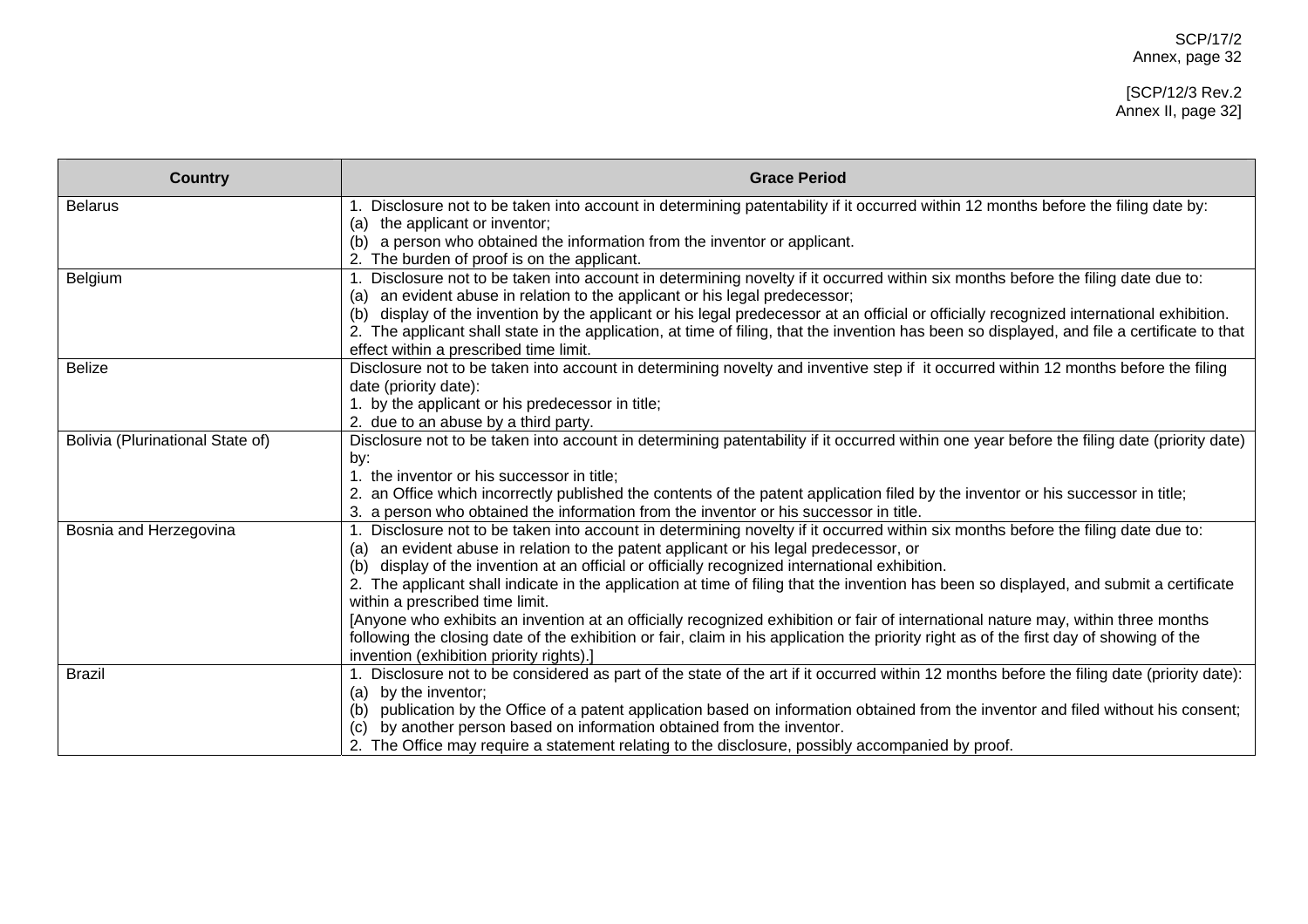| Country | Grace Period |
| --- | --- |
| Belarus | 1. Disclosure not to be taken into account in determining patentability if it occurred within 12 months before the filing date by:<br>(a) the applicant or inventor;<br>(b) a person who obtained the information from the inventor or applicant.<br>2. The burden of proof is on the applicant. |
| Belgium | 1. Disclosure not to be taken into account in determining novelty if it occurred within six months before the filing date due to:<br>(a) an evident abuse in relation to the applicant or his legal predecessor;<br>(b) display of the invention by the applicant or his legal predecessor at an official or officially recognized international exhibition.<br>2. The applicant shall state in the application, at time of filing, that the invention has been so displayed, and file a certificate to that effect within a prescribed time limit. |
| Belize | Disclosure not to be taken into account in determining novelty and inventive step if it occurred within 12 months before the filing date (priority date):<br>1. by the applicant or his predecessor in title;<br>2. due to an abuse by a third party. |
| Bolivia (Plurinational State of) | Disclosure not to be taken into account in determining patentability if it occurred within one year before the filing date (priority date) by:<br>1. the inventor or his successor in title;<br>2. an Office which incorrectly published the contents of the patent application filed by the inventor or his successor in title;<br>3. a person who obtained the information from the inventor or his successor in title. |
| Bosnia and Herzegovina | 1. Disclosure not to be taken into account in determining novelty if it occurred within six months before the filing date due to:<br>(a) an evident abuse in relation to the patent applicant or his legal predecessor, or<br>(b) display of the invention at an official or officially recognized international exhibition.<br>2. The applicant shall indicate in the application at time of filing that the invention has been so displayed, and submit a certificate within a prescribed time limit.<br>[Anyone who exhibits an invention at an officially recognized exhibition or fair of international nature may, within three months following the closing date of the exhibition or fair, claim in his application the priority right as of the first day of showing of the invention (exhibition priority rights).] |
| Brazil | 1. Disclosure not to be considered as part of the state of the art if it occurred within 12 months before the filing date (priority date):<br>(a) by the inventor;<br>(b) publication by the Office of a patent application based on information obtained from the inventor and filed without his consent;<br>(c) by another person based on information obtained from the inventor.<br>2. The Office may require a statement relating to the disclosure, possibly accompanied by proof. |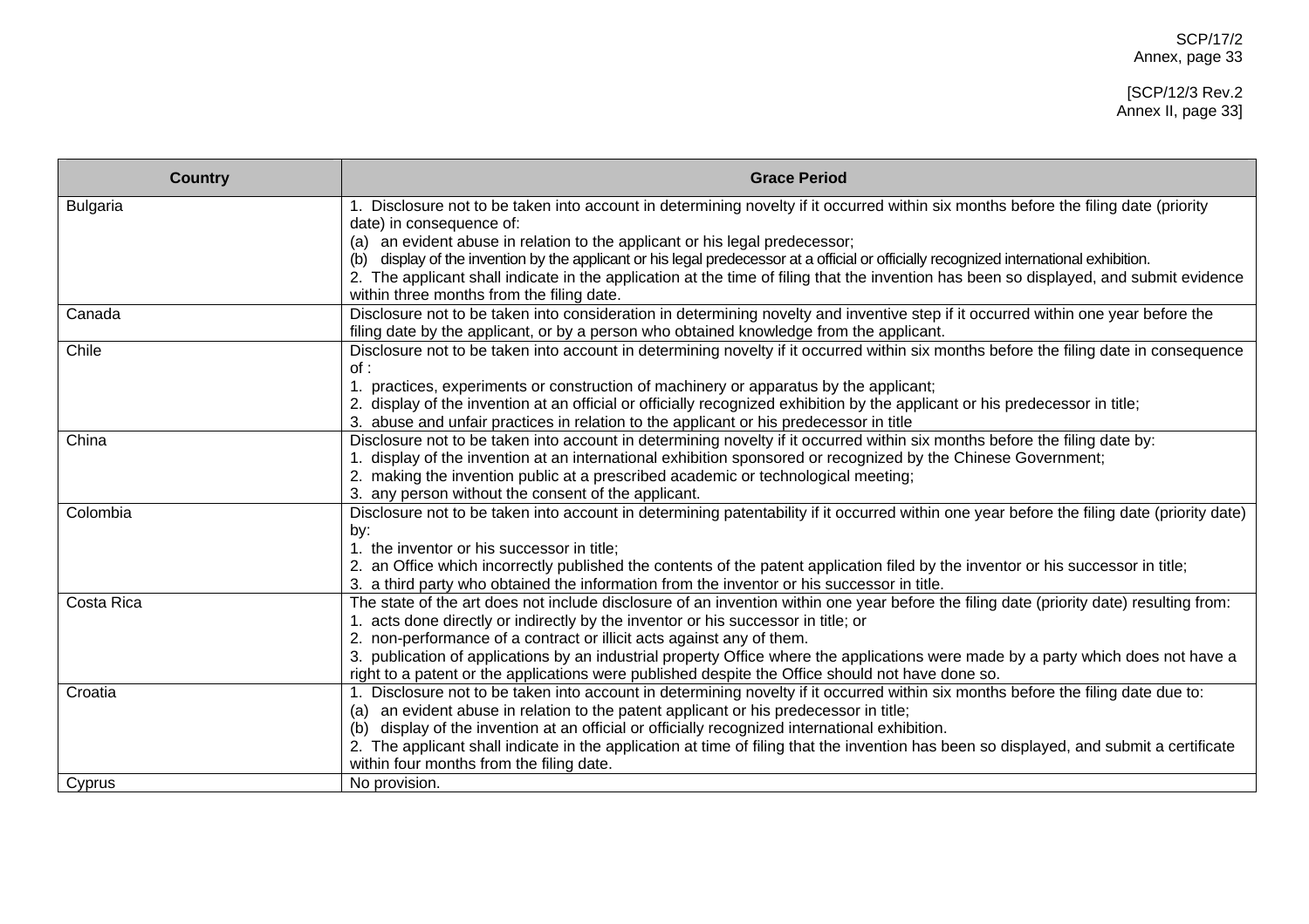| Country | Grace Period |
| --- | --- |
| Bulgaria | 1. Disclosure not to be taken into account in determining novelty if it occurred within six months before the filing date (priority date) in consequence of:<br>(a) an evident abuse in relation to the applicant or his legal predecessor;<br>(b) display of the invention by the applicant or his legal predecessor at a official or officially recognized international exhibition.<br>2. The applicant shall indicate in the application at the time of filing that the invention has been so displayed, and submit evidence within three months from the filing date. |
| Canada | Disclosure not to be taken into consideration in determining novelty and inventive step if it occurred within one year before the filing date by the applicant, or by a person who obtained knowledge from the applicant. |
| Chile | Disclosure not to be taken into account in determining novelty if it occurred within six months before the filing date in consequence of :<br>1. practices, experiments or construction of machinery or apparatus by the applicant;<br>2. display of the invention at an official or officially recognized exhibition by the applicant or his predecessor in title;<br>3. abuse and unfair practices in relation to the applicant or his predecessor in title |
| China | Disclosure not to be taken into account in determining novelty if it occurred within six months before the filing date by:<br>1. display of the invention at an international exhibition sponsored or recognized by the Chinese Government;<br>2. making the invention public at a prescribed academic or technological meeting;<br>3. any person without the consent of the applicant. |
| Colombia | Disclosure not to be taken into account in determining patentability if it occurred within one year before the filing date (priority date) by:<br>1. the inventor or his successor in title;<br>2. an Office which incorrectly published the contents of the patent application filed by the inventor or his successor in title;<br>3. a third party who obtained the information from the inventor or his successor in title. |
| Costa Rica | The state of the art does not include disclosure of an invention within one year before the filing date (priority date) resulting from:<br>1. acts done directly or indirectly by the inventor or his successor in title; or<br>2. non-performance of a contract or illicit acts against any of them.<br>3. publication of applications by an industrial property Office where the applications were made by a party which does not have a right to a patent or the applications were published despite the Office should not have done so. |
| Croatia | 1. Disclosure not to be taken into account in determining novelty if it occurred within six months before the filing date due to:<br>(a) an evident abuse in relation to the patent applicant or his predecessor in title;<br>(b) display of the invention at an official or officially recognized international exhibition.<br>2. The applicant shall indicate in the application at time of filing that the invention has been so displayed, and submit a certificate within four months from the filing date. |
| Cyprus | No provision. |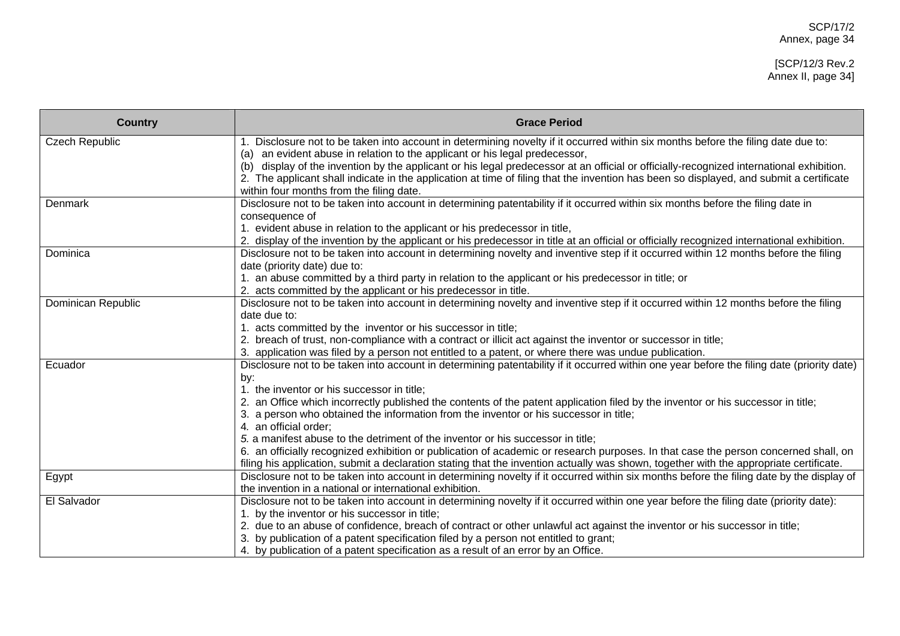| Country | Grace Period |
|---|---|
| Czech Republic | 1. Disclosure not to be taken into account in determining novelty if it occurred within six months before the filing date due to:<br>(a) an evident abuse in relation to the applicant or his legal predecessor,<br>(b) display of the invention by the applicant or his legal predecessor at an official or officially-recognized international exhibition.<br>2. The applicant shall indicate in the application at time of filing that the invention has been so displayed, and submit a certificate within four months from the filing date. |
| Denmark | Disclosure not to be taken into account in determining patentability if it occurred within six months before the filing date in consequence of<br>1. evident abuse in relation to the applicant or his predecessor in title,<br>2. display of the invention by the applicant or his predecessor in title at an official or officially recognized international exhibition. |
| Dominica | Disclosure not to be taken into account in determining novelty and inventive step if it occurred within 12 months before the filing date (priority date) due to:<br>1. an abuse committed by a third party in relation to the applicant or his predecessor in title; or<br>2. acts committed by the applicant or his predecessor in title. |
| Dominican Republic | Disclosure not to be taken into account in determining novelty and inventive step if it occurred within 12 months before the filing date due to:<br>1. acts committed by the inventor or his successor in title;<br>2. breach of trust, non-compliance with a contract or illicit act against the inventor or successor in title;<br>3. application was filed by a person not entitled to a patent, or where there was undue publication. |
| Ecuador | Disclosure not to be taken into account in determining patentability if it occurred within one year before the filing date (priority date) by:<br>1. the inventor or his successor in title;<br>2. an Office which incorrectly published the contents of the patent application filed by the inventor or his successor in title;<br>3. a person who obtained the information from the inventor or his successor in title;<br>4. an official order;<br>5. a manifest abuse to the detriment of the inventor or his successor in title;<br>6. an officially recognized exhibition or publication of academic or research purposes. In that case the person concerned shall, on filing his application, submit a declaration stating that the invention actually was shown, together with the appropriate certificate. |
| Egypt | Disclosure not to be taken into account in determining novelty if it occurred within six months before the filing date by the display of the invention in a national or international exhibition. |
| El Salvador | Disclosure not to be taken into account in determining novelty if it occurred within one year before the filing date (priority date):<br>1. by the inventor or his successor in title;<br>2. due to an abuse of confidence, breach of contract or other unlawful act against the inventor or his successor in title;<br>3. by publication of a patent specification filed by a person not entitled to grant;<br>4. by publication of a patent specification as a result of an error by an Office. |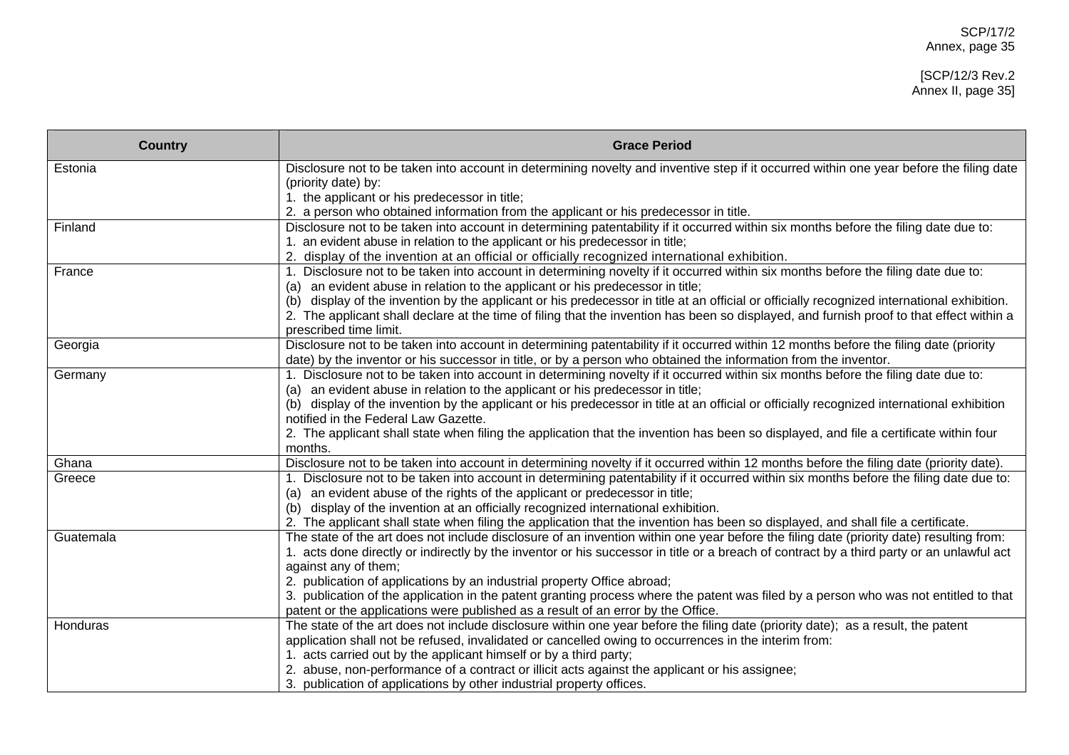| Country | Grace Period |
|---|---|
| Estonia | Disclosure not to be taken into account in determining novelty and inventive step if it occurred within one year before the filing date (priority date) by:<br>1. the applicant or his predecessor in title;<br>2. a person who obtained information from the applicant or his predecessor in title. |
| Finland | Disclosure not to be taken into account in determining patentability if it occurred within six months before the filing date due to:<br>1. an evident abuse in relation to the applicant or his predecessor in title;<br>2. display of the invention at an official or officially recognized international exhibition. |
| France | 1. Disclosure not to be taken into account in determining novelty if it occurred within six months before the filing date due to:<br>(a) an evident abuse in relation to the applicant or his predecessor in title;<br>(b) display of the invention by the applicant or his predecessor in title at an official or officially recognized international exhibition.<br>2. The applicant shall declare at the time of filing that the invention has been so displayed, and furnish proof to that effect within a prescribed time limit. |
| Georgia | Disclosure not to be taken into account in determining patentability if it occurred within 12 months before the filing date (priority date) by the inventor or his successor in title, or by a person who obtained the information from the inventor. |
| Germany | 1. Disclosure not to be taken into account in determining novelty if it occurred within six months before the filing date due to:<br>(a) an evident abuse in relation to the applicant or his predecessor in title;<br>(b) display of the invention by the applicant or his predecessor in title at an official or officially recognized international exhibition notified in the Federal Law Gazette.<br>2. The applicant shall state when filing the application that the invention has been so displayed, and file a certificate within four months. |
| Ghana | Disclosure not to be taken into account in determining novelty if it occurred within 12 months before the filing date (priority date). |
| Greece | 1. Disclosure not to be taken into account in determining patentability if it occurred within six months before the filing date due to:<br>(a) an evident abuse of the rights of the applicant or predecessor in title;<br>(b) display of the invention at an officially recognized international exhibition.<br>2. The applicant shall state when filing the application that the invention has been so displayed, and shall file a certificate. |
| Guatemala | The state of the art does not include disclosure of an invention within one year before the filing date (priority date) resulting from:<br>1. acts done directly or indirectly by the inventor or his successor in title or a breach of contract by a third party or an unlawful act against any of them;<br>2. publication of applications by an industrial property Office abroad;<br>3. publication of the application in the patent granting process where the patent was filed by a person who was not entitled to that patent or the applications were published as a result of an error by the Office. |
| Honduras | The state of the art does not include disclosure within one year before the filing date (priority date); as a result, the patent application shall not be refused, invalidated or cancelled owing to occurrences in the interim from:<br>1. acts carried out by the applicant himself or by a third party;<br>2. abuse, non-performance of a contract or illicit acts against the applicant or his assignee;<br>3. publication of applications by other industrial property offices. |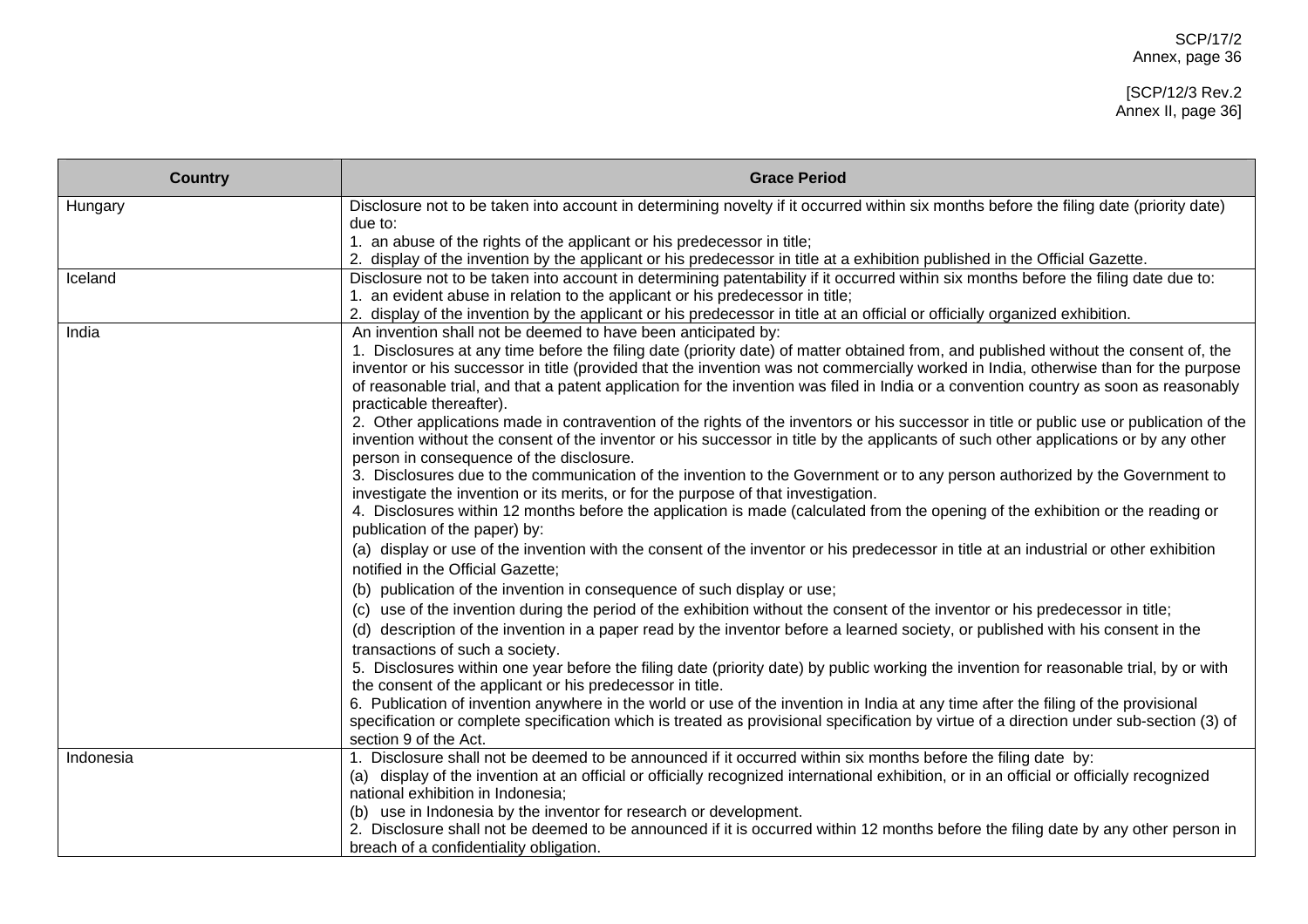| Country | Grace Period |
| --- | --- |
| Hungary | Disclosure not to be taken into account in determining novelty if it occurred within six months before the filing date (priority date) due to:<br>1. an abuse of the rights of the applicant or his predecessor in title;<br>2. display of the invention by the applicant or his predecessor in title at a exhibition published in the Official Gazette. |
| Iceland | Disclosure not to be taken into account in determining patentability if it occurred within six months before the filing date due to:<br>1. an evident abuse in relation to the applicant or his predecessor in title;<br>2. display of the invention by the applicant or his predecessor in title at an official or officially organized exhibition. |
| India | An invention shall not be deemed to have been anticipated by:<br>1. Disclosures at any time before the filing date (priority date) of matter obtained from, and published without the consent of, the inventor or his successor in title (provided that the invention was not commercially worked in India, otherwise than for the purpose of reasonable trial, and that a patent application for the invention was filed in India or a convention country as soon as reasonably practicable thereafter).<br>2. Other applications made in contravention of the rights of the inventors or his successor in title or public use or publication of the invention without the consent of the inventor or his successor in title by the applicants of such other applications or by any other person in consequence of the disclosure.<br>3. Disclosures due to the communication of the invention to the Government or to any person authorized by the Government to investigate the invention or its merits, or for the purpose of that investigation.<br>4. Disclosures within 12 months before the application is made (calculated from the opening of the exhibition or the reading or publication of the paper) by:<br>(a) display or use of the invention with the consent of the inventor or his predecessor in title at an industrial or other exhibition notified in the Official Gazette;<br>(b) publication of the invention in consequence of such display or use;<br>(c) use of the invention during the period of the exhibition without the consent of the inventor or his predecessor in title;<br>(d) description of the invention in a paper read by the inventor before a learned society, or published with his consent in the transactions of such a society.<br>5. Disclosures within one year before the filing date (priority date) by public working the invention for reasonable trial, by or with the consent of the applicant or his predecessor in title.<br>6. Publication of invention anywhere in the world or use of the invention in India at any time after the filing of the provisional specification or complete specification which is treated as provisional specification by virtue of a direction under sub-section (3) of section 9 of the Act. |
| Indonesia | 1. Disclosure shall not be deemed to be announced if it occurred within six months before the filing date by:<br>(a) display of the invention at an official or officially recognized international exhibition, or in an official or officially recognized national exhibition in Indonesia;<br>(b) use in Indonesia by the inventor for research or development.<br>2. Disclosure shall not be deemed to be announced if it is occurred within 12 months before the filing date by any other person in breach of a confidentiality obligation. |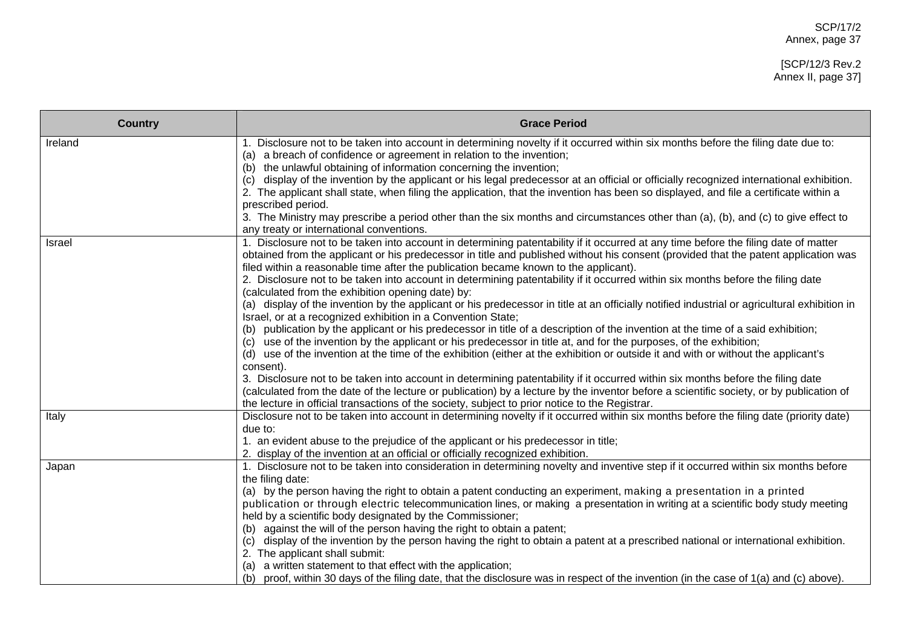| Country | Grace Period |
|---|---|
| Ireland | 1. Disclosure not to be taken into account in determining novelty if it occurred within six months before the filing date due to:<br>(a) a breach of confidence or agreement in relation to the invention;<br>(b) the unlawful obtaining of information concerning the invention;<br>(c) display of the invention by the applicant or his legal predecessor at an official or officially recognized international exhibition.<br>2. The applicant shall state, when filing the application, that the invention has been so displayed, and file a certificate within a prescribed period.<br>3. The Ministry may prescribe a period other than the six months and circumstances other than (a), (b), and (c) to give effect to any treaty or international conventions. |
| Israel | 1. Disclosure not to be taken into account in determining patentability if it occurred at any time before the filing date of matter obtained from the applicant or his predecessor in title and published without his consent (provided that the patent application was filed within a reasonable time after the publication became known to the applicant).<br>2. Disclosure not to be taken into account in determining patentability if it occurred within six months before the filing date (calculated from the exhibition opening date) by:<br>(a) display of the invention by the applicant or his predecessor in title at an officially notified industrial or agricultural exhibition in Israel, or at a recognized exhibition in a Convention State;<br>(b) publication by the applicant or his predecessor in title of a description of the invention at the time of a said exhibition;<br>(c) use of the invention by the applicant or his predecessor in title at, and for the purposes, of the exhibition;<br>(d) use of the invention at the time of the exhibition (either at the exhibition or outside it and with or without the applicant's consent).<br>3. Disclosure not to be taken into account in determining patentability if it occurred within six months before the filing date (calculated from the date of the lecture or publication) by a lecture by the inventor before a scientific society, or by publication of the lecture in official transactions of the society, subject to prior notice to the Registrar. |
| Italy | Disclosure not to be taken into account in determining novelty if it occurred within six months before the filing date (priority date) due to:<br>1. an evident abuse to the prejudice of the applicant or his predecessor in title;<br>2. display of the invention at an official or officially recognized exhibition. |
| Japan | 1. Disclosure not to be taken into consideration in determining novelty and inventive step if it occurred within six months before the filing date:<br>(a) by the person having the right to obtain a patent conducting an experiment, making a presentation in a printed publication or through electric telecommunication lines, or making a presentation in writing at a scientific body study meeting held by a scientific body designated by the Commissioner;<br>(b) against the will of the person having the right to obtain a patent;<br>(c) display of the invention by the person having the right to obtain a patent at a prescribed national or international exhibition.<br>2. The applicant shall submit:<br>(a) a written statement to that effect with the application;<br>(b) proof, within 30 days of the filing date, that the disclosure was in respect of the invention (in the case of 1(a) and (c) above). |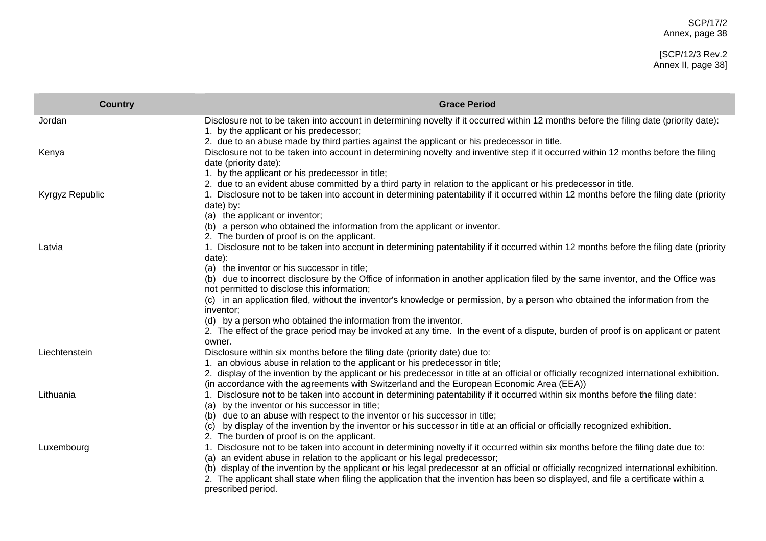| Country | Grace Period |
|---|---|
| Jordan | Disclosure not to be taken into account in determining novelty if it occurred within 12 months before the filing date (priority date):<br>1. by the applicant or his predecessor;<br>2. due to an abuse made by third parties against the applicant or his predecessor in title. |
| Kenya | Disclosure not to be taken into account in determining novelty and inventive step if it occurred within 12 months before the filing date (priority date):<br>1. by the applicant or his predecessor in title;<br>2. due to an evident abuse committed by a third party in relation to the applicant or his predecessor in title. |
| Kyrgyz Republic | 1. Disclosure not to be taken into account in determining patentability if it occurred within 12 months before the filing date (priority date) by:<br>(a) the applicant or inventor;<br>(b) a person who obtained the information from the applicant or inventor.<br>2. The burden of proof is on the applicant. |
| Latvia | 1. Disclosure not to be taken into account in determining patentability if it occurred within 12 months before the filing date (priority date):<br>(a) the inventor or his successor in title;<br>(b) due to incorrect disclosure by the Office of information in another application filed by the same inventor, and the Office was not permitted to disclose this information;<br>(c) in an application filed, without the inventor's knowledge or permission, by a person who obtained the information from the inventor;<br>(d) by a person who obtained the information from the inventor.<br>2. The effect of the grace period may be invoked at any time. In the event of a dispute, burden of proof is on applicant or patent owner. |
| Liechtenstein | Disclosure within six months before the filing date (priority date) due to:<br>1. an obvious abuse in relation to the applicant or his predecessor in title;<br>2. display of the invention by the applicant or his predecessor in title at an official or officially recognized international exhibition.<br>(in accordance with the agreements with Switzerland and the European Economic Area (EEA)) |
| Lithuania | 1. Disclosure not to be taken into account in determining patentability if it occurred within six months before the filing date:<br>(a) by the inventor or his successor in title;<br>(b) due to an abuse with respect to the inventor or his successor in title;<br>(c) by display of the invention by the inventor or his successor in title at an official or officially recognized exhibition.<br>2. The burden of proof is on the applicant. |
| Luxembourg | 1. Disclosure not to be taken into account in determining novelty if it occurred within six months before the filing date due to:<br>(a) an evident abuse in relation to the applicant or his legal predecessor;<br>(b) display of the invention by the applicant or his legal predecessor at an official or officially recognized international exhibition.<br>2. The applicant shall state when filing the application that the invention has been so displayed, and file a certificate within a prescribed period. |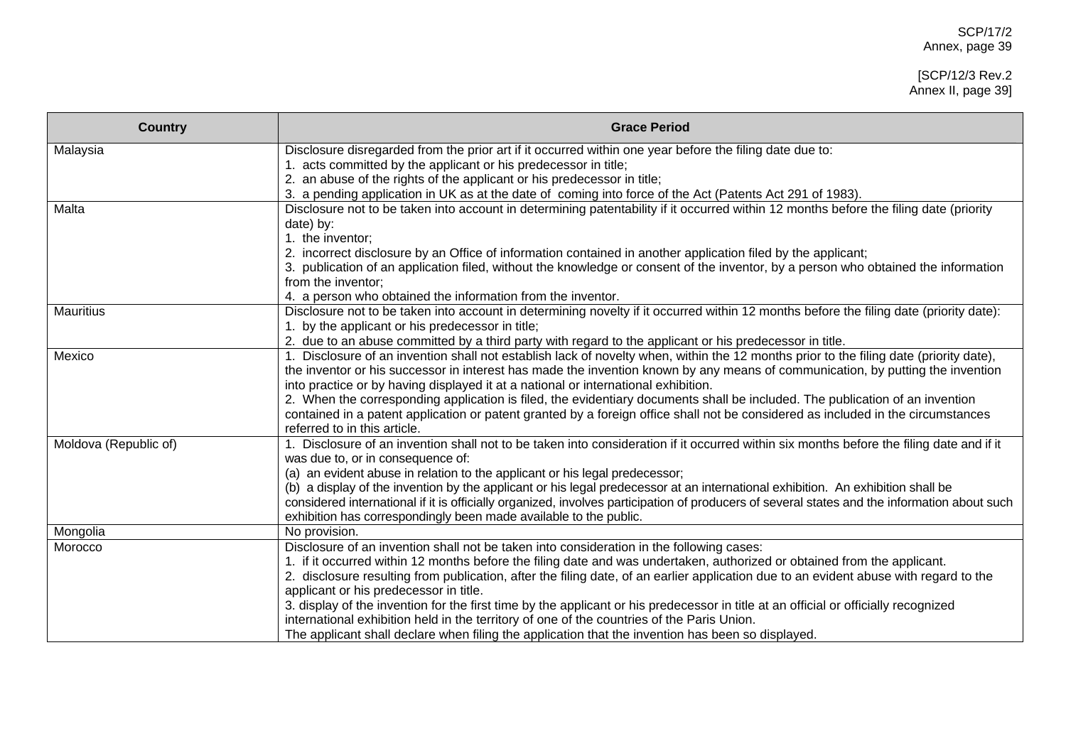| Country | Grace Period |
|---|---|
| Malaysia | Disclosure disregarded from the prior art if it occurred within one year before the filing date due to:<br>1. acts committed by the applicant or his predecessor in title;<br>2. an abuse of the rights of the applicant or his predecessor in title;<br>3. a pending application in UK as at the date of coming into force of the Act (Patents Act 291 of 1983). |
| Malta | Disclosure not to be taken into account in determining patentability if it occurred within 12 months before the filing date (priority date) by:<br>1. the inventor;<br>2. incorrect disclosure by an Office of information contained in another application filed by the applicant;<br>3. publication of an application filed, without the knowledge or consent of the inventor, by a person who obtained the information from the inventor;<br>4. a person who obtained the information from the inventor. |
| Mauritius | Disclosure not to be taken into account in determining novelty if it occurred within 12 months before the filing date (priority date):<br>1. by the applicant or his predecessor in title;<br>2. due to an abuse committed by a third party with regard to the applicant or his predecessor in title. |
| Mexico | 1. Disclosure of an invention shall not establish lack of novelty when, within the 12 months prior to the filing date (priority date), the inventor or his successor in interest has made the invention known by any means of communication, by putting the invention into practice or by having displayed it at a national or international exhibition.<br>2. When the corresponding application is filed, the evidentiary documents shall be included. The publication of an invention contained in a patent application or patent granted by a foreign office shall not be considered as included in the circumstances referred to in this article. |
| Moldova (Republic of) | 1. Disclosure of an invention shall not to be taken into consideration if it occurred within six months before the filing date and if it was due to, or in consequence of:<br>(a) an evident abuse in relation to the applicant or his legal predecessor;<br>(b) a display of the invention by the applicant or his legal predecessor at an international exhibition. An exhibition shall be considered international if it is officially organized, involves participation of producers of several states and the information about such exhibition has correspondingly been made available to the public. |
| Mongolia | No provision. |
| Morocco | Disclosure of an invention shall not be taken into consideration in the following cases:<br>1. if it occurred within 12 months before the filing date and was undertaken, authorized or obtained from the applicant.<br>2. disclosure resulting from publication, after the filing date, of an earlier application due to an evident abuse with regard to the applicant or his predecessor in title.<br>3. display of the invention for the first time by the applicant or his predecessor in title at an official or officially recognized international exhibition held in the territory of one of the countries of the Paris Union.<br>The applicant shall declare when filing the application that the invention has been so displayed. |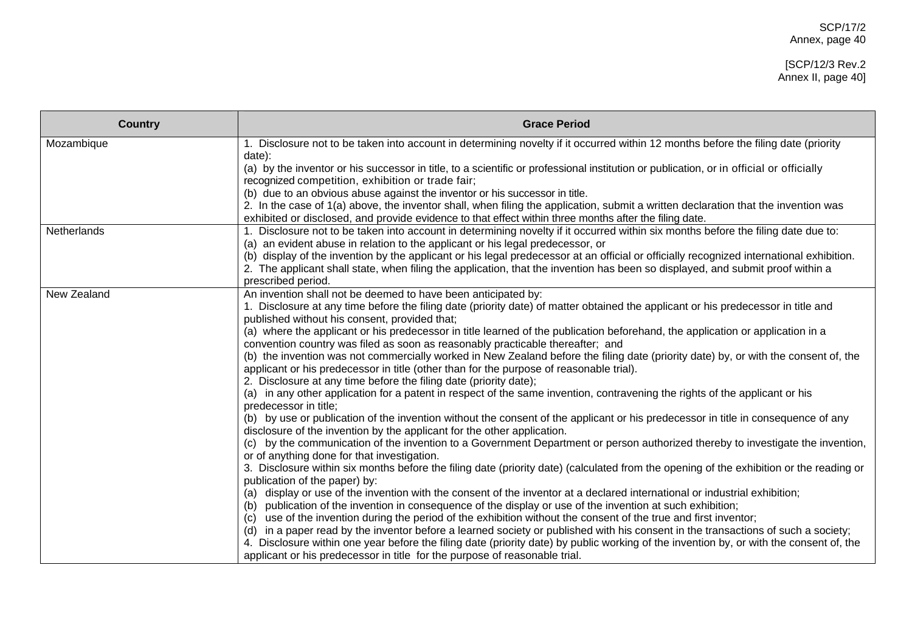| Country | Grace Period |
| --- | --- |
| Mozambique | 1. Disclosure not to be taken into account in determining novelty if it occurred within 12 months before the filing date (priority date):<br>(a) by the inventor or his successor in title, to a scientific or professional institution or publication, or in official or officially recognized competition, exhibition or trade fair;<br>(b) due to an obvious abuse against the inventor or his successor in title.<br>2. In the case of 1(a) above, the inventor shall, when filing the application, submit a written declaration that the invention was exhibited or disclosed, and provide evidence to that effect within three months after the filing date. |
| Netherlands | 1. Disclosure not to be taken into account in determining novelty if it occurred within six months before the filing date due to:<br>(a) an evident abuse in relation to the applicant or his legal predecessor, or<br>(b) display of the invention by the applicant or his legal predecessor at an official or officially recognized international exhibition.<br>2. The applicant shall state, when filing the application, that the invention has been so displayed, and submit proof within a prescribed period. |
| New Zealand | An invention shall not be deemed to have been anticipated by:<br>1. Disclosure at any time before the filing date (priority date) of matter obtained the applicant or his predecessor in title and published without his consent, provided that;<br>(a) where the applicant or his predecessor in title learned of the publication beforehand, the application or application in a convention country was filed as soon as reasonably practicable thereafter; and<br>(b) the invention was not commercially worked in New Zealand before the filing date (priority date) by, or with the consent of, the applicant or his predecessor in title (other than for the purpose of reasonable trial).<br>2. Disclosure at any time before the filing date (priority date);<br>(a) in any other application for a patent in respect of the same invention, contravening the rights of the applicant or his predecessor in title;<br>(b) by use or publication of the invention without the consent of the applicant or his predecessor in title in consequence of any disclosure of the invention by the applicant for the other application.<br>(c) by the communication of the invention to a Government Department or person authorized thereby to investigate the invention, or of anything done for that investigation.<br>3. Disclosure within six months before the filing date (priority date) (calculated from the opening of the exhibition or the reading or publication of the paper) by:<br>(a) display or use of the invention with the consent of the inventor at a declared international or industrial exhibition;<br>(b) publication of the invention in consequence of the display or use of the invention at such exhibition;<br>(c) use of the invention during the period of the exhibition without the consent of the true and first inventor;<br>(d) in a paper read by the inventor before a learned society or published with his consent in the transactions of such a society;<br>4. Disclosure within one year before the filing date (priority date) by public working of the invention by, or with the consent of, the applicant or his predecessor in title for the purpose of reasonable trial. |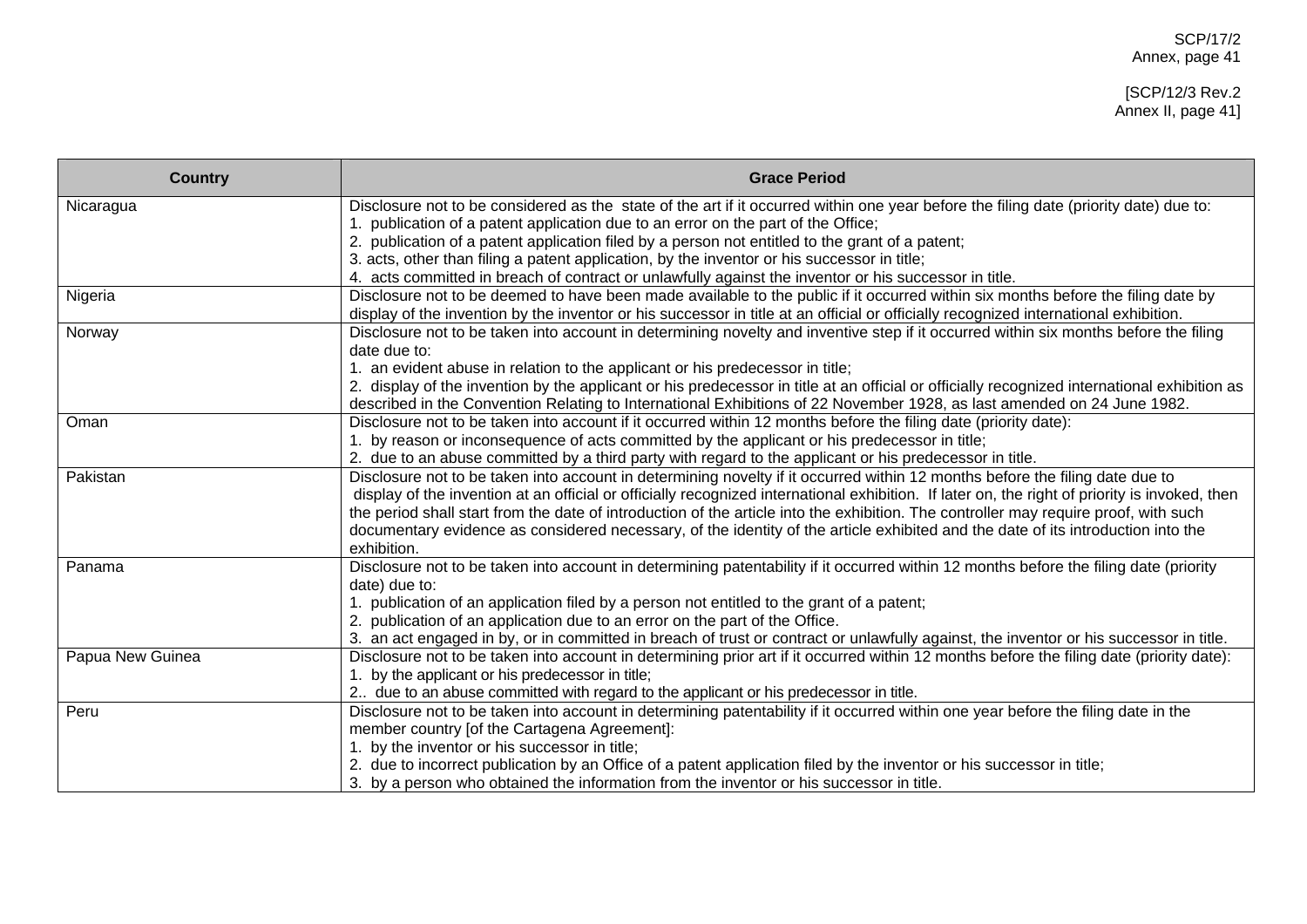| Country | Grace Period |
|---|---|
| Nicaragua | Disclosure not to be considered as the state of the art if it occurred within one year before the filing date (priority date) due to:<br>1. publication of a patent application due to an error on the part of the Office;<br>2. publication of a patent application filed by a person not entitled to the grant of a patent;<br>3. acts, other than filing a patent application, by the inventor or his successor in title;<br>4. acts committed in breach of contract or unlawfully against the inventor or his successor in title. |
| Nigeria | Disclosure not to be deemed to have been made available to the public if it occurred within six months before the filing date by display of the invention by the inventor or his successor in title at an official or officially recognized international exhibition. |
| Norway | Disclosure not to be taken into account in determining novelty and inventive step if it occurred within six months before the filing date due to:<br>1. an evident abuse in relation to the applicant or his predecessor in title;<br>2. display of the invention by the applicant or his predecessor in title at an official or officially recognized international exhibition as described in the Convention Relating to International Exhibitions of 22 November 1928, as last amended on 24 June 1982. |
| Oman | Disclosure not to be taken into account if it occurred within 12 months before the filing date (priority date):<br>1. by reason or inconsequence of acts committed by the applicant or his predecessor in title;<br>2. due to an abuse committed by a third party with regard to the applicant or his predecessor in title. |
| Pakistan | Disclosure not to be taken into account in determining novelty if it occurred within 12 months before the filing date due to display of the invention at an official or officially recognized international exhibition. If later on, the right of priority is invoked, then the period shall start from the date of introduction of the article into the exhibition. The controller may require proof, with such documentary evidence as considered necessary, of the identity of the article exhibited and the date of its introduction into the exhibition. |
| Panama | Disclosure not to be taken into account in determining patentability if it occurred within 12 months before the filing date (priority date) due to:<br>1. publication of an application filed by a person not entitled to the grant of a patent;<br>2. publication of an application due to an error on the part of the Office.<br>3. an act engaged in by, or in committed in breach of trust or contract or unlawfully against, the inventor or his successor in title. |
| Papua New Guinea | Disclosure not to be taken into account in determining prior art if it occurred within 12 months before the filing date (priority date):<br>1. by the applicant or his predecessor in title;<br>2.. due to an abuse committed with regard to the applicant or his predecessor in title. |
| Peru | Disclosure not to be taken into account in determining patentability if it occurred within one year before the filing date in the member country [of the Cartagena Agreement]:<br>1. by the inventor or his successor in title;<br>2. due to incorrect publication by an Office of a patent application filed by the inventor or his successor in title;<br>3. by a person who obtained the information from the inventor or his successor in title. |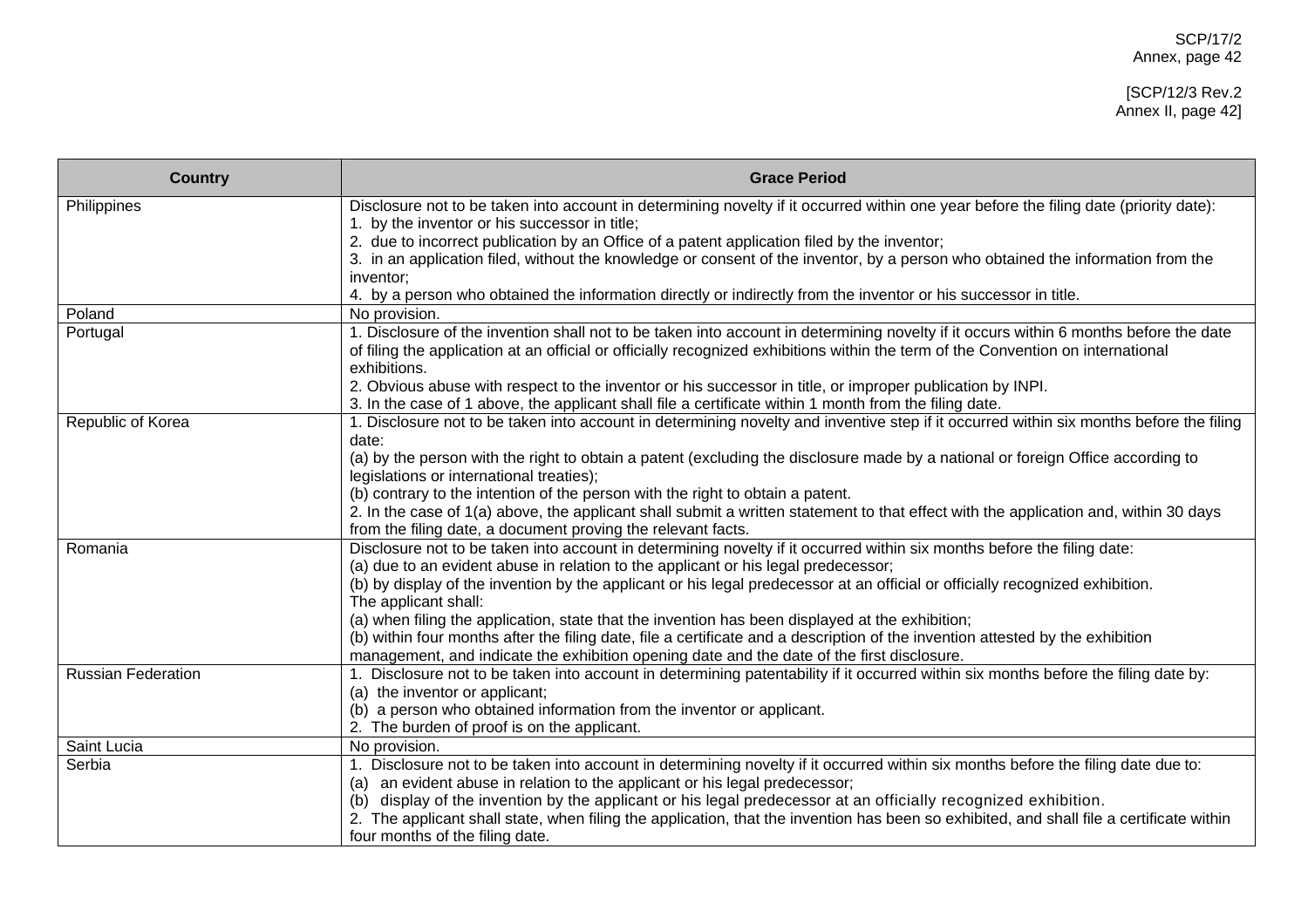| Country | Grace Period |
|---|---|
| Philippines | Disclosure not to be taken into account in determining novelty if it occurred within one year before the filing date (priority date):<br>1. by the inventor or his successor in title;<br>2. due to incorrect publication by an Office of a patent application filed by the inventor;<br>3. in an application filed, without the knowledge or consent of the inventor, by a person who obtained the information from the inventor;<br>4. by a person who obtained the information directly or indirectly from the inventor or his successor in title. |
| Poland | No provision. |
| Portugal | 1. Disclosure of the invention shall not to be taken into account in determining novelty if it occurs within 6 months before the date of filing the application at an official or officially recognized exhibitions within the term of the Convention on international exhibitions.<br>2. Obvious abuse with respect to the inventor or his successor in title, or improper publication by INPI.<br>3. In the case of 1 above, the applicant shall file a certificate within 1 month from the filing date. |
| Republic of Korea | 1. Disclosure not to be taken into account in determining novelty and inventive step if it occurred within six months before the filing date:<br>(a) by the person with the right to obtain a patent (excluding the disclosure made by a national or foreign Office according to legislations or international treaties);<br>(b) contrary to the intention of the person with the right to obtain a patent.<br>2. In the case of 1(a) above, the applicant shall submit a written statement to that effect with the application and, within 30 days from the filing date, a document proving the relevant facts. |
| Romania | Disclosure not to be taken into account in determining novelty if it occurred within six months before the filing date:<br>(a) due to an evident abuse in relation to the applicant or his legal predecessor;<br>(b) by display of the invention by the applicant or his legal predecessor at an official or officially recognized exhibition.<br>The applicant shall:<br>(a) when filing the application, state that the invention has been displayed at the exhibition;<br>(b) within four months after the filing date, file a certificate and a description of the invention attested by the exhibition management, and indicate the exhibition opening date and the date of the first disclosure. |
| Russian Federation | 1. Disclosure not to be taken into account in determining patentability if it occurred within six months before the filing date by:<br>(a) the inventor or applicant;<br>(b) a person who obtained information from the inventor or applicant.<br>2. The burden of proof is on the applicant. |
| Saint Lucia | No provision. |
| Serbia | 1. Disclosure not to be taken into account in determining novelty if it occurred within six months before the filing date due to:<br>(a) an evident abuse in relation to the applicant or his legal predecessor;<br>(b) display of the invention by the applicant or his legal predecessor at an officially recognized exhibition.<br>2. The applicant shall state, when filing the application, that the invention has been so exhibited, and shall file a certificate within four months of the filing date. |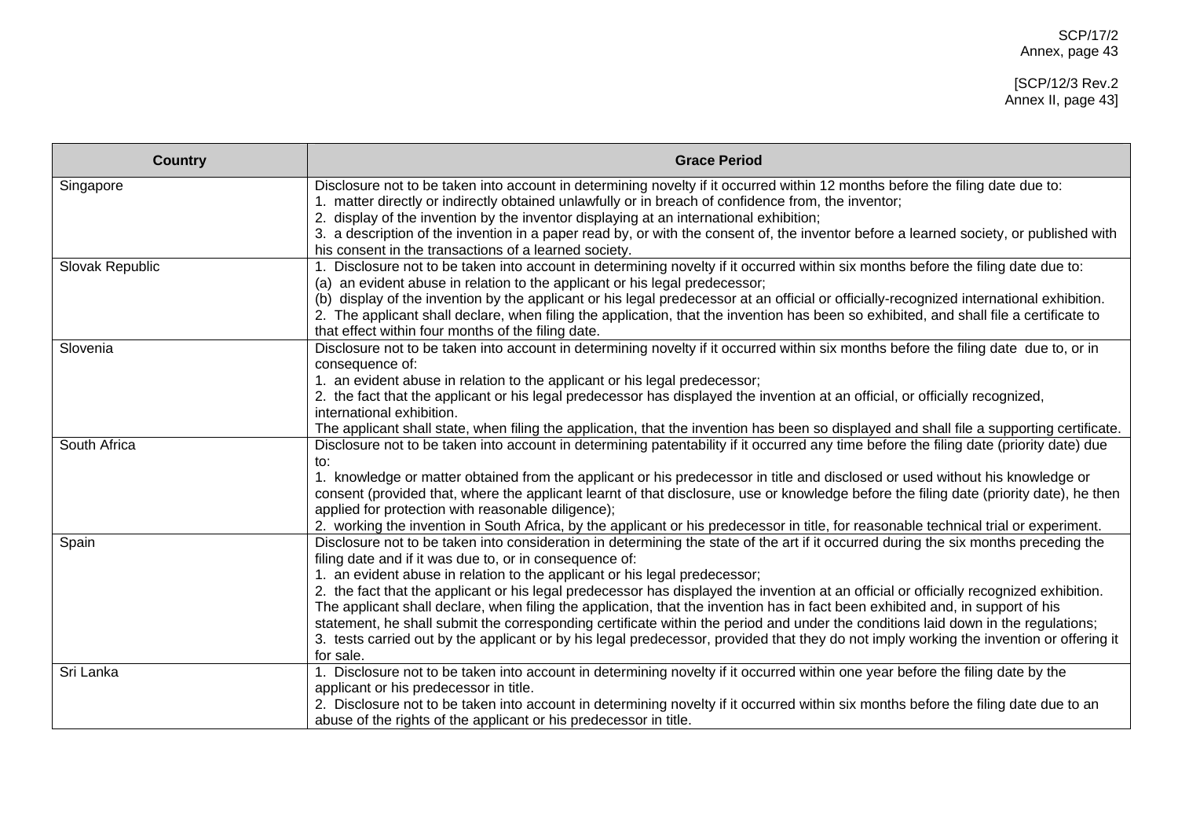| Country | Grace Period |
|---|---|
| Singapore | Disclosure not to be taken into account in determining novelty if it occurred within 12 months before the filing date due to:<br>1. matter directly or indirectly obtained unlawfully or in breach of confidence from, the inventor;<br>2. display of the invention by the inventor displaying at an international exhibition;<br>3. a description of the invention in a paper read by, or with the consent of, the inventor before a learned society, or published with his consent in the transactions of a learned society. |
| Slovak Republic | 1. Disclosure not to be taken into account in determining novelty if it occurred within six months before the filing date due to:<br>(a) an evident abuse in relation to the applicant or his legal predecessor;<br>(b) display of the invention by the applicant or his legal predecessor at an official or officially-recognized international exhibition.<br>2. The applicant shall declare, when filing the application, that the invention has been so exhibited, and shall file a certificate to that effect within four months of the filing date. |
| Slovenia | Disclosure not to be taken into account in determining novelty if it occurred within six months before the filing date due to, or in consequence of:<br>1. an evident abuse in relation to the applicant or his legal predecessor;<br>2. the fact that the applicant or his legal predecessor has displayed the invention at an official, or officially recognized, international exhibition.<br>The applicant shall state, when filing the application, that the invention has been so displayed and shall file a supporting certificate. |
| South Africa | Disclosure not to be taken into account in determining patentability if it occurred any time before the filing date (priority date) due to:<br>1. knowledge or matter obtained from the applicant or his predecessor in title and disclosed or used without his knowledge or consent (provided that, where the applicant learnt of that disclosure, use or knowledge before the filing date (priority date), he then applied for protection with reasonable diligence);<br>2. working the invention in South Africa, by the applicant or his predecessor in title, for reasonable technical trial or experiment. |
| Spain | Disclosure not to be taken into consideration in determining the state of the art if it occurred during the six months preceding the filing date and if it was due to, or in consequence of:<br>1. an evident abuse in relation to the applicant or his legal predecessor;<br>2. the fact that the applicant or his legal predecessor has displayed the invention at an official or officially recognized exhibition. The applicant shall declare, when filing the application, that the invention has in fact been exhibited and, in support of his statement, he shall submit the corresponding certificate within the period and under the conditions laid down in the regulations;<br>3. tests carried out by the applicant or by his legal predecessor, provided that they do not imply working the invention or offering it for sale. |
| Sri Lanka | 1. Disclosure not to be taken into account in determining novelty if it occurred within one year before the filing date by the applicant or his predecessor in title.<br>2. Disclosure not to be taken into account in determining novelty if it occurred within six months before the filing date due to an abuse of the rights of the applicant or his predecessor in title. |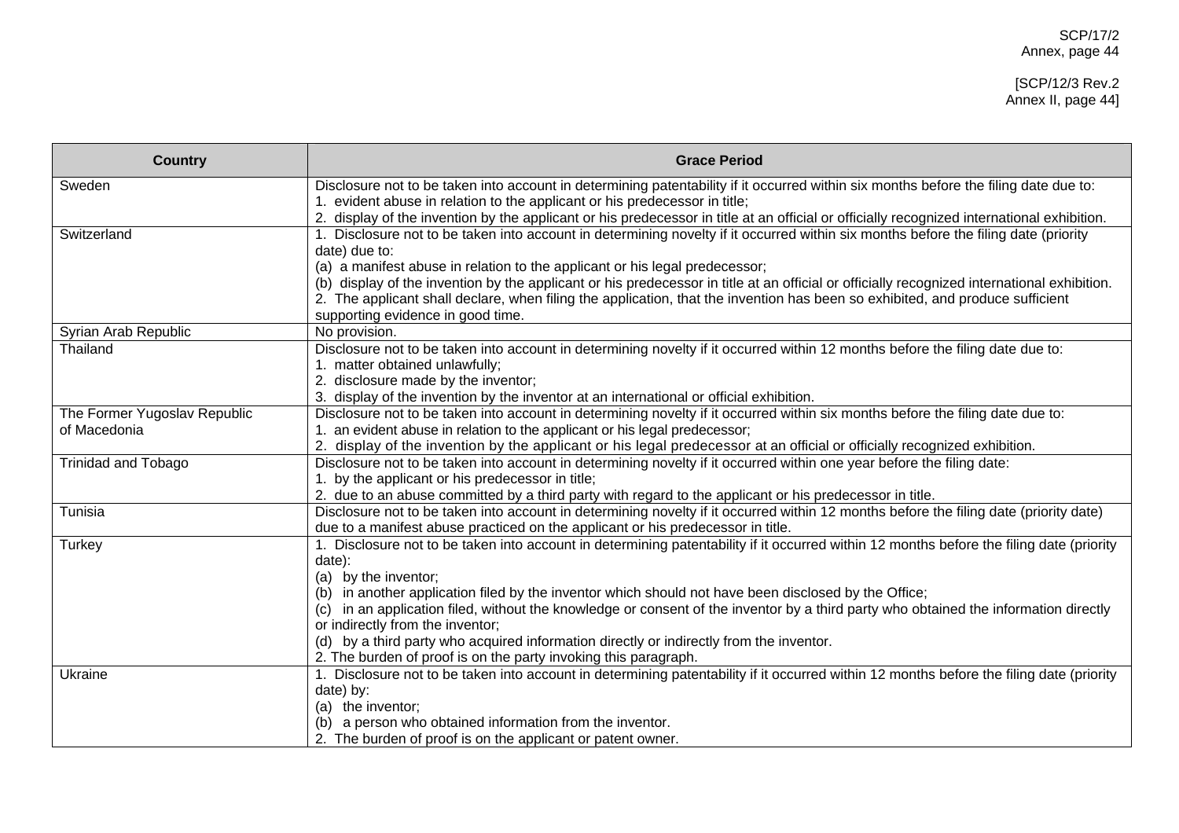| Country | Grace Period |
|---|---|
| Sweden | Disclosure not to be taken into account in determining patentability if it occurred within six months before the filing date due to:<br>1. evident abuse in relation to the applicant or his predecessor in title;<br>2. display of the invention by the applicant or his predecessor in title at an official or officially recognized international exhibition. |
| Switzerland | 1. Disclosure not to be taken into account in determining novelty if it occurred within six months before the filing date (priority date) due to:<br>(a) a manifest abuse in relation to the applicant or his legal predecessor;<br>(b) display of the invention by the applicant or his predecessor in title at an official or officially recognized international exhibition.<br>2. The applicant shall declare, when filing the application, that the invention has been so exhibited, and produce sufficient supporting evidence in good time. |
| Syrian Arab Republic | No provision. |
| Thailand | Disclosure not to be taken into account in determining novelty if it occurred within 12 months before the filing date due to:<br>1. matter obtained unlawfully;<br>2. disclosure made by the inventor;<br>3. display of the invention by the inventor at an international or official exhibition. |
| The Former Yugoslav Republic of Macedonia | Disclosure not to be taken into account in determining novelty if it occurred within six months before the filing date due to:<br>1. an evident abuse in relation to the applicant or his legal predecessor;<br>2. display of the invention by the applicant or his legal predecessor at an official or officially recognized exhibition. |
| Trinidad and Tobago | Disclosure not to be taken into account in determining novelty if it occurred within one year before the filing date:<br>1. by the applicant or his predecessor in title;<br>2. due to an abuse committed by a third party with regard to the applicant or his predecessor in title. |
| Tunisia | Disclosure not to be taken into account in determining novelty if it occurred within 12 months before the filing date (priority date) due to a manifest abuse practiced on the applicant or his predecessor in title. |
| Turkey | 1. Disclosure not to be taken into account in determining patentability if it occurred within 12 months before the filing date (priority date):<br>(a) by the inventor;<br>(b) in another application filed by the inventor which should not have been disclosed by the Office;<br>(c) in an application filed, without the knowledge or consent of the inventor by a third party who obtained the information directly or indirectly from the inventor;<br>(d) by a third party who acquired information directly or indirectly from the inventor.<br>2. The burden of proof is on the party invoking this paragraph. |
| Ukraine | 1. Disclosure not to be taken into account in determining patentability if it occurred within 12 months before the filing date (priority date) by:<br>(a) the inventor;<br>(b) a person who obtained information from the inventor.<br>2. The burden of proof is on the applicant or patent owner. |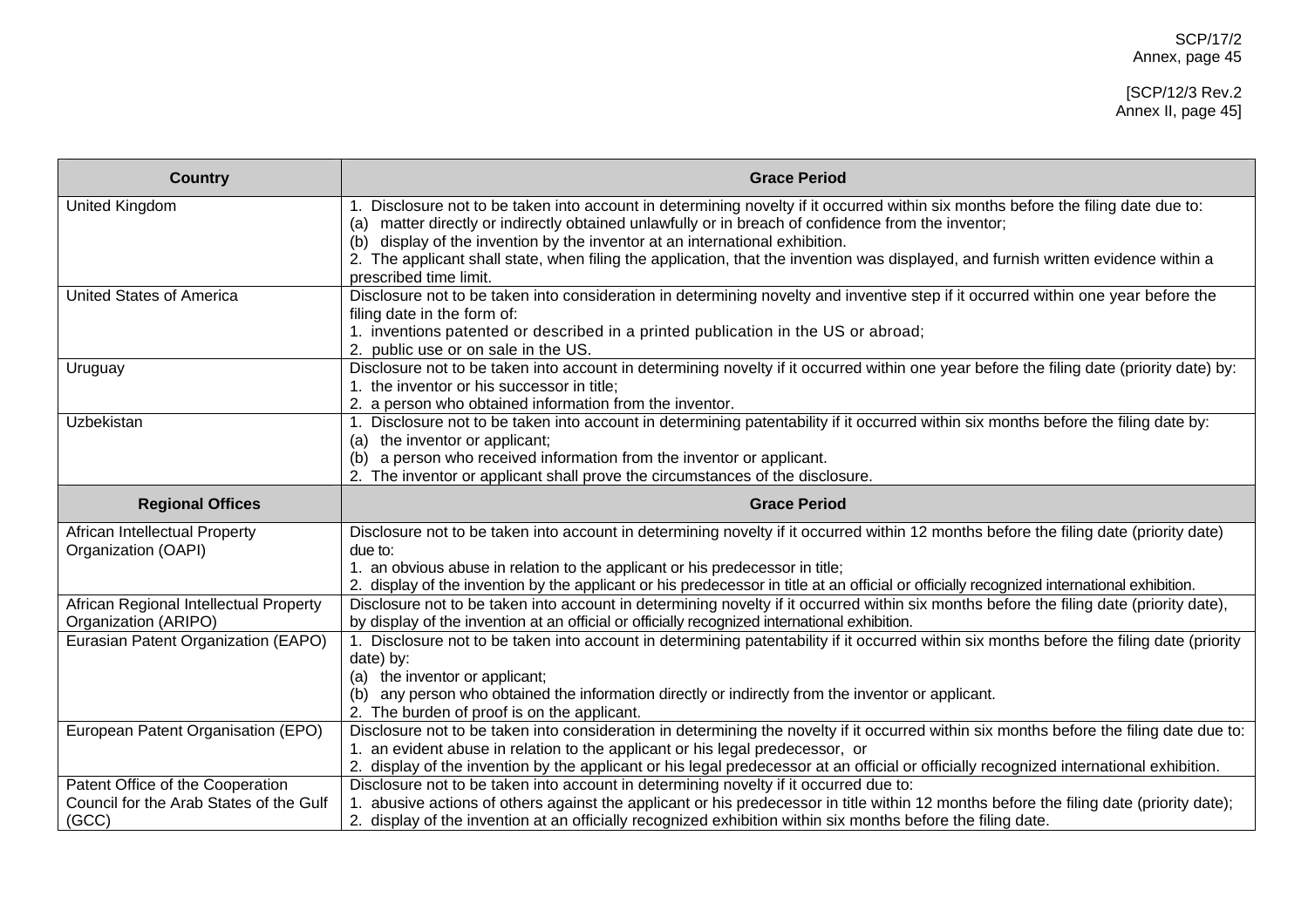| Country | Grace Period |
|---|---|
| United Kingdom | 1. Disclosure not to be taken into account in determining novelty if it occurred within six months before the filing date due to:<br>(a) matter directly or indirectly obtained unlawfully or in breach of confidence from the inventor;<br>(b) display of the invention by the inventor at an international exhibition.<br>2. The applicant shall state, when filing the application, that the invention was displayed, and furnish written evidence within a prescribed time limit. |
| United States of America | Disclosure not to be taken into consideration in determining novelty and inventive step if it occurred within one year before the filing date in the form of:<br>1. inventions patented or described in a printed publication in the US or abroad;<br>2. public use or on sale in the US. |
| Uruguay | Disclosure not to be taken into account in determining novelty if it occurred within one year before the filing date (priority date) by:<br>1. the inventor or his successor in title;<br>2. a person who obtained information from the inventor. |
| Uzbekistan | 1. Disclosure not to be taken into account in determining patentability if it occurred within six months before the filing date by:<br>(a) the inventor or applicant;<br>(b) a person who received information from the inventor or applicant.<br>2. The inventor or applicant shall prove the circumstances of the disclosure. |
| **Regional Offices** | **Grace Period** |
| African Intellectual Property Organization (OAPI) | Disclosure not to be taken into account in determining novelty if it occurred within 12 months before the filing date (priority date) due to:<br>1. an obvious abuse in relation to the applicant or his predecessor in title;<br>2. display of the invention by the applicant or his predecessor in title at an official or officially recognized international exhibition. |
| African Regional Intellectual Property Organization (ARIPO) | Disclosure not to be taken into account in determining novelty if it occurred within six months before the filing date (priority date), by display of the invention at an official or officially recognized international exhibition. |
| Eurasian Patent Organization (EAPO) | 1. Disclosure not to be taken into account in determining patentability if it occurred within six months before the filing date (priority date) by:<br>(a) the inventor or applicant;<br>(b) any person who obtained the information directly or indirectly from the inventor or applicant.<br>2. The burden of proof is on the applicant. |
| European Patent Organisation (EPO) | Disclosure not to be taken into consideration in determining the novelty if it occurred within six months before the filing date due to:<br>1. an evident abuse in relation to the applicant or his legal predecessor, or<br>2. display of the invention by the applicant or his legal predecessor at an official or officially recognized international exhibition. |
| Patent Office of the Cooperation Council for the Arab States of the Gulf (GCC) | Disclosure not to be taken into account in determining novelty if it occurred due to:<br>1. abusive actions of others against the applicant or his predecessor in title within 12 months before the filing date (priority date);<br>2. display of the invention at an officially recognized exhibition within six months before the filing date. |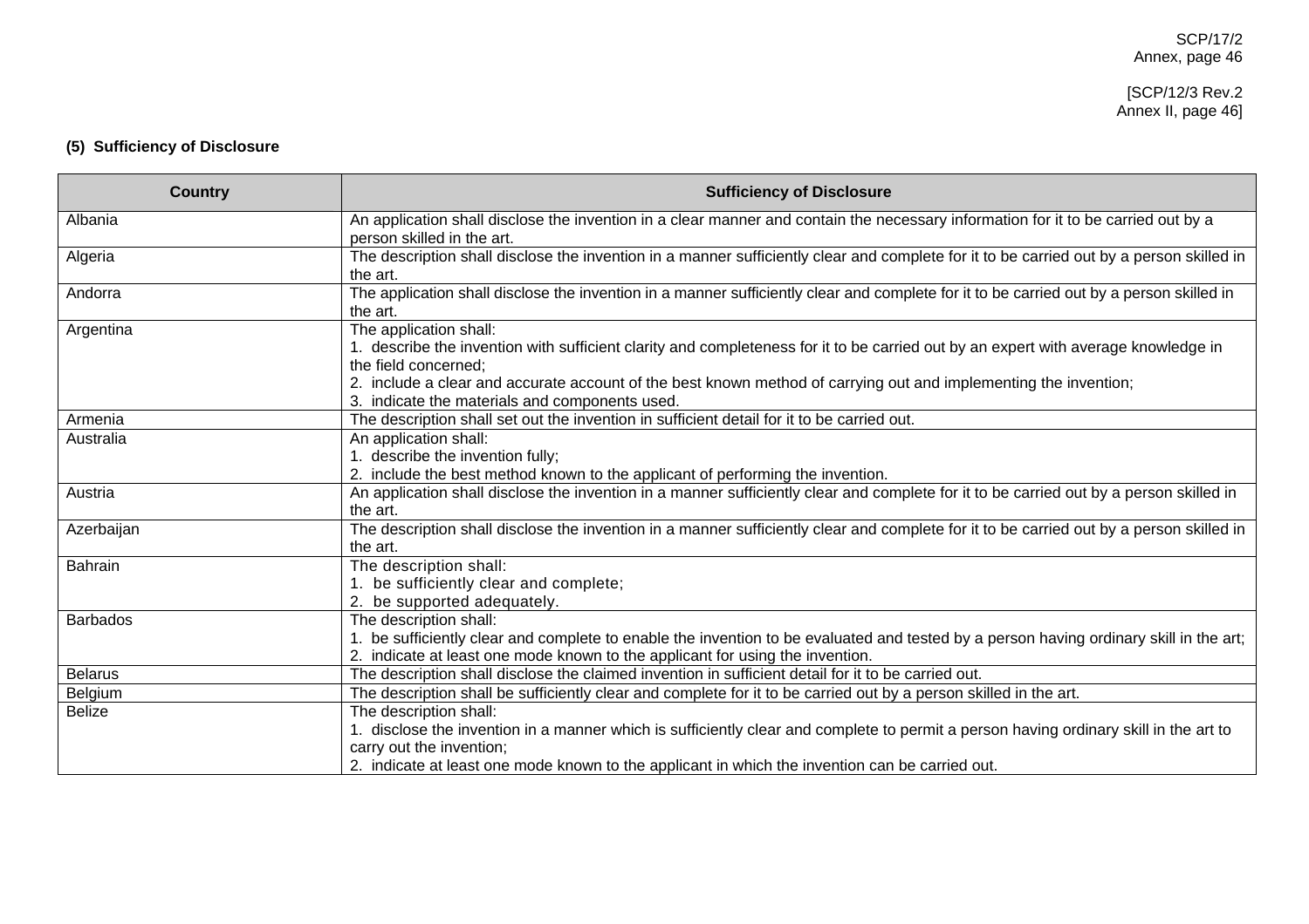**(5) Sufficiency of Disclosure**

| Country | Sufficiency of Disclosure |
|---|---|
| Albania | An application shall disclose the invention in a clear manner and contain the necessary information for it to be carried out by a person skilled in the art. |
| Algeria | The description shall disclose the invention in a manner sufficiently clear and complete for it to be carried out by a person skilled in the art. |
| Andorra | The application shall disclose the invention in a manner sufficiently clear and complete for it to be carried out by a person skilled in the art. |
| Argentina | The application shall:<br>1. describe the invention with sufficient clarity and completeness for it to be carried out by an expert with average knowledge in the field concerned;<br>2. include a clear and accurate account of the best known method of carrying out and implementing the invention;<br>3. indicate the materials and components used. |
| Armenia | The description shall set out the invention in sufficient detail for it to be carried out. |
| Australia | An application shall:<br>1. describe the invention fully;<br>2. include the best method known to the applicant of performing the invention. |
| Austria | An application shall disclose the invention in a manner sufficiently clear and complete for it to be carried out by a person skilled in the art. |
| Azerbaijan | The description shall disclose the invention in a manner sufficiently clear and complete for it to be carried out by a person skilled in the art. |
| Bahrain | The description shall:<br>1. be sufficiently clear and complete;<br>2. be supported adequately. |
| Barbados | The description shall:<br>1. be sufficiently clear and complete to enable the invention to be evaluated and tested by a person having ordinary skill in the art;<br>2. indicate at least one mode known to the applicant for using the invention. |
| Belarus | The description shall disclose the claimed invention in sufficient detail for it to be carried out. |
| Belgium | The description shall be sufficiently clear and complete for it to be carried out by a person skilled in the art. |
| Belize | The description shall:<br>1. disclose the invention in a manner which is sufficiently clear and complete to permit a person having ordinary skill in the art to carry out the invention;<br>2. indicate at least one mode known to the applicant in which the invention can be carried out. |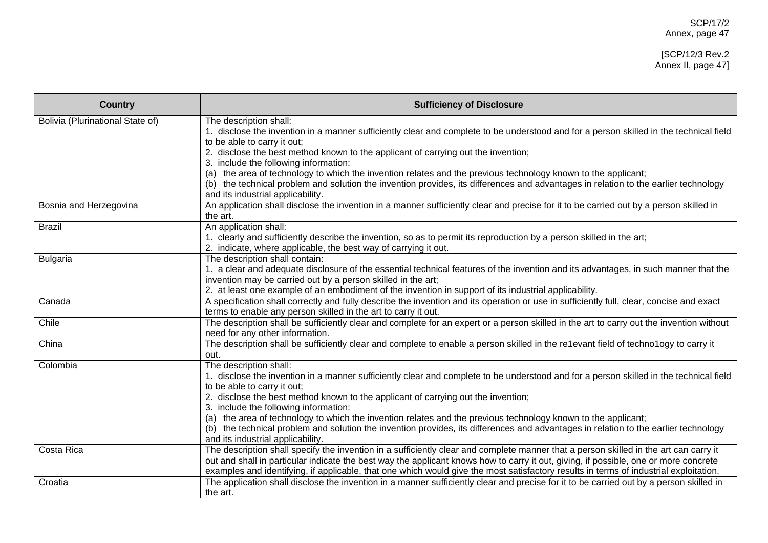| Country | Sufficiency of Disclosure |
|---|---|
| Bolivia (Plurinational State of) | The description shall:<br>1. disclose the invention in a manner sufficiently clear and complete to be understood and for a person skilled in the technical field to be able to carry it out;<br>2. disclose the best method known to the applicant of carrying out the invention;<br>3. include the following information:<br>(a) the area of technology to which the invention relates and the previous technology known to the applicant;<br>(b) the technical problem and solution the invention provides, its differences and advantages in relation to the earlier technology and its industrial applicability. |
| Bosnia and Herzegovina | An application shall disclose the invention in a manner sufficiently clear and precise for it to be carried out by a person skilled in the art. |
| Brazil | An application shall:<br>1. clearly and sufficiently describe the invention, so as to permit its reproduction by a person skilled in the art;<br>2. indicate, where applicable, the best way of carrying it out. |
| Bulgaria | The description shall contain:<br>1. a clear and adequate disclosure of the essential technical features of the invention and its advantages, in such manner that the invention may be carried out by a person skilled in the art;<br>2. at least one example of an embodiment of the invention in support of its industrial applicability. |
| Canada | A specification shall correctly and fully describe the invention and its operation or use in sufficiently full, clear, concise and exact terms to enable any person skilled in the art to carry it out. |
| Chile | The description shall be sufficiently clear and complete for an expert or a person skilled in the art to carry out the invention without need for any other information. |
| China | The description shall be sufficiently clear and complete to enable a person skilled in the re1evant field of techno1ogy to carry it out. |
| Colombia | The description shall:<br>1. disclose the invention in a manner sufficiently clear and complete to be understood and for a person skilled in the technical field to be able to carry it out;<br>2. disclose the best method known to the applicant of carrying out the invention;<br>3. include the following information:<br>(a) the area of technology to which the invention relates and the previous technology known to the applicant;<br>(b) the technical problem and solution the invention provides, its differences and advantages in relation to the earlier technology and its industrial applicability. |
| Costa Rica | The description shall specify the invention in a sufficiently clear and complete manner that a person skilled in the art can carry it out and shall in particular indicate the best way the applicant knows how to carry it out, giving, if possible, one or more concrete examples and identifying, if applicable, that one which would give the most satisfactory results in terms of industrial exploitation. |
| Croatia | The application shall disclose the invention in a manner sufficiently clear and precise for it to be carried out by a person skilled in the art. |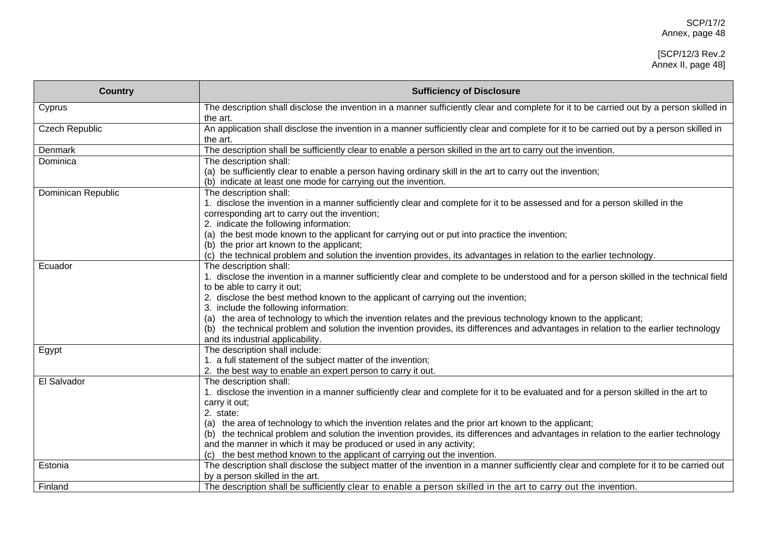| Country | Sufficiency of Disclosure |
|---|---|
| Cyprus | The description shall disclose the invention in a manner sufficiently clear and complete for it to be carried out by a person skilled in the art. |
| Czech Republic | An application shall disclose the invention in a manner sufficiently clear and complete for it to be carried out by a person skilled in the art. |
| Denmark | The description shall be sufficiently clear to enable a person skilled in the art to carry out the invention. |
| Dominica | The description shall:<br>(a) be sufficiently clear to enable a person having ordinary skill in the art to carry out the invention;<br>(b) indicate at least one mode for carrying out the invention. |
| Dominican Republic | The description shall:<br>1. disclose the invention in a manner sufficiently clear and complete for it to be assessed and for a person skilled in the corresponding art to carry out the invention;<br>2. indicate the following information:<br>(a) the best mode known to the applicant for carrying out or put into practice the invention;<br>(b) the prior art known to the applicant;<br>(c) the technical problem and solution the invention provides, its advantages in relation to the earlier technology. |
| Ecuador | The description shall:<br>1. disclose the invention in a manner sufficiently clear and complete to be understood and for a person skilled in the technical field to be able to carry it out;<br>2. disclose the best method known to the applicant of carrying out the invention;<br>3. include the following information:<br>(a) the area of technology to which the invention relates and the previous technology known to the applicant;<br>(b) the technical problem and solution the invention provides, its differences and advantages in relation to the earlier technology and its industrial applicability. |
| Egypt | The description shall include:<br>1. a full statement of the subject matter of the invention;<br>2. the best way to enable an expert person to carry it out. |
| El Salvador | The description shall:<br>1. disclose the invention in a manner sufficiently clear and complete for it to be evaluated and for a person skilled in the art to carry it out;<br>2. state:<br>(a) the area of technology to which the invention relates and the prior art known to the applicant;<br>(b) the technical problem and solution the invention provides, its differences and advantages in relation to the earlier technology and the manner in which it may be produced or used in any activity;<br>(c) the best method known to the applicant of carrying out the invention. |
| Estonia | The description shall disclose the subject matter of the invention in a manner sufficiently clear and complete for it to be carried out by a person skilled in the art. |
| Finland | The description shall be sufficiently clear to enable a person skilled in the art to carry out the invention. |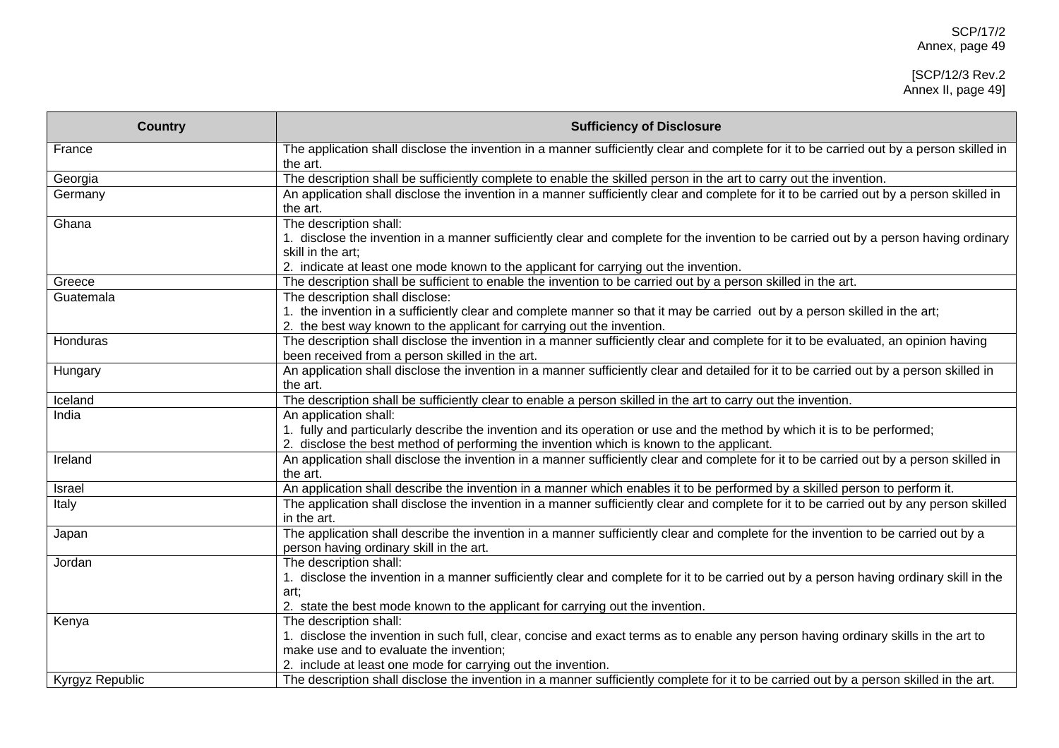| Country | Sufficiency of Disclosure |
| --- | --- |
| France | The application shall disclose the invention in a manner sufficiently clear and complete for it to be carried out by a person skilled in the art. |
| Georgia | The description shall be sufficiently complete to enable the skilled person in the art to carry out the invention. |
| Germany | An application shall disclose the invention in a manner sufficiently clear and complete for it to be carried out by a person skilled in the art. |
| Ghana | The description shall:<br>1. disclose the invention in a manner sufficiently clear and complete for the invention to be carried out by a person having ordinary skill in the art;<br>2. indicate at least one mode known to the applicant for carrying out the invention. |
| Greece | The description shall be sufficient to enable the invention to be carried out by a person skilled in the art. |
| Guatemala | The description shall disclose:<br>1. the invention in a sufficiently clear and complete manner so that it may be carried out by a person skilled in the art;<br>2. the best way known to the applicant for carrying out the invention. |
| Honduras | The description shall disclose the invention in a manner sufficiently clear and complete for it to be evaluated, an opinion having been received from a person skilled in the art. |
| Hungary | An application shall disclose the invention in a manner sufficiently clear and detailed for it to be carried out by a person skilled in the art. |
| Iceland | The description shall be sufficiently clear to enable a person skilled in the art to carry out the invention. |
| India | An application shall:<br>1. fully and particularly describe the invention and its operation or use and the method by which it is to be performed;<br>2. disclose the best method of performing the invention which is known to the applicant. |
| Ireland | An application shall disclose the invention in a manner sufficiently clear and complete for it to be carried out by a person skilled in the art. |
| Israel | An application shall describe the invention in a manner which enables it to be performed by a skilled person to perform it. |
| Italy | The application shall disclose the invention in a manner sufficiently clear and complete for it to be carried out by any person skilled in the art. |
| Japan | The application shall describe the invention in a manner sufficiently clear and complete for the invention to be carried out by a person having ordinary skill in the art. |
| Jordan | The description shall:<br>1. disclose the invention in a manner sufficiently clear and complete for it to be carried out by a person having ordinary skill in the art;<br>2. state the best mode known to the applicant for carrying out the invention. |
| Kenya | The description shall:<br>1. disclose the invention in such full, clear, concise and exact terms as to enable any person having ordinary skills in the art to make use and to evaluate the invention;<br>2. include at least one mode for carrying out the invention. |
| Kyrgyz Republic | The description shall disclose the invention in a manner sufficiently complete for it to be carried out by a person skilled in the art. |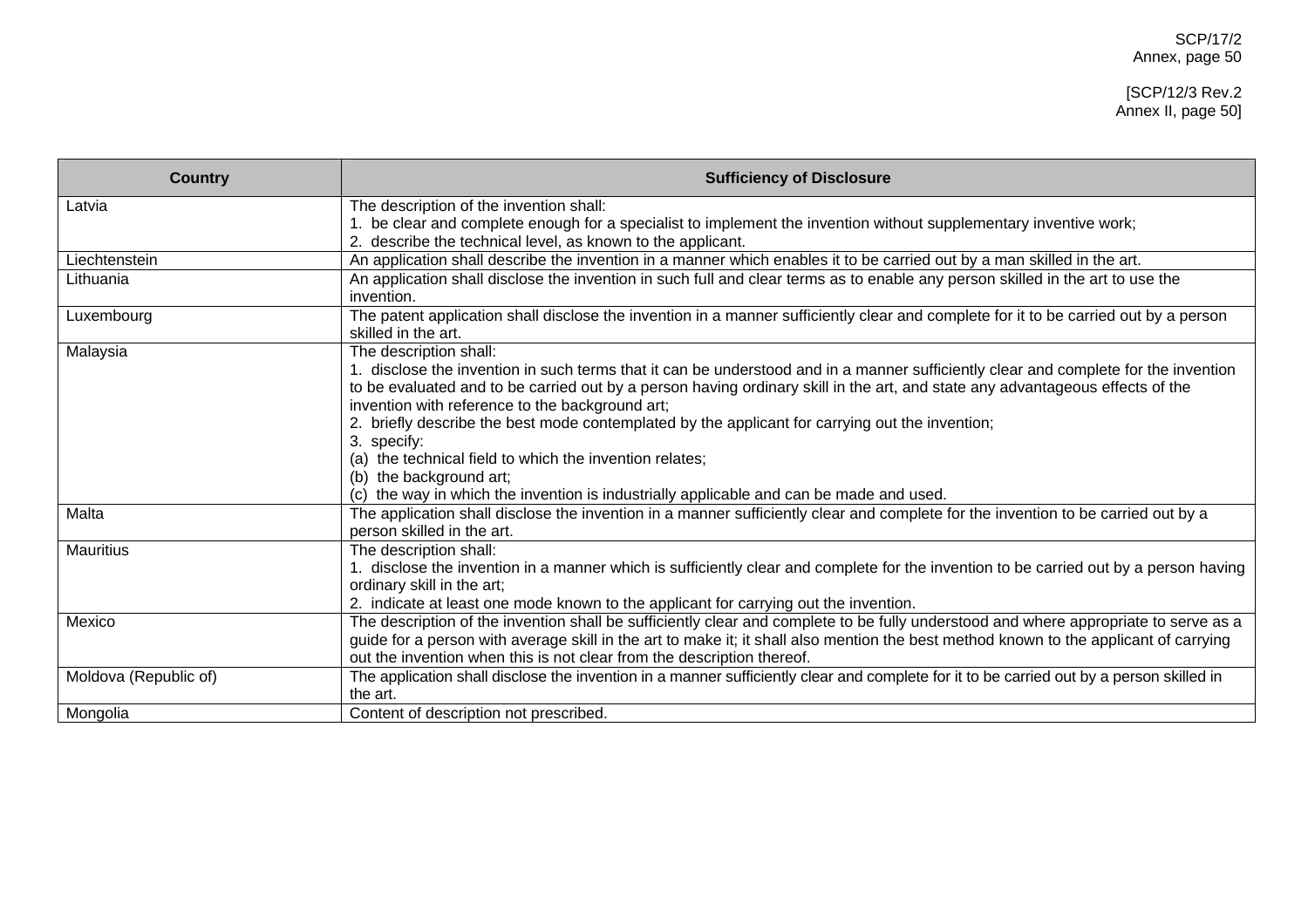| Country | Sufficiency of Disclosure |
|---|---|
| Latvia | The description of the invention shall:<br>1. be clear and complete enough for a specialist to implement the invention without supplementary inventive work;<br>2. describe the technical level, as known to the applicant. |
| Liechtenstein | An application shall describe the invention in a manner which enables it to be carried out by a man skilled in the art. |
| Lithuania | An application shall disclose the invention in such full and clear terms as to enable any person skilled in the art to use the invention. |
| Luxembourg | The patent application shall disclose the invention in a manner sufficiently clear and complete for it to be carried out by a person skilled in the art. |
| Malaysia | The description shall:<br>1. disclose the invention in such terms that it can be understood and in a manner sufficiently clear and complete for the invention to be evaluated and to be carried out by a person having ordinary skill in the art, and state any advantageous effects of the invention with reference to the background art;<br>2. briefly describe the best mode contemplated by the applicant for carrying out the invention;<br>3. specify:<br>(a) the technical field to which the invention relates;<br>(b) the background art;<br>(c) the way in which the invention is industrially applicable and can be made and used. |
| Malta | The application shall disclose the invention in a manner sufficiently clear and complete for the invention to be carried out by a person skilled in the art. |
| Mauritius | The description shall:<br>1. disclose the invention in a manner which is sufficiently clear and complete for the invention to be carried out by a person having ordinary skill in the art;<br>2. indicate at least one mode known to the applicant for carrying out the invention. |
| Mexico | The description of the invention shall be sufficiently clear and complete to be fully understood and where appropriate to serve as a guide for a person with average skill in the art to make it; it shall also mention the best method known to the applicant of carrying out the invention when this is not clear from the description thereof. |
| Moldova (Republic of) | The application shall disclose the invention in a manner sufficiently clear and complete for it to be carried out by a person skilled in the art. |
| Mongolia | Content of description not prescribed. |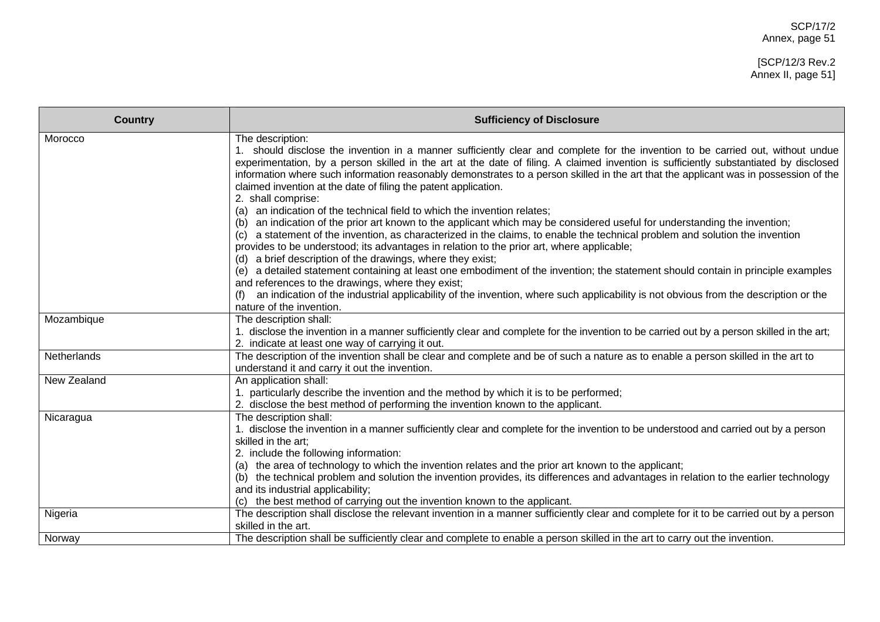| Country | Sufficiency of Disclosure |
| --- | --- |
| Morocco | The description:<br>1. should disclose the invention in a manner sufficiently clear and complete for the invention to be carried out, without undue experimentation, by a person skilled in the art at the date of filing. A claimed invention is sufficiently substantiated by disclosed information where such information reasonably demonstrates to a person skilled in the art that the applicant was in possession of the claimed invention at the date of filing the patent application.<br>2. shall comprise:<br>(a) an indication of the technical field to which the invention relates;<br>(b) an indication of the prior art known to the applicant which may be considered useful for understanding the invention;<br>(c) a statement of the invention, as characterized in the claims, to enable the technical problem and solution the invention provides to be understood; its advantages in relation to the prior art, where applicable;<br>(d) a brief description of the drawings, where they exist;<br>(e) a detailed statement containing at least one embodiment of the invention; the statement should contain in principle examples and references to the drawings, where they exist;<br>(f) an indication of the industrial applicability of the invention, where such applicability is not obvious from the description or the nature of the invention. |
| Mozambique | The description shall:<br>1. disclose the invention in a manner sufficiently clear and complete for the invention to be carried out by a person skilled in the art;<br>2. indicate at least one way of carrying it out. |
| Netherlands | The description of the invention shall be clear and complete and be of such a nature as to enable a person skilled in the art to understand it and carry it out the invention. |
| New Zealand | An application shall:<br>1. particularly describe the invention and the method by which it is to be performed;<br>2. disclose the best method of performing the invention known to the applicant. |
| Nicaragua | The description shall:<br>1. disclose the invention in a manner sufficiently clear and complete for the invention to be understood and carried out by a person skilled in the art;<br>2. include the following information:<br>(a) the area of technology to which the invention relates and the prior art known to the applicant;<br>(b) the technical problem and solution the invention provides, its differences and advantages in relation to the earlier technology and its industrial applicability;<br>(c) the best method of carrying out the invention known to the applicant. |
| Nigeria | The description shall disclose the relevant invention in a manner sufficiently clear and complete for it to be carried out by a person skilled in the art. |
| Norway | The description shall be sufficiently clear and complete to enable a person skilled in the art to carry out the invention. |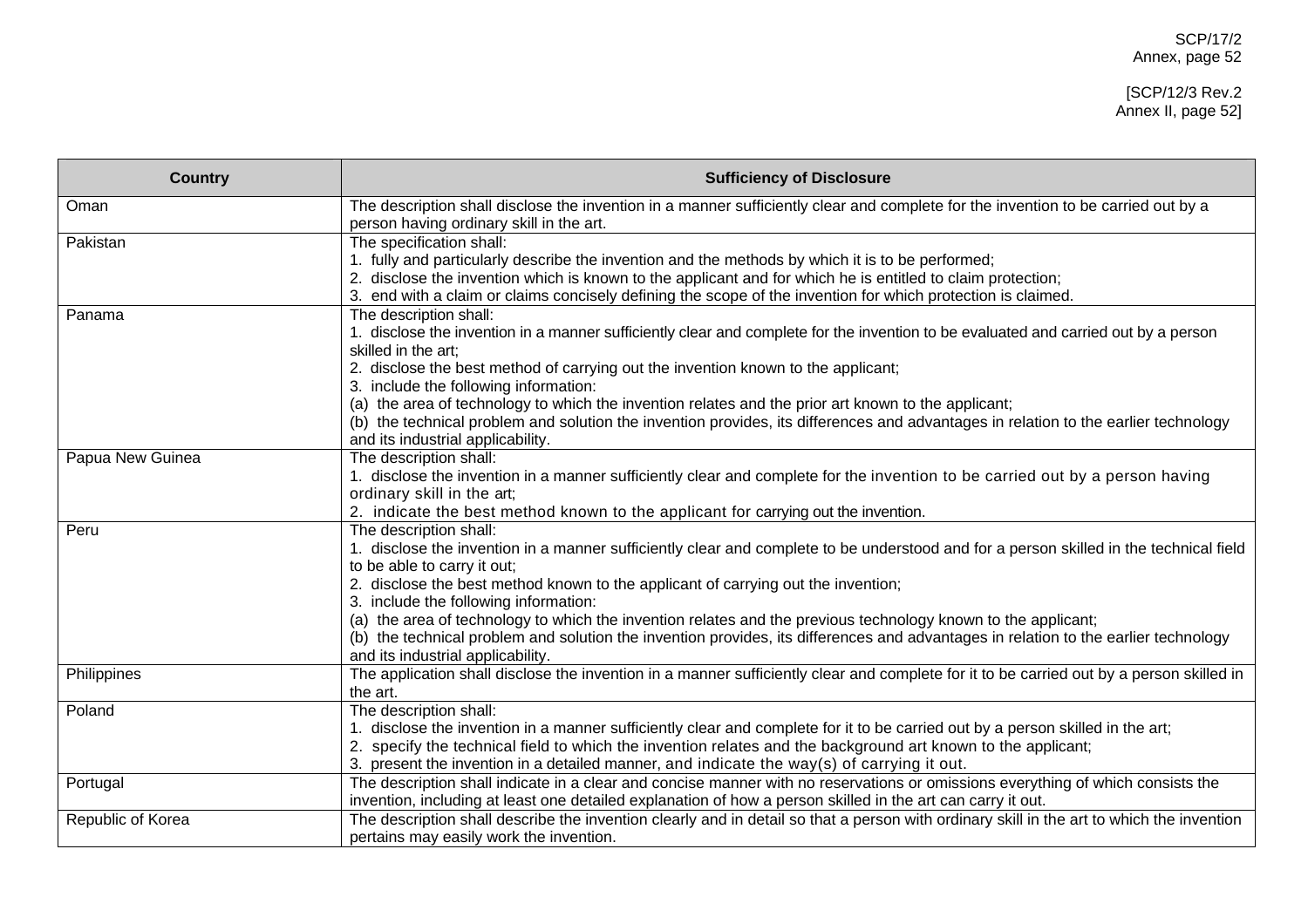| Country | Sufficiency of Disclosure |
|---|---|
| Oman | The description shall disclose the invention in a manner sufficiently clear and complete for the invention to be carried out by a person having ordinary skill in the art. |
| Pakistan | The specification shall:<br>1. fully and particularly describe the invention and the methods by which it is to be performed;<br>2. disclose the invention which is known to the applicant and for which he is entitled to claim protection;<br>3. end with a claim or claims concisely defining the scope of the invention for which protection is claimed. |
| Panama | The description shall:<br>1. disclose the invention in a manner sufficiently clear and complete for the invention to be evaluated and carried out by a person skilled in the art;<br>2. disclose the best method of carrying out the invention known to the applicant;<br>3. include the following information:<br>(a) the area of technology to which the invention relates and the prior art known to the applicant;<br>(b) the technical problem and solution the invention provides, its differences and advantages in relation to the earlier technology and its industrial applicability. |
| Papua New Guinea | The description shall:<br>1. disclose the invention in a manner sufficiently clear and complete for the invention to be carried out by a person having ordinary skill in the art;<br>2. indicate the best method known to the applicant for carrying out the invention. |
| Peru | The description shall:<br>1. disclose the invention in a manner sufficiently clear and complete to be understood and for a person skilled in the technical field to be able to carry it out;<br>2. disclose the best method known to the applicant of carrying out the invention;<br>3. include the following information:<br>(a) the area of technology to which the invention relates and the previous technology known to the applicant;<br>(b) the technical problem and solution the invention provides, its differences and advantages in relation to the earlier technology and its industrial applicability. |
| Philippines | The application shall disclose the invention in a manner sufficiently clear and complete for it to be carried out by a person skilled in the art. |
| Poland | The description shall:<br>1. disclose the invention in a manner sufficiently clear and complete for it to be carried out by a person skilled in the art;<br>2. specify the technical field to which the invention relates and the background art known to the applicant;<br>3. present the invention in a detailed manner, and indicate the way(s) of carrying it out. |
| Portugal | The description shall indicate in a clear and concise manner with no reservations or omissions everything of which consists the invention, including at least one detailed explanation of how a person skilled in the art can carry it out. |
| Republic of Korea | The description shall describe the invention clearly and in detail so that a person with ordinary skill in the art to which the invention pertains may easily work the invention. |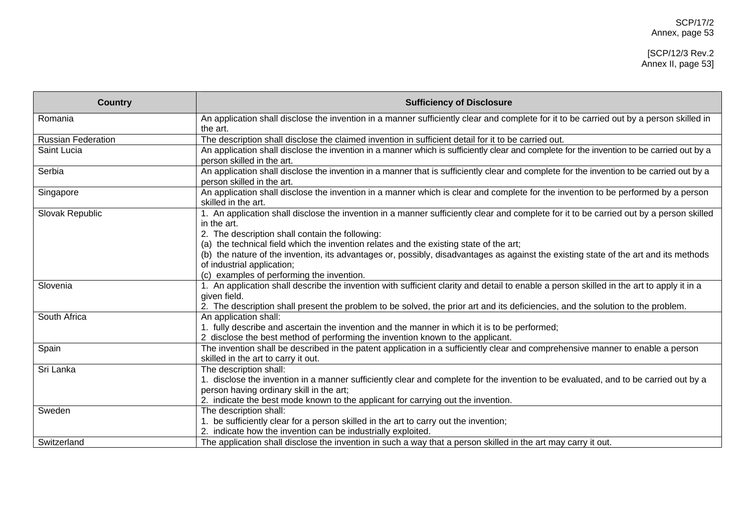| Country | Sufficiency of Disclosure |
| --- | --- |
| Romania | An application shall disclose the invention in a manner sufficiently clear and complete for it to be carried out by a person skilled in the art. |
| Russian Federation | The description shall disclose the claimed invention in sufficient detail for it to be carried out. |
| Saint Lucia | An application shall disclose the invention in a manner which is sufficiently clear and complete for the invention to be carried out by a person skilled in the art. |
| Serbia | An application shall disclose the invention in a manner that is sufficiently clear and complete for the invention to be carried out by a person skilled in the art. |
| Singapore | An application shall disclose the invention in a manner which is clear and complete for the invention to be performed by a person skilled in the art. |
| Slovak Republic | 1. An application shall disclose the invention in a manner sufficiently clear and complete for it to be carried out by a person skilled in the art.<br>2. The description shall contain the following:<br>(a) the technical field which the invention relates and the existing state of the art;<br>(b) the nature of the invention, its advantages or, possibly, disadvantages as against the existing state of the art and its methods of industrial application;<br>(c) examples of performing the invention. |
| Slovenia | 1. An application shall describe the invention with sufficient clarity and detail to enable a person skilled in the art to apply it in a given field.<br>2. The description shall present the problem to be solved, the prior art and its deficiencies, and the solution to the problem. |
| South Africa | An application shall:<br>1. fully describe and ascertain the invention and the manner in which it is to be performed;<br>2 disclose the best method of performing the invention known to the applicant. |
| Spain | The invention shall be described in the patent application in a sufficiently clear and comprehensive manner to enable a person skilled in the art to carry it out. |
| Sri Lanka | The description shall:<br>1. disclose the invention in a manner sufficiently clear and complete for the invention to be evaluated, and to be carried out by a person having ordinary skill in the art;<br>2. indicate the best mode known to the applicant for carrying out the invention. |
| Sweden | The description shall:<br>1. be sufficiently clear for a person skilled in the art to carry out the invention;<br>2. indicate how the invention can be industrially exploited. |
| Switzerland | The application shall disclose the invention in such a way that a person skilled in the art may carry it out. |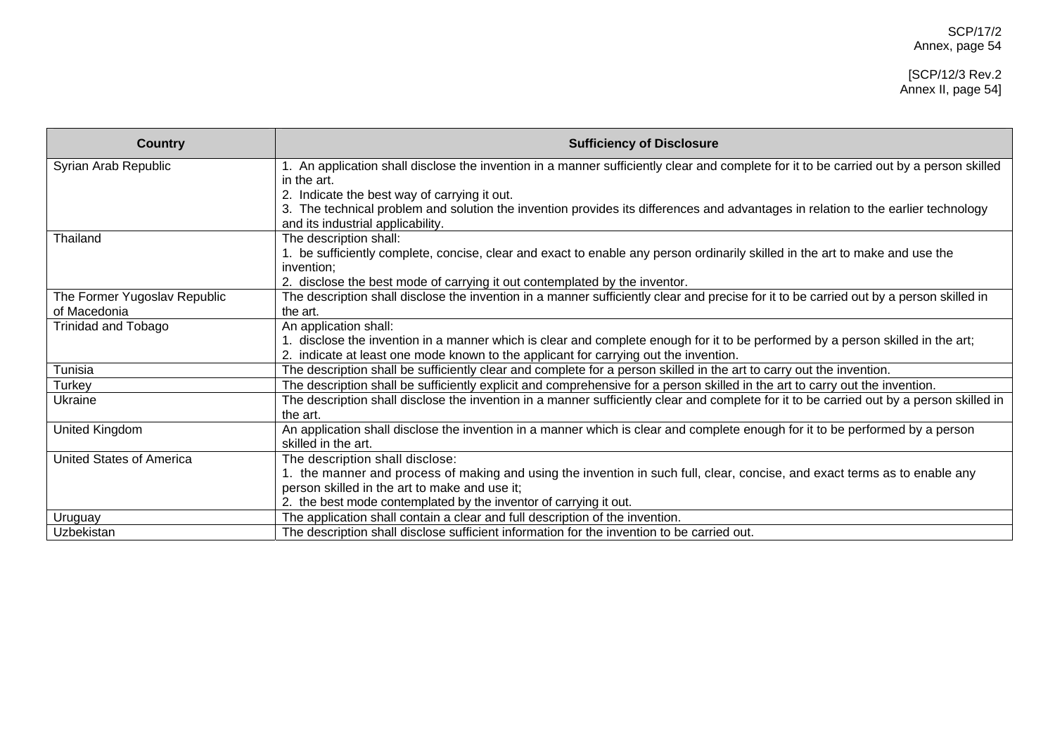| Country | Sufficiency of Disclosure |
| --- | --- |
| Syrian Arab Republic | 1. An application shall disclose the invention in a manner sufficiently clear and complete for it to be carried out by a person skilled in the art.<br>2. Indicate the best way of carrying it out.<br>3. The technical problem and solution the invention provides its differences and advantages in relation to the earlier technology and its industrial applicability. |
| Thailand | The description shall:<br>1. be sufficiently complete, concise, clear and exact to enable any person ordinarily skilled in the art to make and use the invention;<br>2. disclose the best mode of carrying it out contemplated by the inventor. |
| The Former Yugoslav Republic of Macedonia | The description shall disclose the invention in a manner sufficiently clear and precise for it to be carried out by a person skilled in the art. |
| Trinidad and Tobago | An application shall:<br>1. disclose the invention in a manner which is clear and complete enough for it to be performed by a person skilled in the art;<br>2. indicate at least one mode known to the applicant for carrying out the invention. |
| Tunisia | The description shall be sufficiently clear and complete for a person skilled in the art to carry out the invention. |
| Turkey | The description shall be sufficiently explicit and comprehensive for a person skilled in the art to carry out the invention. |
| Ukraine | The description shall disclose the invention in a manner sufficiently clear and complete for it to be carried out by a person skilled in the art. |
| United Kingdom | An application shall disclose the invention in a manner which is clear and complete enough for it to be performed by a person skilled in the art. |
| United States of America | The description shall disclose:<br>1. the manner and process of making and using the invention in such full, clear, concise, and exact terms as to enable any person skilled in the art to make and use it;<br>2. the best mode contemplated by the inventor of carrying it out. |
| Uruguay | The application shall contain a clear and full description of the invention. |
| Uzbekistan | The description shall disclose sufficient information for the invention to be carried out. |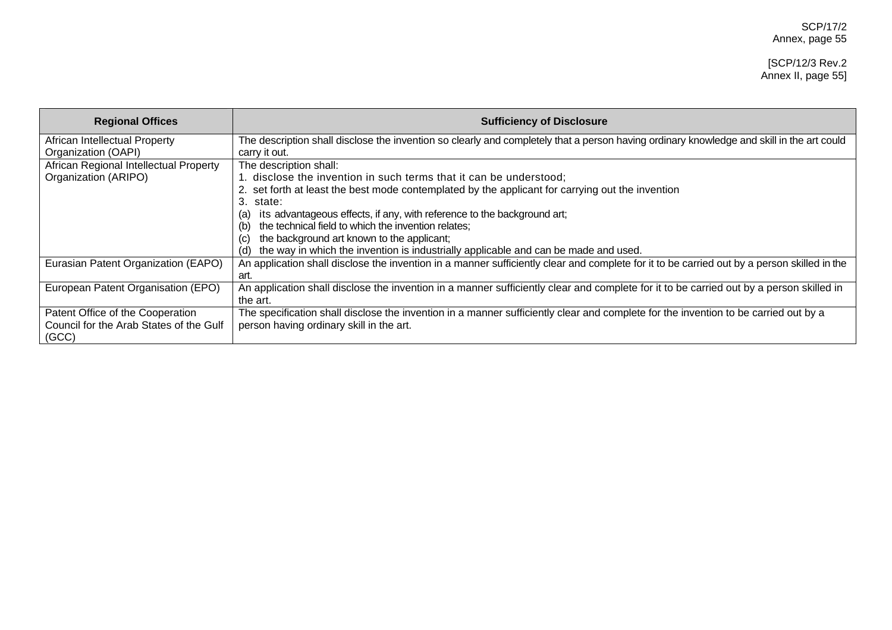| Regional Offices | Sufficiency of Disclosure |
|---|---|
| African Intellectual Property Organization (OAPI) | The description shall disclose the invention so clearly and completely that a person having ordinary knowledge and skill in the art could carry it out. |
| African Regional Intellectual Property Organization (ARIPO) | The description shall:<br>1. disclose the invention in such terms that it can be understood;<br>2. set forth at least the best mode contemplated by the applicant for carrying out the invention<br>3. state:<br>(a) its advantageous effects, if any, with reference to the background art;<br>(b) the technical field to which the invention relates;<br>(c) the background art known to the applicant;<br>(d) the way in which the invention is industrially applicable and can be made and used. |
| Eurasian Patent Organization (EAPO) | An application shall disclose the invention in a manner sufficiently clear and complete for it to be carried out by a person skilled in the art. |
| European Patent Organisation (EPO) | An application shall disclose the invention in a manner sufficiently clear and complete for it to be carried out by a person skilled in the art. |
| Patent Office of the Cooperation Council for the Arab States of the Gulf (GCC) | The specification shall disclose the invention in a manner sufficiently clear and complete for the invention to be carried out by a person having ordinary skill in the art. |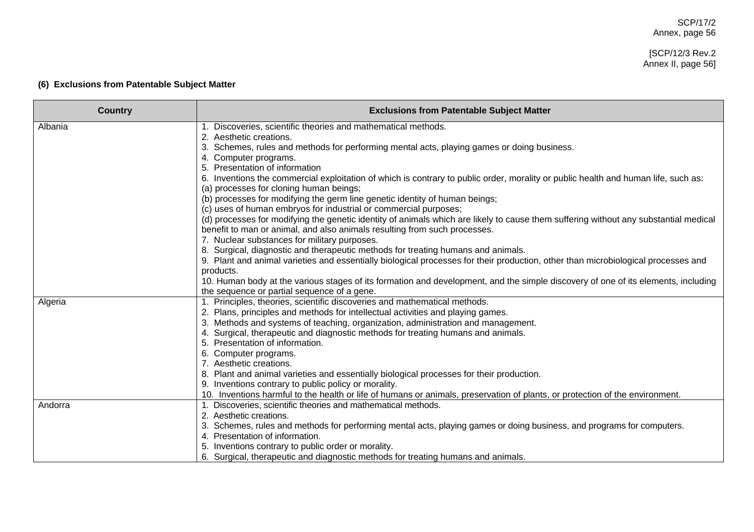**(6) Exclusions from Patentable Subject Matter**

| Country | Exclusions from Patentable Subject Matter |
|---|---|
| Albania | 1. Discoveries, scientific theories and mathematical methods.<br>2. Aesthetic creations.<br>3. Schemes, rules and methods for performing mental acts, playing games or doing business.<br>4. Computer programs.<br>5. Presentation of information<br>6. Inventions the commercial exploitation of which is contrary to public order, morality or public health and human life, such as:<br>(a) processes for cloning human beings;<br>(b) processes for modifying the germ line genetic identity of human beings;<br>(c) uses of human embryos for industrial or commercial purposes;<br>(d) processes for modifying the genetic identity of animals which are likely to cause them suffering without any substantial medical benefit to man or animal, and also animals resulting from such processes.<br>7. Nuclear substances for military purposes.<br>8. Surgical, diagnostic and therapeutic methods for treating humans and animals.<br>9. Plant and animal varieties and essentially biological processes for their production, other than microbiological processes and products.<br>10. Human body at the various stages of its formation and development, and the simple discovery of one of its elements, including the sequence or partial sequence of a gene. |
| Algeria | 1. Principles, theories, scientific discoveries and mathematical methods.<br>2. Plans, principles and methods for intellectual activities and playing games.<br>3. Methods and systems of teaching, organization, administration and management.<br>4. Surgical, therapeutic and diagnostic methods for treating humans and animals.<br>5. Presentation of information.<br>6. Computer programs.<br>7. Aesthetic creations.<br>8. Plant and animal varieties and essentially biological processes for their production.<br>9. Inventions contrary to public policy or morality.<br>10. Inventions harmful to the health or life of humans or animals, preservation of plants, or protection of the environment. |
| Andorra | 1. Discoveries, scientific theories and mathematical methods.<br>2. Aesthetic creations.<br>3. Schemes, rules and methods for performing mental acts, playing games or doing business, and programs for computers.<br>4. Presentation of information.<br>5. Inventions contrary to public order or morality.<br>6. Surgical, therapeutic and diagnostic methods for treating humans and animals. |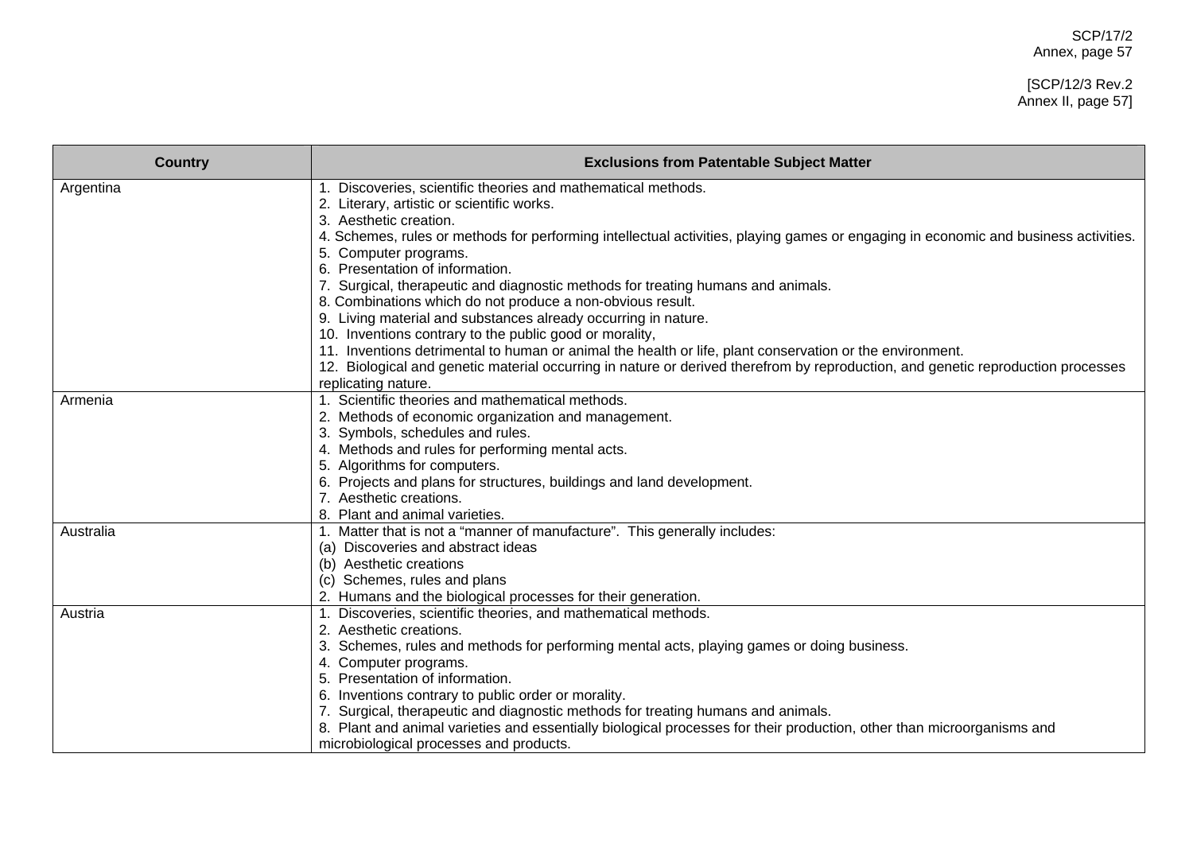| Country | Exclusions from Patentable Subject Matter |
| --- | --- |
| Argentina | 1. Discoveries, scientific theories and mathematical methods.<br>2. Literary, artistic or scientific works.<br>3. Aesthetic creation.<br>4. Schemes, rules or methods for performing intellectual activities, playing games or engaging in economic and business activities.<br>5. Computer programs.<br>6. Presentation of information.<br>7. Surgical, therapeutic and diagnostic methods for treating humans and animals.<br>8. Combinations which do not produce a non-obvious result.<br>9. Living material and substances already occurring in nature.<br>10. Inventions contrary to the public good or morality,<br>11. Inventions detrimental to human or animal the health or life, plant conservation or the environment.<br>12. Biological and genetic material occurring in nature or derived therefrom by reproduction, and genetic reproduction processes replicating nature. |
| Armenia | 1. Scientific theories and mathematical methods.<br>2. Methods of economic organization and management.<br>3. Symbols, schedules and rules.<br>4. Methods and rules for performing mental acts.<br>5. Algorithms for computers.<br>6. Projects and plans for structures, buildings and land development.<br>7. Aesthetic creations.<br>8. Plant and animal varieties. |
| Australia | 1. Matter that is not a "manner of manufacture". This generally includes:<br>(a) Discoveries and abstract ideas<br>(b) Aesthetic creations<br>(c) Schemes, rules and plans<br>2. Humans and the biological processes for their generation. |
| Austria | 1. Discoveries, scientific theories, and mathematical methods.<br>2. Aesthetic creations.<br>3. Schemes, rules and methods for performing mental acts, playing games or doing business.<br>4. Computer programs.<br>5. Presentation of information.<br>6. Inventions contrary to public order or morality.<br>7. Surgical, therapeutic and diagnostic methods for treating humans and animals.<br>8. Plant and animal varieties and essentially biological processes for their production, other than microorganisms and microbiological processes and products. |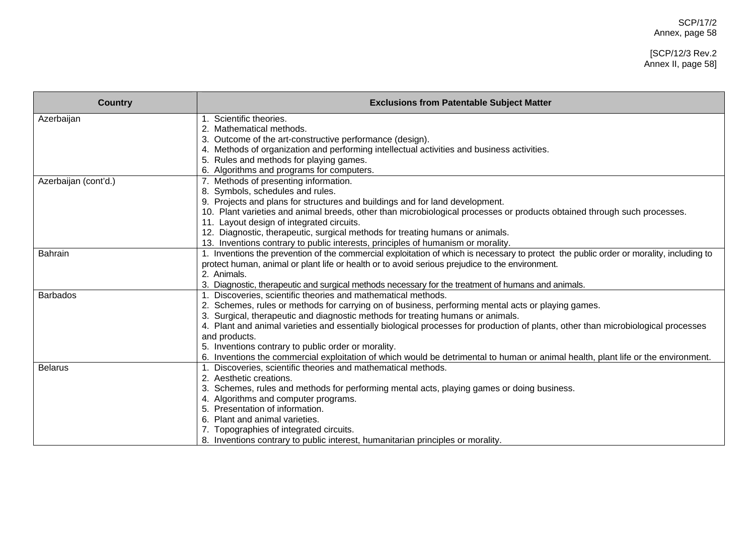| Country | Exclusions from Patentable Subject Matter |
|---|---|
| Azerbaijan | 1. Scientific theories.<br>2. Mathematical methods.<br>3. Outcome of the art-constructive performance (design).<br>4. Methods of organization and performing intellectual activities and business activities.<br>5. Rules and methods for playing games.<br>6. Algorithms and programs for computers. |
| Azerbaijan (cont'd.) | 7. Methods of presenting information.<br>8. Symbols, schedules and rules.<br>9. Projects and plans for structures and buildings and for land development.<br>10. Plant varieties and animal breeds, other than microbiological processes or products obtained through such processes.<br>11. Layout design of integrated circuits.<br>12. Diagnostic, therapeutic, surgical methods for treating humans or animals.<br>13. Inventions contrary to public interests, principles of humanism or morality. |
| Bahrain | 1. Inventions the prevention of the commercial exploitation of which is necessary to protect the public order or morality, including to protect human, animal or plant life or health or to avoid serious prejudice to the environment.<br>2. Animals.<br>3. Diagnostic, therapeutic and surgical methods necessary for the treatment of humans and animals. |
| Barbados | 1. Discoveries, scientific theories and mathematical methods.<br>2. Schemes, rules or methods for carrying on of business, performing mental acts or playing games.<br>3. Surgical, therapeutic and diagnostic methods for treating humans or animals.<br>4. Plant and animal varieties and essentially biological processes for production of plants, other than microbiological processes and products.<br>5. Inventions contrary to public order or morality.<br>6. Inventions the commercial exploitation of which would be detrimental to human or animal health, plant life or the environment. |
| Belarus | 1. Discoveries, scientific theories and mathematical methods.<br>2. Aesthetic creations.<br>3. Schemes, rules and methods for performing mental acts, playing games or doing business.<br>4. Algorithms and computer programs.<br>5. Presentation of information.<br>6. Plant and animal varieties.<br>7. Topographies of integrated circuits.<br>8. Inventions contrary to public interest, humanitarian principles or morality. |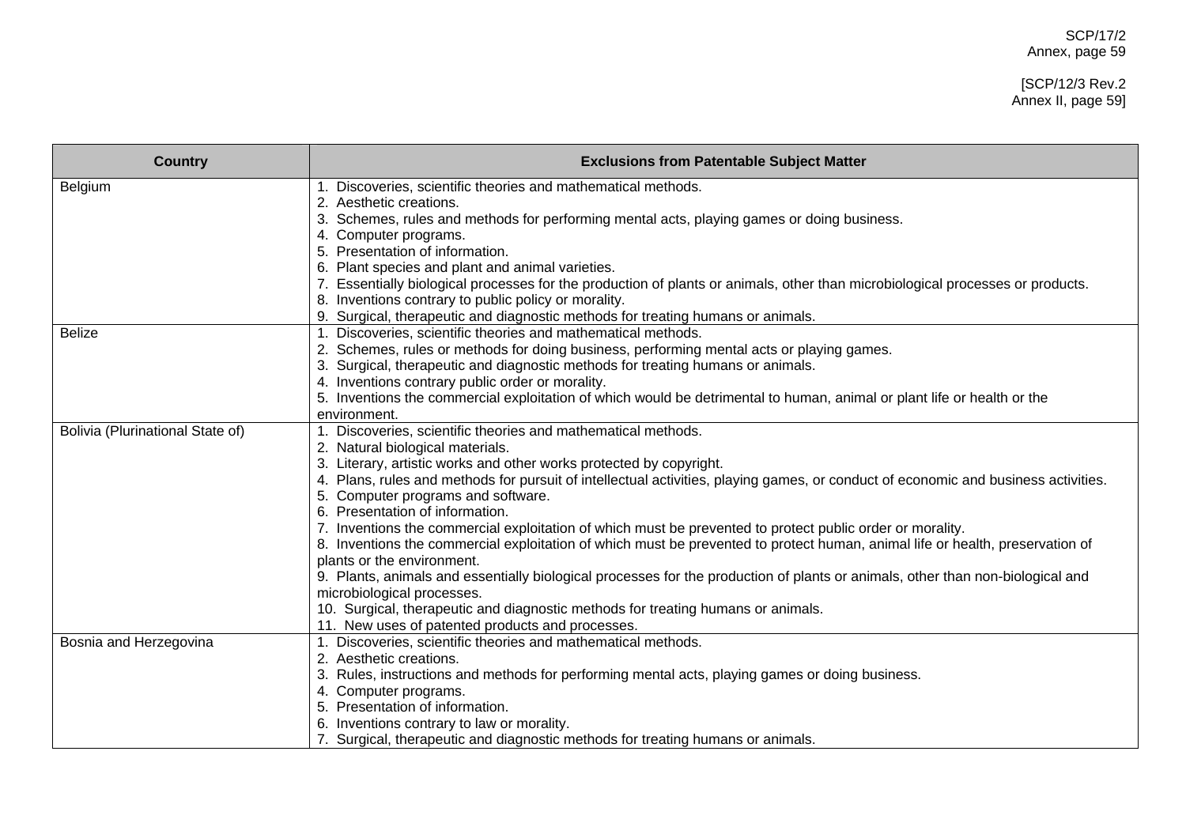| Country | Exclusions from Patentable Subject Matter |
|---|---|
| Belgium | 1. Discoveries, scientific theories and mathematical methods.<br>2. Aesthetic creations.<br>3. Schemes, rules and methods for performing mental acts, playing games or doing business.<br>4. Computer programs.<br>5. Presentation of information.<br>6. Plant species and plant and animal varieties.<br>7. Essentially biological processes for the production of plants or animals, other than microbiological processes or products.<br>8. Inventions contrary to public policy or morality.<br>9. Surgical, therapeutic and diagnostic methods for treating humans or animals. |
| Belize | 1. Discoveries, scientific theories and mathematical methods.<br>2. Schemes, rules or methods for doing business, performing mental acts or playing games.<br>3. Surgical, therapeutic and diagnostic methods for treating humans or animals.<br>4. Inventions contrary public order or morality.<br>5. Inventions the commercial exploitation of which would be detrimental to human, animal or plant life or health or the environment. |
| Bolivia (Plurinational State of) | 1. Discoveries, scientific theories and mathematical methods.<br>2. Natural biological materials.<br>3. Literary, artistic works and other works protected by copyright.<br>4. Plans, rules and methods for pursuit of intellectual activities, playing games, or conduct of economic and business activities.<br>5. Computer programs and software.<br>6. Presentation of information.<br>7. Inventions the commercial exploitation of which must be prevented to protect public order or morality.<br>8. Inventions the commercial exploitation of which must be prevented to protect human, animal life or health, preservation of plants or the environment.<br>9. Plants, animals and essentially biological processes for the production of plants or animals, other than non-biological and microbiological processes.<br>10. Surgical, therapeutic and diagnostic methods for treating humans or animals.<br>11. New uses of patented products and processes. |
| Bosnia and Herzegovina | 1. Discoveries, scientific theories and mathematical methods.<br>2. Aesthetic creations.<br>3. Rules, instructions and methods for performing mental acts, playing games or doing business.<br>4. Computer programs.<br>5. Presentation of information.<br>6. Inventions contrary to law or morality.<br>7. Surgical, therapeutic and diagnostic methods for treating humans or animals. |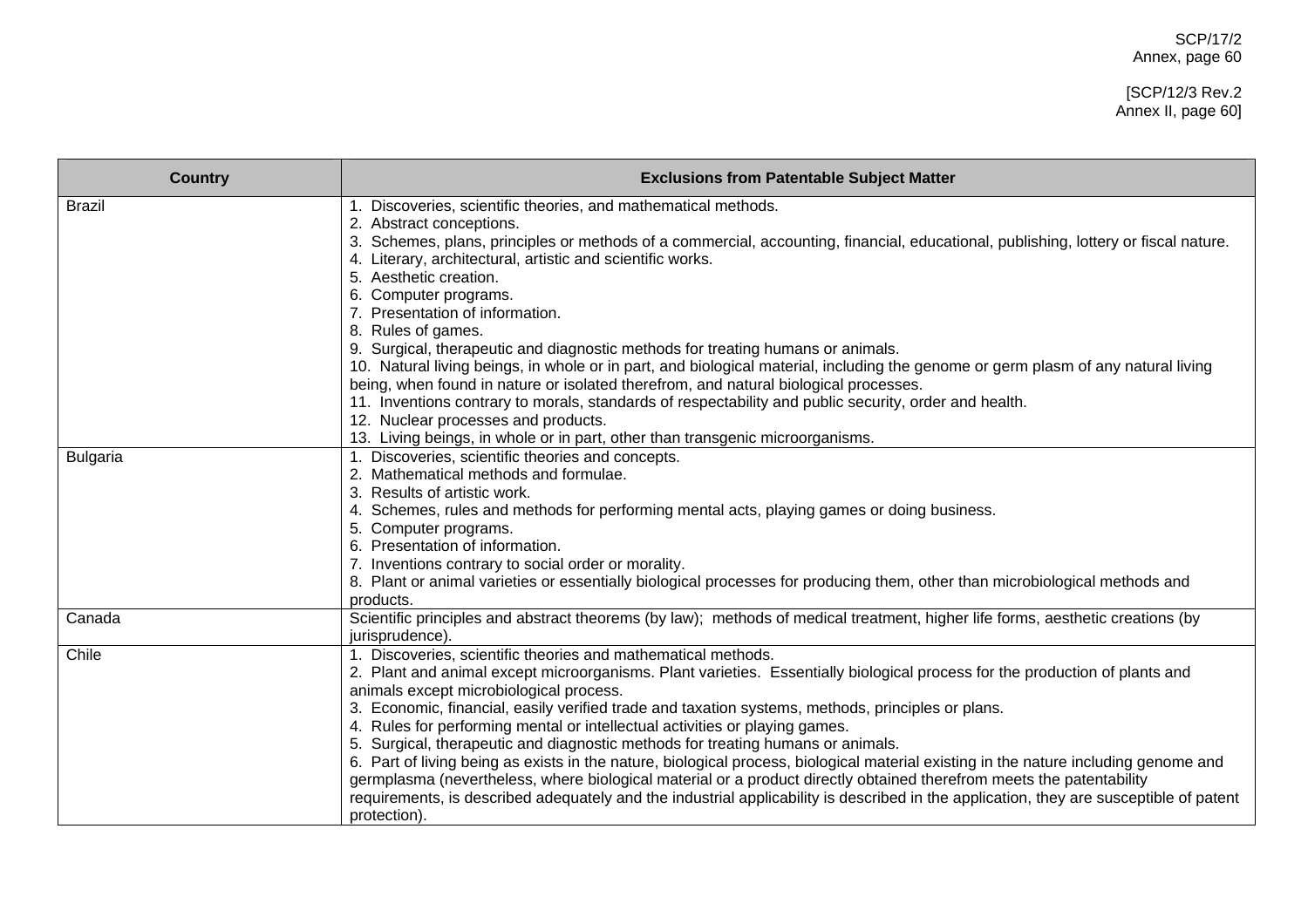| Country | Exclusions from Patentable Subject Matter |
|---|---|
| Brazil | 1. Discoveries, scientific theories, and mathematical methods.<br>2. Abstract conceptions.<br>3. Schemes, plans, principles or methods of a commercial, accounting, financial, educational, publishing, lottery or fiscal nature.<br>4. Literary, architectural, artistic and scientific works.<br>5. Aesthetic creation.<br>6. Computer programs.<br>7. Presentation of information.<br>8. Rules of games.<br>9. Surgical, therapeutic and diagnostic methods for treating humans or animals.<br>10. Natural living beings, in whole or in part, and biological material, including the genome or germ plasm of any natural living being, when found in nature or isolated therefrom, and natural biological processes.<br>11. Inventions contrary to morals, standards of respectability and public security, order and health.<br>12. Nuclear processes and products.<br>13. Living beings, in whole or in part, other than transgenic microorganisms. |
| Bulgaria | 1. Discoveries, scientific theories and concepts.<br>2. Mathematical methods and formulae.<br>3. Results of artistic work.<br>4. Schemes, rules and methods for performing mental acts, playing games or doing business.<br>5. Computer programs.<br>6. Presentation of information.<br>7. Inventions contrary to social order or morality.<br>8. Plant or animal varieties or essentially biological processes for producing them, other than microbiological methods and products. |
| Canada | Scientific principles and abstract theorems (by law); methods of medical treatment, higher life forms, aesthetic creations (by jurisprudence). |
| Chile | 1. Discoveries, scientific theories and mathematical methods.<br>2. Plant and animal except microorganisms. Plant varieties. Essentially biological process for the production of plants and animals except microbiological process.<br>3. Economic, financial, easily verified trade and taxation systems, methods, principles or plans.<br>4. Rules for performing mental or intellectual activities or playing games.<br>5. Surgical, therapeutic and diagnostic methods for treating humans or animals.<br>6. Part of living being as exists in the nature, biological process, biological material existing in the nature including genome and germplasma (nevertheless, where biological material or a product directly obtained therefrom meets the patentability requirements, is described adequately and the industrial applicability is described in the application, they are susceptible of patent protection). |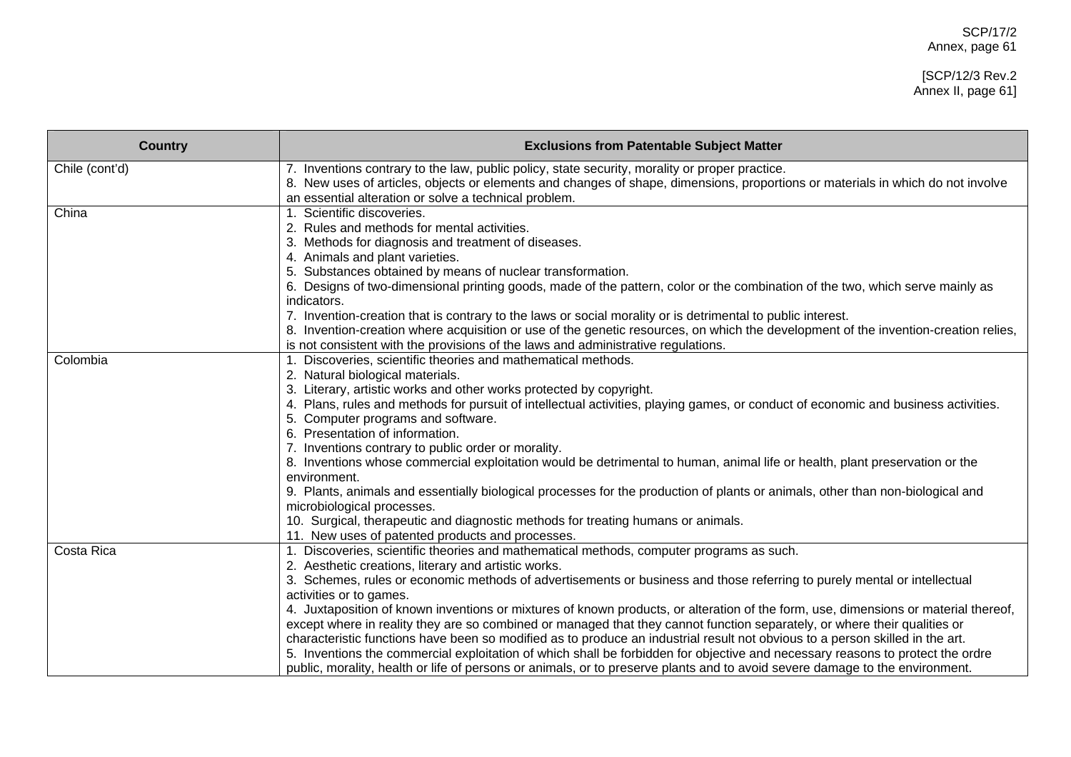| Country | Exclusions from Patentable Subject Matter |
|---|---|
| Chile (cont'd) | 7. Inventions contrary to the law, public policy, state security, morality or proper practice.<br>8. New uses of articles, objects or elements and changes of shape, dimensions, proportions or materials in which do not involve an essential alteration or solve a technical problem. |
| China | 1. Scientific discoveries.<br>2. Rules and methods for mental activities.<br>3. Methods for diagnosis and treatment of diseases.<br>4. Animals and plant varieties.<br>5. Substances obtained by means of nuclear transformation.<br>6. Designs of two-dimensional printing goods, made of the pattern, color or the combination of the two, which serve mainly as indicators.<br>7. Invention-creation that is contrary to the laws or social morality or is detrimental to public interest.<br>8. Invention-creation where acquisition or use of the genetic resources, on which the development of the invention-creation relies, is not consistent with the provisions of the laws and administrative regulations. |
| Colombia | 1. Discoveries, scientific theories and mathematical methods.<br>2. Natural biological materials.<br>3. Literary, artistic works and other works protected by copyright.<br>4. Plans, rules and methods for pursuit of intellectual activities, playing games, or conduct of economic and business activities.<br>5. Computer programs and software.<br>6. Presentation of information.<br>7. Inventions contrary to public order or morality.<br>8. Inventions whose commercial exploitation would be detrimental to human, animal life or health, plant preservation or the environment.<br>9. Plants, animals and essentially biological processes for the production of plants or animals, other than non-biological and microbiological processes.<br>10. Surgical, therapeutic and diagnostic methods for treating humans or animals.<br>11. New uses of patented products and processes. |
| Costa Rica | 1. Discoveries, scientific theories and mathematical methods, computer programs as such.<br>2. Aesthetic creations, literary and artistic works.<br>3. Schemes, rules or economic methods of advertisements or business and those referring to purely mental or intellectual activities or to games.<br>4. Juxtaposition of known inventions or mixtures of known products, or alteration of the form, use, dimensions or material thereof, except where in reality they are so combined or managed that they cannot function separately, or where their qualities or characteristic functions have been so modified as to produce an industrial result not obvious to a person skilled in the art.<br>5. Inventions the commercial exploitation of which shall be forbidden for objective and necessary reasons to protect the ordre public, morality, health or life of persons or animals, or to preserve plants and to avoid severe damage to the environment. |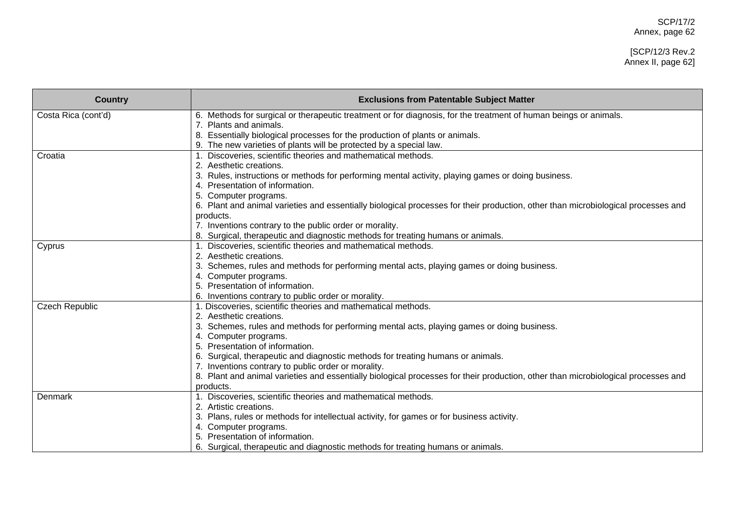| Country | Exclusions from Patentable Subject Matter |
|---|---|
| Costa Rica (cont'd) | 6. Methods for surgical or therapeutic treatment or for diagnosis, for the treatment of human beings or animals.<br>7. Plants and animals.<br>8. Essentially biological processes for the production of plants or animals.<br>9. The new varieties of plants will be protected by a special law. |
| Croatia | 1. Discoveries, scientific theories and mathematical methods.<br>2. Aesthetic creations.<br>3. Rules, instructions or methods for performing mental activity, playing games or doing business.<br>4. Presentation of information.<br>5. Computer programs.<br>6. Plant and animal varieties and essentially biological processes for their production, other than microbiological processes and products.<br>7. Inventions contrary to the public order or morality.<br>8. Surgical, therapeutic and diagnostic methods for treating humans or animals. |
| Cyprus | 1. Discoveries, scientific theories and mathematical methods.<br>2. Aesthetic creations.<br>3. Schemes, rules and methods for performing mental acts, playing games or doing business.<br>4. Computer programs.<br>5. Presentation of information.<br>6. Inventions contrary to public order or morality. |
| Czech Republic | 1. Discoveries, scientific theories and mathematical methods.<br>2. Aesthetic creations.<br>3. Schemes, rules and methods for performing mental acts, playing games or doing business.<br>4. Computer programs.<br>5. Presentation of information.<br>6. Surgical, therapeutic and diagnostic methods for treating humans or animals.<br>7. Inventions contrary to public order or morality.<br>8. Plant and animal varieties and essentially biological processes for their production, other than microbiological processes and products. |
| Denmark | 1. Discoveries, scientific theories and mathematical methods.<br>2. Artistic creations.<br>3. Plans, rules or methods for intellectual activity, for games or for business activity.<br>4. Computer programs.<br>5. Presentation of information.<br>6. Surgical, therapeutic and diagnostic methods for treating humans or animals. |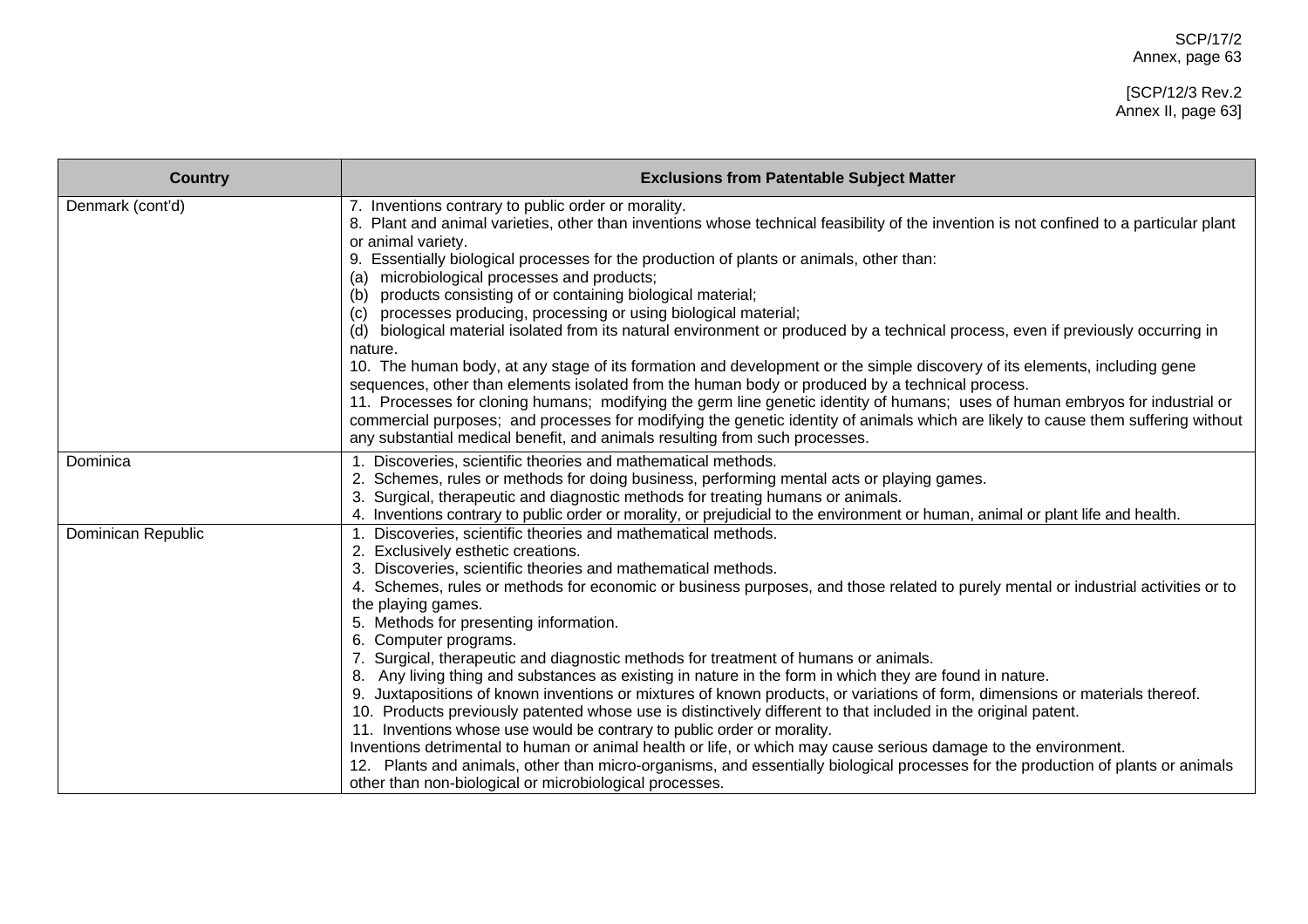| Country | Exclusions from Patentable Subject Matter |
|---|---|
| Denmark (cont'd) | 7. Inventions contrary to public order or morality.<br>8. Plant and animal varieties, other than inventions whose technical feasibility of the invention is not confined to a particular plant or animal variety.<br>9. Essentially biological processes for the production of plants or animals, other than:<br>(a) microbiological processes and products;<br>(b) products consisting of or containing biological material;<br>(c) processes producing, processing or using biological material;<br>(d) biological material isolated from its natural environment or produced by a technical process, even if previously occurring in nature.<br>10. The human body, at any stage of its formation and development or the simple discovery of its elements, including gene sequences, other than elements isolated from the human body or produced by a technical process.<br>11. Processes for cloning humans; modifying the germ line genetic identity of humans; uses of human embryos for industrial or commercial purposes; and processes for modifying the genetic identity of animals which are likely to cause them suffering without any substantial medical benefit, and animals resulting from such processes. |
| Dominica | 1. Discoveries, scientific theories and mathematical methods.<br>2. Schemes, rules or methods for doing business, performing mental acts or playing games.<br>3. Surgical, therapeutic and diagnostic methods for treating humans or animals.<br>4. Inventions contrary to public order or morality, or prejudicial to the environment or human, animal or plant life and health. |
| Dominican Republic | 1. Discoveries, scientific theories and mathematical methods.<br>2. Exclusively esthetic creations.<br>3. Discoveries, scientific theories and mathematical methods.<br>4. Schemes, rules or methods for economic or business purposes, and those related to purely mental or industrial activities or to the playing games.<br>5. Methods for presenting information.<br>6. Computer programs.<br>7. Surgical, therapeutic and diagnostic methods for treatment of humans or animals.<br>8. Any living thing and substances as existing in nature in the form in which they are found in nature.<br>9. Juxtapositions of known inventions or mixtures of known products, or variations of form, dimensions or materials thereof.<br>10. Products previously patented whose use is distinctively different to that included in the original patent.<br>11. Inventions whose use would be contrary to public order or morality.<br>Inventions detrimental to human or animal health or life, or which may cause serious damage to the environment.<br>12. Plants and animals, other than micro-organisms, and essentially biological processes for the production of plants or animals other than non-biological or microbiological processes. |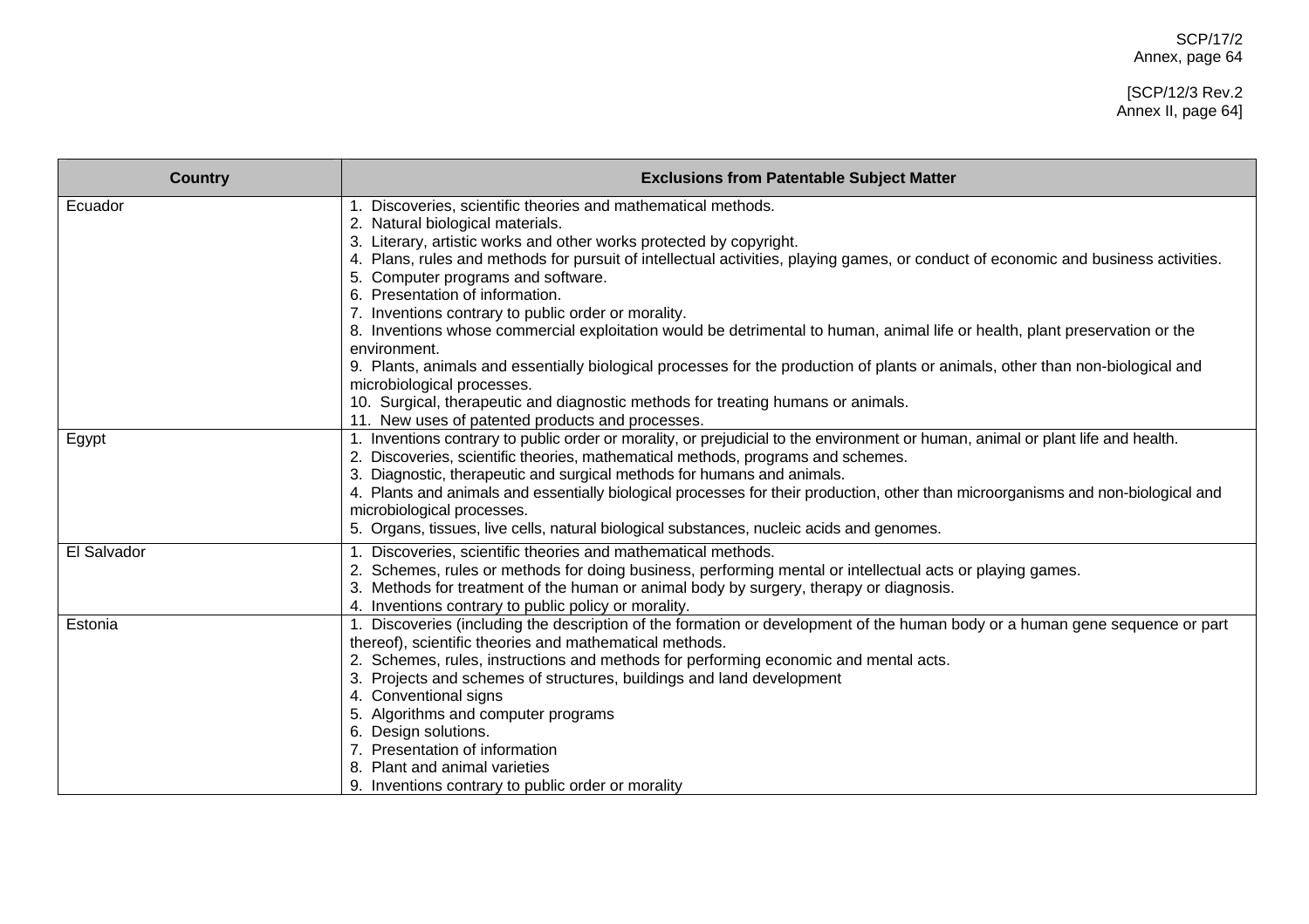| Country | Exclusions from Patentable Subject Matter |
|---|---|
| Ecuador | 1. Discoveries, scientific theories and mathematical methods.<br>2. Natural biological materials.<br>3. Literary, artistic works and other works protected by copyright.<br>4. Plans, rules and methods for pursuit of intellectual activities, playing games, or conduct of economic and business activities.<br>5. Computer programs and software.<br>6. Presentation of information.<br>7. Inventions contrary to public order or morality.<br>8. Inventions whose commercial exploitation would be detrimental to human, animal life or health, plant preservation or the environment.<br>9. Plants, animals and essentially biological processes for the production of plants or animals, other than non-biological and microbiological processes.<br>10. Surgical, therapeutic and diagnostic methods for treating humans or animals.<br>11. New uses of patented products and processes. |
| Egypt | 1. Inventions contrary to public order or morality, or prejudicial to the environment or human, animal or plant life and health.<br>2. Discoveries, scientific theories, mathematical methods, programs and schemes.<br>3. Diagnostic, therapeutic and surgical methods for humans and animals.<br>4. Plants and animals and essentially biological processes for their production, other than microorganisms and non-biological and microbiological processes.<br>5. Organs, tissues, live cells, natural biological substances, nucleic acids and genomes. |
| El Salvador | 1. Discoveries, scientific theories and mathematical methods.<br>2. Schemes, rules or methods for doing business, performing mental or intellectual acts or playing games.<br>3. Methods for treatment of the human or animal body by surgery, therapy or diagnosis.<br>4. Inventions contrary to public policy or morality. |
| Estonia | 1. Discoveries (including the description of the formation or development of the human body or a human gene sequence or part thereof), scientific theories and mathematical methods.<br>2. Schemes, rules, instructions and methods for performing economic and mental acts.<br>3. Projects and schemes of structures, buildings and land development<br>4. Conventional signs<br>5. Algorithms and computer programs<br>6. Design solutions.<br>7. Presentation of information<br>8. Plant and animal varieties<br>9. Inventions contrary to public order or morality |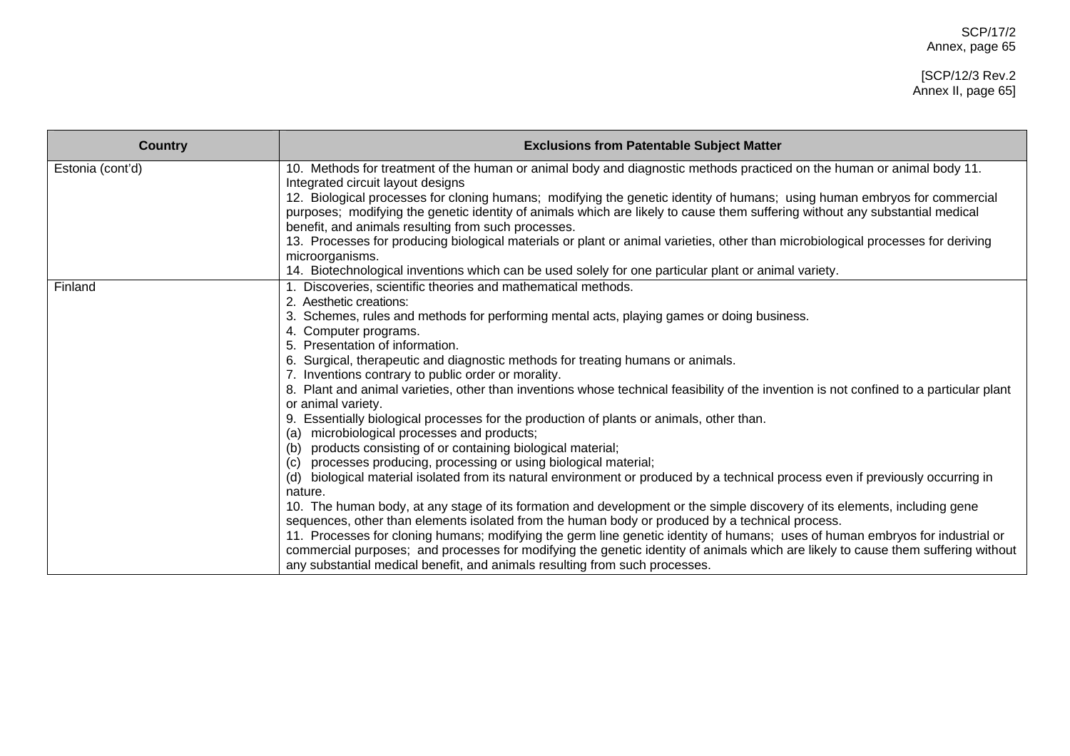| Country | Exclusions from Patentable Subject Matter |
|---|---|
| Estonia (cont'd) | 10. Methods for treatment of the human or animal body and diagnostic methods practiced on the human or animal body 11. Integrated circuit layout designs<br>12. Biological processes for cloning humans; modifying the genetic identity of humans; using human embryos for commercial purposes; modifying the genetic identity of animals which are likely to cause them suffering without any substantial medical benefit, and animals resulting from such processes.<br>13. Processes for producing biological materials or plant or animal varieties, other than microbiological processes for deriving microorganisms.<br>14. Biotechnological inventions which can be used solely for one particular plant or animal variety. |
| Finland | 1. Discoveries, scientific theories and mathematical methods.<br>2. Aesthetic creations:<br>3. Schemes, rules and methods for performing mental acts, playing games or doing business.<br>4. Computer programs.<br>5. Presentation of information.<br>6. Surgical, therapeutic and diagnostic methods for treating humans or animals.<br>7. Inventions contrary to public order or morality.<br>8. Plant and animal varieties, other than inventions whose technical feasibility of the invention is not confined to a particular plant or animal variety.<br>9. Essentially biological processes for the production of plants or animals, other than.<br>(a) microbiological processes and products;<br>(b) products consisting of or containing biological material;<br>(c) processes producing, processing or using biological material;<br>(d) biological material isolated from its natural environment or produced by a technical process even if previously occurring in nature.<br>10. The human body, at any stage of its formation and development or the simple discovery of its elements, including gene sequences, other than elements isolated from the human body or produced by a technical process.<br>11. Processes for cloning humans; modifying the germ line genetic identity of humans; uses of human embryos for industrial or commercial purposes; and processes for modifying the genetic identity of animals which are likely to cause them suffering without any substantial medical benefit, and animals resulting from such processes. |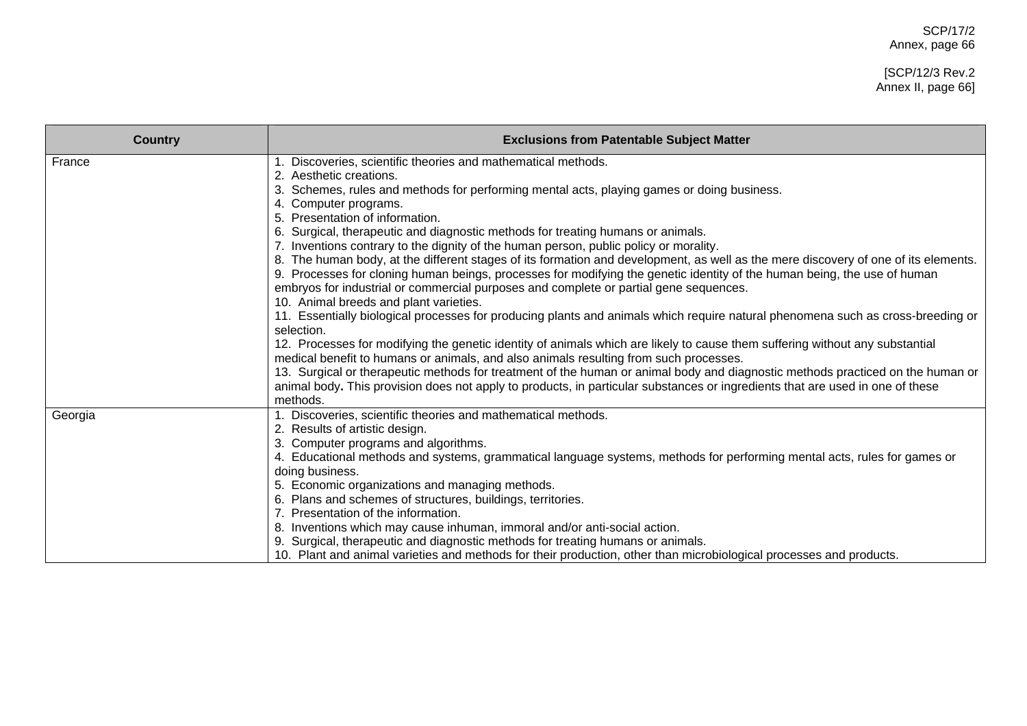| Country | Exclusions from Patentable Subject Matter |
|---|---|
| France | 1. Discoveries, scientific theories and mathematical methods.<br>2. Aesthetic creations.<br>3. Schemes, rules and methods for performing mental acts, playing games or doing business.<br>4. Computer programs.<br>5. Presentation of information.<br>6. Surgical, therapeutic and diagnostic methods for treating humans or animals.<br>7. Inventions contrary to the dignity of the human person, public policy or morality.<br>8. The human body, at the different stages of its formation and development, as well as the mere discovery of one of its elements.<br>9. Processes for cloning human beings, processes for modifying the genetic identity of the human being, the use of human embryos for industrial or commercial purposes and complete or partial gene sequences.<br>10. Animal breeds and plant varieties.<br>11. Essentially biological processes for producing plants and animals which require natural phenomena such as cross-breeding or selection.<br>12. Processes for modifying the genetic identity of animals which are likely to cause them suffering without any substantial medical benefit to humans or animals, and also animals resulting from such processes.<br>13. Surgical or therapeutic methods for treatment of the human or animal body and diagnostic methods practiced on the human or animal body**.** This provision does not apply to products, in particular substances or ingredients that are used in one of these methods. |
| Georgia | 1. Discoveries, scientific theories and mathematical methods.<br>2. Results of artistic design.<br>3. Computer programs and algorithms.<br>4. Educational methods and systems, grammatical language systems, methods for performing mental acts, rules for games or doing business.<br>5. Economic organizations and managing methods.<br>6. Plans and schemes of structures, buildings, territories.<br>7. Presentation of the information.<br>8. Inventions which may cause inhuman, immoral and/or anti-social action.<br>9. Surgical, therapeutic and diagnostic methods for treating humans or animals.<br>10. Plant and animal varieties and methods for their production, other than microbiological processes and products. |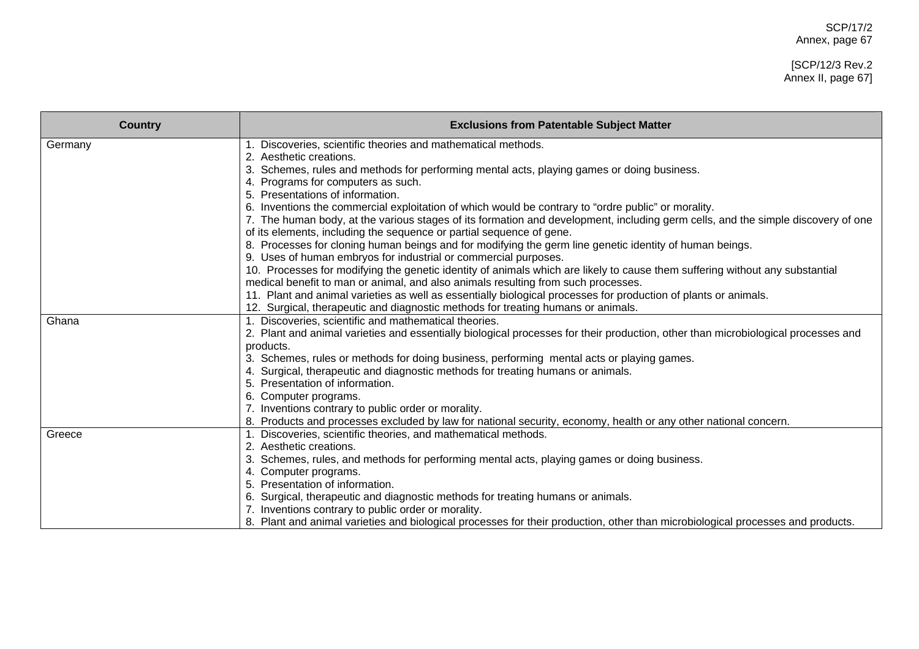| Country | Exclusions from Patentable Subject Matter |
|---|---|
| Germany | 1. Discoveries, scientific theories and mathematical methods.<br>2. Aesthetic creations.<br>3. Schemes, rules and methods for performing mental acts, playing games or doing business.<br>4. Programs for computers as such.<br>5. Presentations of information.<br>6. Inventions the commercial exploitation of which would be contrary to "ordre public" or morality.<br>7. The human body, at the various stages of its formation and development, including germ cells, and the simple discovery of one of its elements, including the sequence or partial sequence of gene.<br>8. Processes for cloning human beings and for modifying the germ line genetic identity of human beings.<br>9. Uses of human embryos for industrial or commercial purposes.<br>10. Processes for modifying the genetic identity of animals which are likely to cause them suffering without any substantial medical benefit to man or animal, and also animals resulting from such processes.<br>11. Plant and animal varieties as well as essentially biological processes for production of plants or animals.<br>12. Surgical, therapeutic and diagnostic methods for treating humans or animals. |
| Ghana | 1. Discoveries, scientific and mathematical theories.<br>2. Plant and animal varieties and essentially biological processes for their production, other than microbiological processes and products.<br>3. Schemes, rules or methods for doing business, performing mental acts or playing games.<br>4. Surgical, therapeutic and diagnostic methods for treating humans or animals.<br>5. Presentation of information.<br>6. Computer programs.<br>7. Inventions contrary to public order or morality.<br>8. Products and processes excluded by law for national security, economy, health or any other national concern. |
| Greece | 1. Discoveries, scientific theories, and mathematical methods.<br>2. Aesthetic creations.<br>3. Schemes, rules, and methods for performing mental acts, playing games or doing business.<br>4. Computer programs.<br>5. Presentation of information.<br>6. Surgical, therapeutic and diagnostic methods for treating humans or animals.<br>7. Inventions contrary to public order or morality.<br>8. Plant and animal varieties and biological processes for their production, other than microbiological processes and products. |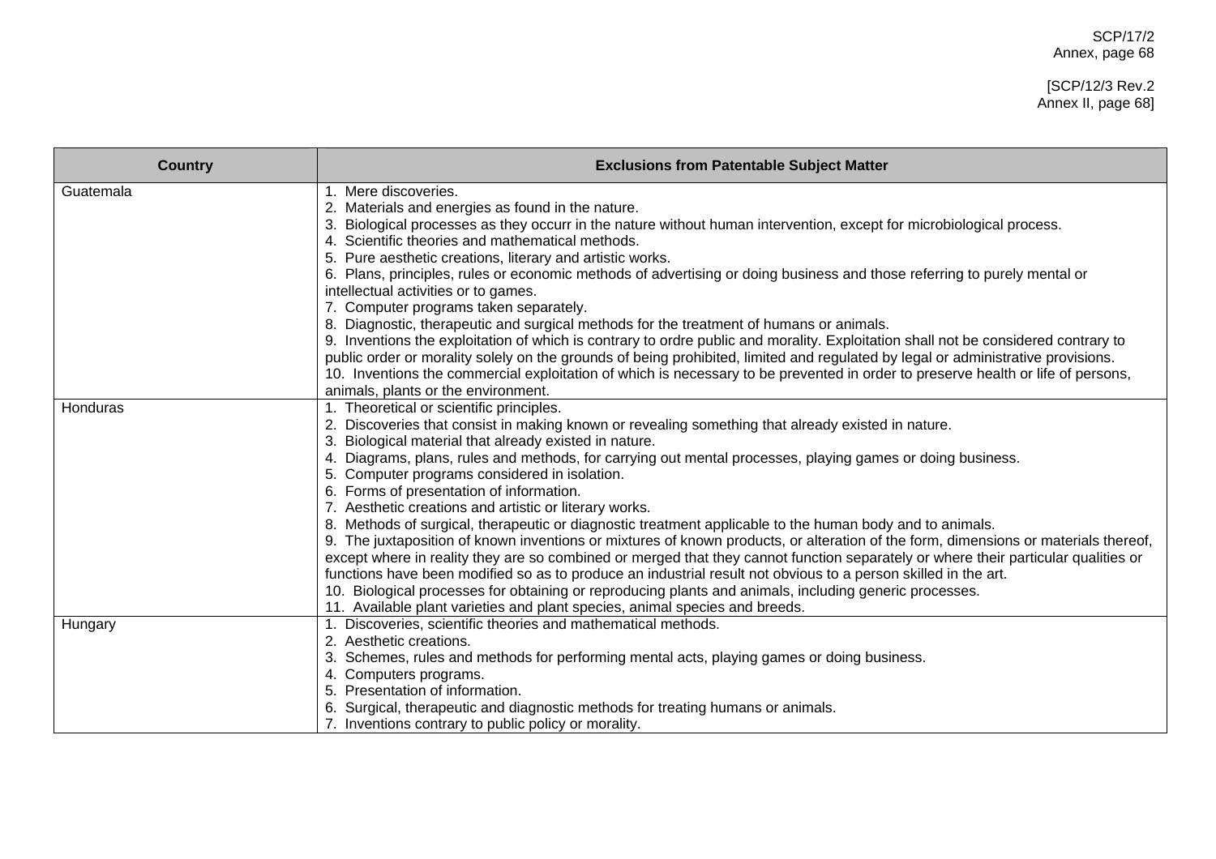| Country | Exclusions from Patentable Subject Matter |
|---|---|
| Guatemala | 1. Mere discoveries.<br>2. Materials and energies as found in the nature.<br>3. Biological processes as they occurr in the nature without human intervention, except for microbiological process.<br>4. Scientific theories and mathematical methods.<br>5. Pure aesthetic creations, literary and artistic works.<br>6. Plans, principles, rules or economic methods of advertising or doing business and those referring to purely mental or intellectual activities or to games.<br>7. Computer programs taken separately.<br>8. Diagnostic, therapeutic and surgical methods for the treatment of humans or animals.<br>9. Inventions the exploitation of which is contrary to ordre public and morality. Exploitation shall not be considered contrary to public order or morality solely on the grounds of being prohibited, limited and regulated by legal or administrative provisions.<br>10. Inventions the commercial exploitation of which is necessary to be prevented in order to preserve health or life of persons, animals, plants or the environment. |
| Honduras | 1. Theoretical or scientific principles.<br>2. Discoveries that consist in making known or revealing something that already existed in nature.<br>3. Biological material that already existed in nature.<br>4. Diagrams, plans, rules and methods, for carrying out mental processes, playing games or doing business.<br>5. Computer programs considered in isolation.<br>6. Forms of presentation of information.<br>7. Aesthetic creations and artistic or literary works.<br>8. Methods of surgical, therapeutic or diagnostic treatment applicable to the human body and to animals.<br>9. The juxtaposition of known inventions or mixtures of known products, or alteration of the form, dimensions or materials thereof, except where in reality they are so combined or merged that they cannot function separately or where their particular qualities or functions have been modified so as to produce an industrial result not obvious to a person skilled in the art.<br>10. Biological processes for obtaining or reproducing plants and animals, including generic processes.<br>11. Available plant varieties and plant species, animal species and breeds. |
| Hungary | 1. Discoveries, scientific theories and mathematical methods.<br>2. Aesthetic creations.<br>3. Schemes, rules and methods for performing mental acts, playing games or doing business.<br>4. Computers programs.<br>5. Presentation of information.<br>6. Surgical, therapeutic and diagnostic methods for treating humans or animals.<br>7. Inventions contrary to public policy or morality. |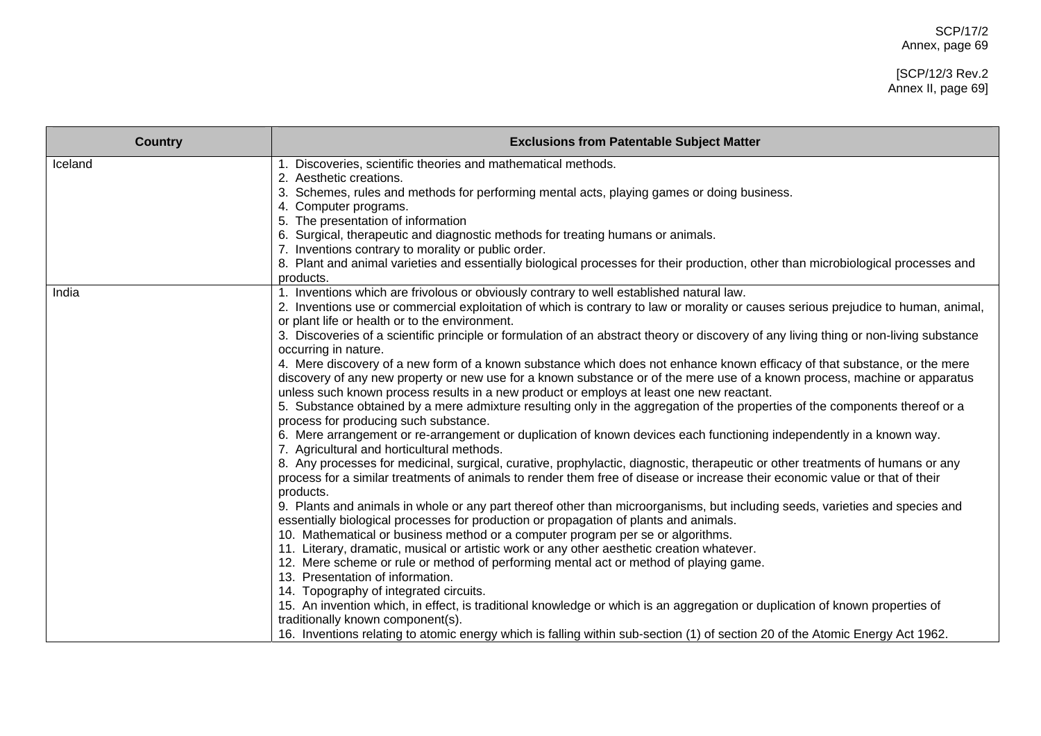| Country | Exclusions from Patentable Subject Matter |
|---|---|
| Iceland | 1. Discoveries, scientific theories and mathematical methods.<br>2. Aesthetic creations.<br>3. Schemes, rules and methods for performing mental acts, playing games or doing business.<br>4. Computer programs.<br>5. The presentation of information<br>6. Surgical, therapeutic and diagnostic methods for treating humans or animals.<br>7. Inventions contrary to morality or public order.<br>8. Plant and animal varieties and essentially biological processes for their production, other than microbiological processes and products. |
| India | 1. Inventions which are frivolous or obviously contrary to well established natural law.<br>2. Inventions use or commercial exploitation of which is contrary to law or morality or causes serious prejudice to human, animal, or plant life or health or to the environment.<br>3. Discoveries of a scientific principle or formulation of an abstract theory or discovery of any living thing or non-living substance occurring in nature.<br>4. Mere discovery of a new form of a known substance which does not enhance known efficacy of that substance, or the mere discovery of any new property or new use for a known substance or of the mere use of a known process, machine or apparatus unless such known process results in a new product or employs at least one new reactant.<br>5. Substance obtained by a mere admixture resulting only in the aggregation of the properties of the components thereof or a process for producing such substance.<br>6. Mere arrangement or re-arrangement or duplication of known devices each functioning independently in a known way.<br>7. Agricultural and horticultural methods.<br>8. Any processes for medicinal, surgical, curative, prophylactic, diagnostic, therapeutic or other treatments of humans or any process for a similar treatments of animals to render them free of disease or increase their economic value or that of their products.<br>9. Plants and animals in whole or any part thereof other than microorganisms, but including seeds, varieties and species and essentially biological processes for production or propagation of plants and animals.<br>10. Mathematical or business method or a computer program per se or algorithms.<br>11. Literary, dramatic, musical or artistic work or any other aesthetic creation whatever.<br>12. Mere scheme or rule or method of performing mental act or method of playing game.<br>13. Presentation of information.<br>14. Topography of integrated circuits.<br>15. An invention which, in effect, is traditional knowledge or which is an aggregation or duplication of known properties of traditionally known component(s).<br>16. Inventions relating to atomic energy which is falling within sub-section (1) of section 20 of the Atomic Energy Act 1962. |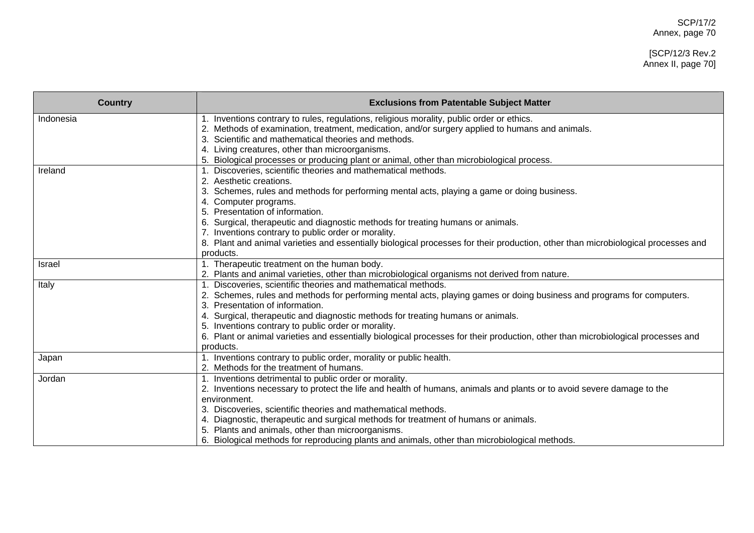| Country | Exclusions from Patentable Subject Matter |
| --- | --- |
| Indonesia | 1. Inventions contrary to rules, regulations, religious morality, public order or ethics.<br>2. Methods of examination, treatment, medication, and/or surgery applied to humans and animals.<br>3. Scientific and mathematical theories and methods.<br>4. Living creatures, other than microorganisms.<br>5. Biological processes or producing plant or animal, other than microbiological process. |
| Ireland | 1. Discoveries, scientific theories and mathematical methods.<br>2. Aesthetic creations.<br>3. Schemes, rules and methods for performing mental acts, playing a game or doing business.<br>4. Computer programs.<br>5. Presentation of information.<br>6. Surgical, therapeutic and diagnostic methods for treating humans or animals.<br>7. Inventions contrary to public order or morality.<br>8. Plant and animal varieties and essentially biological processes for their production, other than microbiological processes and products. |
| Israel | 1. Therapeutic treatment on the human body.<br>2. Plants and animal varieties, other than microbiological organisms not derived from nature. |
| Italy | 1. Discoveries, scientific theories and mathematical methods.<br>2. Schemes, rules and methods for performing mental acts, playing games or doing business and programs for computers.<br>3. Presentation of information.<br>4. Surgical, therapeutic and diagnostic methods for treating humans or animals.<br>5. Inventions contrary to public order or morality.<br>6. Plant or animal varieties and essentially biological processes for their production, other than microbiological processes and products. |
| Japan | 1. Inventions contrary to public order, morality or public health.<br>2. Methods for the treatment of humans. |
| Jordan | 1. Inventions detrimental to public order or morality.<br>2. Inventions necessary to protect the life and health of humans, animals and plants or to avoid severe damage to the environment.<br>3. Discoveries, scientific theories and mathematical methods.<br>4. Diagnostic, therapeutic and surgical methods for treatment of humans or animals.<br>5. Plants and animals, other than microorganisms.<br>6. Biological methods for reproducing plants and animals, other than microbiological methods. |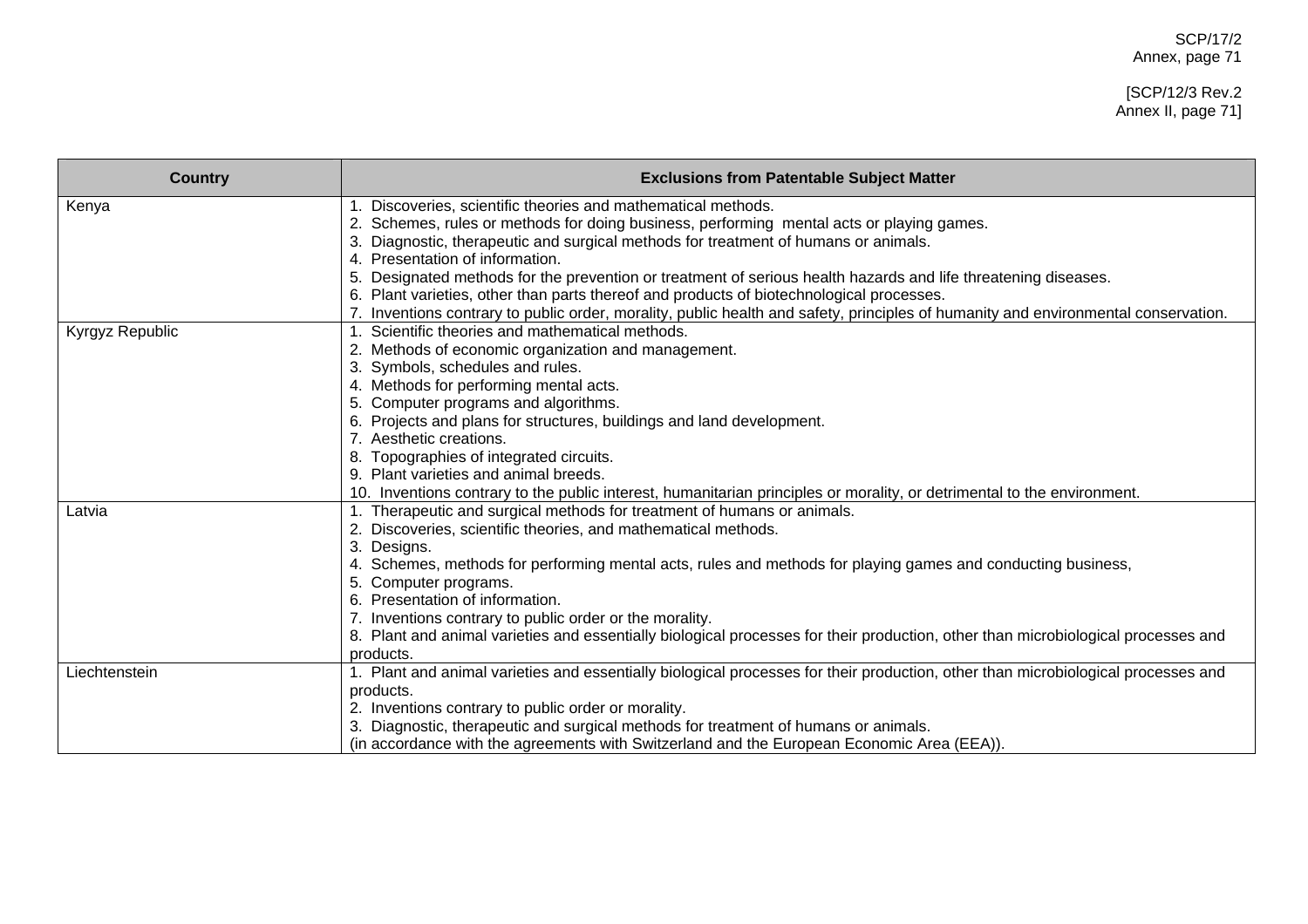| Country | Exclusions from Patentable Subject Matter |
|---|---|
| Kenya | 1. Discoveries, scientific theories and mathematical methods.<br>2. Schemes, rules or methods for doing business, performing mental acts or playing games.<br>3. Diagnostic, therapeutic and surgical methods for treatment of humans or animals.<br>4. Presentation of information.<br>5. Designated methods for the prevention or treatment of serious health hazards and life threatening diseases.<br>6. Plant varieties, other than parts thereof and products of biotechnological processes.<br>7. Inventions contrary to public order, morality, public health and safety, principles of humanity and environmental conservation. |
| Kyrgyz Republic | 1. Scientific theories and mathematical methods.<br>2. Methods of economic organization and management.<br>3. Symbols, schedules and rules.<br>4. Methods for performing mental acts.<br>5. Computer programs and algorithms.<br>6. Projects and plans for structures, buildings and land development.<br>7. Aesthetic creations.<br>8. Topographies of integrated circuits.<br>9. Plant varieties and animal breeds.<br>10. Inventions contrary to the public interest, humanitarian principles or morality, or detrimental to the environment. |
| Latvia | 1. Therapeutic and surgical methods for treatment of humans or animals.<br>2. Discoveries, scientific theories, and mathematical methods.<br>3. Designs.<br>4. Schemes, methods for performing mental acts, rules and methods for playing games and conducting business,<br>5. Computer programs.<br>6. Presentation of information.<br>7. Inventions contrary to public order or the morality.<br>8. Plant and animal varieties and essentially biological processes for their production, other than microbiological processes and products. |
| Liechtenstein | 1. Plant and animal varieties and essentially biological processes for their production, other than microbiological processes and products.<br>2. Inventions contrary to public order or morality.<br>3. Diagnostic, therapeutic and surgical methods for treatment of humans or animals.<br>(in accordance with the agreements with Switzerland and the European Economic Area (EEA)). |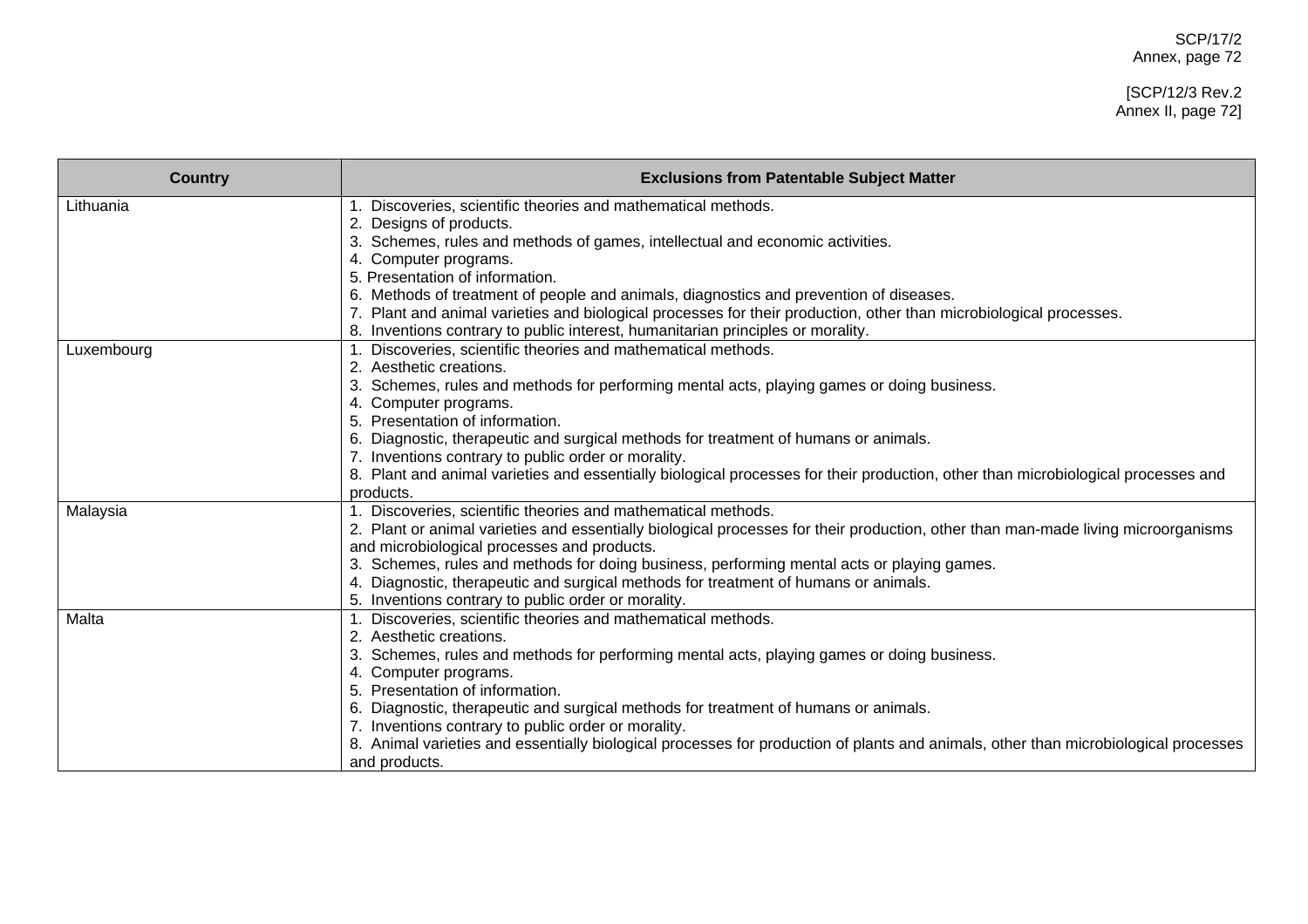| Country | Exclusions from Patentable Subject Matter |
|---|---|
| Lithuania | 1. Discoveries, scientific theories and mathematical methods.<br>2. Designs of products.<br>3. Schemes, rules and methods of games, intellectual and economic activities.<br>4. Computer programs.<br>5. Presentation of information.<br>6. Methods of treatment of people and animals, diagnostics and prevention of diseases.<br>7. Plant and animal varieties and biological processes for their production, other than microbiological processes.<br>8. Inventions contrary to public interest, humanitarian principles or morality. |
| Luxembourg | 1. Discoveries, scientific theories and mathematical methods.<br>2. Aesthetic creations.<br>3. Schemes, rules and methods for performing mental acts, playing games or doing business.<br>4. Computer programs.<br>5. Presentation of information.<br>6. Diagnostic, therapeutic and surgical methods for treatment of humans or animals.<br>7. Inventions contrary to public order or morality.<br>8. Plant and animal varieties and essentially biological processes for their production, other than microbiological processes and products. |
| Malaysia | 1. Discoveries, scientific theories and mathematical methods.<br>2. Plant or animal varieties and essentially biological processes for their production, other than man-made living microorganisms and microbiological processes and products.<br>3. Schemes, rules and methods for doing business, performing mental acts or playing games.<br>4. Diagnostic, therapeutic and surgical methods for treatment of humans or animals.<br>5. Inventions contrary to public order or morality. |
| Malta | 1. Discoveries, scientific theories and mathematical methods.<br>2. Aesthetic creations.<br>3. Schemes, rules and methods for performing mental acts, playing games or doing business.<br>4. Computer programs.<br>5. Presentation of information.<br>6. Diagnostic, therapeutic and surgical methods for treatment of humans or animals.<br>7. Inventions contrary to public order or morality.<br>8. Animal varieties and essentially biological processes for production of plants and animals, other than microbiological processes and products. |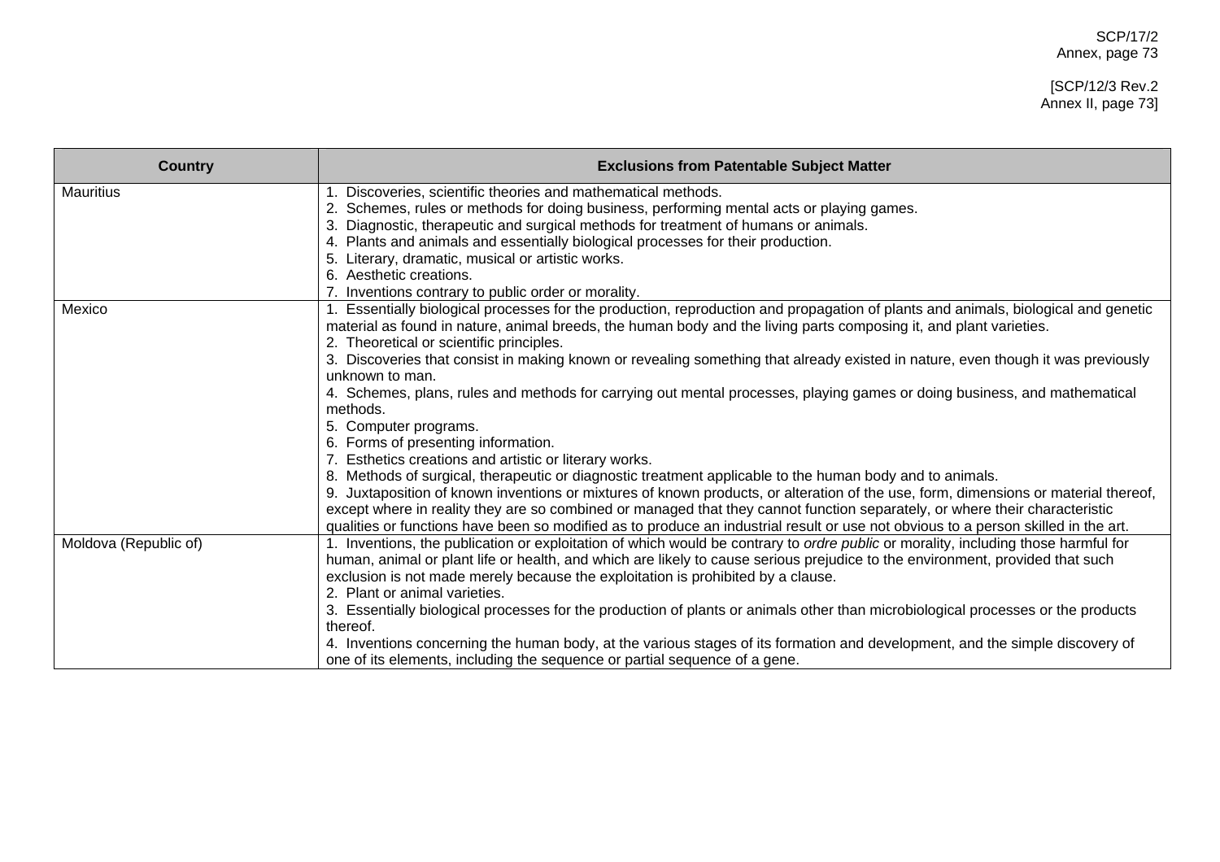| Country | Exclusions from Patentable Subject Matter |
|---|---|
| Mauritius | 1. Discoveries, scientific theories and mathematical methods.<br>2. Schemes, rules or methods for doing business, performing mental acts or playing games.<br>3. Diagnostic, therapeutic and surgical methods for treatment of humans or animals.<br>4. Plants and animals and essentially biological processes for their production.<br>5. Literary, dramatic, musical or artistic works.<br>6. Aesthetic creations.<br>7. Inventions contrary to public order or morality. |
| Mexico | 1. Essentially biological processes for the production, reproduction and propagation of plants and animals, biological and genetic material as found in nature, animal breeds, the human body and the living parts composing it, and plant varieties.<br>2. Theoretical or scientific principles.<br>3. Discoveries that consist in making known or revealing something that already existed in nature, even though it was previously unknown to man.<br>4. Schemes, plans, rules and methods for carrying out mental processes, playing games or doing business, and mathematical methods.<br>5. Computer programs.<br>6. Forms of presenting information.<br>7. Esthetics creations and artistic or literary works.<br>8. Methods of surgical, therapeutic or diagnostic treatment applicable to the human body and to animals.<br>9. Juxtaposition of known inventions or mixtures of known products, or alteration of the use, form, dimensions or material thereof, except where in reality they are so combined or managed that they cannot function separately, or where their characteristic qualities or functions have been so modified as to produce an industrial result or use not obvious to a person skilled in the art. |
| Moldova (Republic of) | 1. Inventions, the publication or exploitation of which would be contrary to *ordre public* or morality, including those harmful for human, animal or plant life or health, and which are likely to cause serious prejudice to the environment, provided that such exclusion is not made merely because the exploitation is prohibited by a clause.<br>2. Plant or animal varieties.<br>3. Essentially biological processes for the production of plants or animals other than microbiological processes or the products thereof.<br>4. Inventions concerning the human body, at the various stages of its formation and development, and the simple discovery of one of its elements, including the sequence or partial sequence of a gene. |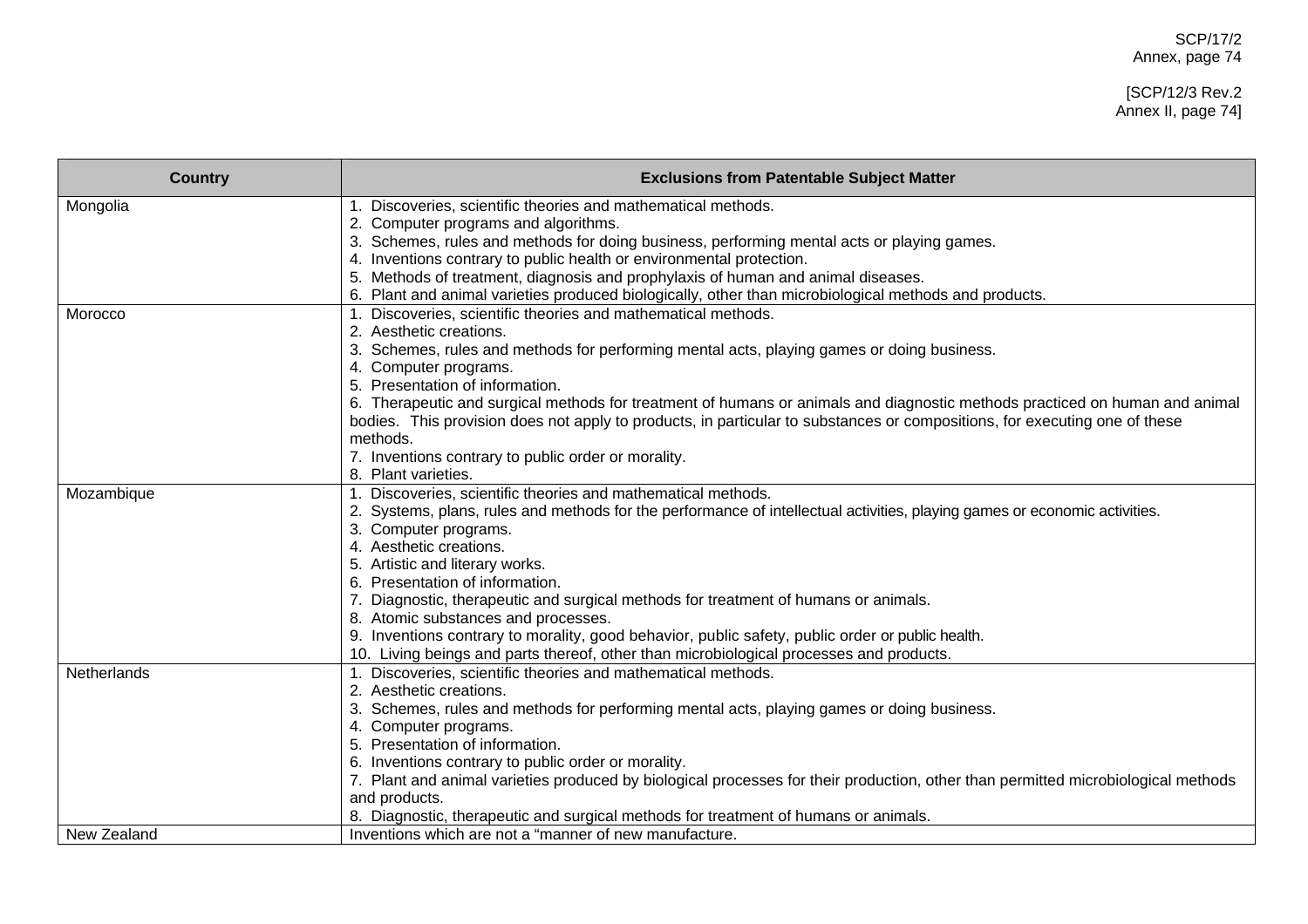| Country | Exclusions from Patentable Subject Matter |
|---|---|
| Mongolia | 1. Discoveries, scientific theories and mathematical methods.<br>2. Computer programs and algorithms.<br>3. Schemes, rules and methods for doing business, performing mental acts or playing games.<br>4. Inventions contrary to public health or environmental protection.<br>5. Methods of treatment, diagnosis and prophylaxis of human and animal diseases.<br>6. Plant and animal varieties produced biologically, other than microbiological methods and products. |
| Morocco | 1. Discoveries, scientific theories and mathematical methods.<br>2. Aesthetic creations.<br>3. Schemes, rules and methods for performing mental acts, playing games or doing business.<br>4. Computer programs.<br>5. Presentation of information.<br>6. Therapeutic and surgical methods for treatment of humans or animals and diagnostic methods practiced on human and animal bodies. This provision does not apply to products, in particular to substances or compositions, for executing one of these methods.<br>7. Inventions contrary to public order or morality.<br>8. Plant varieties. |
| Mozambique | 1. Discoveries, scientific theories and mathematical methods.<br>2. Systems, plans, rules and methods for the performance of intellectual activities, playing games or economic activities.<br>3. Computer programs.<br>4. Aesthetic creations.<br>5. Artistic and literary works.<br>6. Presentation of information.<br>7. Diagnostic, therapeutic and surgical methods for treatment of humans or animals.<br>8. Atomic substances and processes.<br>9. Inventions contrary to morality, good behavior, public safety, public order or public health.<br>10. Living beings and parts thereof, other than microbiological processes and products. |
| Netherlands | 1. Discoveries, scientific theories and mathematical methods.<br>2. Aesthetic creations.<br>3. Schemes, rules and methods for performing mental acts, playing games or doing business.<br>4. Computer programs.<br>5. Presentation of information.<br>6. Inventions contrary to public order or morality.<br>7. Plant and animal varieties produced by biological processes for their production, other than permitted microbiological methods and products.<br>8. Diagnostic, therapeutic and surgical methods for treatment of humans or animals. |
| New Zealand | Inventions which are not a "manner of new manufacture. |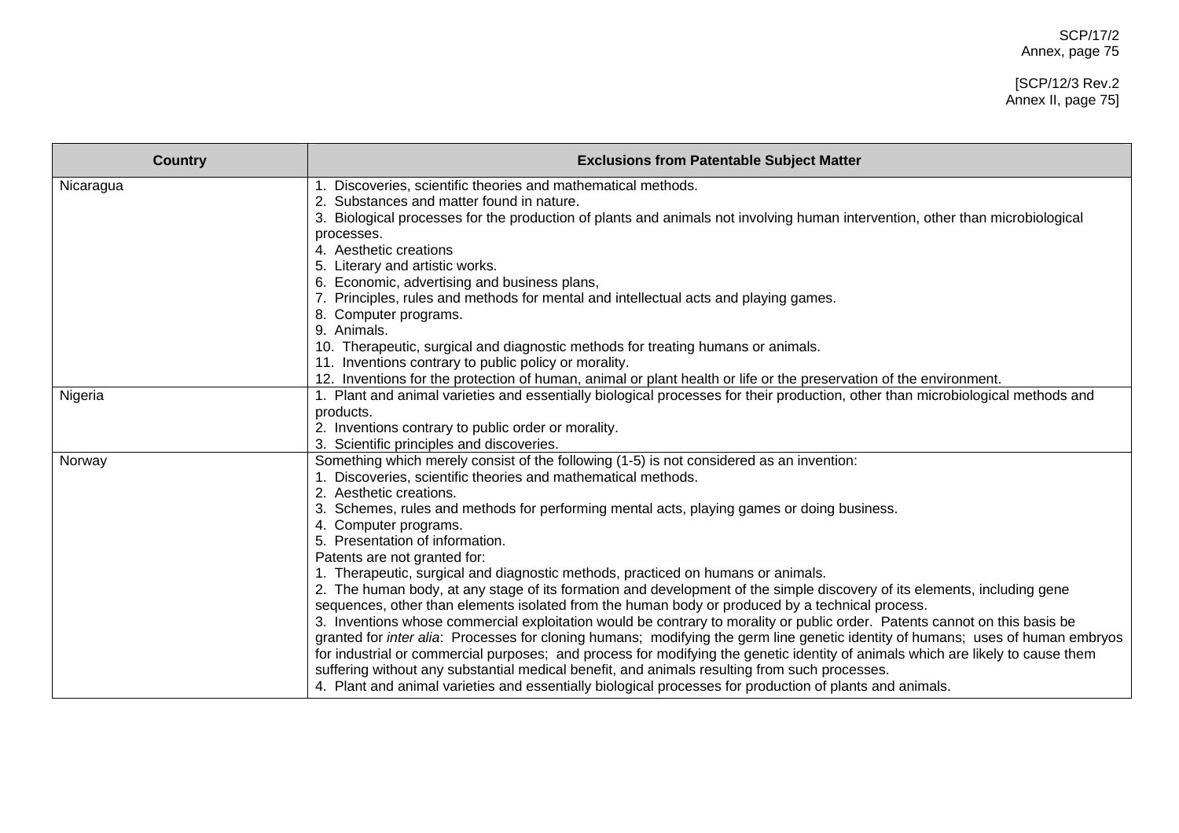| Country | Exclusions from Patentable Subject Matter |
|---|---|
| Nicaragua | 1. Discoveries, scientific theories and mathematical methods.<br>2. Substances and matter found in nature.<br>3. Biological processes for the production of plants and animals not involving human intervention, other than microbiological processes.<br>4. Aesthetic creations<br>5. Literary and artistic works.<br>6. Economic, advertising and business plans,<br>7. Principles, rules and methods for mental and intellectual acts and playing games.<br>8. Computer programs.<br>9. Animals.<br>10. Therapeutic, surgical and diagnostic methods for treating humans or animals.<br>11. Inventions contrary to public policy or morality.<br>12. Inventions for the protection of human, animal or plant health or life or the preservation of the environment. |
| Nigeria | 1. Plant and animal varieties and essentially biological processes for their production, other than microbiological methods and products.<br>2. Inventions contrary to public order or morality.<br>3. Scientific principles and discoveries. |
| Norway | Something which merely consist of the following (1-5) is not considered as an invention:<br>1. Discoveries, scientific theories and mathematical methods.<br>2. Aesthetic creations.<br>3. Schemes, rules and methods for performing mental acts, playing games or doing business.<br>4. Computer programs.<br>5. Presentation of information.<br>Patents are not granted for:<br>1. Therapeutic, surgical and diagnostic methods, practiced on humans or animals.<br>2. The human body, at any stage of its formation and development of the simple discovery of its elements, including gene sequences, other than elements isolated from the human body or produced by a technical process.<br>3. Inventions whose commercial exploitation would be contrary to morality or public order. Patents cannot on this basis be granted for *inter alia*: Processes for cloning humans; modifying the germ line genetic identity of humans; uses of human embryos for industrial or commercial purposes; and process for modifying the genetic identity of animals which are likely to cause them suffering without any substantial medical benefit, and animals resulting from such processes.<br>4. Plant and animal varieties and essentially biological processes for production of plants and animals. |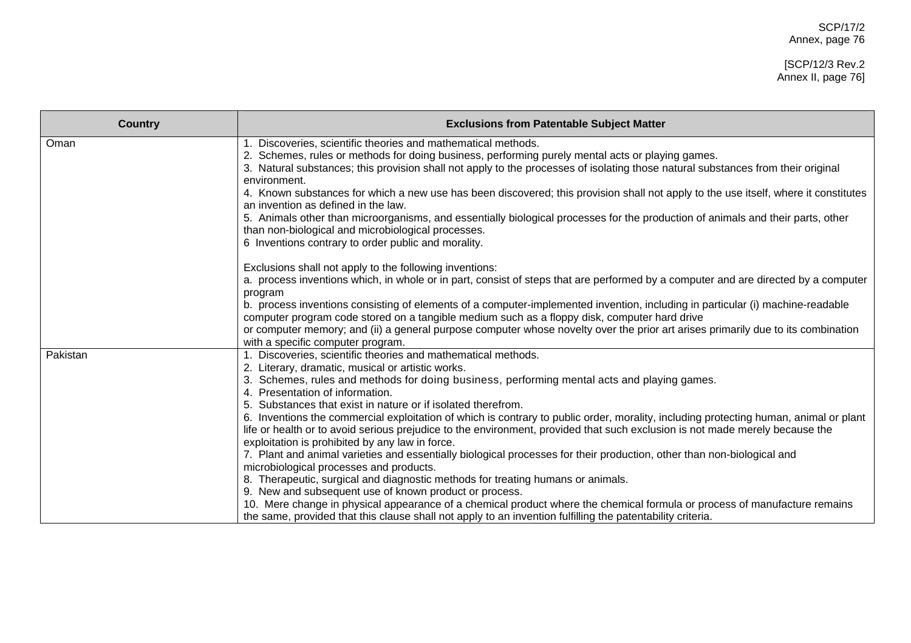| Country | Exclusions from Patentable Subject Matter |
|---|---|
| Oman | 1. Discoveries, scientific theories and mathematical methods.<br>2. Schemes, rules or methods for doing business, performing purely mental acts or playing games.<br>3. Natural substances; this provision shall not apply to the processes of isolating those natural substances from their original environment.<br>4. Known substances for which a new use has been discovered; this provision shall not apply to the use itself, where it constitutes an invention as defined in the law.<br>5. Animals other than microorganisms, and essentially biological processes for the production of animals and their parts, other than non-biological and microbiological processes.<br>6 Inventions contrary to order public and morality.<br><br>Exclusions shall not apply to the following inventions:<br>a. process inventions which, in whole or in part, consist of steps that are performed by a computer and are directed by a computer program<br>b. process inventions consisting of elements of a computer-implemented invention, including in particular (i) machine-readable computer program code stored on a tangible medium such as a floppy disk, computer hard drive or computer memory; and (ii) a general purpose computer whose novelty over the prior art arises primarily due to its combination with a specific computer program. |
| Pakistan | 1. Discoveries, scientific theories and mathematical methods.<br>2. Literary, dramatic, musical or artistic works.<br>3. Schemes, rules and methods for doing business, performing mental acts and playing games.<br>4. Presentation of information.<br>5. Substances that exist in nature or if isolated therefrom.<br>6. Inventions the commercial exploitation of which is contrary to public order, morality, including protecting human, animal or plant life or health or to avoid serious prejudice to the environment, provided that such exclusion is not made merely because the exploitation is prohibited by any law in force.<br>7. Plant and animal varieties and essentially biological processes for their production, other than non-biological and microbiological processes and products.<br>8. Therapeutic, surgical and diagnostic methods for treating humans or animals.<br>9. New and subsequent use of known product or process.<br>10. Mere change in physical appearance of a chemical product where the chemical formula or process of manufacture remains the same, provided that this clause shall not apply to an invention fulfilling the patentability criteria. |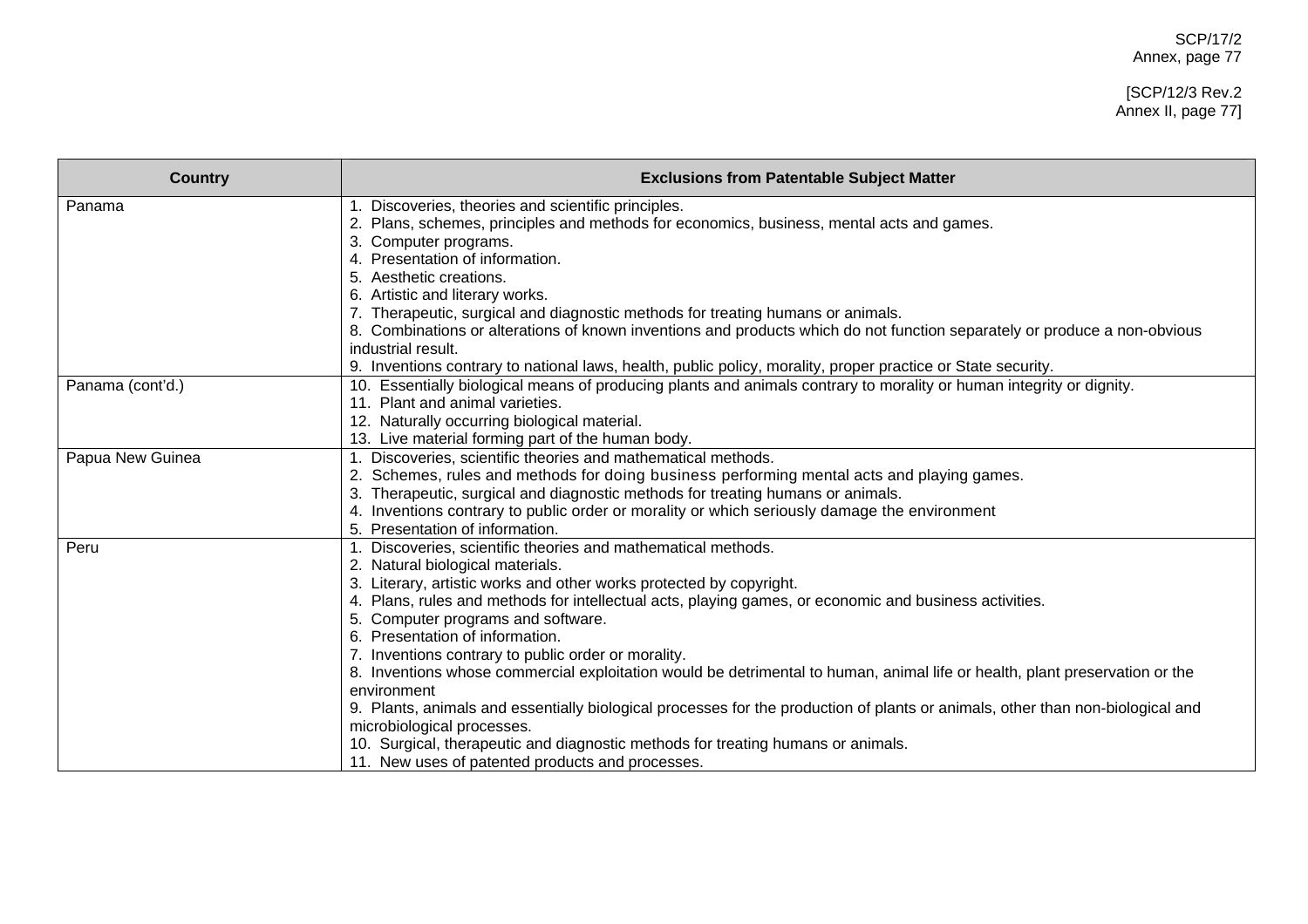| Country | Exclusions from Patentable Subject Matter |
|---|---|
| Panama | 1. Discoveries, theories and scientific principles.<br>2. Plans, schemes, principles and methods for economics, business, mental acts and games.<br>3. Computer programs.<br>4. Presentation of information.<br>5. Aesthetic creations.<br>6. Artistic and literary works.<br>7. Therapeutic, surgical and diagnostic methods for treating humans or animals.<br>8. Combinations or alterations of known inventions and products which do not function separately or produce a non-obvious industrial result.<br>9. Inventions contrary to national laws, health, public policy, morality, proper practice or State security. |
| Panama (cont'd.) | 10. Essentially biological means of producing plants and animals contrary to morality or human integrity or dignity.<br>11. Plant and animal varieties.<br>12. Naturally occurring biological material.<br>13. Live material forming part of the human body. |
| Papua New Guinea | 1. Discoveries, scientific theories and mathematical methods.<br>2. Schemes, rules and methods for doing business performing mental acts and playing games.<br>3. Therapeutic, surgical and diagnostic methods for treating humans or animals.<br>4. Inventions contrary to public order or morality or which seriously damage the environment<br>5. Presentation of information. |
| Peru | 1. Discoveries, scientific theories and mathematical methods.<br>2. Natural biological materials.<br>3. Literary, artistic works and other works protected by copyright.<br>4. Plans, rules and methods for intellectual acts, playing games, or economic and business activities.<br>5. Computer programs and software.<br>6. Presentation of information.<br>7. Inventions contrary to public order or morality.<br>8. Inventions whose commercial exploitation would be detrimental to human, animal life or health, plant preservation or the environment<br>9. Plants, animals and essentially biological processes for the production of plants or animals, other than non-biological and microbiological processes.<br>10. Surgical, therapeutic and diagnostic methods for treating humans or animals.<br>11. New uses of patented products and processes. |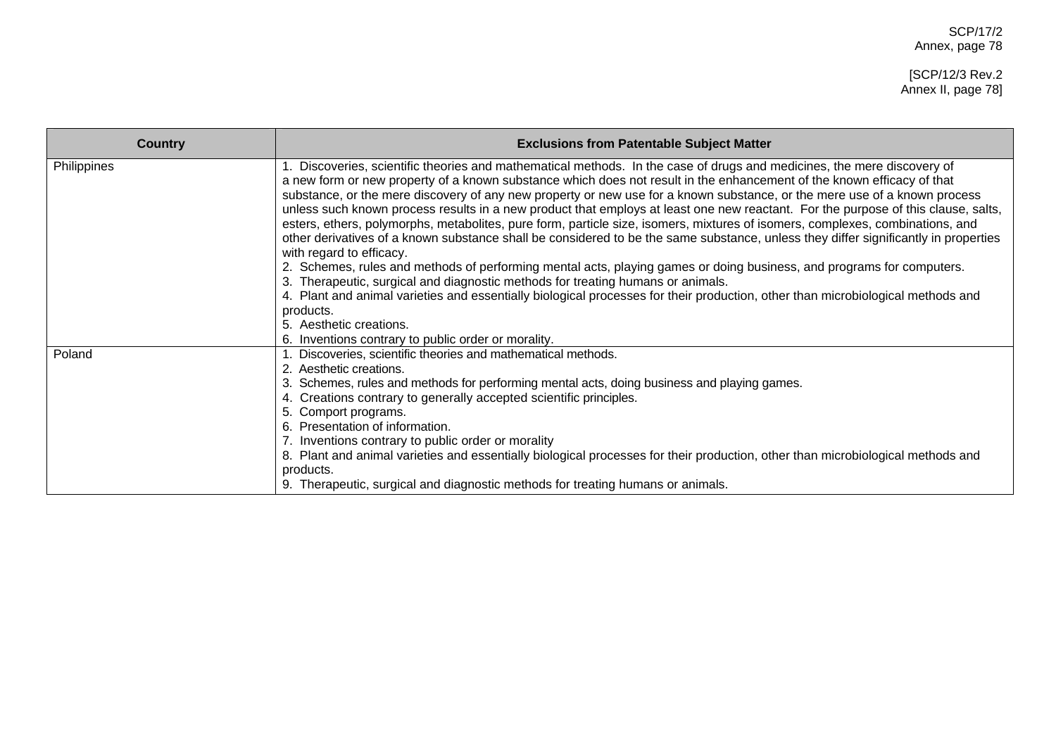| Country | Exclusions from Patentable Subject Matter |
| --- | --- |
| Philippines | 1. Discoveries, scientific theories and mathematical methods. In the case of drugs and medicines, the mere discovery of a new form or new property of a known substance which does not result in the enhancement of the known efficacy of that substance, or the mere discovery of any new property or new use for a known substance, or the mere use of a known process unless such known process results in a new product that employs at least one new reactant. For the purpose of this clause, salts, esters, ethers, polymorphs, metabolites, pure form, particle size, isomers, mixtures of isomers, complexes, combinations, and other derivatives of a known substance shall be considered to be the same substance, unless they differ significantly in properties with regard to efficacy.<br>2. Schemes, rules and methods of performing mental acts, playing games or doing business, and programs for computers.<br>3. Therapeutic, surgical and diagnostic methods for treating humans or animals.<br>4. Plant and animal varieties and essentially biological processes for their production, other than microbiological methods and products.<br>5. Aesthetic creations.<br>6. Inventions contrary to public order or morality. |
| Poland | 1. Discoveries, scientific theories and mathematical methods.<br>2. Aesthetic creations.<br>3. Schemes, rules and methods for performing mental acts, doing business and playing games.<br>4. Creations contrary to generally accepted scientific principles.<br>5. Comport programs.<br>6. Presentation of information.<br>7. Inventions contrary to public order or morality<br>8. Plant and animal varieties and essentially biological processes for their production, other than microbiological methods and products.<br>9. Therapeutic, surgical and diagnostic methods for treating humans or animals. |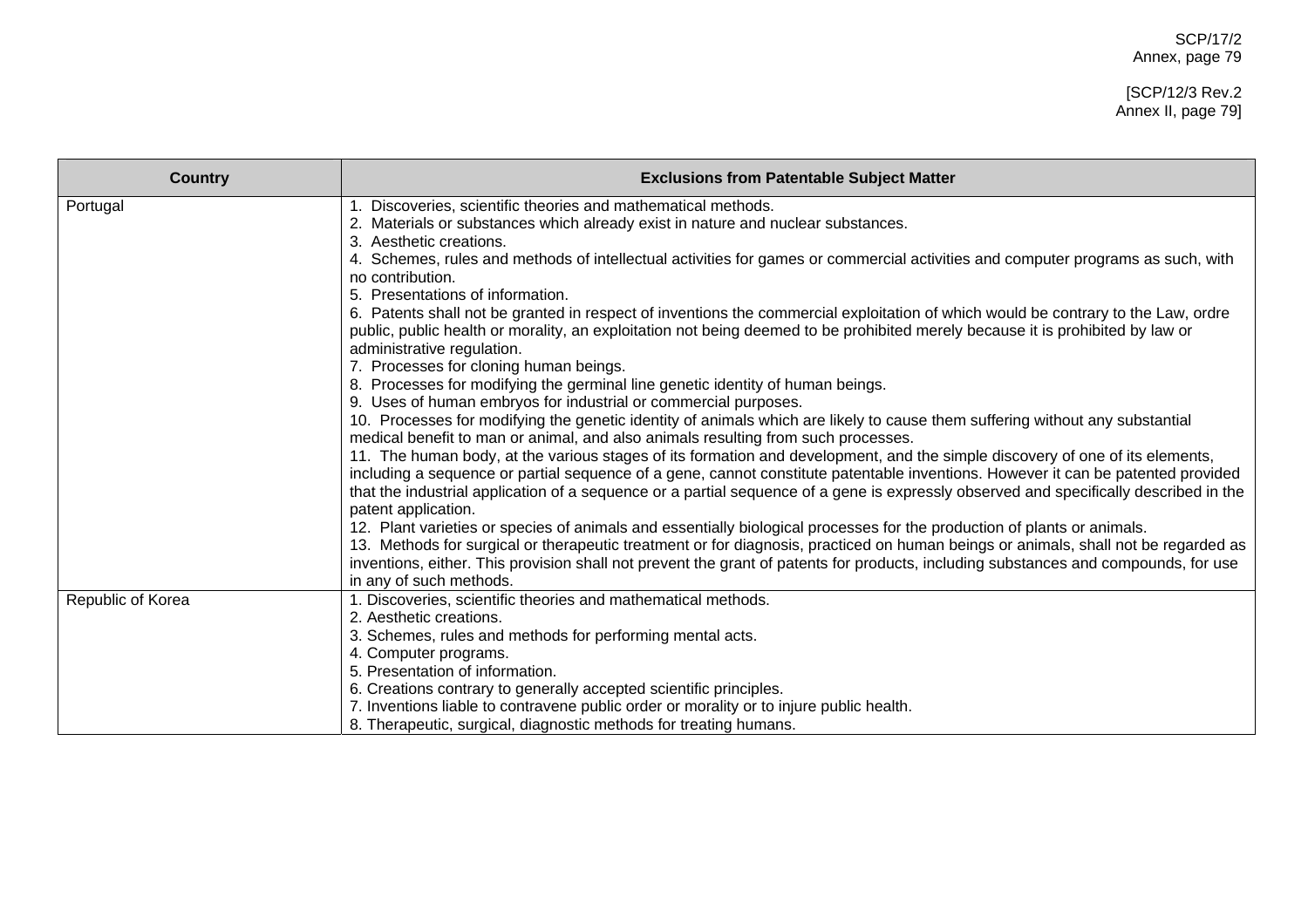| Country | Exclusions from Patentable Subject Matter |
|---|---|
| Portugal | 1. Discoveries, scientific theories and mathematical methods.<br>2. Materials or substances which already exist in nature and nuclear substances.<br>3. Aesthetic creations.<br>4. Schemes, rules and methods of intellectual activities for games or commercial activities and computer programs as such, with no contribution.<br>5. Presentations of information.<br>6. Patents shall not be granted in respect of inventions the commercial exploitation of which would be contrary to the Law, ordre public, public health or morality, an exploitation not being deemed to be prohibited merely because it is prohibited by law or administrative regulation.<br>7. Processes for cloning human beings.<br>8. Processes for modifying the germinal line genetic identity of human beings.<br>9. Uses of human embryos for industrial or commercial purposes.<br>10. Processes for modifying the genetic identity of animals which are likely to cause them suffering without any substantial medical benefit to man or animal, and also animals resulting from such processes.<br>11. The human body, at the various stages of its formation and development, and the simple discovery of one of its elements, including a sequence or partial sequence of a gene, cannot constitute patentable inventions. However it can be patented provided that the industrial application of a sequence or a partial sequence of a gene is expressly observed and specifically described in the patent application.<br>12. Plant varieties or species of animals and essentially biological processes for the production of plants or animals.<br>13. Methods for surgical or therapeutic treatment or for diagnosis, practiced on human beings or animals, shall not be regarded as inventions, either. This provision shall not prevent the grant of patents for products, including substances and compounds, for use in any of such methods. |
| Republic of Korea | 1. Discoveries, scientific theories and mathematical methods.<br>2. Aesthetic creations.<br>3. Schemes, rules and methods for performing mental acts.<br>4. Computer programs.<br>5. Presentation of information.<br>6. Creations contrary to generally accepted scientific principles.<br>7. Inventions liable to contravene public order or morality or to injure public health.<br>8. Therapeutic, surgical, diagnostic methods for treating humans. |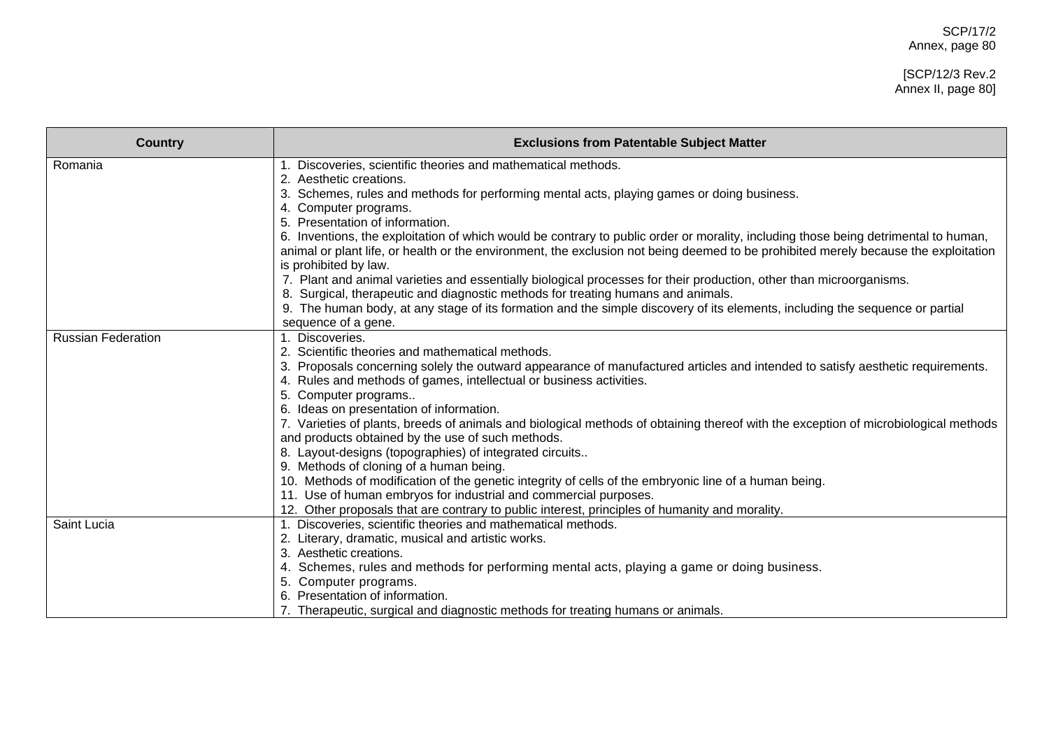| Country | Exclusions from Patentable Subject Matter |
|---|---|
| Romania | 1. Discoveries, scientific theories and mathematical methods.<br>2. Aesthetic creations.<br>3. Schemes, rules and methods for performing mental acts, playing games or doing business.<br>4. Computer programs.<br>5. Presentation of information.<br>6. Inventions, the exploitation of which would be contrary to public order or morality, including those being detrimental to human, animal or plant life, or health or the environment, the exclusion not being deemed to be prohibited merely because the exploitation is prohibited by law.<br>7. Plant and animal varieties and essentially biological processes for their production, other than microorganisms.<br>8. Surgical, therapeutic and diagnostic methods for treating humans and animals.<br>9. The human body, at any stage of its formation and the simple discovery of its elements, including the sequence or partial sequence of a gene. |
| Russian Federation | 1. Discoveries.<br>2. Scientific theories and mathematical methods.<br>3. Proposals concerning solely the outward appearance of manufactured articles and intended to satisfy aesthetic requirements.<br>4. Rules and methods of games, intellectual or business activities.<br>5. Computer programs..<br>6. Ideas on presentation of information.<br>7. Varieties of plants, breeds of animals and biological methods of obtaining thereof with the exception of microbiological methods and products obtained by the use of such methods.<br>8. Layout-designs (topographies) of integrated circuits..<br>9. Methods of cloning of a human being.<br>10. Methods of modification of the genetic integrity of cells of the embryonic line of a human being.<br>11. Use of human embryos for industrial and commercial purposes.<br>12. Other proposals that are contrary to public interest, principles of humanity and morality. |
| Saint Lucia | 1. Discoveries, scientific theories and mathematical methods.<br>2. Literary, dramatic, musical and artistic works.<br>3. Aesthetic creations.<br>4. Schemes, rules and methods for performing mental acts, playing a game or doing business.<br>5. Computer programs.<br>6. Presentation of information.<br>7. Therapeutic, surgical and diagnostic methods for treating humans or animals. |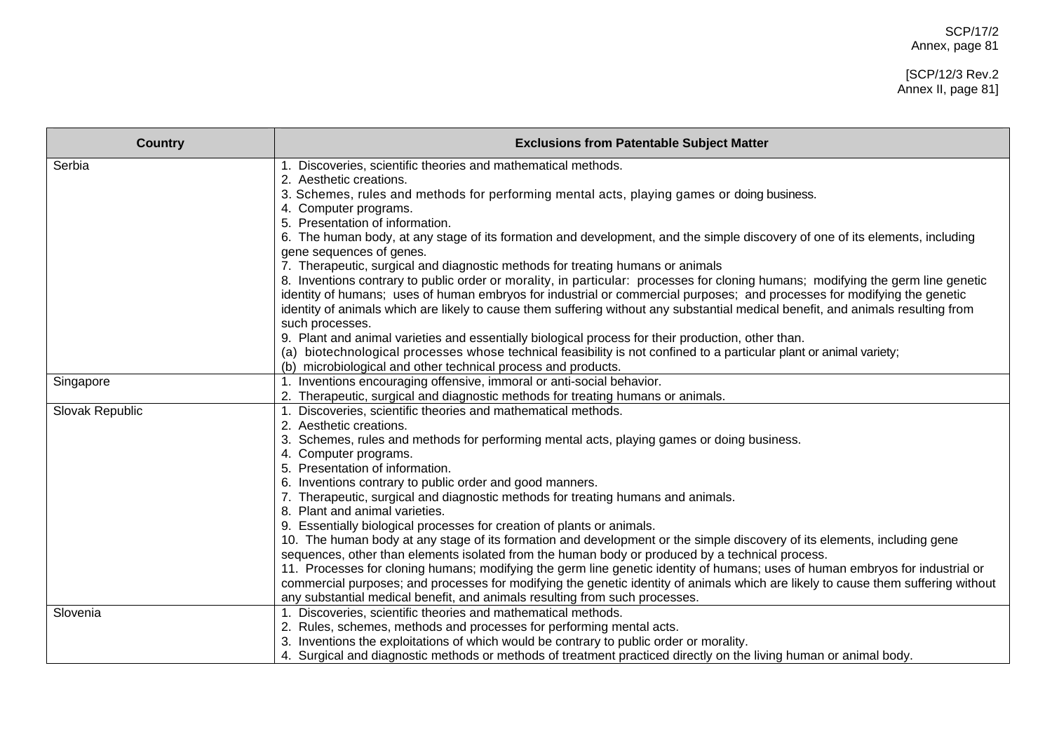| Country | Exclusions from Patentable Subject Matter |
|---|---|
| Serbia | 1. Discoveries, scientific theories and mathematical methods.<br>2. Aesthetic creations.<br>3. Schemes, rules and methods for performing mental acts, playing games or doing business.<br>4. Computer programs.<br>5. Presentation of information.<br>6. The human body, at any stage of its formation and development, and the simple discovery of one of its elements, including gene sequences of genes.<br>7. Therapeutic, surgical and diagnostic methods for treating humans or animals<br>8. Inventions contrary to public order or morality, in particular: processes for cloning humans; modifying the germ line genetic identity of humans; uses of human embryos for industrial or commercial purposes; and processes for modifying the genetic identity of animals which are likely to cause them suffering without any substantial medical benefit, and animals resulting from such processes.<br>9. Plant and animal varieties and essentially biological process for their production, other than.<br>(a) biotechnological processes whose technical feasibility is not confined to a particular plant or animal variety;<br>(b) microbiological and other technical process and products. |
| Singapore | 1. Inventions encouraging offensive, immoral or anti-social behavior.<br>2. Therapeutic, surgical and diagnostic methods for treating humans or animals. |
| Slovak Republic | 1. Discoveries, scientific theories and mathematical methods.<br>2. Aesthetic creations.<br>3. Schemes, rules and methods for performing mental acts, playing games or doing business.<br>4. Computer programs.<br>5. Presentation of information.<br>6. Inventions contrary to public order and good manners.<br>7. Therapeutic, surgical and diagnostic methods for treating humans and animals.<br>8. Plant and animal varieties.<br>9. Essentially biological processes for creation of plants or animals.<br>10. The human body at any stage of its formation and development or the simple discovery of its elements, including gene sequences, other than elements isolated from the human body or produced by a technical process.<br>11. Processes for cloning humans; modifying the germ line genetic identity of humans; uses of human embryos for industrial or commercial purposes; and processes for modifying the genetic identity of animals which are likely to cause them suffering without any substantial medical benefit, and animals resulting from such processes. |
| Slovenia | 1. Discoveries, scientific theories and mathematical methods.<br>2. Rules, schemes, methods and processes for performing mental acts.<br>3. Inventions the exploitations of which would be contrary to public order or morality.<br>4. Surgical and diagnostic methods or methods of treatment practiced directly on the living human or animal body. |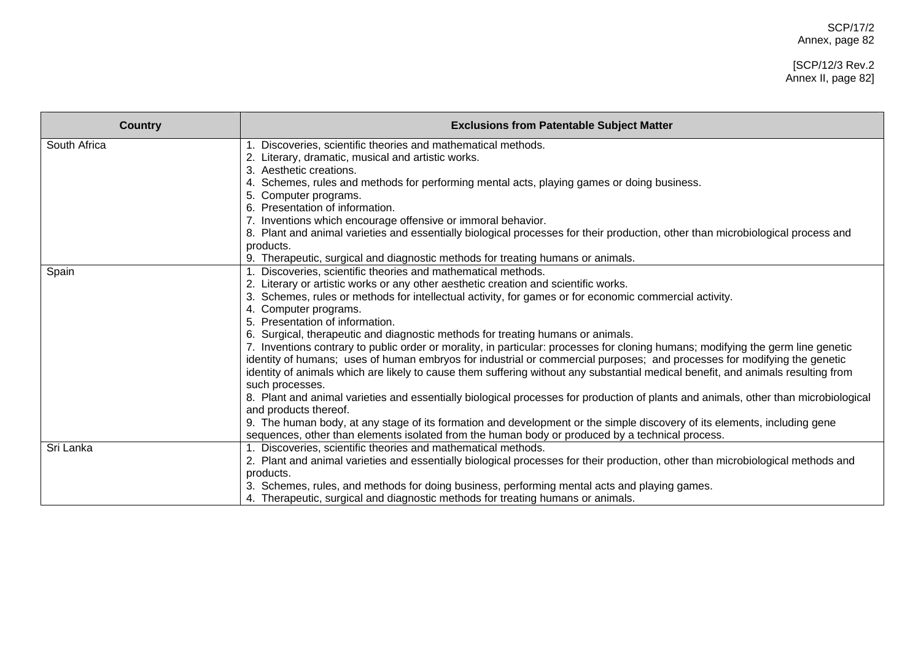| Country | Exclusions from Patentable Subject Matter |
| --- | --- |
| South Africa | 1. Discoveries, scientific theories and mathematical methods.<br>2. Literary, dramatic, musical and artistic works.<br>3. Aesthetic creations.<br>4. Schemes, rules and methods for performing mental acts, playing games or doing business.<br>5. Computer programs.<br>6. Presentation of information.<br>7. Inventions which encourage offensive or immoral behavior.<br>8. Plant and animal varieties and essentially biological processes for their production, other than microbiological process and products.<br>9. Therapeutic, surgical and diagnostic methods for treating humans or animals. |
| Spain | 1. Discoveries, scientific theories and mathematical methods.<br>2. Literary or artistic works or any other aesthetic creation and scientific works.<br>3. Schemes, rules or methods for intellectual activity, for games or for economic commercial activity.<br>4. Computer programs.<br>5. Presentation of information.<br>6. Surgical, therapeutic and diagnostic methods for treating humans or animals.<br>7. Inventions contrary to public order or morality, in particular: processes for cloning humans; modifying the germ line genetic identity of humans; uses of human embryos for industrial or commercial purposes; and processes for modifying the genetic identity of animals which are likely to cause them suffering without any substantial medical benefit, and animals resulting from such processes.<br>8. Plant and animal varieties and essentially biological processes for production of plants and animals, other than microbiological and products thereof.<br>9. The human body, at any stage of its formation and development or the simple discovery of its elements, including gene sequences, other than elements isolated from the human body or produced by a technical process. |
| Sri Lanka | 1. Discoveries, scientific theories and mathematical methods.<br>2. Plant and animal varieties and essentially biological processes for their production, other than microbiological methods and products.<br>3. Schemes, rules, and methods for doing business, performing mental acts and playing games.<br>4. Therapeutic, surgical and diagnostic methods for treating humans or animals. |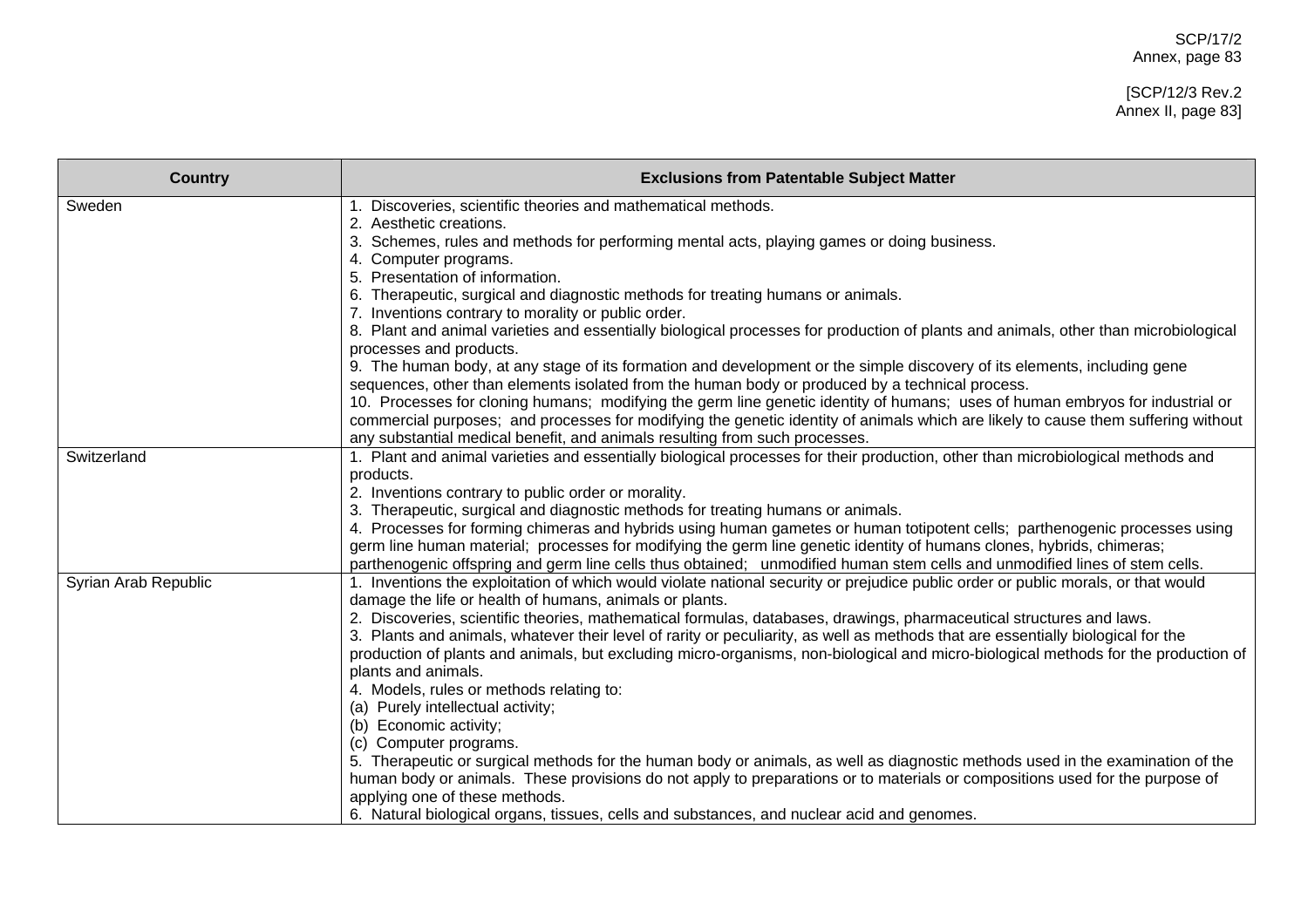| Country | Exclusions from Patentable Subject Matter |
| --- | --- |
| Sweden | 1. Discoveries, scientific theories and mathematical methods.<br>2. Aesthetic creations.<br>3. Schemes, rules and methods for performing mental acts, playing games or doing business.<br>4. Computer programs.<br>5. Presentation of information.<br>6. Therapeutic, surgical and diagnostic methods for treating humans or animals.<br>7. Inventions contrary to morality or public order.<br>8. Plant and animal varieties and essentially biological processes for production of plants and animals, other than microbiological processes and products.<br>9. The human body, at any stage of its formation and development or the simple discovery of its elements, including gene sequences, other than elements isolated from the human body or produced by a technical process.<br>10. Processes for cloning humans; modifying the germ line genetic identity of humans; uses of human embryos for industrial or commercial purposes; and processes for modifying the genetic identity of animals which are likely to cause them suffering without any substantial medical benefit, and animals resulting from such processes. |
| Switzerland | 1. Plant and animal varieties and essentially biological processes for their production, other than microbiological methods and products.<br>2. Inventions contrary to public order or morality.<br>3. Therapeutic, surgical and diagnostic methods for treating humans or animals.<br>4. Processes for forming chimeras and hybrids using human gametes or human totipotent cells; parthenogenic processes using germ line human material; processes for modifying the germ line genetic identity of humans clones, hybrids, chimeras; parthenogenic offspring and germ line cells thus obtained; unmodified human stem cells and unmodified lines of stem cells. |
| Syrian Arab Republic | 1. Inventions the exploitation of which would violate national security or prejudice public order or public morals, or that would damage the life or health of humans, animals or plants.<br>2. Discoveries, scientific theories, mathematical formulas, databases, drawings, pharmaceutical structures and laws.<br>3. Plants and animals, whatever their level of rarity or peculiarity, as well as methods that are essentially biological for the production of plants and animals, but excluding micro-organisms, non-biological and micro-biological methods for the production of plants and animals.<br>4. Models, rules or methods relating to:<br>(a) Purely intellectual activity;<br>(b) Economic activity;<br>(c) Computer programs.<br>5. Therapeutic or surgical methods for the human body or animals, as well as diagnostic methods used in the examination of the human body or animals. These provisions do not apply to preparations or to materials or compositions used for the purpose of applying one of these methods.<br>6. Natural biological organs, tissues, cells and substances, and nuclear acid and genomes. |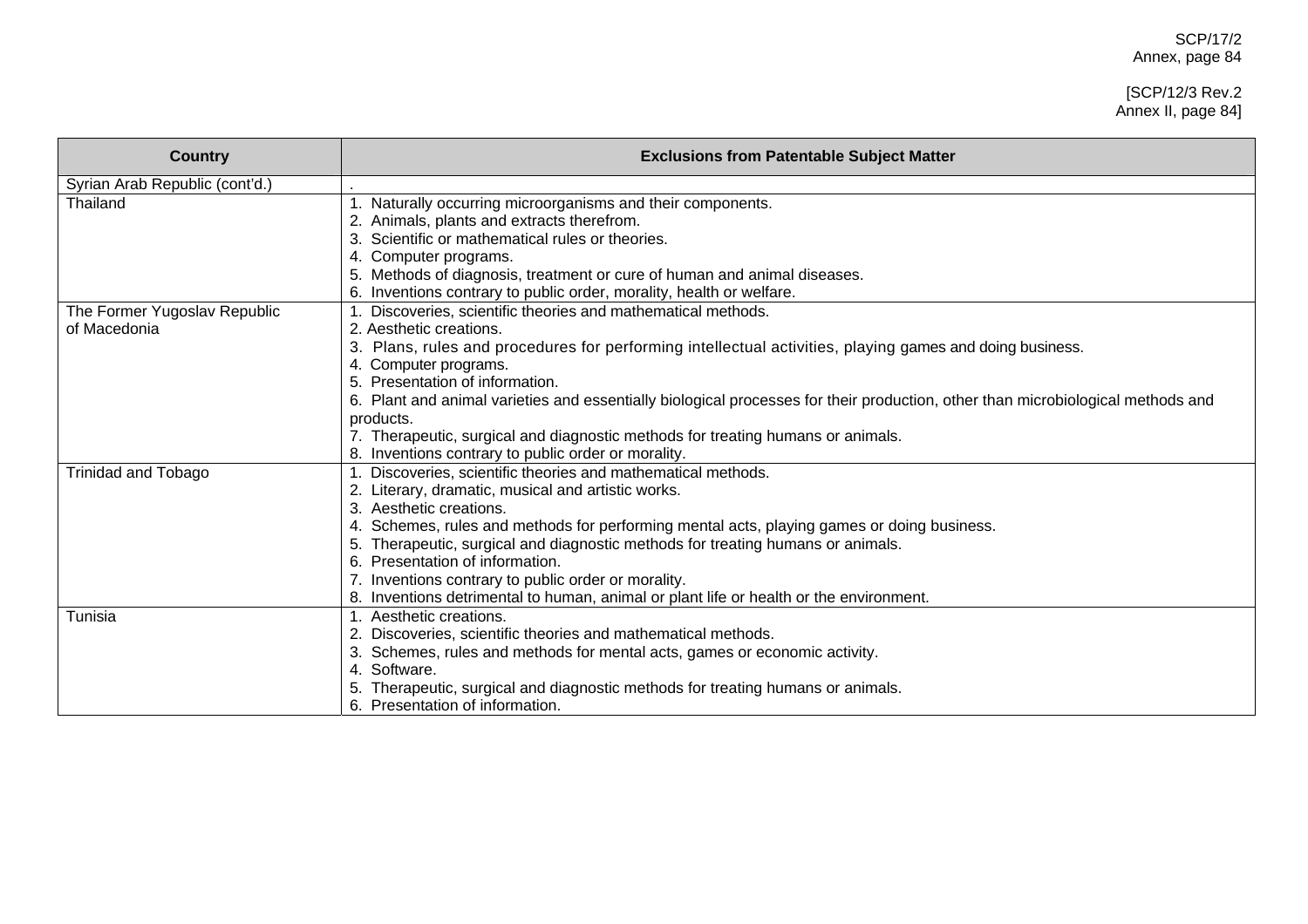| Country | Exclusions from Patentable Subject Matter |
| --- | --- |
| Syrian Arab Republic (cont'd.) | . |
| Thailand | 1. Naturally occurring microorganisms and their components.<br>2. Animals, plants and extracts therefrom.<br>3. Scientific or mathematical rules or theories.<br>4. Computer programs.<br>5. Methods of diagnosis, treatment or cure of human and animal diseases.<br>6. Inventions contrary to public order, morality, health or welfare. |
| The Former Yugoslav Republic of Macedonia | 1. Discoveries, scientific theories and mathematical methods.<br>2. Aesthetic creations.<br>3. Plans, rules and procedures for performing intellectual activities, playing games and doing business.<br>4. Computer programs.<br>5. Presentation of information.<br>6. Plant and animal varieties and essentially biological processes for their production, other than microbiological methods and products.<br>7. Therapeutic, surgical and diagnostic methods for treating humans or animals.<br>8. Inventions contrary to public order or morality. |
| Trinidad and Tobago | 1. Discoveries, scientific theories and mathematical methods.<br>2. Literary, dramatic, musical and artistic works.<br>3. Aesthetic creations.<br>4. Schemes, rules and methods for performing mental acts, playing games or doing business.<br>5. Therapeutic, surgical and diagnostic methods for treating humans or animals.<br>6. Presentation of information.<br>7. Inventions contrary to public order or morality.<br>8. Inventions detrimental to human, animal or plant life or health or the environment. |
| Tunisia | 1. Aesthetic creations.<br>2. Discoveries, scientific theories and mathematical methods.<br>3. Schemes, rules and methods for mental acts, games or economic activity.<br>4. Software.<br>5. Therapeutic, surgical and diagnostic methods for treating humans or animals.<br>6. Presentation of information. |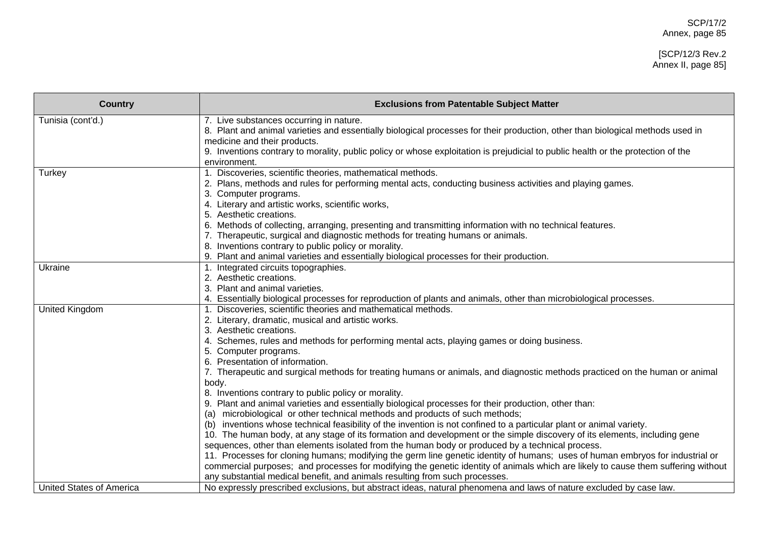| Country | Exclusions from Patentable Subject Matter |
|---|---|
| Tunisia (cont'd.) | 7. Live substances occurring in nature.<br>8. Plant and animal varieties and essentially biological processes for their production, other than biological methods used in medicine and their products.<br>9. Inventions contrary to morality, public policy or whose exploitation is prejudicial to public health or the protection of the environment. |
| Turkey | 1. Discoveries, scientific theories, mathematical methods.<br>2. Plans, methods and rules for performing mental acts, conducting business activities and playing games.<br>3. Computer programs.<br>4. Literary and artistic works, scientific works,<br>5. Aesthetic creations.<br>6. Methods of collecting, arranging, presenting and transmitting information with no technical features.<br>7. Therapeutic, surgical and diagnostic methods for treating humans or animals.<br>8. Inventions contrary to public policy or morality.<br>9. Plant and animal varieties and essentially biological processes for their production. |
| Ukraine | 1. Integrated circuits topographies.<br>2. Aesthetic creations.<br>3. Plant and animal varieties.<br>4. Essentially biological processes for reproduction of plants and animals, other than microbiological processes. |
| United Kingdom | 1. Discoveries, scientific theories and mathematical methods.<br>2. Literary, dramatic, musical and artistic works.<br>3. Aesthetic creations.<br>4. Schemes, rules and methods for performing mental acts, playing games or doing business.<br>5. Computer programs.<br>6. Presentation of information.<br>7. Therapeutic and surgical methods for treating humans or animals, and diagnostic methods practiced on the human or animal body.<br>8. Inventions contrary to public policy or morality.<br>9. Plant and animal varieties and essentially biological processes for their production, other than:<br>(a) microbiological or other technical methods and products of such methods;<br>(b) inventions whose technical feasibility of the invention is not confined to a particular plant or animal variety.<br>10. The human body, at any stage of its formation and development or the simple discovery of its elements, including gene sequences, other than elements isolated from the human body or produced by a technical process.<br>11. Processes for cloning humans; modifying the germ line genetic identity of humans; uses of human embryos for industrial or commercial purposes; and processes for modifying the genetic identity of animals which are likely to cause them suffering without any substantial medical benefit, and animals resulting from such processes. |
| United States of America | No expressly prescribed exclusions, but abstract ideas, natural phenomena and laws of nature excluded by case law. |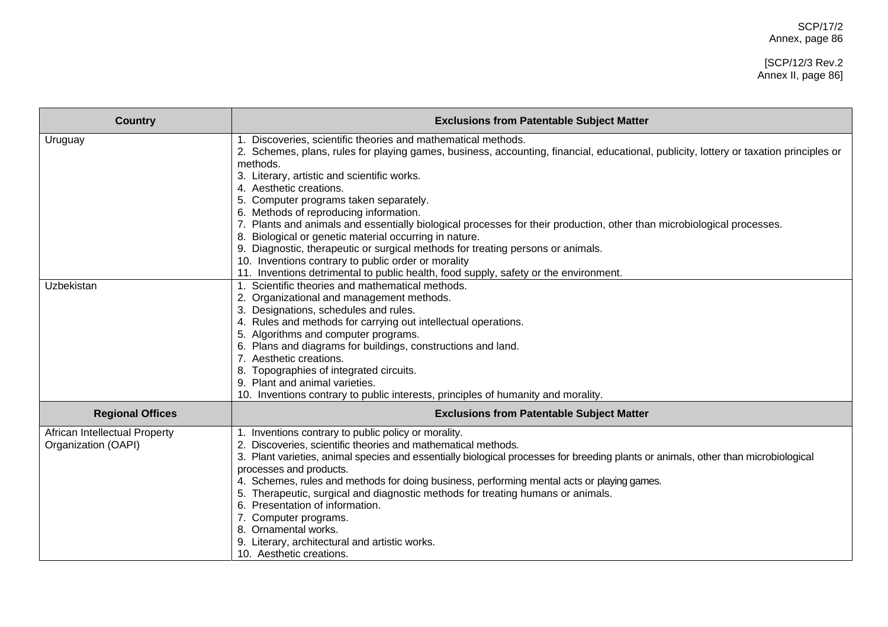| Country | Exclusions from Patentable Subject Matter |
| --- | --- |
| Uruguay | 1. Discoveries, scientific theories and mathematical methods.<br>2. Schemes, plans, rules for playing games, business, accounting, financial, educational, publicity, lottery or taxation principles or methods.<br>3. Literary, artistic and scientific works.<br>4. Aesthetic creations.<br>5. Computer programs taken separately.<br>6. Methods of reproducing information.<br>7. Plants and animals and essentially biological processes for their production, other than microbiological processes.<br>8. Biological or genetic material occurring in nature.<br>9. Diagnostic, therapeutic or surgical methods for treating persons or animals.<br>10. Inventions contrary to public order or morality<br>11. Inventions detrimental to public health, food supply, safety or the environment. |
| Uzbekistan | 1. Scientific theories and mathematical methods.<br>2. Organizational and management methods.<br>3. Designations, schedules and rules.<br>4. Rules and methods for carrying out intellectual operations.<br>5. Algorithms and computer programs.<br>6. Plans and diagrams for buildings, constructions and land.<br>7. Aesthetic creations.<br>8. Topographies of integrated circuits.<br>9. Plant and animal varieties.<br>10. Inventions contrary to public interests, principles of humanity and morality. |
| **Regional Offices** | **Exclusions from Patentable Subject Matter** |
| African Intellectual Property Organization (OAPI) | 1. Inventions contrary to public policy or morality.<br>2. Discoveries, scientific theories and mathematical methods.<br>3. Plant varieties, animal species and essentially biological processes for breeding plants or animals, other than microbiological processes and products.<br>4. Schemes, rules and methods for doing business, performing mental acts or playing games.<br>5. Therapeutic, surgical and diagnostic methods for treating humans or animals.<br>6. Presentation of information.<br>7. Computer programs.<br>8. Ornamental works.<br>9. Literary, architectural and artistic works.<br>10. Aesthetic creations. |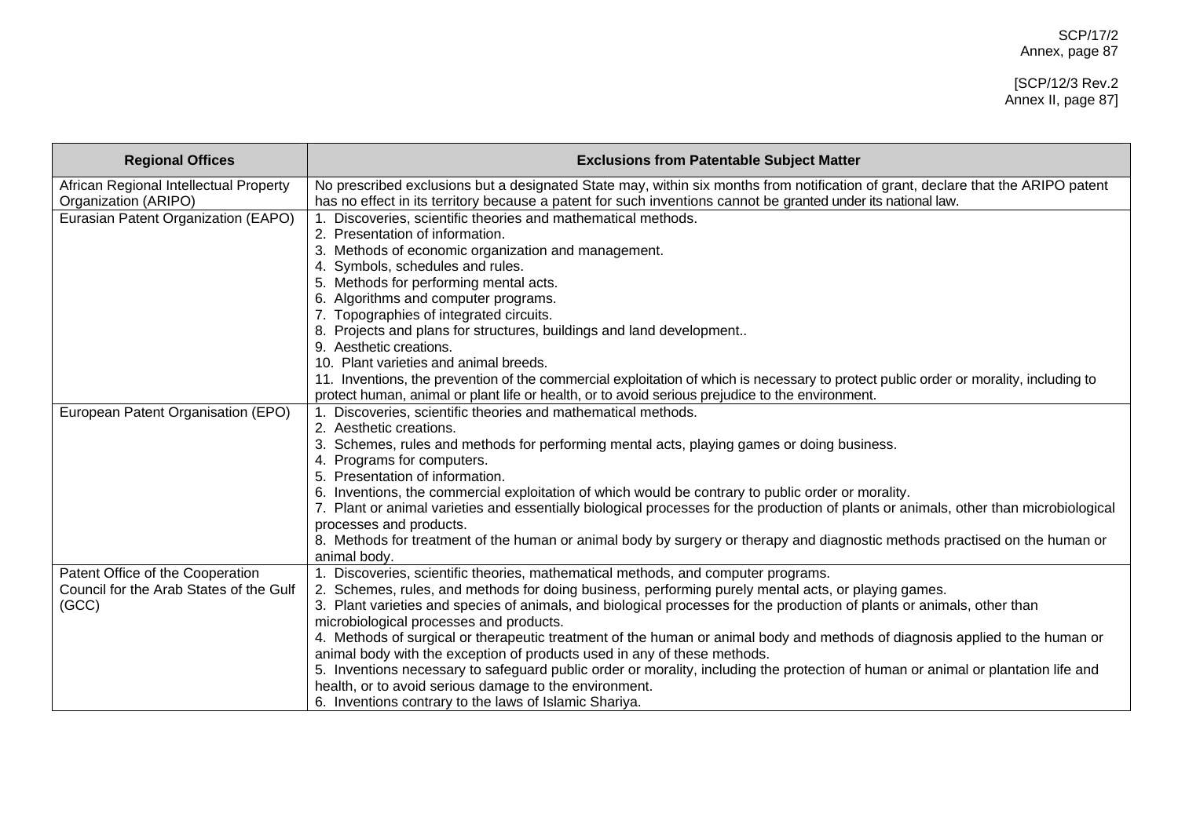| Regional Offices | Exclusions from Patentable Subject Matter |
| --- | --- |
| African Regional Intellectual Property Organization (ARIPO) | No prescribed exclusions but a designated State may, within six months from notification of grant, declare that the ARIPO patent has no effect in its territory because a patent for such inventions cannot be granted under its national law. |
| Eurasian Patent Organization (EAPO) | 1. Discoveries, scientific theories and mathematical methods.<br>2. Presentation of information.<br>3. Methods of economic organization and management.<br>4. Symbols, schedules and rules.<br>5. Methods for performing mental acts.<br>6. Algorithms and computer programs.<br>7. Topographies of integrated circuits.<br>8. Projects and plans for structures, buildings and land development..<br>9. Aesthetic creations.<br>10. Plant varieties and animal breeds.<br>11. Inventions, the prevention of the commercial exploitation of which is necessary to protect public order or morality, including to protect human, animal or plant life or health, or to avoid serious prejudice to the environment. |
| European Patent Organisation (EPO) | 1. Discoveries, scientific theories and mathematical methods.<br>2. Aesthetic creations.<br>3. Schemes, rules and methods for performing mental acts, playing games or doing business.<br>4. Programs for computers.<br>5. Presentation of information.<br>6. Inventions, the commercial exploitation of which would be contrary to public order or morality.<br>7. Plant or animal varieties and essentially biological processes for the production of plants or animals, other than microbiological processes and products.<br>8. Methods for treatment of the human or animal body by surgery or therapy and diagnostic methods practised on the human or animal body. |
| Patent Office of the Cooperation Council for the Arab States of the Gulf (GCC) | 1. Discoveries, scientific theories, mathematical methods, and computer programs.<br>2. Schemes, rules, and methods for doing business, performing purely mental acts, or playing games.<br>3. Plant varieties and species of animals, and biological processes for the production of plants or animals, other than microbiological processes and products.<br>4. Methods of surgical or therapeutic treatment of the human or animal body and methods of diagnosis applied to the human or animal body with the exception of products used in any of these methods.<br>5. Inventions necessary to safeguard public order or morality, including the protection of human or animal or plantation life and health, or to avoid serious damage to the environment.<br>6. Inventions contrary to the laws of Islamic Shariya. |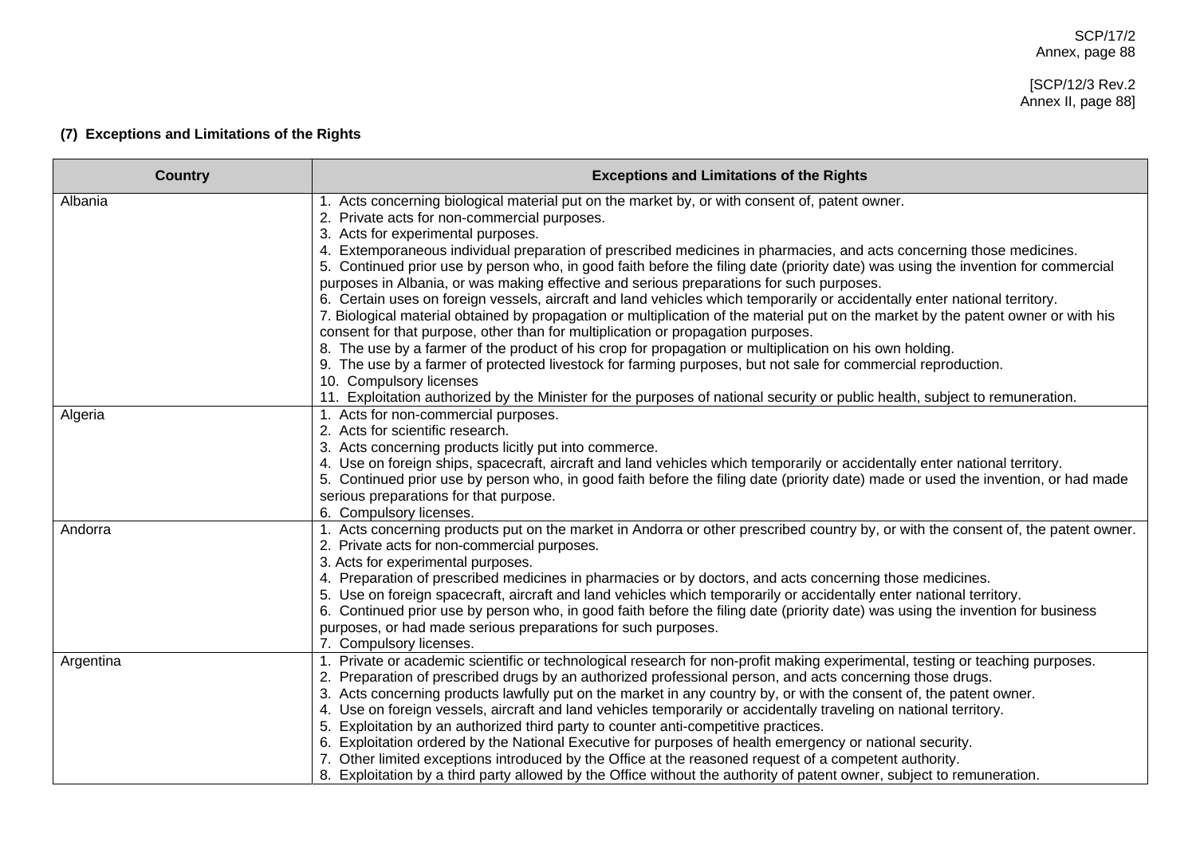**(7) Exceptions and Limitations of the Rights**

| Country | Exceptions and Limitations of the Rights |
| --- | --- |
| Albania | 1. Acts concerning biological material put on the market by, or with consent of, patent owner.<br>2. Private acts for non-commercial purposes.<br>3. Acts for experimental purposes.<br>4. Extemporaneous individual preparation of prescribed medicines in pharmacies, and acts concerning those medicines.<br>5. Continued prior use by person who, in good faith before the filing date (priority date) was using the invention for commercial purposes in Albania, or was making effective and serious preparations for such purposes.<br>6. Certain uses on foreign vessels, aircraft and land vehicles which temporarily or accidentally enter national territory.<br>7. Biological material obtained by propagation or multiplication of the material put on the market by the patent owner or with his consent for that purpose, other than for multiplication or propagation purposes.<br>8. The use by a farmer of the product of his crop for propagation or multiplication on his own holding.<br>9. The use by a farmer of protected livestock for farming purposes, but not sale for commercial reproduction.<br>10. Compulsory licenses<br>11. Exploitation authorized by the Minister for the purposes of national security or public health, subject to remuneration. |
| Algeria | 1. Acts for non-commercial purposes.<br>2. Acts for scientific research.<br>3. Acts concerning products licitly put into commerce.<br>4. Use on foreign ships, spacecraft, aircraft and land vehicles which temporarily or accidentally enter national territory.<br>5. Continued prior use by person who, in good faith before the filing date (priority date) made or used the invention, or had made serious preparations for that purpose.<br>6. Compulsory licenses. |
| Andorra | 1. Acts concerning products put on the market in Andorra or other prescribed country by, or with the consent of, the patent owner.<br>2. Private acts for non-commercial purposes.<br>3. Acts for experimental purposes.<br>4. Preparation of prescribed medicines in pharmacies or by doctors, and acts concerning those medicines.<br>5. Use on foreign spacecraft, aircraft and land vehicles which temporarily or accidentally enter national territory.<br>6. Continued prior use by person who, in good faith before the filing date (priority date) was using the invention for business purposes, or had made serious preparations for such purposes.<br>7. Compulsory licenses. |
| Argentina | 1. Private or academic scientific or technological research for non-profit making experimental, testing or teaching purposes.<br>2. Preparation of prescribed drugs by an authorized professional person, and acts concerning those drugs.<br>3. Acts concerning products lawfully put on the market in any country by, or with the consent of, the patent owner.<br>4. Use on foreign vessels, aircraft and land vehicles temporarily or accidentally traveling on national territory.<br>5. Exploitation by an authorized third party to counter anti-competitive practices.<br>6. Exploitation ordered by the National Executive for purposes of health emergency or national security.<br>7. Other limited exceptions introduced by the Office at the reasoned request of a competent authority.<br>8. Exploitation by a third party allowed by the Office without the authority of patent owner, subject to remuneration. |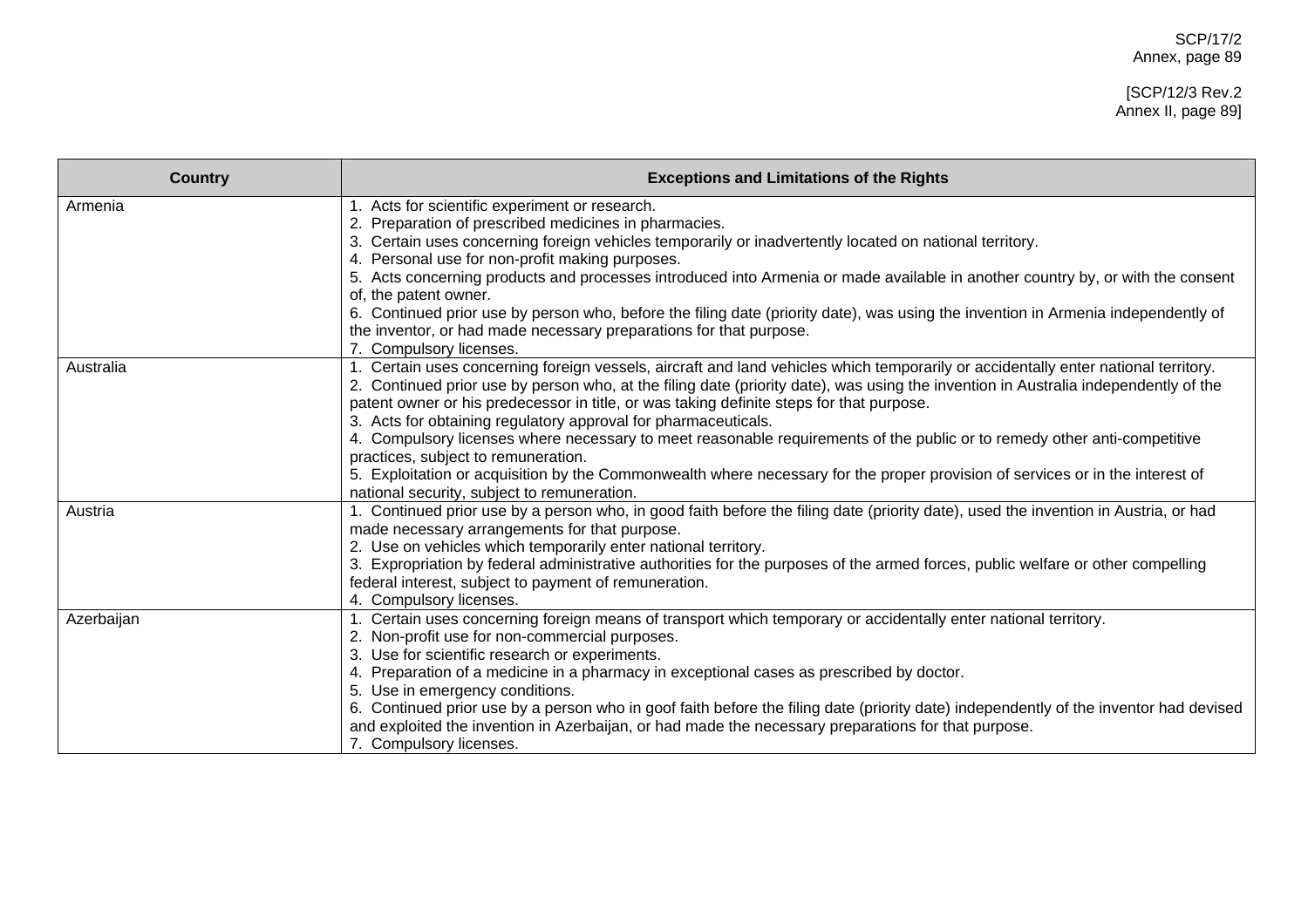| Country | Exceptions and Limitations of the Rights |
|---|---|
| Armenia | 1. Acts for scientific experiment or research.<br>2. Preparation of prescribed medicines in pharmacies.<br>3. Certain uses concerning foreign vehicles temporarily or inadvertently located on national territory.<br>4. Personal use for non-profit making purposes.<br>5. Acts concerning products and processes introduced into Armenia or made available in another country by, or with the consent of, the patent owner.<br>6. Continued prior use by person who, before the filing date (priority date), was using the invention in Armenia independently of the inventor, or had made necessary preparations for that purpose.<br>7. Compulsory licenses. |
| Australia | 1. Certain uses concerning foreign vessels, aircraft and land vehicles which temporarily or accidentally enter national territory.<br>2. Continued prior use by person who, at the filing date (priority date), was using the invention in Australia independently of the patent owner or his predecessor in title, or was taking definite steps for that purpose.<br>3. Acts for obtaining regulatory approval for pharmaceuticals.<br>4. Compulsory licenses where necessary to meet reasonable requirements of the public or to remedy other anti-competitive practices, subject to remuneration.<br>5. Exploitation or acquisition by the Commonwealth where necessary for the proper provision of services or in the interest of national security, subject to remuneration. |
| Austria | 1. Continued prior use by a person who, in good faith before the filing date (priority date), used the invention in Austria, or had made necessary arrangements for that purpose.<br>2. Use on vehicles which temporarily enter national territory.<br>3. Expropriation by federal administrative authorities for the purposes of the armed forces, public welfare or other compelling federal interest, subject to payment of remuneration.<br>4. Compulsory licenses. |
| Azerbaijan | 1. Certain uses concerning foreign means of transport which temporary or accidentally enter national territory.<br>2. Non-profit use for non-commercial purposes.<br>3. Use for scientific research or experiments.<br>4. Preparation of a medicine in a pharmacy in exceptional cases as prescribed by doctor.<br>5. Use in emergency conditions.<br>6. Continued prior use by a person who in goof faith before the filing date (priority date) independently of the inventor had devised and exploited the invention in Azerbaijan, or had made the necessary preparations for that purpose.<br>7. Compulsory licenses. |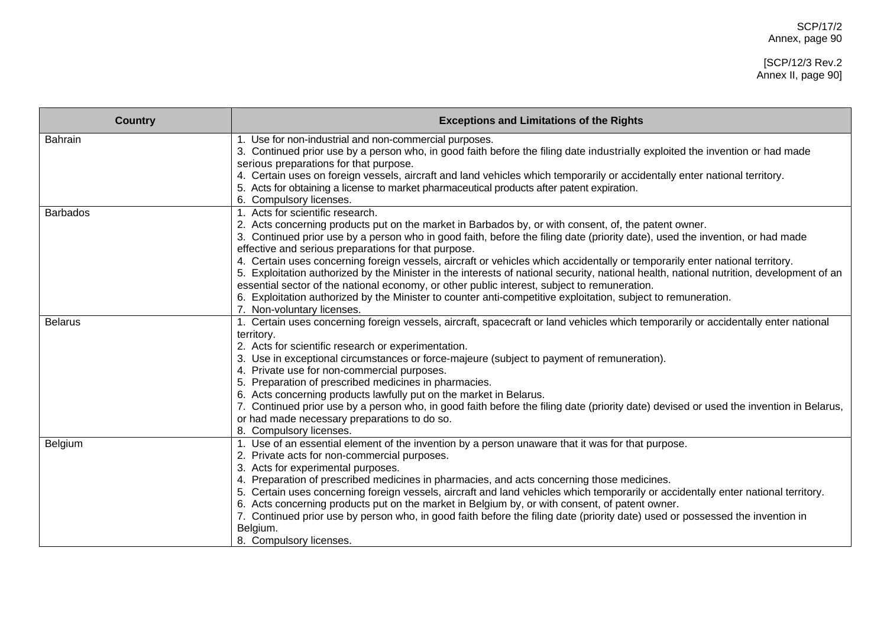| Country | Exceptions and Limitations of the Rights |
|---|---|
| Bahrain | 1. Use for non-industrial and non-commercial purposes.<br>3. Continued prior use by a person who, in good faith before the filing date industrially exploited the invention or had made serious preparations for that purpose.<br>4. Certain uses on foreign vessels, aircraft and land vehicles which temporarily or accidentally enter national territory.<br>5. Acts for obtaining a license to market pharmaceutical products after patent expiration.<br>6. Compulsory licenses. |
| Barbados | 1. Acts for scientific research.<br>2. Acts concerning products put on the market in Barbados by, or with consent, of, the patent owner.<br>3. Continued prior use by a person who in good faith, before the filing date (priority date), used the invention, or had made effective and serious preparations for that purpose.<br>4. Certain uses concerning foreign vessels, aircraft or vehicles which accidentally or temporarily enter national territory.<br>5. Exploitation authorized by the Minister in the interests of national security, national health, national nutrition, development of an essential sector of the national economy, or other public interest, subject to remuneration.<br>6. Exploitation authorized by the Minister to counter anti-competitive exploitation, subject to remuneration.<br>7. Non-voluntary licenses. |
| Belarus | 1. Certain uses concerning foreign vessels, aircraft, spacecraft or land vehicles which temporarily or accidentally enter national territory.<br>2. Acts for scientific research or experimentation.<br>3. Use in exceptional circumstances or force-majeure (subject to payment of remuneration).<br>4. Private use for non-commercial purposes.<br>5. Preparation of prescribed medicines in pharmacies.<br>6. Acts concerning products lawfully put on the market in Belarus.<br>7. Continued prior use by a person who, in good faith before the filing date (priority date) devised or used the invention in Belarus, or had made necessary preparations to do so.<br>8. Compulsory licenses. |
| Belgium | 1. Use of an essential element of the invention by a person unaware that it was for that purpose.<br>2. Private acts for non-commercial purposes.<br>3. Acts for experimental purposes.<br>4. Preparation of prescribed medicines in pharmacies, and acts concerning those medicines.<br>5. Certain uses concerning foreign vessels, aircraft and land vehicles which temporarily or accidentally enter national territory.<br>6. Acts concerning products put on the market in Belgium by, or with consent, of patent owner.<br>7. Continued prior use by person who, in good faith before the filing date (priority date) used or possessed the invention in Belgium.<br>8. Compulsory licenses. |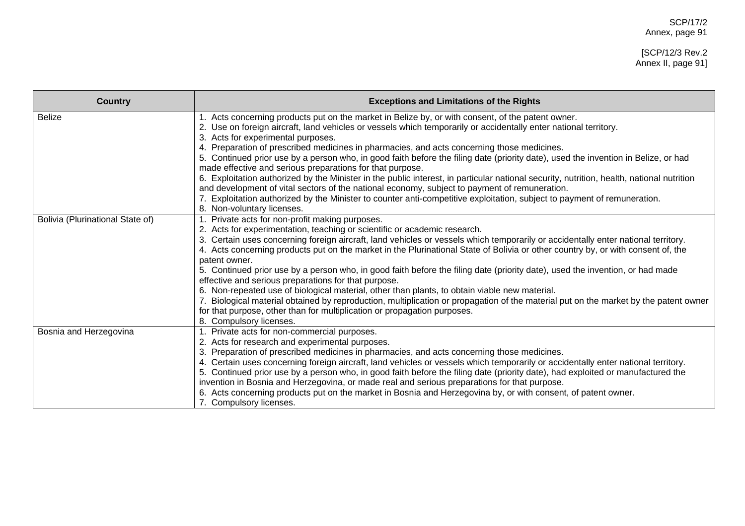| Country | Exceptions and Limitations of the Rights |
|---|---|
| Belize | 1. Acts concerning products put on the market in Belize by, or with consent, of the patent owner.<br>2. Use on foreign aircraft, land vehicles or vessels which temporarily or accidentally enter national territory.<br>3. Acts for experimental purposes.<br>4. Preparation of prescribed medicines in pharmacies, and acts concerning those medicines.<br>5. Continued prior use by a person who, in good faith before the filing date (priority date), used the invention in Belize, or had made effective and serious preparations for that purpose.<br>6. Exploitation authorized by the Minister in the public interest, in particular national security, nutrition, health, national nutrition and development of vital sectors of the national economy, subject to payment of remuneration.<br>7. Exploitation authorized by the Minister to counter anti-competitive exploitation, subject to payment of remuneration.<br>8. Non-voluntary licenses. |
| Bolivia (Plurinational State of) | 1. Private acts for non-profit making purposes.<br>2. Acts for experimentation, teaching or scientific or academic research.<br>3. Certain uses concerning foreign aircraft, land vehicles or vessels which temporarily or accidentally enter national territory.<br>4. Acts concerning products put on the market in the Plurinational State of Bolivia or other country by, or with consent of, the patent owner.<br>5. Continued prior use by a person who, in good faith before the filing date (priority date), used the invention, or had made effective and serious preparations for that purpose.<br>6. Non-repeated use of biological material, other than plants, to obtain viable new material.<br>7. Biological material obtained by reproduction, multiplication or propagation of the material put on the market by the patent owner for that purpose, other than for multiplication or propagation purposes.<br>8. Compulsory licenses. |
| Bosnia and Herzegovina | 1. Private acts for non-commercial purposes.<br>2. Acts for research and experimental purposes.<br>3. Preparation of prescribed medicines in pharmacies, and acts concerning those medicines.<br>4. Certain uses concerning foreign aircraft, land vehicles or vessels which temporarily or accidentally enter national territory.<br>5. Continued prior use by a person who, in good faith before the filing date (priority date), had exploited or manufactured the invention in Bosnia and Herzegovina, or made real and serious preparations for that purpose.<br>6. Acts concerning products put on the market in Bosnia and Herzegovina by, or with consent, of patent owner.<br>7. Compulsory licenses. |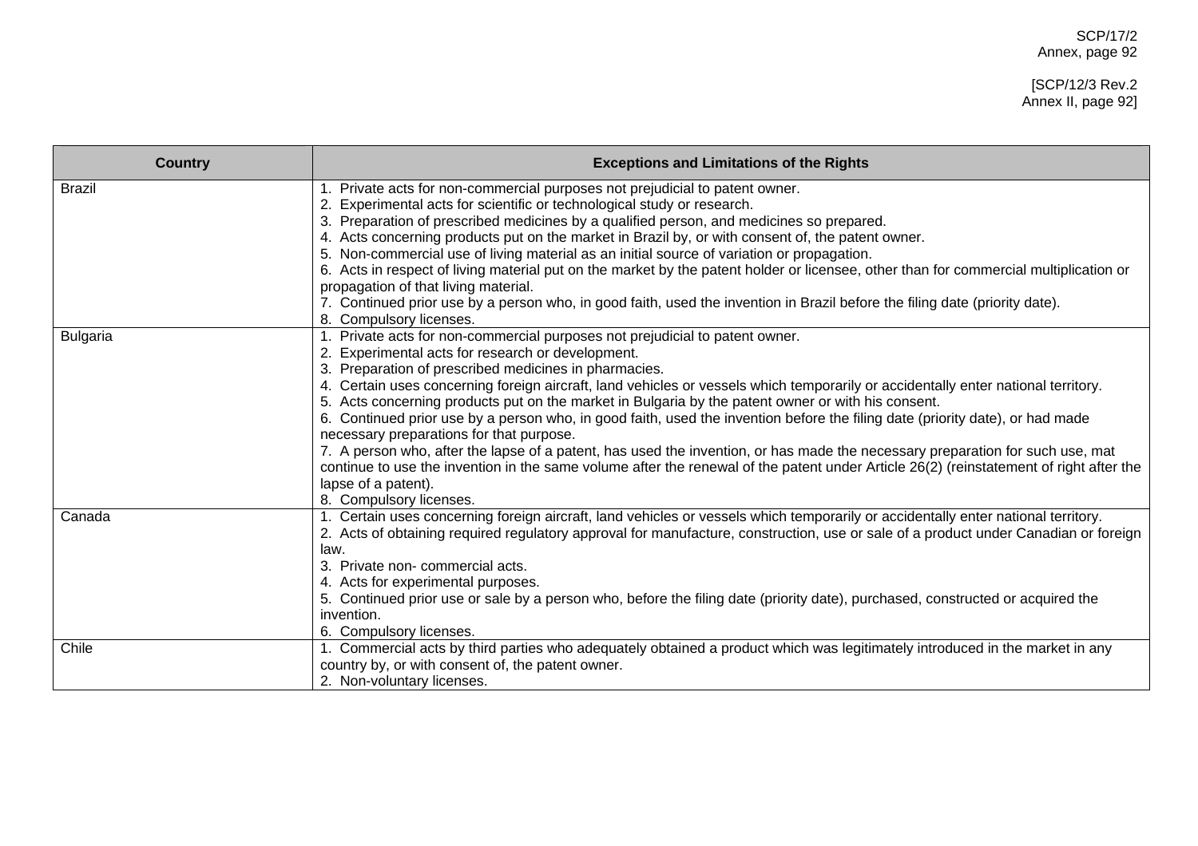| Country | Exceptions and Limitations of the Rights |
|---|---|
| Brazil | 1. Private acts for non-commercial purposes not prejudicial to patent owner.<br>2. Experimental acts for scientific or technological study or research.<br>3. Preparation of prescribed medicines by a qualified person, and medicines so prepared.<br>4. Acts concerning products put on the market in Brazil by, or with consent of, the patent owner.<br>5. Non-commercial use of living material as an initial source of variation or propagation.<br>6. Acts in respect of living material put on the market by the patent holder or licensee, other than for commercial multiplication or propagation of that living material.<br>7. Continued prior use by a person who, in good faith, used the invention in Brazil before the filing date (priority date).<br>8. Compulsory licenses. |
| Bulgaria | 1. Private acts for non-commercial purposes not prejudicial to patent owner.<br>2. Experimental acts for research or development.<br>3. Preparation of prescribed medicines in pharmacies.<br>4. Certain uses concerning foreign aircraft, land vehicles or vessels which temporarily or accidentally enter national territory.<br>5. Acts concerning products put on the market in Bulgaria by the patent owner or with his consent.<br>6. Continued prior use by a person who, in good faith, used the invention before the filing date (priority date), or had made necessary preparations for that purpose.<br>7. A person who, after the lapse of a patent, has used the invention, or has made the necessary preparation for such use, mat continue to use the invention in the same volume after the renewal of the patent under Article 26(2) (reinstatement of right after the lapse of a patent).<br>8. Compulsory licenses. |
| Canada | 1. Certain uses concerning foreign aircraft, land vehicles or vessels which temporarily or accidentally enter national territory.<br>2. Acts of obtaining required regulatory approval for manufacture, construction, use or sale of a product under Canadian or foreign law.<br>3. Private non- commercial acts.<br>4. Acts for experimental purposes.<br>5. Continued prior use or sale by a person who, before the filing date (priority date), purchased, constructed or acquired the invention.<br>6. Compulsory licenses. |
| Chile | 1. Commercial acts by third parties who adequately obtained a product which was legitimately introduced in the market in any country by, or with consent of, the patent owner.<br>2. Non-voluntary licenses. |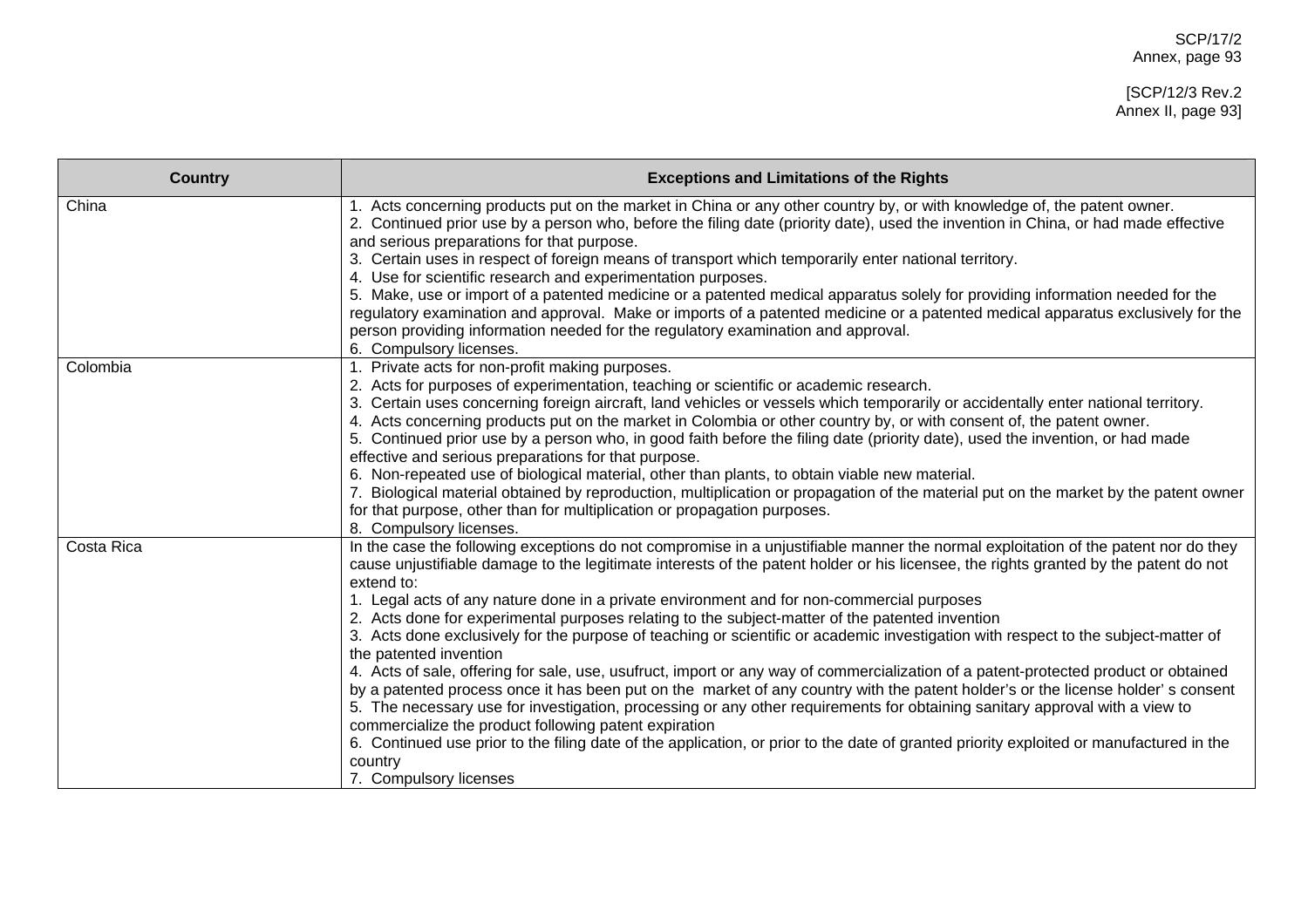| Country | Exceptions and Limitations of the Rights |
|---|---|
| China | 1. Acts concerning products put on the market in China or any other country by, or with knowledge of, the patent owner.<br>2. Continued prior use by a person who, before the filing date (priority date), used the invention in China, or had made effective and serious preparations for that purpose.<br>3. Certain uses in respect of foreign means of transport which temporarily enter national territory.<br>4. Use for scientific research and experimentation purposes.<br>5. Make, use or import of a patented medicine or a patented medical apparatus solely for providing information needed for the regulatory examination and approval. Make or imports of a patented medicine or a patented medical apparatus exclusively for the person providing information needed for the regulatory examination and approval.<br>6. Compulsory licenses. |
| Colombia | 1. Private acts for non-profit making purposes.<br>2. Acts for purposes of experimentation, teaching or scientific or academic research.<br>3. Certain uses concerning foreign aircraft, land vehicles or vessels which temporarily or accidentally enter national territory.<br>4. Acts concerning products put on the market in Colombia or other country by, or with consent of, the patent owner.<br>5. Continued prior use by a person who, in good faith before the filing date (priority date), used the invention, or had made effective and serious preparations for that purpose.<br>6. Non-repeated use of biological material, other than plants, to obtain viable new material.<br>7. Biological material obtained by reproduction, multiplication or propagation of the material put on the market by the patent owner for that purpose, other than for multiplication or propagation purposes.<br>8. Compulsory licenses. |
| Costa Rica | In the case the following exceptions do not compromise in a unjustifiable manner the normal exploitation of the patent nor do they cause unjustifiable damage to the legitimate interests of the patent holder or his licensee, the rights granted by the patent do not extend to:<br>1. Legal acts of any nature done in a private environment and for non-commercial purposes<br>2. Acts done for experimental purposes relating to the subject-matter of the patented invention<br>3. Acts done exclusively for the purpose of teaching or scientific or academic investigation with respect to the subject-matter of the patented invention<br>4. Acts of sale, offering for sale, use, usufruct, import or any way of commercialization of a patent-protected product or obtained by a patented process once it has been put on the market of any country with the patent holder's or the license holder' s consent<br>5. The necessary use for investigation, processing or any other requirements for obtaining sanitary approval with a view to commercialize the product following patent expiration<br>6. Continued use prior to the filing date of the application, or prior to the date of granted priority exploited or manufactured in the country<br>7. Compulsory licenses |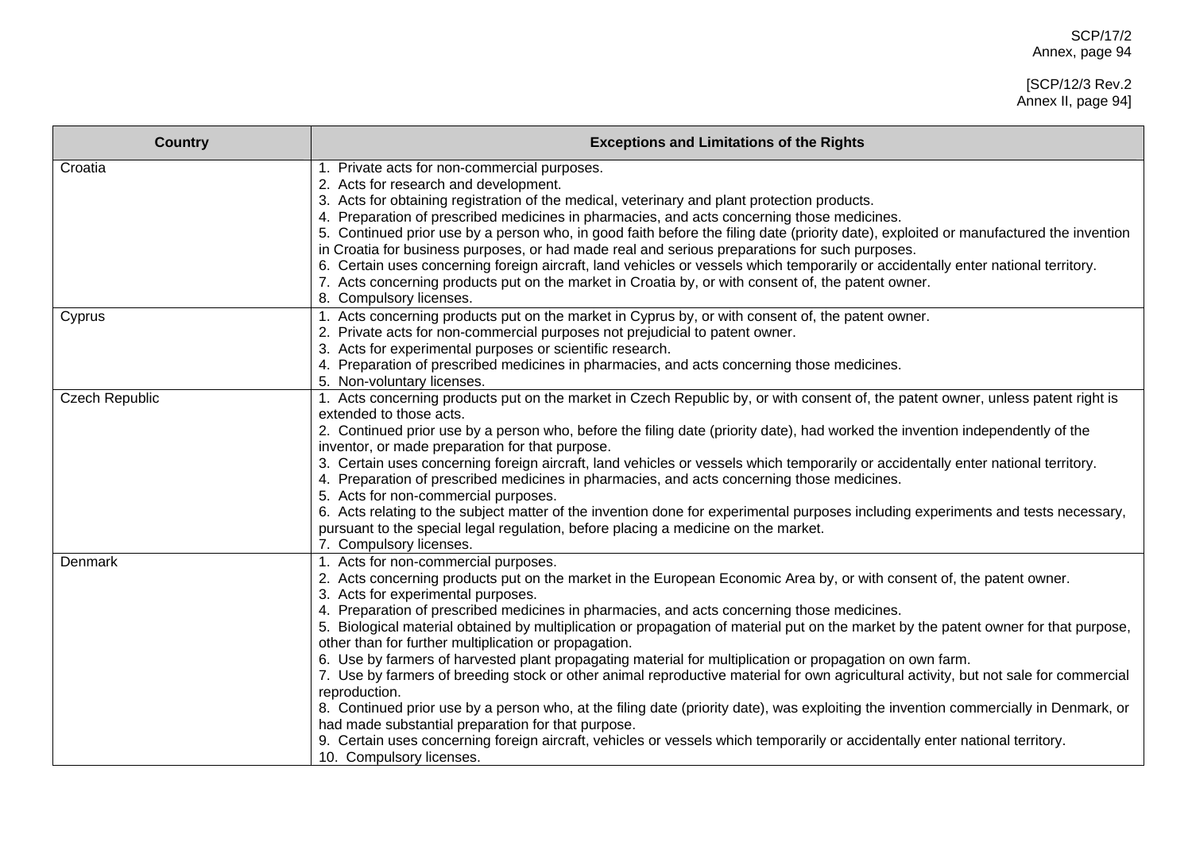| Country | Exceptions and Limitations of the Rights |
|---|---|
| Croatia | 1. Private acts for non-commercial purposes.<br>2. Acts for research and development.<br>3. Acts for obtaining registration of the medical, veterinary and plant protection products.<br>4. Preparation of prescribed medicines in pharmacies, and acts concerning those medicines.<br>5. Continued prior use by a person who, in good faith before the filing date (priority date), exploited or manufactured the invention in Croatia for business purposes, or had made real and serious preparations for such purposes.<br>6. Certain uses concerning foreign aircraft, land vehicles or vessels which temporarily or accidentally enter national territory.<br>7. Acts concerning products put on the market in Croatia by, or with consent of, the patent owner.<br>8. Compulsory licenses. |
| Cyprus | 1. Acts concerning products put on the market in Cyprus by, or with consent of, the patent owner.<br>2. Private acts for non-commercial purposes not prejudicial to patent owner.<br>3. Acts for experimental purposes or scientific research.<br>4. Preparation of prescribed medicines in pharmacies, and acts concerning those medicines.<br>5. Non-voluntary licenses. |
| Czech Republic | 1. Acts concerning products put on the market in Czech Republic by, or with consent of, the patent owner, unless patent right is extended to those acts.<br>2. Continued prior use by a person who, before the filing date (priority date), had worked the invention independently of the inventor, or made preparation for that purpose.<br>3. Certain uses concerning foreign aircraft, land vehicles or vessels which temporarily or accidentally enter national territory.<br>4. Preparation of prescribed medicines in pharmacies, and acts concerning those medicines.<br>5. Acts for non-commercial purposes.<br>6. Acts relating to the subject matter of the invention done for experimental purposes including experiments and tests necessary, pursuant to the special legal regulation, before placing a medicine on the market.<br>7. Compulsory licenses. |
| Denmark | 1. Acts for non-commercial purposes.<br>2. Acts concerning products put on the market in the European Economic Area by, or with consent of, the patent owner.<br>3. Acts for experimental purposes.<br>4. Preparation of prescribed medicines in pharmacies, and acts concerning those medicines.<br>5. Biological material obtained by multiplication or propagation of material put on the market by the patent owner for that purpose, other than for further multiplication or propagation.<br>6. Use by farmers of harvested plant propagating material for multiplication or propagation on own farm.<br>7. Use by farmers of breeding stock or other animal reproductive material for own agricultural activity, but not sale for commercial reproduction.<br>8. Continued prior use by a person who, at the filing date (priority date), was exploiting the invention commercially in Denmark, or had made substantial preparation for that purpose.<br>9. Certain uses concerning foreign aircraft, vehicles or vessels which temporarily or accidentally enter national territory.<br>10. Compulsory licenses. |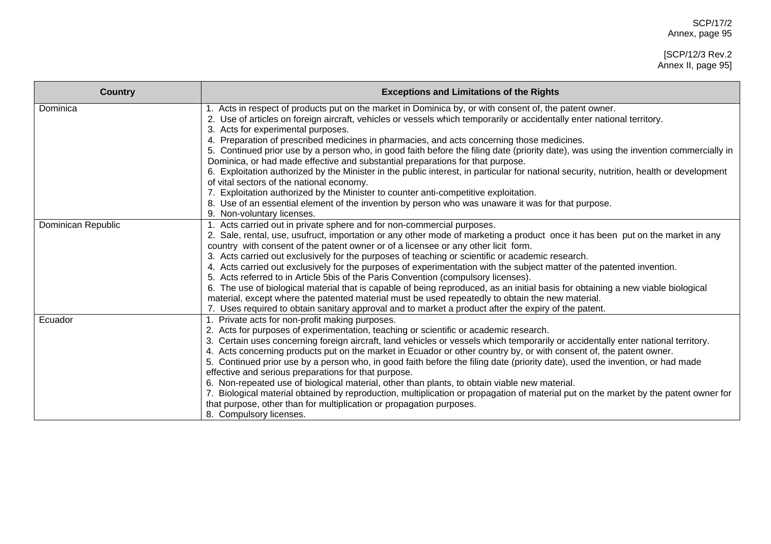| Country | Exceptions and Limitations of the Rights |
|---|---|
| Dominica | 1. Acts in respect of products put on the market in Dominica by, or with consent of, the patent owner.<br>2. Use of articles on foreign aircraft, vehicles or vessels which temporarily or accidentally enter national territory.<br>3. Acts for experimental purposes.<br>4. Preparation of prescribed medicines in pharmacies, and acts concerning those medicines.<br>5. Continued prior use by a person who, in good faith before the filing date (priority date), was using the invention commercially in Dominica, or had made effective and substantial preparations for that purpose.<br>6. Exploitation authorized by the Minister in the public interest, in particular for national security, nutrition, health or development of vital sectors of the national economy.<br>7. Exploitation authorized by the Minister to counter anti-competitive exploitation.<br>8. Use of an essential element of the invention by person who was unaware it was for that purpose.<br>9. Non-voluntary licenses. |
| Dominican Republic | 1. Acts carried out in private sphere and for non-commercial purposes.<br>2. Sale, rental, use, usufruct, importation or any other mode of marketing a product once it has been put on the market in any country with consent of the patent owner or of a licensee or any other licit form.<br>3. Acts carried out exclusively for the purposes of teaching or scientific or academic research.<br>4. Acts carried out exclusively for the purposes of experimentation with the subject matter of the patented invention.<br>5. Acts referred to in Article 5bis of the Paris Convention (compulsory licenses).<br>6. The use of biological material that is capable of being reproduced, as an initial basis for obtaining a new viable biological material, except where the patented material must be used repeatedly to obtain the new material.<br>7. Uses required to obtain sanitary approval and to market a product after the expiry of the patent. |
| Ecuador | 1. Private acts for non-profit making purposes.<br>2. Acts for purposes of experimentation, teaching or scientific or academic research.<br>3. Certain uses concerning foreign aircraft, land vehicles or vessels which temporarily or accidentally enter national territory.<br>4. Acts concerning products put on the market in Ecuador or other country by, or with consent of, the patent owner.<br>5. Continued prior use by a person who, in good faith before the filing date (priority date), used the invention, or had made effective and serious preparations for that purpose.<br>6. Non-repeated use of biological material, other than plants, to obtain viable new material.<br>7. Biological material obtained by reproduction, multiplication or propagation of material put on the market by the patent owner for that purpose, other than for multiplication or propagation purposes.<br>8. Compulsory licenses. |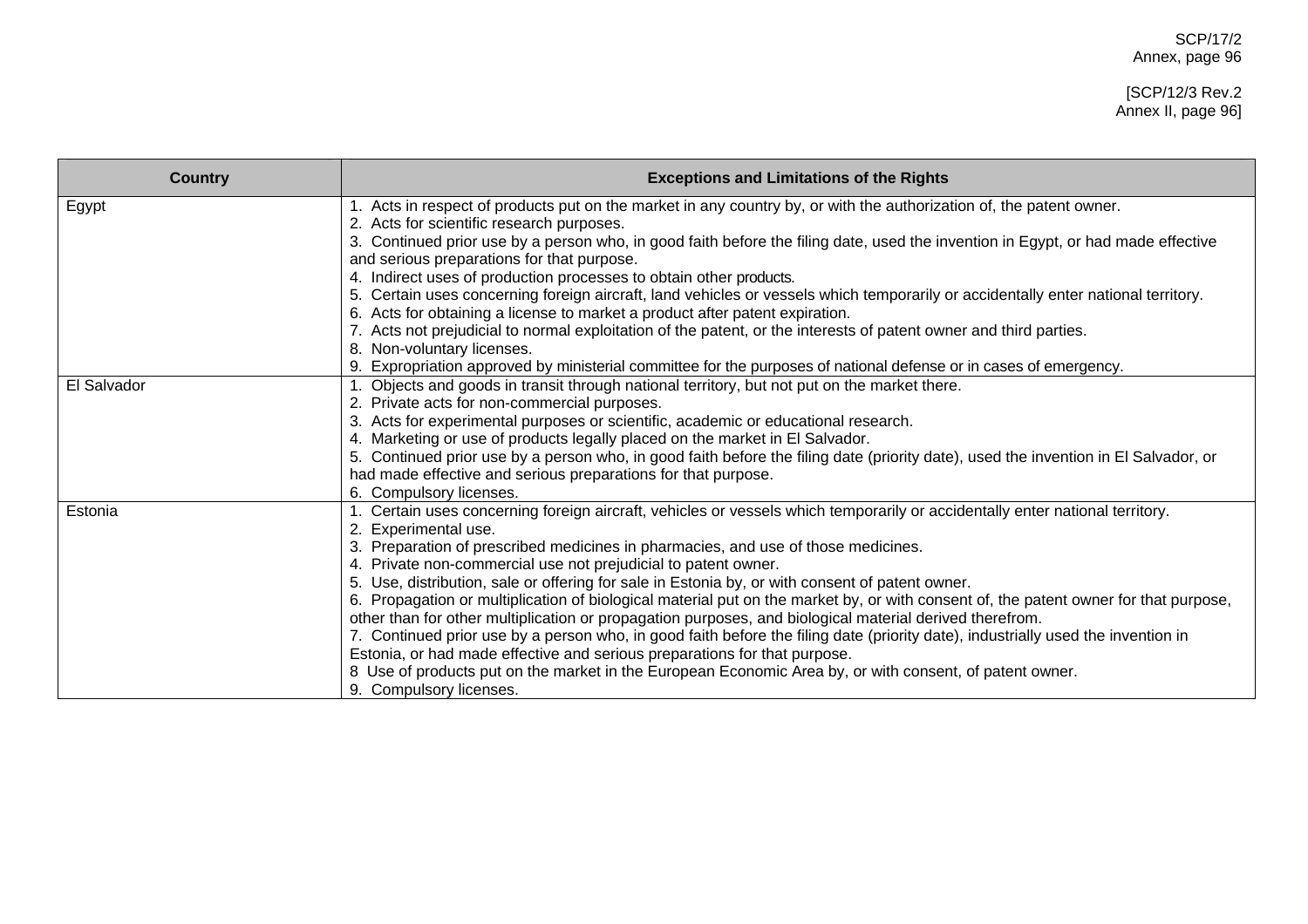| Country | Exceptions and Limitations of the Rights |
|---|---|
| Egypt | 1. Acts in respect of products put on the market in any country by, or with the authorization of, the patent owner.<br>2. Acts for scientific research purposes.<br>3. Continued prior use by a person who, in good faith before the filing date, used the invention in Egypt, or had made effective and serious preparations for that purpose.<br>4. Indirect uses of production processes to obtain other products.<br>5. Certain uses concerning foreign aircraft, land vehicles or vessels which temporarily or accidentally enter national territory.<br>6. Acts for obtaining a license to market a product after patent expiration.<br>7. Acts not prejudicial to normal exploitation of the patent, or the interests of patent owner and third parties.<br>8. Non-voluntary licenses.<br>9. Expropriation approved by ministerial committee for the purposes of national defense or in cases of emergency. |
| El Salvador | 1. Objects and goods in transit through national territory, but not put on the market there.<br>2. Private acts for non-commercial purposes.<br>3. Acts for experimental purposes or scientific, academic or educational research.<br>4. Marketing or use of products legally placed on the market in El Salvador.<br>5. Continued prior use by a person who, in good faith before the filing date (priority date), used the invention in El Salvador, or had made effective and serious preparations for that purpose.<br>6. Compulsory licenses. |
| Estonia | 1. Certain uses concerning foreign aircraft, vehicles or vessels which temporarily or accidentally enter national territory.<br>2. Experimental use.<br>3. Preparation of prescribed medicines in pharmacies, and use of those medicines.<br>4. Private non-commercial use not prejudicial to patent owner.<br>5. Use, distribution, sale or offering for sale in Estonia by, or with consent of patent owner.<br>6. Propagation or multiplication of biological material put on the market by, or with consent of, the patent owner for that purpose, other than for other multiplication or propagation purposes, and biological material derived therefrom.<br>7. Continued prior use by a person who, in good faith before the filing date (priority date), industrially used the invention in Estonia, or had made effective and serious preparations for that purpose.<br>8 Use of products put on the market in the European Economic Area by, or with consent, of patent owner.<br>9. Compulsory licenses. |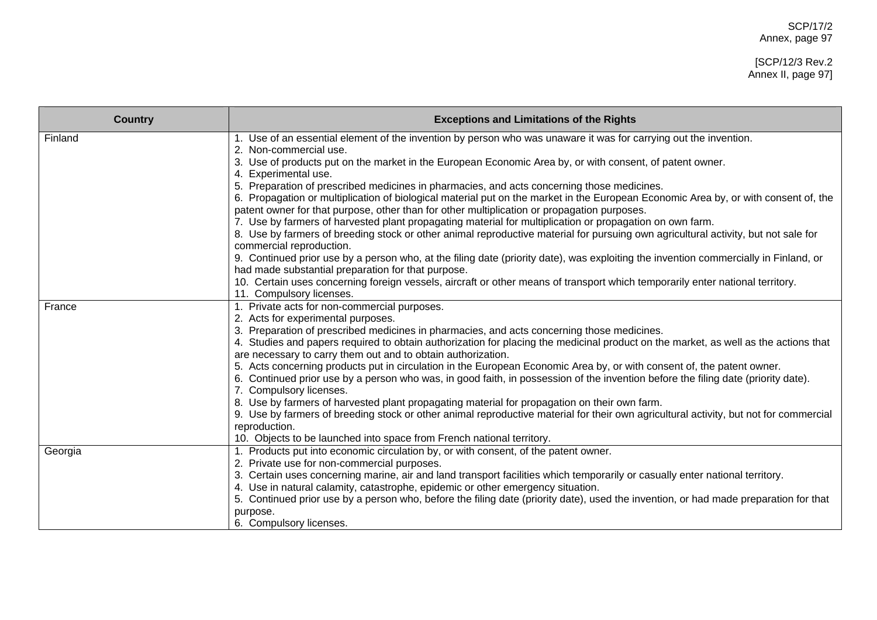| Country | Exceptions and Limitations of the Rights |
|---|---|
| Finland | 1. Use of an essential element of the invention by person who was unaware it was for carrying out the invention.<br>2. Non-commercial use.<br>3. Use of products put on the market in the European Economic Area by, or with consent, of patent owner.<br>4. Experimental use.<br>5. Preparation of prescribed medicines in pharmacies, and acts concerning those medicines.<br>6. Propagation or multiplication of biological material put on the market in the European Economic Area by, or with consent of, the patent owner for that purpose, other than for other multiplication or propagation purposes.<br>7. Use by farmers of harvested plant propagating material for multiplication or propagation on own farm.<br>8. Use by farmers of breeding stock or other animal reproductive material for pursuing own agricultural activity, but not sale for commercial reproduction.<br>9. Continued prior use by a person who, at the filing date (priority date), was exploiting the invention commercially in Finland, or had made substantial preparation for that purpose.<br>10. Certain uses concerning foreign vessels, aircraft or other means of transport which temporarily enter national territory.<br>11. Compulsory licenses. |
| France | 1. Private acts for non-commercial purposes.<br>2. Acts for experimental purposes.<br>3. Preparation of prescribed medicines in pharmacies, and acts concerning those medicines.<br>4. Studies and papers required to obtain authorization for placing the medicinal product on the market, as well as the actions that are necessary to carry them out and to obtain authorization.<br>5. Acts concerning products put in circulation in the European Economic Area by, or with consent of, the patent owner.<br>6. Continued prior use by a person who was, in good faith, in possession of the invention before the filing date (priority date).<br>7. Compulsory licenses.<br>8. Use by farmers of harvested plant propagating material for propagation on their own farm.<br>9. Use by farmers of breeding stock or other animal reproductive material for their own agricultural activity, but not for commercial reproduction.<br>10. Objects to be launched into space from French national territory. |
| Georgia | 1. Products put into economic circulation by, or with consent, of the patent owner.<br>2. Private use for non-commercial purposes.<br>3. Certain uses concerning marine, air and land transport facilities which temporarily or casually enter national territory.<br>4. Use in natural calamity, catastrophe, epidemic or other emergency situation.<br>5. Continued prior use by a person who, before the filing date (priority date), used the invention, or had made preparation for that purpose.<br>6. Compulsory licenses. |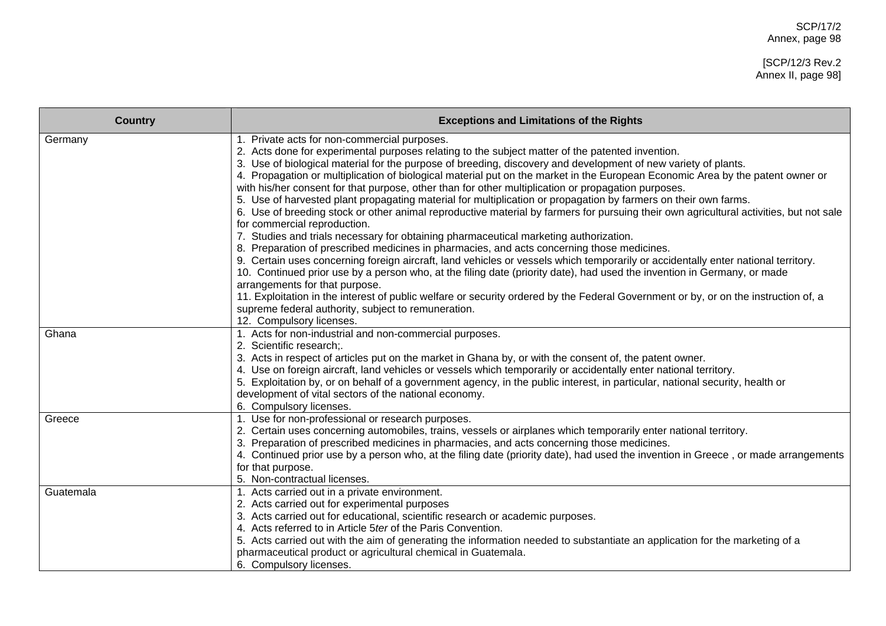| Country | Exceptions and Limitations of the Rights |
|---|---|
| Germany | 1. Private acts for non-commercial purposes.<br>2. Acts done for experimental purposes relating to the subject matter of the patented invention.<br>3. Use of biological material for the purpose of breeding, discovery and development of new variety of plants.<br>4. Propagation or multiplication of biological material put on the market in the European Economic Area by the patent owner or with his/her consent for that purpose, other than for other multiplication or propagation purposes.<br>5. Use of harvested plant propagating material for multiplication or propagation by farmers on their own farms.<br>6. Use of breeding stock or other animal reproductive material by farmers for pursuing their own agricultural activities, but not sale for commercial reproduction.<br>7. Studies and trials necessary for obtaining pharmaceutical marketing authorization.<br>8. Preparation of prescribed medicines in pharmacies, and acts concerning those medicines.<br>9. Certain uses concerning foreign aircraft, land vehicles or vessels which temporarily or accidentally enter national territory.<br>10. Continued prior use by a person who, at the filing date (priority date), had used the invention in Germany, or made arrangements for that purpose.<br>11. Exploitation in the interest of public welfare or security ordered by the Federal Government or by, or on the instruction of, a supreme federal authority, subject to remuneration.<br>12. Compulsory licenses. |
| Ghana | 1. Acts for non-industrial and non-commercial purposes.<br>2. Scientific research;.<br>3. Acts in respect of articles put on the market in Ghana by, or with the consent of, the patent owner.<br>4. Use on foreign aircraft, land vehicles or vessels which temporarily or accidentally enter national territory.<br>5. Exploitation by, or on behalf of a government agency, in the public interest, in particular, national security, health or development of vital sectors of the national economy.<br>6. Compulsory licenses. |
| Greece | 1. Use for non-professional or research purposes.<br>2. Certain uses concerning automobiles, trains, vessels or airplanes which temporarily enter national territory.<br>3. Preparation of prescribed medicines in pharmacies, and acts concerning those medicines.<br>4. Continued prior use by a person who, at the filing date (priority date), had used the invention in Greece , or made arrangements for that purpose.<br>5. Non-contractual licenses. |
| Guatemala | 1. Acts carried out in a private environment.<br>2. Acts carried out for experimental purposes<br>3. Acts carried out for educational, scientific research or academic purposes.<br>4. Acts referred to in Article 5*ter* of the Paris Convention.<br>5. Acts carried out with the aim of generating the information needed to substantiate an application for the marketing of a pharmaceutical product or agricultural chemical in Guatemala.<br>6. Compulsory licenses. |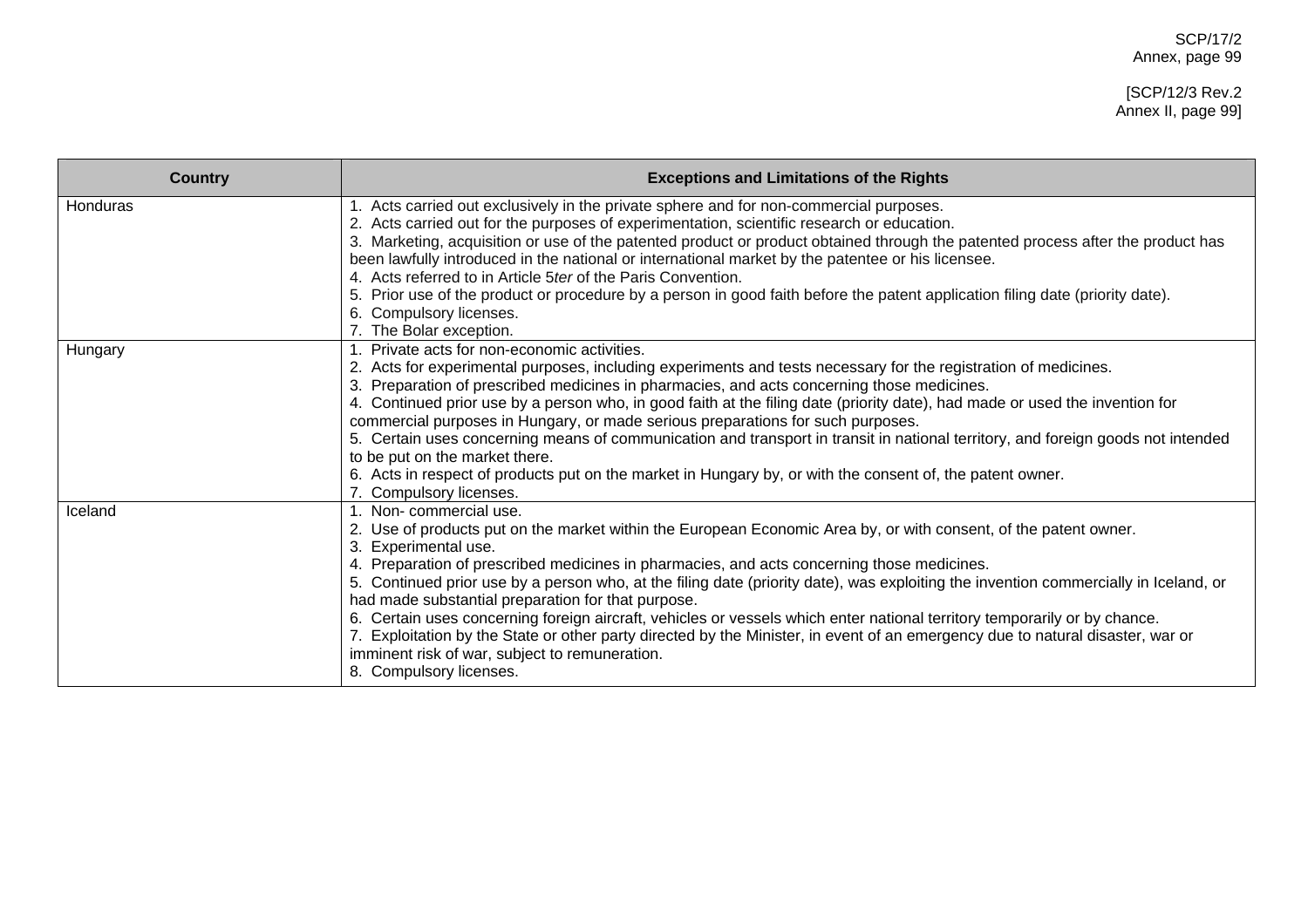| Country | Exceptions and Limitations of the Rights |
|---|---|
| Honduras | 1. Acts carried out exclusively in the private sphere and for non-commercial purposes.<br>2. Acts carried out for the purposes of experimentation, scientific research or education.<br>3. Marketing, acquisition or use of the patented product or product obtained through the patented process after the product has been lawfully introduced in the national or international market by the patentee or his licensee.<br>4. Acts referred to in Article 5*ter* of the Paris Convention.<br>5. Prior use of the product or procedure by a person in good faith before the patent application filing date (priority date).<br>6. Compulsory licenses.<br>7. The Bolar exception. |
| Hungary | 1. Private acts for non-economic activities.<br>2. Acts for experimental purposes, including experiments and tests necessary for the registration of medicines.<br>3. Preparation of prescribed medicines in pharmacies, and acts concerning those medicines.<br>4. Continued prior use by a person who, in good faith at the filing date (priority date), had made or used the invention for commercial purposes in Hungary, or made serious preparations for such purposes.<br>5. Certain uses concerning means of communication and transport in transit in national territory, and foreign goods not intended to be put on the market there.<br>6. Acts in respect of products put on the market in Hungary by, or with the consent of, the patent owner.<br>7. Compulsory licenses. |
| Iceland | 1. Non- commercial use.<br>2. Use of products put on the market within the European Economic Area by, or with consent, of the patent owner.<br>3. Experimental use.<br>4. Preparation of prescribed medicines in pharmacies, and acts concerning those medicines.<br>5. Continued prior use by a person who, at the filing date (priority date), was exploiting the invention commercially in Iceland, or had made substantial preparation for that purpose.<br>6. Certain uses concerning foreign aircraft, vehicles or vessels which enter national territory temporarily or by chance.<br>7. Exploitation by the State or other party directed by the Minister, in event of an emergency due to natural disaster, war or imminent risk of war, subject to remuneration.<br>8. Compulsory licenses. |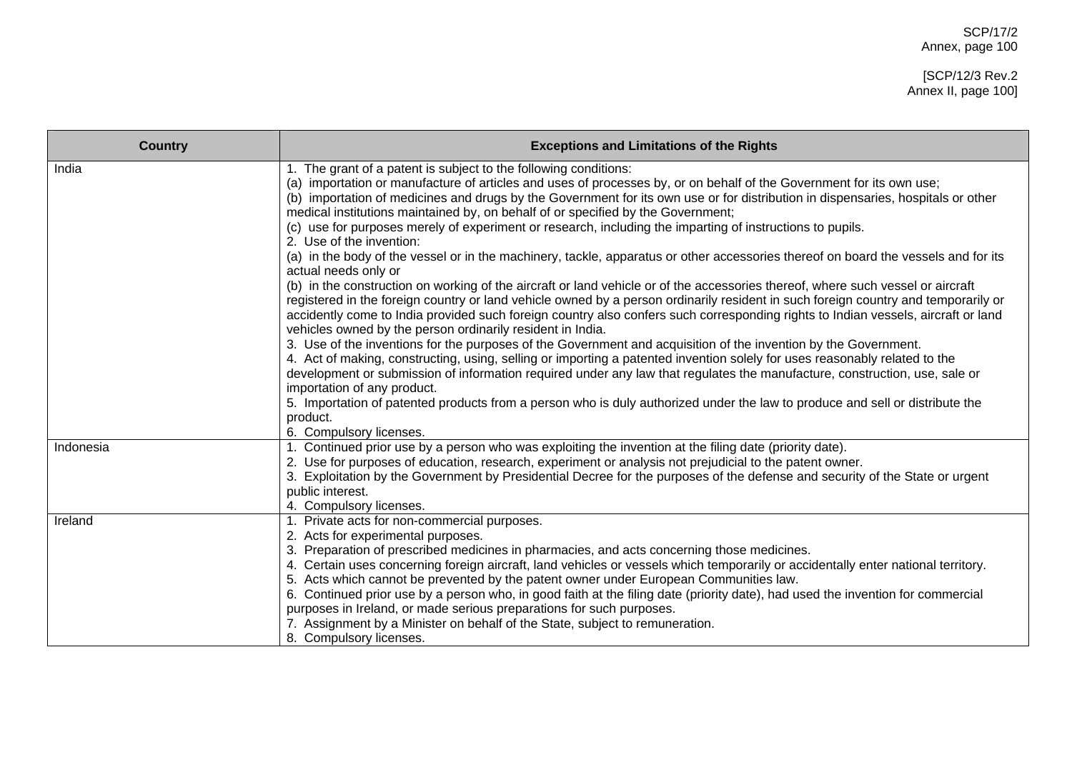| Country | Exceptions and Limitations of the Rights |
|---|---|
| India | 1. The grant of a patent is subject to the following conditions:<br>(a) importation or manufacture of articles and uses of processes by, or on behalf of the Government for its own use;<br>(b) importation of medicines and drugs by the Government for its own use or for distribution in dispensaries, hospitals or other medical institutions maintained by, on behalf of or specified by the Government;<br>(c) use for purposes merely of experiment or research, including the imparting of instructions to pupils.<br>2. Use of the invention:<br>(a) in the body of the vessel or in the machinery, tackle, apparatus or other accessories thereof on board the vessels and for its actual needs only or<br>(b) in the construction on working of the aircraft or land vehicle or of the accessories thereof, where such vessel or aircraft registered in the foreign country or land vehicle owned by a person ordinarily resident in such foreign country and temporarily or accidently come to India provided such foreign country also confers such corresponding rights to Indian vessels, aircraft or land vehicles owned by the person ordinarily resident in India.<br>3. Use of the inventions for the purposes of the Government and acquisition of the invention by the Government.<br>4. Act of making, constructing, using, selling or importing a patented invention solely for uses reasonably related to the development or submission of information required under any law that regulates the manufacture, construction, use, sale or importation of any product.<br>5. Importation of patented products from a person who is duly authorized under the law to produce and sell or distribute the product.<br>6. Compulsory licenses. |
| Indonesia | 1. Continued prior use by a person who was exploiting the invention at the filing date (priority date).<br>2. Use for purposes of education, research, experiment or analysis not prejudicial to the patent owner.<br>3. Exploitation by the Government by Presidential Decree for the purposes of the defense and security of the State or urgent public interest.<br>4. Compulsory licenses. |
| Ireland | 1. Private acts for non-commercial purposes.<br>2. Acts for experimental purposes.<br>3. Preparation of prescribed medicines in pharmacies, and acts concerning those medicines.<br>4. Certain uses concerning foreign aircraft, land vehicles or vessels which temporarily or accidentally enter national territory.<br>5. Acts which cannot be prevented by the patent owner under European Communities law.<br>6. Continued prior use by a person who, in good faith at the filing date (priority date), had used the invention for commercial purposes in Ireland, or made serious preparations for such purposes.<br>7. Assignment by a Minister on behalf of the State, subject to remuneration.<br>8. Compulsory licenses. |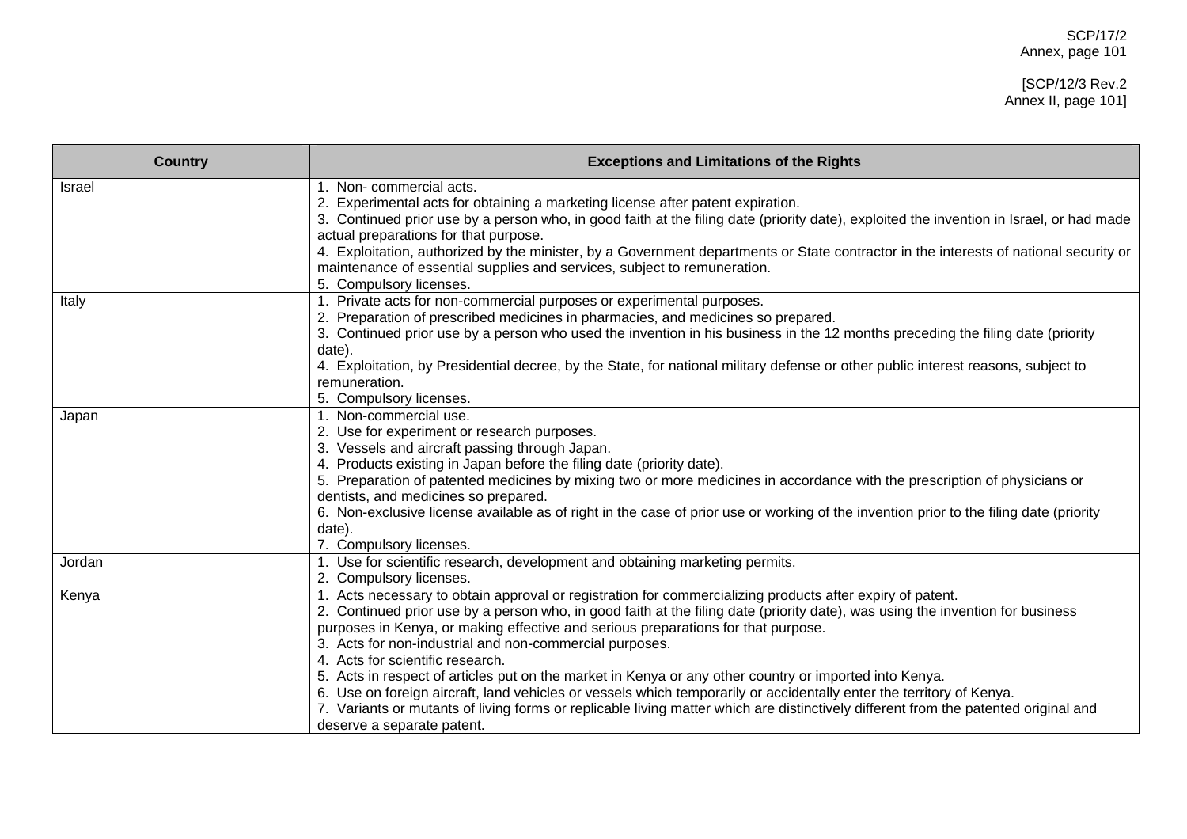| Country | Exceptions and Limitations of the Rights |
|---|---|
| Israel | 1. Non- commercial acts.<br>2. Experimental acts for obtaining a marketing license after patent expiration.<br>3. Continued prior use by a person who, in good faith at the filing date (priority date), exploited the invention in Israel, or had made actual preparations for that purpose.<br>4. Exploitation, authorized by the minister, by a Government departments or State contractor in the interests of national security or maintenance of essential supplies and services, subject to remuneration.<br>5. Compulsory licenses. |
| Italy | 1. Private acts for non-commercial purposes or experimental purposes.<br>2. Preparation of prescribed medicines in pharmacies, and medicines so prepared.<br>3. Continued prior use by a person who used the invention in his business in the 12 months preceding the filing date (priority date).<br>4. Exploitation, by Presidential decree, by the State, for national military defense or other public interest reasons, subject to remuneration.<br>5. Compulsory licenses. |
| Japan | 1. Non-commercial use.<br>2. Use for experiment or research purposes.<br>3. Vessels and aircraft passing through Japan.<br>4. Products existing in Japan before the filing date (priority date).<br>5. Preparation of patented medicines by mixing two or more medicines in accordance with the prescription of physicians or dentists, and medicines so prepared.<br>6. Non-exclusive license available as of right in the case of prior use or working of the invention prior to the filing date (priority date).<br>7. Compulsory licenses. |
| Jordan | 1. Use for scientific research, development and obtaining marketing permits.<br>2. Compulsory licenses. |
| Kenya | 1. Acts necessary to obtain approval or registration for commercializing products after expiry of patent.<br>2. Continued prior use by a person who, in good faith at the filing date (priority date), was using the invention for business purposes in Kenya, or making effective and serious preparations for that purpose.<br>3. Acts for non-industrial and non-commercial purposes.<br>4. Acts for scientific research.<br>5. Acts in respect of articles put on the market in Kenya or any other country or imported into Kenya.<br>6. Use on foreign aircraft, land vehicles or vessels which temporarily or accidentally enter the territory of Kenya.<br>7. Variants or mutants of living forms or replicable living matter which are distinctively different from the patented original and deserve a separate patent. |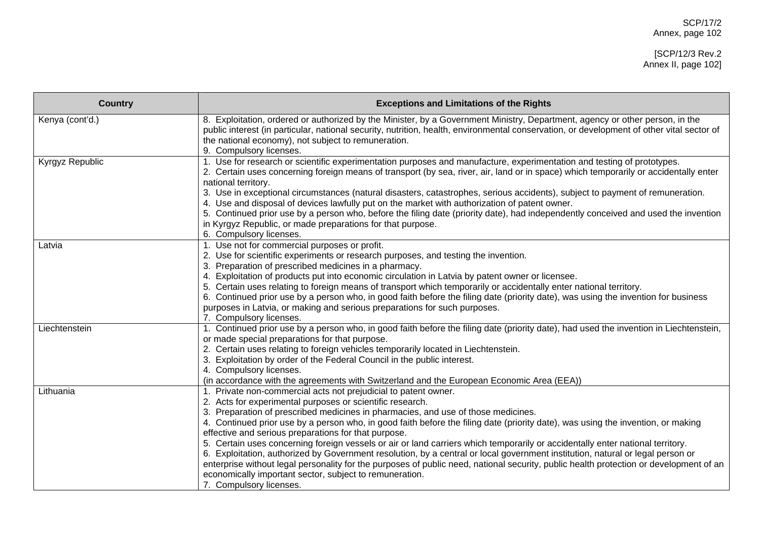| Country | Exceptions and Limitations of the Rights |
|---|---|
| Kenya (cont'd.) | 8. Exploitation, ordered or authorized by the Minister, by a Government Ministry, Department, agency or other person, in the public interest (in particular, national security, nutrition, health, environmental conservation, or development of other vital sector of the national economy), not subject to remuneration.<br>9. Compulsory licenses. |
| Kyrgyz Republic | 1. Use for research or scientific experimentation purposes and manufacture, experimentation and testing of prototypes.<br>2. Certain uses concerning foreign means of transport (by sea, river, air, land or in space) which temporarily or accidentally enter national territory.<br>3. Use in exceptional circumstances (natural disasters, catastrophes, serious accidents), subject to payment of remuneration.<br>4. Use and disposal of devices lawfully put on the market with authorization of patent owner.<br>5. Continued prior use by a person who, before the filing date (priority date), had independently conceived and used the invention in Kyrgyz Republic, or made preparations for that purpose.<br>6. Compulsory licenses. |
| Latvia | 1. Use not for commercial purposes or profit.<br>2. Use for scientific experiments or research purposes, and testing the invention.<br>3. Preparation of prescribed medicines in a pharmacy.<br>4. Exploitation of products put into economic circulation in Latvia by patent owner or licensee.<br>5. Certain uses relating to foreign means of transport which temporarily or accidentally enter national territory.<br>6. Continued prior use by a person who, in good faith before the filing date (priority date), was using the invention for business purposes in Latvia, or making and serious preparations for such purposes.<br>7. Compulsory licenses. |
| Liechtenstein | 1. Continued prior use by a person who, in good faith before the filing date (priority date), had used the invention in Liechtenstein, or made special preparations for that purpose.<br>2. Certain uses relating to foreign vehicles temporarily located in Liechtenstein.<br>3. Exploitation by order of the Federal Council in the public interest.<br>4. Compulsory licenses.<br>(in accordance with the agreements with Switzerland and the European Economic Area (EEA)) |
| Lithuania | 1. Private non-commercial acts not prejudicial to patent owner.<br>2. Acts for experimental purposes or scientific research.<br>3. Preparation of prescribed medicines in pharmacies, and use of those medicines.<br>4. Continued prior use by a person who, in good faith before the filing date (priority date), was using the invention, or making effective and serious preparations for that purpose.<br>5. Certain uses concerning foreign vessels or air or land carriers which temporarily or accidentally enter national territory.<br>6. Exploitation, authorized by Government resolution, by a central or local government institution, natural or legal person or enterprise without legal personality for the purposes of public need, national security, public health protection or development of an economically important sector, subject to remuneration.<br>7. Compulsory licenses. |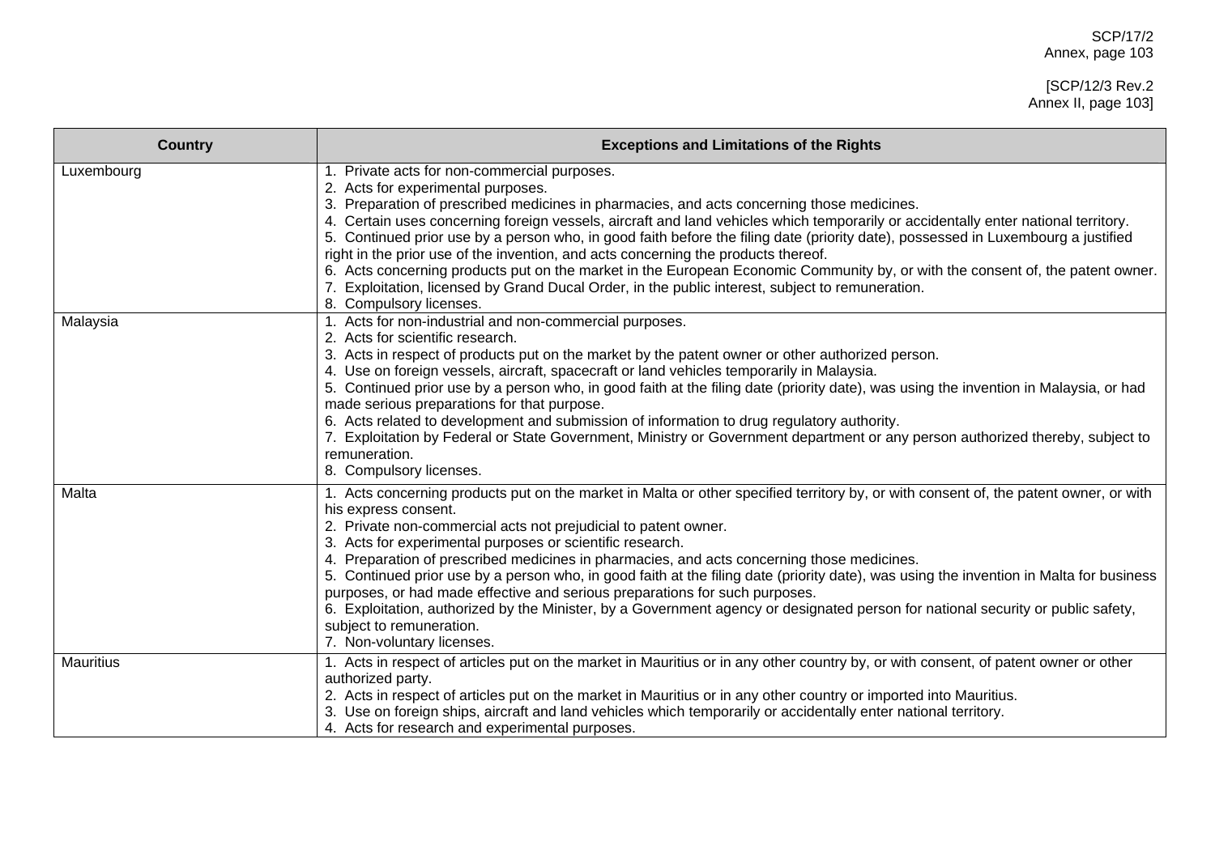| Country | Exceptions and Limitations of the Rights |
|---|---|
| Luxembourg | 1. Private acts for non-commercial purposes.<br>2. Acts for experimental purposes.<br>3. Preparation of prescribed medicines in pharmacies, and acts concerning those medicines.<br>4. Certain uses concerning foreign vessels, aircraft and land vehicles which temporarily or accidentally enter national territory.<br>5. Continued prior use by a person who, in good faith before the filing date (priority date), possessed in Luxembourg a justified right in the prior use of the invention, and acts concerning the products thereof.<br>6. Acts concerning products put on the market in the European Economic Community by, or with the consent of, the patent owner.<br>7. Exploitation, licensed by Grand Ducal Order, in the public interest, subject to remuneration.<br>8. Compulsory licenses. |
| Malaysia | 1. Acts for non-industrial and non-commercial purposes.<br>2. Acts for scientific research.<br>3. Acts in respect of products put on the market by the patent owner or other authorized person.<br>4. Use on foreign vessels, aircraft, spacecraft or land vehicles temporarily in Malaysia.<br>5. Continued prior use by a person who, in good faith at the filing date (priority date), was using the invention in Malaysia, or had made serious preparations for that purpose.<br>6. Acts related to development and submission of information to drug regulatory authority.<br>7. Exploitation by Federal or State Government, Ministry or Government department or any person authorized thereby, subject to remuneration.<br>8. Compulsory licenses. |
| Malta | 1. Acts concerning products put on the market in Malta or other specified territory by, or with consent of, the patent owner, or with his express consent.<br>2. Private non-commercial acts not prejudicial to patent owner.<br>3. Acts for experimental purposes or scientific research.<br>4. Preparation of prescribed medicines in pharmacies, and acts concerning those medicines.<br>5. Continued prior use by a person who, in good faith at the filing date (priority date), was using the invention in Malta for business purposes, or had made effective and serious preparations for such purposes.<br>6. Exploitation, authorized by the Minister, by a Government agency or designated person for national security or public safety, subject to remuneration.<br>7. Non-voluntary licenses. |
| Mauritius | 1. Acts in respect of articles put on the market in Mauritius or in any other country by, or with consent, of patent owner or other authorized party.<br>2. Acts in respect of articles put on the market in Mauritius or in any other country or imported into Mauritius.<br>3. Use on foreign ships, aircraft and land vehicles which temporarily or accidentally enter national territory.<br>4. Acts for research and experimental purposes. |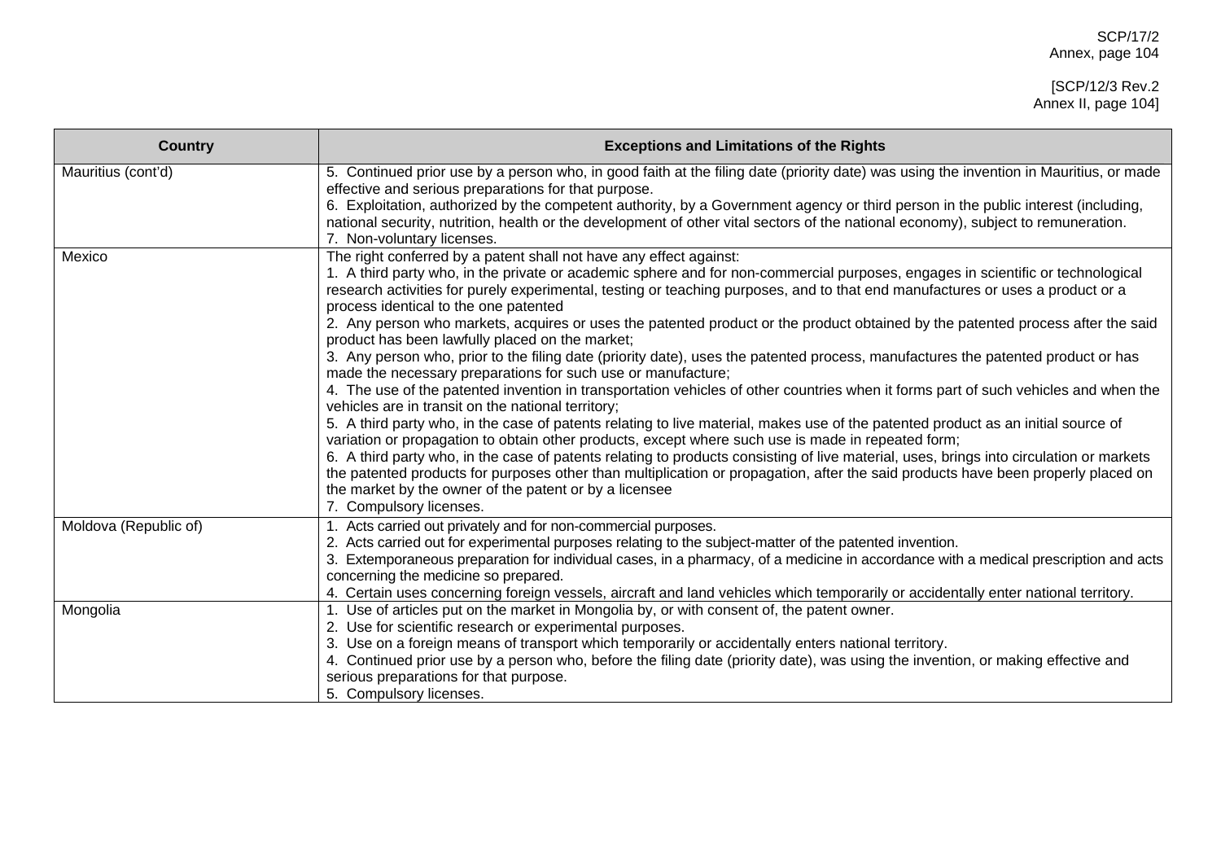| Country | Exceptions and Limitations of the Rights |
|---|---|
| Mauritius (cont'd) | 5. Continued prior use by a person who, in good faith at the filing date (priority date) was using the invention in Mauritius, or made effective and serious preparations for that purpose.<br>6. Exploitation, authorized by the competent authority, by a Government agency or third person in the public interest (including, national security, nutrition, health or the development of other vital sectors of the national economy), subject to remuneration.<br>7. Non-voluntary licenses. |
| Mexico | The right conferred by a patent shall not have any effect against:<br>1. A third party who, in the private or academic sphere and for non-commercial purposes, engages in scientific or technological research activities for purely experimental, testing or teaching purposes, and to that end manufactures or uses a product or a process identical to the one patented<br>2. Any person who markets, acquires or uses the patented product or the product obtained by the patented process after the said product has been lawfully placed on the market;<br>3. Any person who, prior to the filing date (priority date), uses the patented process, manufactures the patented product or has made the necessary preparations for such use or manufacture;<br>4. The use of the patented invention in transportation vehicles of other countries when it forms part of such vehicles and when the vehicles are in transit on the national territory;<br>5. A third party who, in the case of patents relating to live material, makes use of the patented product as an initial source of variation or propagation to obtain other products, except where such use is made in repeated form;<br>6. A third party who, in the case of patents relating to products consisting of live material, uses, brings into circulation or markets the patented products for purposes other than multiplication or propagation, after the said products have been properly placed on the market by the owner of the patent or by a licensee<br>7. Compulsory licenses. |
| Moldova (Republic of) | 1. Acts carried out privately and for non-commercial purposes.<br>2. Acts carried out for experimental purposes relating to the subject-matter of the patented invention.<br>3. Extemporaneous preparation for individual cases, in a pharmacy, of a medicine in accordance with a medical prescription and acts concerning the medicine so prepared.<br>4. Certain uses concerning foreign vessels, aircraft and land vehicles which temporarily or accidentally enter national territory. |
| Mongolia | 1. Use of articles put on the market in Mongolia by, or with consent of, the patent owner.<br>2. Use for scientific research or experimental purposes.<br>3. Use on a foreign means of transport which temporarily or accidentally enters national territory.<br>4. Continued prior use by a person who, before the filing date (priority date), was using the invention, or making effective and serious preparations for that purpose.<br>5. Compulsory licenses. |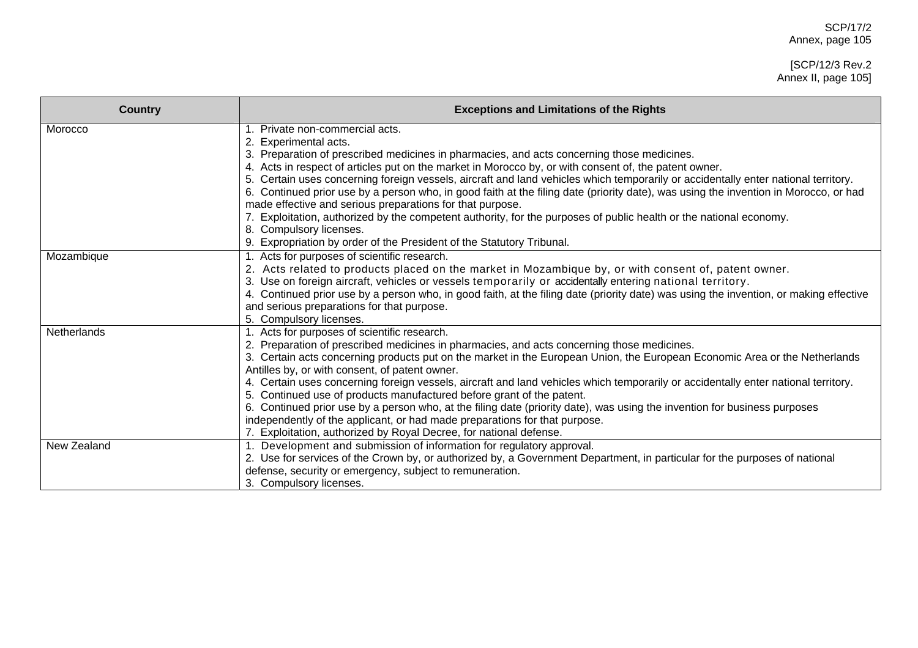| Country | Exceptions and Limitations of the Rights |
| --- | --- |
| Morocco | 1. Private non-commercial acts.<br>2. Experimental acts.<br>3. Preparation of prescribed medicines in pharmacies, and acts concerning those medicines.<br>4. Acts in respect of articles put on the market in Morocco by, or with consent of, the patent owner.<br>5. Certain uses concerning foreign vessels, aircraft and land vehicles which temporarily or accidentally enter national territory.<br>6. Continued prior use by a person who, in good faith at the filing date (priority date), was using the invention in Morocco, or had made effective and serious preparations for that purpose.<br>7. Exploitation, authorized by the competent authority, for the purposes of public health or the national economy.<br>8. Compulsory licenses.<br>9. Expropriation by order of the President of the Statutory Tribunal. |
| Mozambique | 1. Acts for purposes of scientific research.<br>2. Acts related to products placed on the market in Mozambique by, or with consent of, patent owner.<br>3. Use on foreign aircraft, vehicles or vessels temporarily or accidentally entering national territory.<br>4. Continued prior use by a person who, in good faith, at the filing date (priority date) was using the invention, or making effective and serious preparations for that purpose.<br>5. Compulsory licenses. |
| Netherlands | 1. Acts for purposes of scientific research.<br>2. Preparation of prescribed medicines in pharmacies, and acts concerning those medicines.<br>3. Certain acts concerning products put on the market in the European Union, the European Economic Area or the Netherlands Antilles by, or with consent, of patent owner.<br>4. Certain uses concerning foreign vessels, aircraft and land vehicles which temporarily or accidentally enter national territory.<br>5. Continued use of products manufactured before grant of the patent.<br>6. Continued prior use by a person who, at the filing date (priority date), was using the invention for business purposes independently of the applicant, or had made preparations for that purpose.<br>7. Exploitation, authorized by Royal Decree, for national defense. |
| New Zealand | 1. Development and submission of information for regulatory approval.<br>2. Use for services of the Crown by, or authorized by, a Government Department, in particular for the purposes of national defense, security or emergency, subject to remuneration.<br>3. Compulsory licenses. |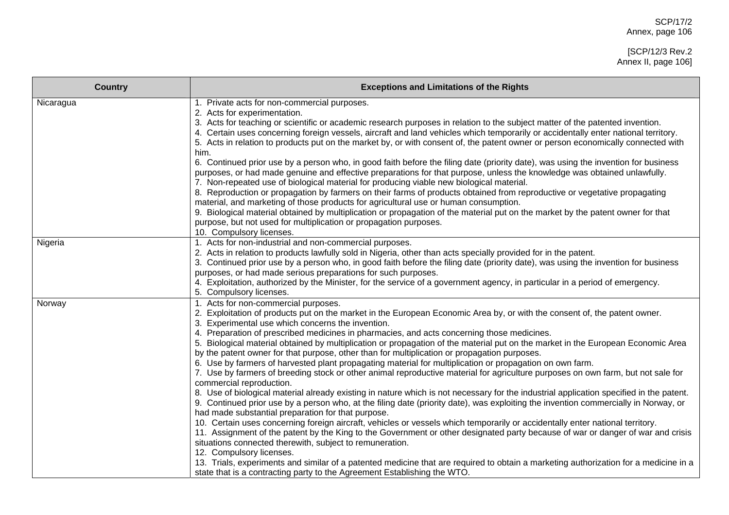| Country | Exceptions and Limitations of the Rights |
|---|---|
| Nicaragua | 1. Private acts for non-commercial purposes.<br>2. Acts for experimentation.<br>3. Acts for teaching or scientific or academic research purposes in relation to the subject matter of the patented invention.<br>4. Certain uses concerning foreign vessels, aircraft and land vehicles which temporarily or accidentally enter national territory.<br>5. Acts in relation to products put on the market by, or with consent of, the patent owner or person economically connected with him.<br>6. Continued prior use by a person who, in good faith before the filing date (priority date), was using the invention for business purposes, or had made genuine and effective preparations for that purpose, unless the knowledge was obtained unlawfully.<br>7. Non-repeated use of biological material for producing viable new biological material.<br>8. Reproduction or propagation by farmers on their farms of products obtained from reproductive or vegetative propagating material, and marketing of those products for agricultural use or human consumption.<br>9. Biological material obtained by multiplication or propagation of the material put on the market by the patent owner for that purpose, but not used for multiplication or propagation purposes.<br>10. Compulsory licenses. |
| Nigeria | 1. Acts for non-industrial and non-commercial purposes.<br>2. Acts in relation to products lawfully sold in Nigeria, other than acts specially provided for in the patent.<br>3. Continued prior use by a person who, in good faith before the filing date (priority date), was using the invention for business purposes, or had made serious preparations for such purposes.<br>4. Exploitation, authorized by the Minister, for the service of a government agency, in particular in a period of emergency.<br>5. Compulsory licenses. |
| Norway | 1. Acts for non-commercial purposes.<br>2. Exploitation of products put on the market in the European Economic Area by, or with the consent of, the patent owner.<br>3. Experimental use which concerns the invention.<br>4. Preparation of prescribed medicines in pharmacies, and acts concerning those medicines.<br>5. Biological material obtained by multiplication or propagation of the material put on the market in the European Economic Area by the patent owner for that purpose, other than for multiplication or propagation purposes.<br>6. Use by farmers of harvested plant propagating material for multiplication or propagation on own farm.<br>7. Use by farmers of breeding stock or other animal reproductive material for agriculture purposes on own farm, but not sale for commercial reproduction.<br>8. Use of biological material already existing in nature which is not necessary for the industrial application specified in the patent.<br>9. Continued prior use by a person who, at the filing date (priority date), was exploiting the invention commercially in Norway, or had made substantial preparation for that purpose.<br>10. Certain uses concerning foreign aircraft, vehicles or vessels which temporarily or accidentally enter national territory.<br>11. Assignment of the patent by the King to the Government or other designated party because of war or danger of war and crisis situations connected therewith, subject to remuneration.<br>12. Compulsory licenses.<br>13. Trials, experiments and similar of a patented medicine that are required to obtain a marketing authorization for a medicine in a state that is a contracting party to the Agreement Establishing the WTO. |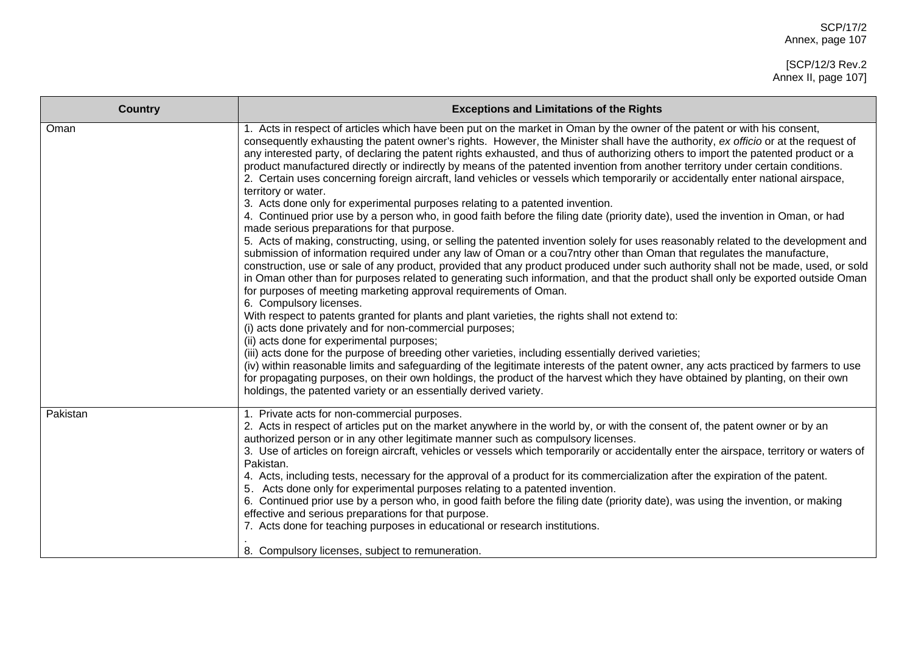| Country | Exceptions and Limitations of the Rights |
|---|---|
| Oman | 1. Acts in respect of articles which have been put on the market in Oman by the owner of the patent or with his consent, consequently exhausting the patent owner's rights. However, the Minister shall have the authority, *ex officio* or at the request of any interested party, of declaring the patent rights exhausted, and thus of authorizing others to import the patented product or a product manufactured directly or indirectly by means of the patented invention from another territory under certain conditions.<br>2. Certain uses concerning foreign aircraft, land vehicles or vessels which temporarily or accidentally enter national airspace, territory or water.<br>3. Acts done only for experimental purposes relating to a patented invention.<br>4. Continued prior use by a person who, in good faith before the filing date (priority date), used the invention in Oman, or had made serious preparations for that purpose.<br>5. Acts of making, constructing, using, or selling the patented invention solely for uses reasonably related to the development and submission of information required under any law of Oman or a cou7ntry other than Oman that regulates the manufacture, construction, use or sale of any product, provided that any product produced under such authority shall not be made, used, or sold in Oman other than for purposes related to generating such information, and that the product shall only be exported outside Oman for purposes of meeting marketing approval requirements of Oman.<br>6. Compulsory licenses.<br>With respect to patents granted for plants and plant varieties, the rights shall not extend to:<br>(i) acts done privately and for non-commercial purposes;<br>(ii) acts done for experimental purposes;<br>(iii) acts done for the purpose of breeding other varieties, including essentially derived varieties;<br>(iv) within reasonable limits and safeguarding of the legitimate interests of the patent owner, any acts practiced by farmers to use for propagating purposes, on their own holdings, the product of the harvest which they have obtained by planting, on their own holdings, the patented variety or an essentially derived variety. |
| Pakistan | 1. Private acts for non-commercial purposes.<br>2. Acts in respect of articles put on the market anywhere in the world by, or with the consent of, the patent owner or by an authorized person or in any other legitimate manner such as compulsory licenses.<br>3. Use of articles on foreign aircraft, vehicles or vessels which temporarily or accidentally enter the airspace, territory or waters of Pakistan.<br>4. Acts, including tests, necessary for the approval of a product for its commercialization after the expiration of the patent.<br>5. Acts done only for experimental purposes relating to a patented invention.<br>6. Continued prior use by a person who, in good faith before the filing date (priority date), was using the invention, or making effective and serious preparations for that purpose.<br>7. Acts done for teaching purposes in educational or research institutions.<br>.<br>8. Compulsory licenses, subject to remuneration. |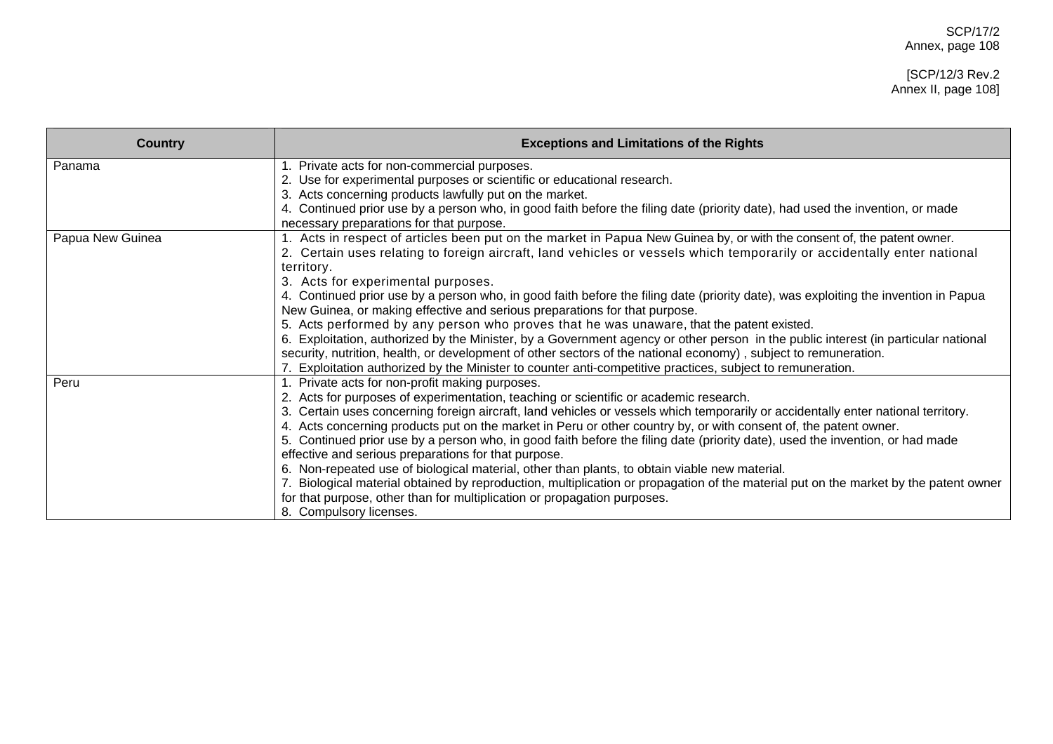| Country | Exceptions and Limitations of the Rights |
|---|---|
| Panama | 1. Private acts for non-commercial purposes.<br>2. Use for experimental purposes or scientific or educational research.<br>3. Acts concerning products lawfully put on the market.<br>4. Continued prior use by a person who, in good faith before the filing date (priority date), had used the invention, or made necessary preparations for that purpose. |
| Papua New Guinea | 1. Acts in respect of articles been put on the market in Papua New Guinea by, or with the consent of, the patent owner.<br>2. Certain uses relating to foreign aircraft, land vehicles or vessels which temporarily or accidentally enter national territory.<br>3. Acts for experimental purposes.<br>4. Continued prior use by a person who, in good faith before the filing date (priority date), was exploiting the invention in Papua New Guinea, or making effective and serious preparations for that purpose.<br>5. Acts performed by any person who proves that he was unaware, that the patent existed.<br>6. Exploitation, authorized by the Minister, by a Government agency or other person in the public interest (in particular national security, nutrition, health, or development of other sectors of the national economy) , subject to remuneration.<br>7. Exploitation authorized by the Minister to counter anti-competitive practices, subject to remuneration. |
| Peru | 1. Private acts for non-profit making purposes.<br>2. Acts for purposes of experimentation, teaching or scientific or academic research.<br>3. Certain uses concerning foreign aircraft, land vehicles or vessels which temporarily or accidentally enter national territory.<br>4. Acts concerning products put on the market in Peru or other country by, or with consent of, the patent owner.<br>5. Continued prior use by a person who, in good faith before the filing date (priority date), used the invention, or had made effective and serious preparations for that purpose.<br>6. Non-repeated use of biological material, other than plants, to obtain viable new material.<br>7. Biological material obtained by reproduction, multiplication or propagation of the material put on the market by the patent owner for that purpose, other than for multiplication or propagation purposes.<br>8. Compulsory licenses. |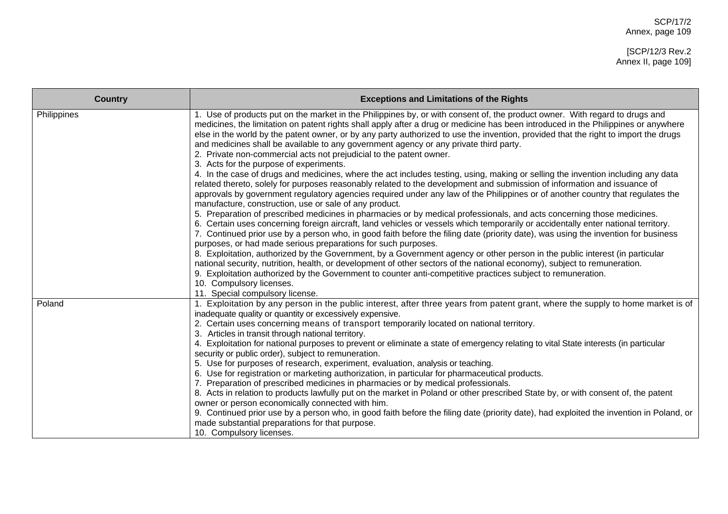| Country | Exceptions and Limitations of the Rights |
|---|---|
| Philippines | 1. Use of products put on the market in the Philippines by, or with consent of, the product owner. With regard to drugs and medicines, the limitation on patent rights shall apply after a drug or medicine has been introduced in the Philippines or anywhere else in the world by the patent owner, or by any party authorized to use the invention, provided that the right to import the drugs and medicines shall be available to any government agency or any private third party.<br>2. Private non-commercial acts not prejudicial to the patent owner.<br>3. Acts for the purpose of experiments.<br>4. In the case of drugs and medicines, where the act includes testing, using, making or selling the invention including any data related thereto, solely for purposes reasonably related to the development and submission of information and issuance of approvals by government regulatory agencies required under any law of the Philippines or of another country that regulates the manufacture, construction, use or sale of any product.<br>5. Preparation of prescribed medicines in pharmacies or by medical professionals, and acts concerning those medicines.<br>6. Certain uses concerning foreign aircraft, land vehicles or vessels which temporarily or accidentally enter national territory.<br>7. Continued prior use by a person who, in good faith before the filing date (priority date), was using the invention for business purposes, or had made serious preparations for such purposes.<br>8. Exploitation, authorized by the Government, by a Government agency or other person in the public interest (in particular national security, nutrition, health, or development of other sectors of the national economy), subject to remuneration.<br>9. Exploitation authorized by the Government to counter anti-competitive practices subject to remuneration.<br>10. Compulsory licenses.<br>11. Special compulsory license. |
| Poland | 1. Exploitation by any person in the public interest, after three years from patent grant, where the supply to home market is of inadequate quality or quantity or excessively expensive.<br>2. Certain uses concerning means of transport temporarily located on national territory.<br>3. Articles in transit through national territory.<br>4. Exploitation for national purposes to prevent or eliminate a state of emergency relating to vital State interests (in particular security or public order), subject to remuneration.<br>5. Use for purposes of research, experiment, evaluation, analysis or teaching.<br>6. Use for registration or marketing authorization, in particular for pharmaceutical products.<br>7. Preparation of prescribed medicines in pharmacies or by medical professionals.<br>8. Acts in relation to products lawfully put on the market in Poland or other prescribed State by, or with consent of, the patent owner or person economically connected with him.<br>9. Continued prior use by a person who, in good faith before the filing date (priority date), had exploited the invention in Poland, or made substantial preparations for that purpose.<br>10. Compulsory licenses. |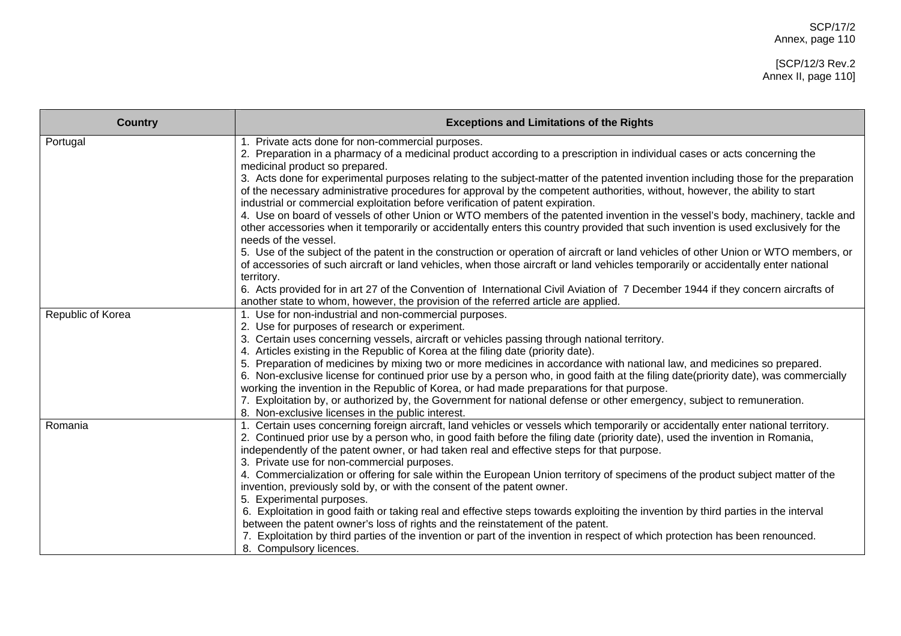| Country | Exceptions and Limitations of the Rights |
|---|---|
| Portugal | 1. Private acts done for non-commercial purposes.<br>2. Preparation in a pharmacy of a medicinal product according to a prescription in individual cases or acts concerning the medicinal product so prepared.<br>3. Acts done for experimental purposes relating to the subject-matter of the patented invention including those for the preparation of the necessary administrative procedures for approval by the competent authorities, without, however, the ability to start industrial or commercial exploitation before verification of patent expiration.<br>4. Use on board of vessels of other Union or WTO members of the patented invention in the vessel's body, machinery, tackle and other accessories when it temporarily or accidentally enters this country provided that such invention is used exclusively for the needs of the vessel.<br>5. Use of the subject of the patent in the construction or operation of aircraft or land vehicles of other Union or WTO members, or of accessories of such aircraft or land vehicles, when those aircraft or land vehicles temporarily or accidentally enter national territory.<br>6. Acts provided for in art 27 of the Convention of International Civil Aviation of 7 December 1944 if they concern aircrafts of another state to whom, however, the provision of the referred article are applied. |
| Republic of Korea | 1. Use for non-industrial and non-commercial purposes.<br>2. Use for purposes of research or experiment.<br>3. Certain uses concerning vessels, aircraft or vehicles passing through national territory.<br>4. Articles existing in the Republic of Korea at the filing date (priority date).<br>5. Preparation of medicines by mixing two or more medicines in accordance with national law, and medicines so prepared.<br>6. Non-exclusive license for continued prior use by a person who, in good faith at the filing date(priority date), was commercially working the invention in the Republic of Korea, or had made preparations for that purpose.<br>7. Exploitation by, or authorized by, the Government for national defense or other emergency, subject to remuneration.<br>8. Non-exclusive licenses in the public interest. |
| Romania | 1. Certain uses concerning foreign aircraft, land vehicles or vessels which temporarily or accidentally enter national territory.<br>2. Continued prior use by a person who, in good faith before the filing date (priority date), used the invention in Romania, independently of the patent owner, or had taken real and effective steps for that purpose.<br>3. Private use for non-commercial purposes.<br>4. Commercialization or offering for sale within the European Union territory of specimens of the product subject matter of the invention, previously sold by, or with the consent of the patent owner.<br>5. Experimental purposes.<br>6. Exploitation in good faith or taking real and effective steps towards exploiting the invention by third parties in the interval between the patent owner's loss of rights and the reinstatement of the patent.<br>7. Exploitation by third parties of the invention or part of the invention in respect of which protection has been renounced.<br>8. Compulsory licences. |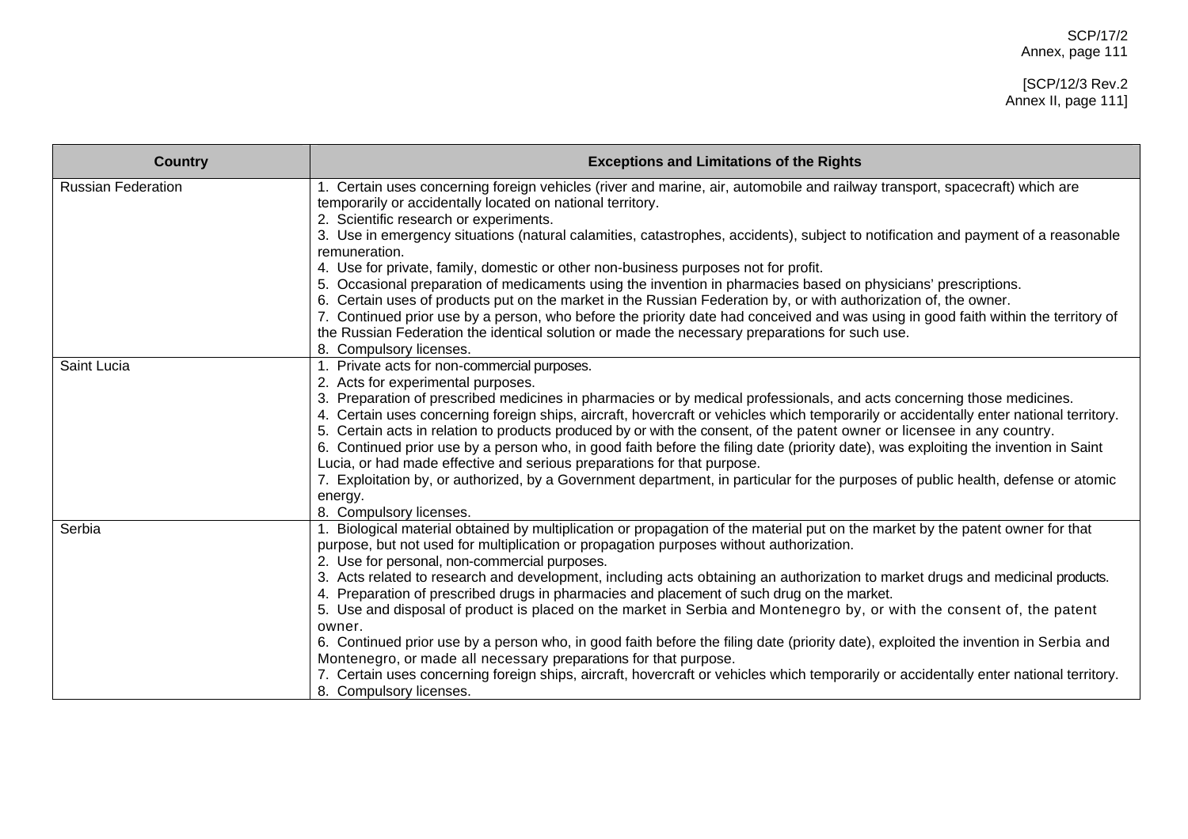| Country | Exceptions and Limitations of the Rights |
|---|---|
| Russian Federation | 1. Certain uses concerning foreign vehicles (river and marine, air, automobile and railway transport, spacecraft) which are temporarily or accidentally located on national territory.<br>2. Scientific research or experiments.<br>3. Use in emergency situations (natural calamities, catastrophes, accidents), subject to notification and payment of a reasonable remuneration.<br>4. Use for private, family, domestic or other non-business purposes not for profit.<br>5. Occasional preparation of medicaments using the invention in pharmacies based on physicians' prescriptions.<br>6. Certain uses of products put on the market in the Russian Federation by, or with authorization of, the owner.<br>7. Continued prior use by a person, who before the priority date had conceived and was using in good faith within the territory of the Russian Federation the identical solution or made the necessary preparations for such use.<br>8. Compulsory licenses. |
| Saint Lucia | 1. Private acts for non-commercial purposes.<br>2. Acts for experimental purposes.<br>3. Preparation of prescribed medicines in pharmacies or by medical professionals, and acts concerning those medicines.<br>4. Certain uses concerning foreign ships, aircraft, hovercraft or vehicles which temporarily or accidentally enter national territory.<br>5. Certain acts in relation to products produced by or with the consent, of the patent owner or licensee in any country.<br>6. Continued prior use by a person who, in good faith before the filing date (priority date), was exploiting the invention in Saint Lucia, or had made effective and serious preparations for that purpose.<br>7. Exploitation by, or authorized, by a Government department, in particular for the purposes of public health, defense or atomic energy.<br>8. Compulsory licenses. |
| Serbia | 1. Biological material obtained by multiplication or propagation of the material put on the market by the patent owner for that purpose, but not used for multiplication or propagation purposes without authorization.<br>2. Use for personal, non-commercial purposes.<br>3. Acts related to research and development, including acts obtaining an authorization to market drugs and medicinal products.<br>4. Preparation of prescribed drugs in pharmacies and placement of such drug on the market.<br>5. Use and disposal of product is placed on the market in Serbia and Montenegro by, or with the consent of, the patent owner.<br>6. Continued prior use by a person who, in good faith before the filing date (priority date), exploited the invention in Serbia and Montenegro, or made all necessary preparations for that purpose.<br>7. Certain uses concerning foreign ships, aircraft, hovercraft or vehicles which temporarily or accidentally enter national territory.<br>8. Compulsory licenses. |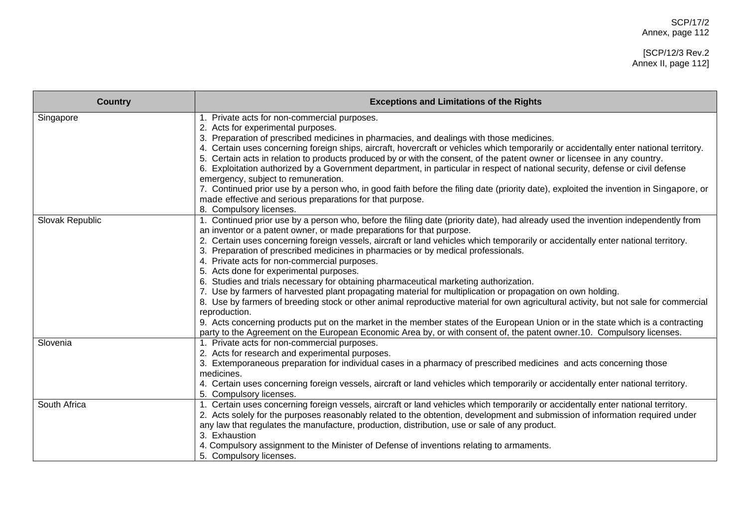| Country | Exceptions and Limitations of the Rights |
|---|---|
| Singapore | 1. Private acts for non-commercial purposes.<br>2. Acts for experimental purposes.<br>3. Preparation of prescribed medicines in pharmacies, and dealings with those medicines.<br>4. Certain uses concerning foreign ships, aircraft, hovercraft or vehicles which temporarily or accidentally enter national territory.<br>5. Certain acts in relation to products produced by or with the consent, of the patent owner or licensee in any country.<br>6. Exploitation authorized by a Government department, in particular in respect of national security, defense or civil defense emergency, subject to remuneration.<br>7. Continued prior use by a person who, in good faith before the filing date (priority date), exploited the invention in Singapore, or made effective and serious preparations for that purpose.<br>8. Compulsory licenses. |
| Slovak Republic | 1. Continued prior use by a person who, before the filing date (priority date), had already used the invention independently from an inventor or a patent owner, or made preparations for that purpose.<br>2. Certain uses concerning foreign vessels, aircraft or land vehicles which temporarily or accidentally enter national territory.<br>3. Preparation of prescribed medicines in pharmacies or by medical professionals.<br>4. Private acts for non-commercial purposes.<br>5. Acts done for experimental purposes.<br>6. Studies and trials necessary for obtaining pharmaceutical marketing authorization.<br>7. Use by farmers of harvested plant propagating material for multiplication or propagation on own holding.<br>8. Use by farmers of breeding stock or other animal reproductive material for own agricultural activity, but not sale for commercial reproduction.<br>9. Acts concerning products put on the market in the member states of the European Union or in the state which is a contracting party to the Agreement on the European Economic Area by, or with consent of, the patent owner.10. Compulsory licenses. |
| Slovenia | 1. Private acts for non-commercial purposes.<br>2. Acts for research and experimental purposes.<br>3. Extemporaneous preparation for individual cases in a pharmacy of prescribed medicines and acts concerning those medicines.<br>4. Certain uses concerning foreign vessels, aircraft or land vehicles which temporarily or accidentally enter national territory.<br>5. Compulsory licenses. |
| South Africa | 1. Certain uses concerning foreign vessels, aircraft or land vehicles which temporarily or accidentally enter national territory.<br>2. Acts solely for the purposes reasonably related to the obtention, development and submission of information required under any law that regulates the manufacture, production, distribution, use or sale of any product.<br>3. Exhaustion<br>4. Compulsory assignment to the Minister of Defense of inventions relating to armaments.<br>5. Compulsory licenses. |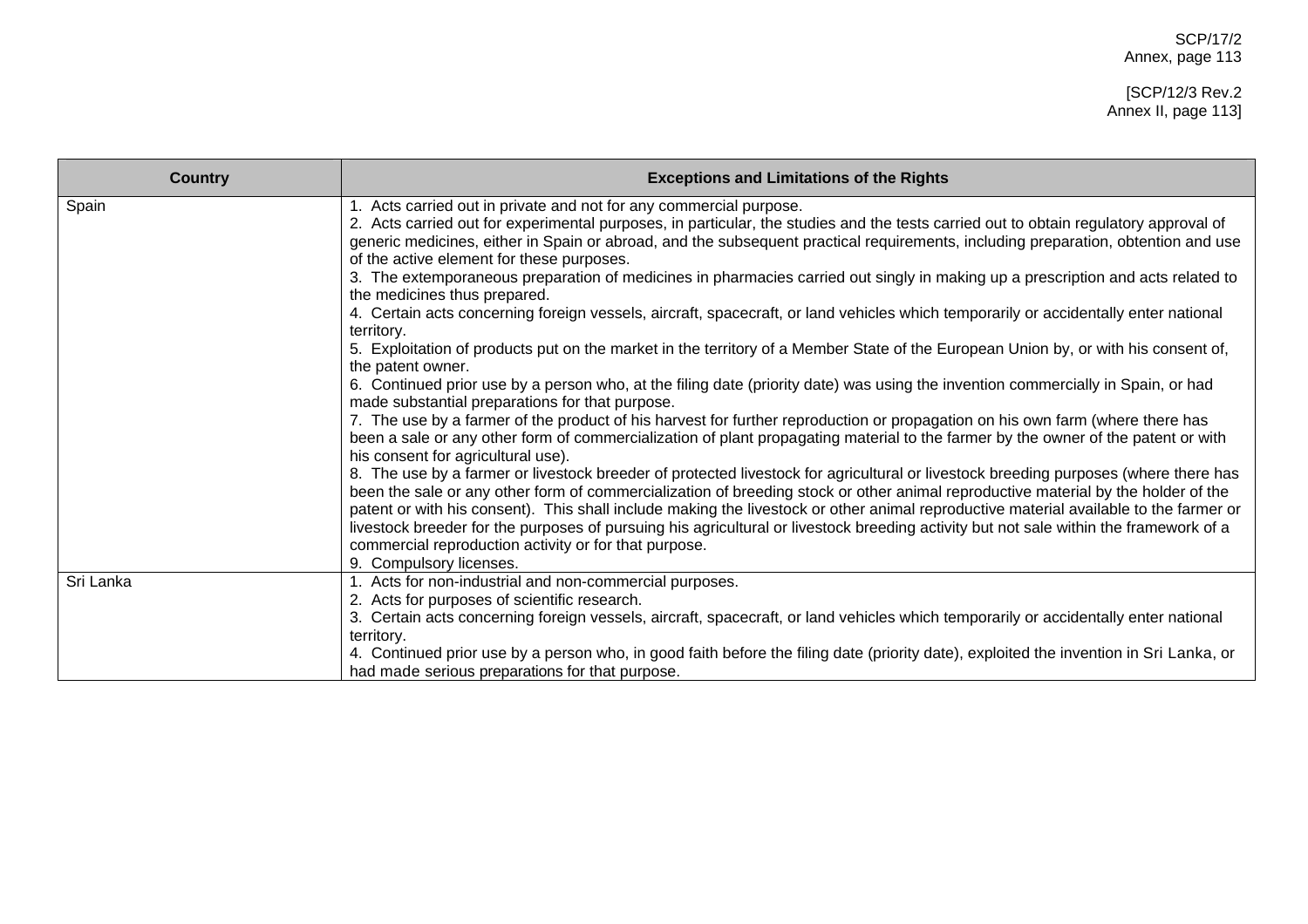| Country | Exceptions and Limitations of the Rights |
|---|---|
| Spain | 1. Acts carried out in private and not for any commercial purpose.<br>2. Acts carried out for experimental purposes, in particular, the studies and the tests carried out to obtain regulatory approval of generic medicines, either in Spain or abroad, and the subsequent practical requirements, including preparation, obtention and use of the active element for these purposes.<br>3. The extemporaneous preparation of medicines in pharmacies carried out singly in making up a prescription and acts related to the medicines thus prepared.<br>4. Certain acts concerning foreign vessels, aircraft, spacecraft, or land vehicles which temporarily or accidentally enter national territory.<br>5. Exploitation of products put on the market in the territory of a Member State of the European Union by, or with his consent of, the patent owner.<br>6. Continued prior use by a person who, at the filing date (priority date) was using the invention commercially in Spain, or had made substantial preparations for that purpose.<br>7. The use by a farmer of the product of his harvest for further reproduction or propagation on his own farm (where there has been a sale or any other form of commercialization of plant propagating material to the farmer by the owner of the patent or with his consent for agricultural use).<br>8. The use by a farmer or livestock breeder of protected livestock for agricultural or livestock breeding purposes (where there has been the sale or any other form of commercialization of breeding stock or other animal reproductive material by the holder of the patent or with his consent). This shall include making the livestock or other animal reproductive material available to the farmer or livestock breeder for the purposes of pursuing his agricultural or livestock breeding activity but not sale within the framework of a commercial reproduction activity or for that purpose.<br>9. Compulsory licenses. |
| Sri Lanka | 1. Acts for non-industrial and non-commercial purposes.<br>2. Acts for purposes of scientific research.<br>3. Certain acts concerning foreign vessels, aircraft, spacecraft, or land vehicles which temporarily or accidentally enter national territory.<br>4. Continued prior use by a person who, in good faith before the filing date (priority date), exploited the invention in Sri Lanka, or had made serious preparations for that purpose. |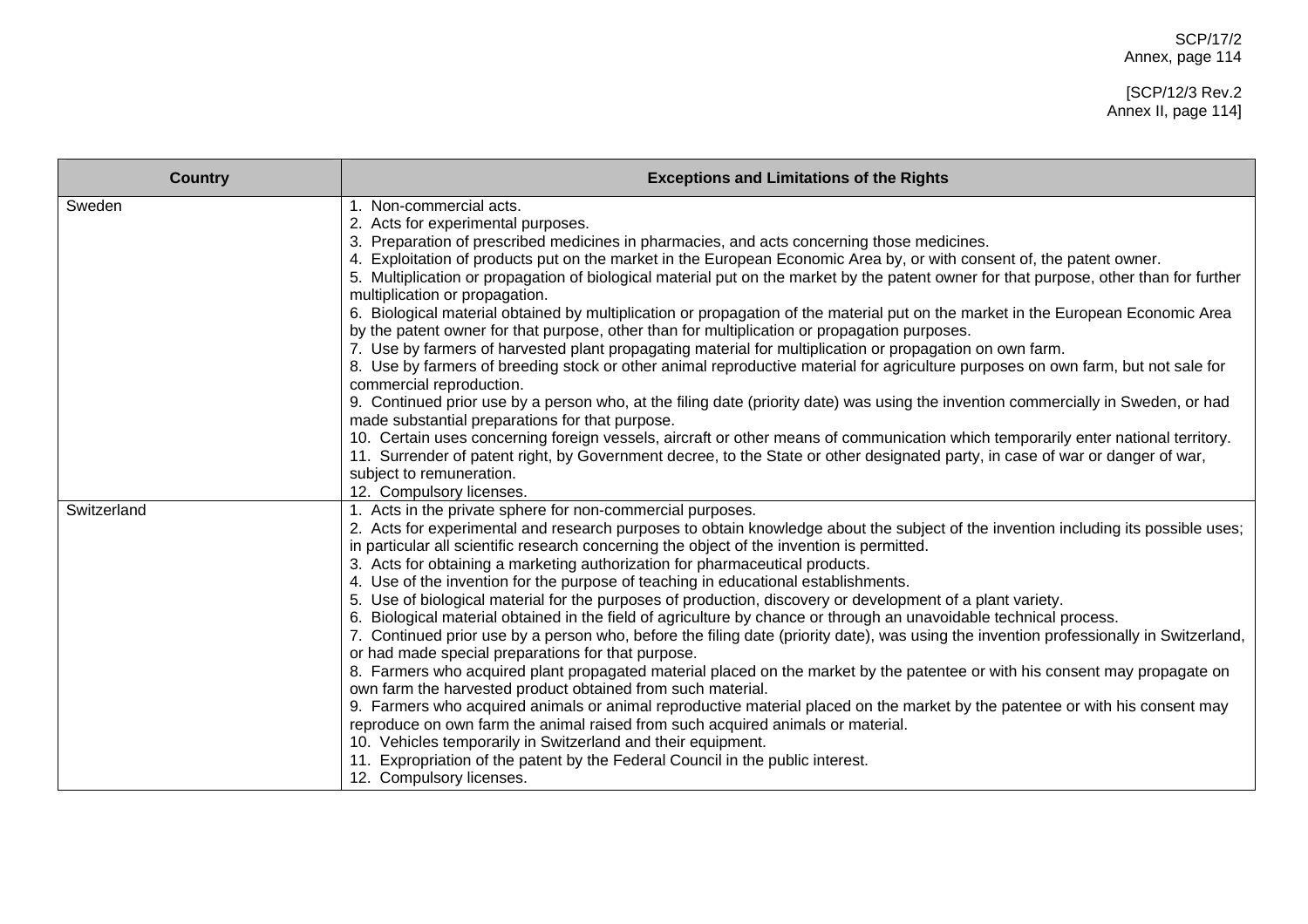| Country | Exceptions and Limitations of the Rights |
|---|---|
| Sweden | 1. Non-commercial acts.<br>2. Acts for experimental purposes.<br>3. Preparation of prescribed medicines in pharmacies, and acts concerning those medicines.<br>4. Exploitation of products put on the market in the European Economic Area by, or with consent of, the patent owner.<br>5. Multiplication or propagation of biological material put on the market by the patent owner for that purpose, other than for further multiplication or propagation.<br>6. Biological material obtained by multiplication or propagation of the material put on the market in the European Economic Area by the patent owner for that purpose, other than for multiplication or propagation purposes.<br>7. Use by farmers of harvested plant propagating material for multiplication or propagation on own farm.<br>8. Use by farmers of breeding stock or other animal reproductive material for agriculture purposes on own farm, but not sale for commercial reproduction.<br>9. Continued prior use by a person who, at the filing date (priority date) was using the invention commercially in Sweden, or had made substantial preparations for that purpose.<br>10. Certain uses concerning foreign vessels, aircraft or other means of communication which temporarily enter national territory.<br>11. Surrender of patent right, by Government decree, to the State or other designated party, in case of war or danger of war, subject to remuneration.<br>12. Compulsory licenses. |
| Switzerland | 1. Acts in the private sphere for non-commercial purposes.<br>2. Acts for experimental and research purposes to obtain knowledge about the subject of the invention including its possible uses; in particular all scientific research concerning the object of the invention is permitted.<br>3. Acts for obtaining a marketing authorization for pharmaceutical products.<br>4. Use of the invention for the purpose of teaching in educational establishments.<br>5. Use of biological material for the purposes of production, discovery or development of a plant variety.<br>6. Biological material obtained in the field of agriculture by chance or through an unavoidable technical process.<br>7. Continued prior use by a person who, before the filing date (priority date), was using the invention professionally in Switzerland, or had made special preparations for that purpose.<br>8. Farmers who acquired plant propagated material placed on the market by the patentee or with his consent may propagate on own farm the harvested product obtained from such material.<br>9. Farmers who acquired animals or animal reproductive material placed on the market by the patentee or with his consent may reproduce on own farm the animal raised from such acquired animals or material.<br>10. Vehicles temporarily in Switzerland and their equipment.<br>11. Expropriation of the patent by the Federal Council in the public interest.<br>12. Compulsory licenses. |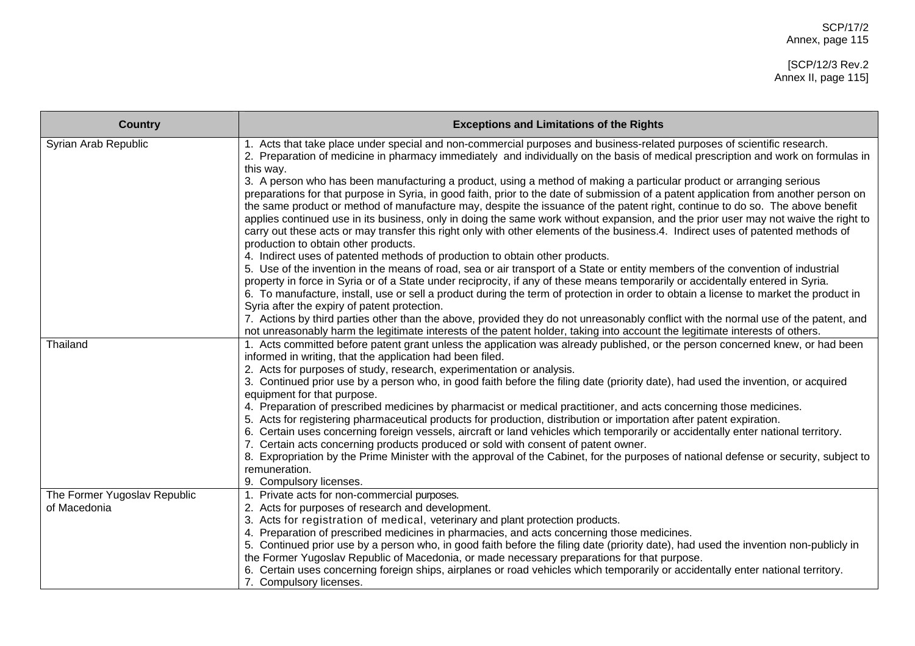| Country | Exceptions and Limitations of the Rights |
|---|---|
| Syrian Arab Republic | 1. Acts that take place under special and non-commercial purposes and business-related purposes of scientific research.<br>2. Preparation of medicine in pharmacy immediately and individually on the basis of medical prescription and work on formulas in this way.<br>3. A person who has been manufacturing a product, using a method of making a particular product or arranging serious preparations for that purpose in Syria, in good faith, prior to the date of submission of a patent application from another person on the same product or method of manufacture may, despite the issuance of the patent right, continue to do so. The above benefit applies continued use in its business, only in doing the same work without expansion, and the prior user may not waive the right to carry out these acts or may transfer this right only with other elements of the business.4. Indirect uses of patented methods of production to obtain other products.<br>4. Indirect uses of patented methods of production to obtain other products.<br>5. Use of the invention in the means of road, sea or air transport of a State or entity members of the convention of industrial property in force in Syria or of a State under reciprocity, if any of these means temporarily or accidentally entered in Syria.<br>6. To manufacture, install, use or sell a product during the term of protection in order to obtain a license to market the product in Syria after the expiry of patent protection.<br>7. Actions by third parties other than the above, provided they do not unreasonably conflict with the normal use of the patent, and not unreasonably harm the legitimate interests of the patent holder, taking into account the legitimate interests of others. |
| Thailand | 1. Acts committed before patent grant unless the application was already published, or the person concerned knew, or had been informed in writing, that the application had been filed.<br>2. Acts for purposes of study, research, experimentation or analysis.<br>3. Continued prior use by a person who, in good faith before the filing date (priority date), had used the invention, or acquired equipment for that purpose.<br>4. Preparation of prescribed medicines by pharmacist or medical practitioner, and acts concerning those medicines.<br>5. Acts for registering pharmaceutical products for production, distribution or importation after patent expiration.<br>6. Certain uses concerning foreign vessels, aircraft or land vehicles which temporarily or accidentally enter national territory.<br>7. Certain acts concerning products produced or sold with consent of patent owner.<br>8. Expropriation by the Prime Minister with the approval of the Cabinet, for the purposes of national defense or security, subject to remuneration.<br>9. Compulsory licenses. |
| The Former Yugoslav Republic of Macedonia | 1. Private acts for non-commercial purposes.<br>2. Acts for purposes of research and development.<br>3. Acts for registration of medical, veterinary and plant protection products.<br>4. Preparation of prescribed medicines in pharmacies, and acts concerning those medicines.<br>5. Continued prior use by a person who, in good faith before the filing date (priority date), had used the invention non-publicly in the Former Yugoslav Republic of Macedonia, or made necessary preparations for that purpose.<br>6. Certain uses concerning foreign ships, airplanes or road vehicles which temporarily or accidentally enter national territory.<br>7. Compulsory licenses. |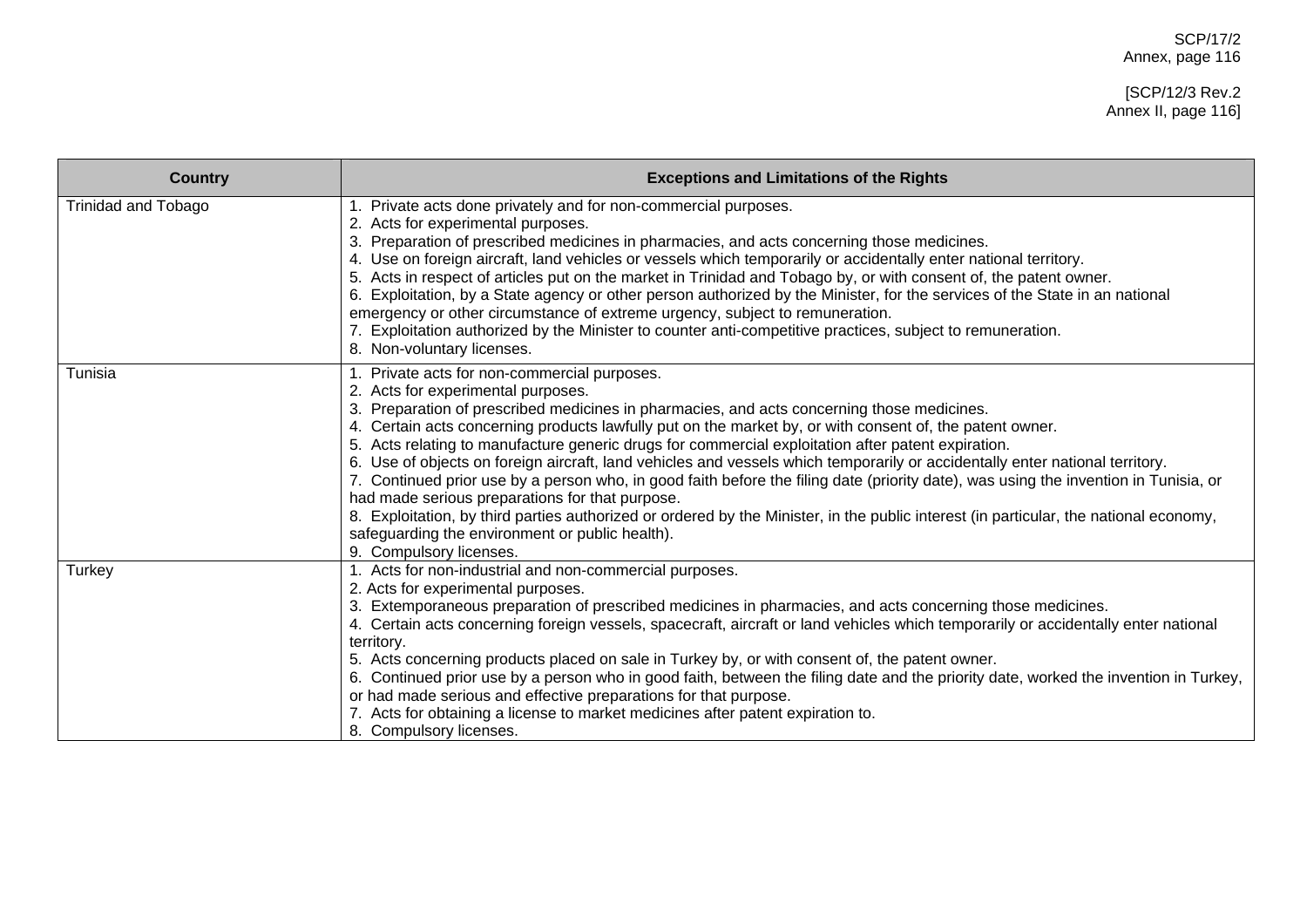| Country | Exceptions and Limitations of the Rights |
|---|---|
| Trinidad and Tobago | 1. Private acts done privately and for non-commercial purposes.<br>2. Acts for experimental purposes.<br>3. Preparation of prescribed medicines in pharmacies, and acts concerning those medicines.<br>4. Use on foreign aircraft, land vehicles or vessels which temporarily or accidentally enter national territory.<br>5. Acts in respect of articles put on the market in Trinidad and Tobago by, or with consent of, the patent owner.<br>6. Exploitation, by a State agency or other person authorized by the Minister, for the services of the State in an national emergency or other circumstance of extreme urgency, subject to remuneration.<br>7. Exploitation authorized by the Minister to counter anti-competitive practices, subject to remuneration.<br>8. Non-voluntary licenses. |
| Tunisia | 1. Private acts for non-commercial purposes.<br>2. Acts for experimental purposes.<br>3. Preparation of prescribed medicines in pharmacies, and acts concerning those medicines.<br>4. Certain acts concerning products lawfully put on the market by, or with consent of, the patent owner.<br>5. Acts relating to manufacture generic drugs for commercial exploitation after patent expiration.<br>6. Use of objects on foreign aircraft, land vehicles and vessels which temporarily or accidentally enter national territory.<br>7. Continued prior use by a person who, in good faith before the filing date (priority date), was using the invention in Tunisia, or had made serious preparations for that purpose.<br>8. Exploitation, by third parties authorized or ordered by the Minister, in the public interest (in particular, the national economy, safeguarding the environment or public health).<br>9. Compulsory licenses. |
| Turkey | 1. Acts for non-industrial and non-commercial purposes.<br>2. Acts for experimental purposes.<br>3. Extemporaneous preparation of prescribed medicines in pharmacies, and acts concerning those medicines.<br>4. Certain acts concerning foreign vessels, spacecraft, aircraft or land vehicles which temporarily or accidentally enter national territory.<br>5. Acts concerning products placed on sale in Turkey by, or with consent of, the patent owner.<br>6. Continued prior use by a person who in good faith, between the filing date and the priority date, worked the invention in Turkey, or had made serious and effective preparations for that purpose.<br>7. Acts for obtaining a license to market medicines after patent expiration to.<br>8. Compulsory licenses. |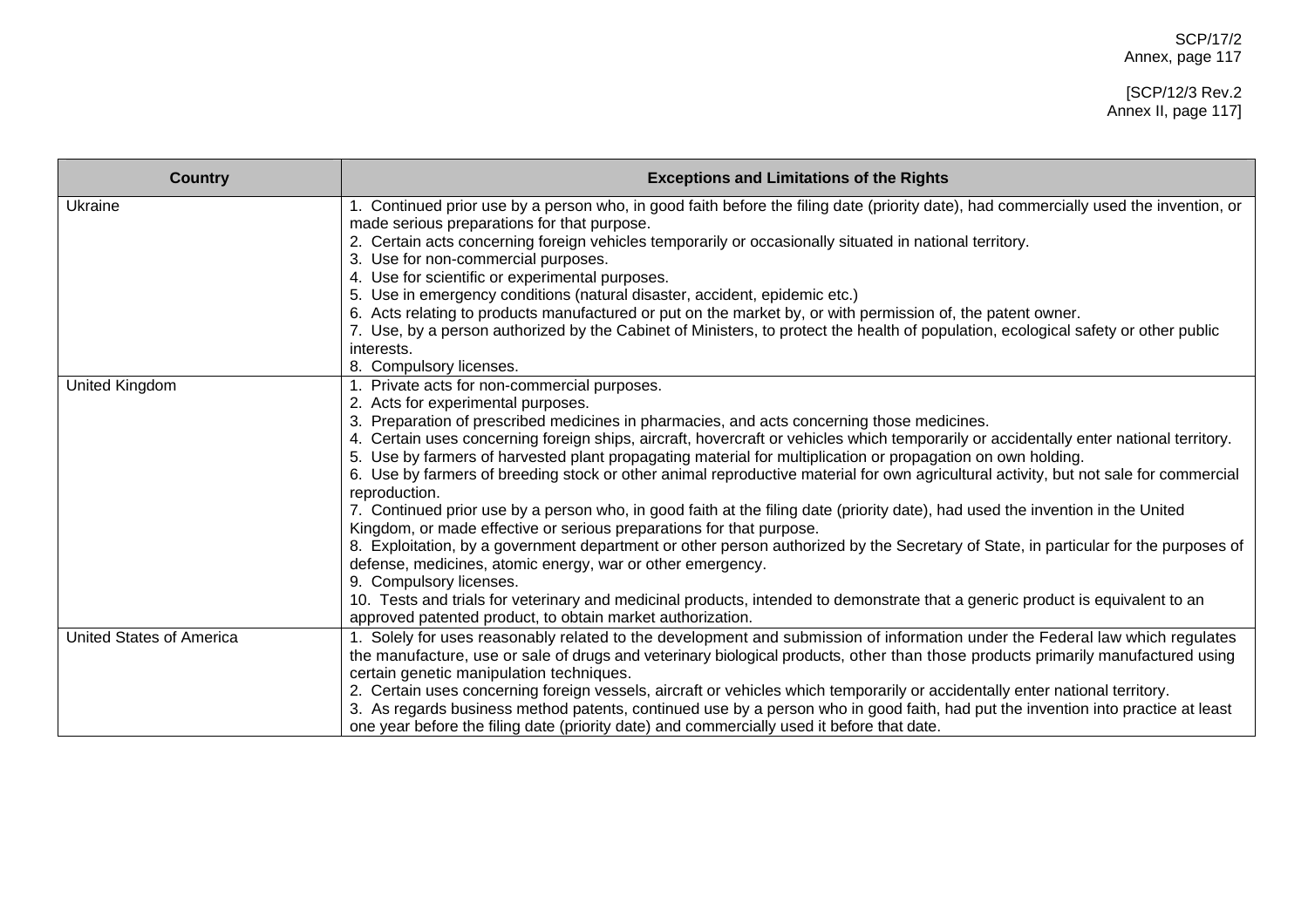| Country | Exceptions and Limitations of the Rights |
|---|---|
| Ukraine | 1. Continued prior use by a person who, in good faith before the filing date (priority date), had commercially used the invention, or made serious preparations for that purpose.<br>2. Certain acts concerning foreign vehicles temporarily or occasionally situated in national territory.<br>3. Use for non-commercial purposes.<br>4. Use for scientific or experimental purposes.<br>5. Use in emergency conditions (natural disaster, accident, epidemic etc.)<br>6. Acts relating to products manufactured or put on the market by, or with permission of, the patent owner.<br>7. Use, by a person authorized by the Cabinet of Ministers, to protect the health of population, ecological safety or other public interests.<br>8. Compulsory licenses. |
| United Kingdom | 1. Private acts for non-commercial purposes.<br>2. Acts for experimental purposes.<br>3. Preparation of prescribed medicines in pharmacies, and acts concerning those medicines.<br>4. Certain uses concerning foreign ships, aircraft, hovercraft or vehicles which temporarily or accidentally enter national territory.<br>5. Use by farmers of harvested plant propagating material for multiplication or propagation on own holding.<br>6. Use by farmers of breeding stock or other animal reproductive material for own agricultural activity, but not sale for commercial reproduction.<br>7. Continued prior use by a person who, in good faith at the filing date (priority date), had used the invention in the United Kingdom, or made effective or serious preparations for that purpose.<br>8. Exploitation, by a government department or other person authorized by the Secretary of State, in particular for the purposes of defense, medicines, atomic energy, war or other emergency.<br>9. Compulsory licenses.<br>10. Tests and trials for veterinary and medicinal products, intended to demonstrate that a generic product is equivalent to an approved patented product, to obtain market authorization. |
| United States of America | 1. Solely for uses reasonably related to the development and submission of information under the Federal law which regulates the manufacture, use or sale of drugs and veterinary biological products, other than those products primarily manufactured using certain genetic manipulation techniques.<br>2. Certain uses concerning foreign vessels, aircraft or vehicles which temporarily or accidentally enter national territory.<br>3. As regards business method patents, continued use by a person who in good faith, had put the invention into practice at least one year before the filing date (priority date) and commercially used it before that date. |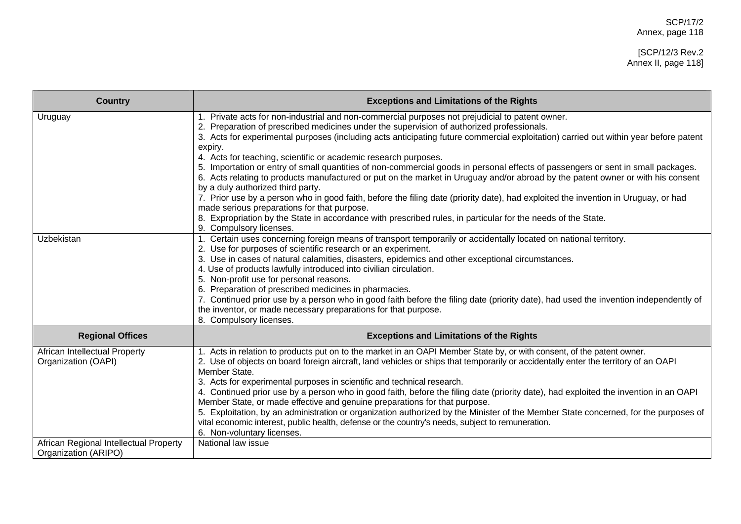| Country | Exceptions and Limitations of the Rights |
|---|---|
| Uruguay | 1. Private acts for non-industrial and non-commercial purposes not prejudicial to patent owner.<br>2. Preparation of prescribed medicines under the supervision of authorized professionals.<br>3. Acts for experimental purposes (including acts anticipating future commercial exploitation) carried out within year before patent expiry.<br>4. Acts for teaching, scientific or academic research purposes.<br>5. Importation or entry of small quantities of non-commercial goods in personal effects of passengers or sent in small packages.<br>6. Acts relating to products manufactured or put on the market in Uruguay and/or abroad by the patent owner or with his consent by a duly authorized third party.<br>7. Prior use by a person who in good faith, before the filing date (priority date), had exploited the invention in Uruguay, or had made serious preparations for that purpose.<br>8. Expropriation by the State in accordance with prescribed rules, in particular for the needs of the State.<br>9. Compulsory licenses. |
| Uzbekistan | 1. Certain uses concerning foreign means of transport temporarily or accidentally located on national territory.<br>2. Use for purposes of scientific research or an experiment.<br>3. Use in cases of natural calamities, disasters, epidemics and other exceptional circumstances.<br>4. Use of products lawfully introduced into civilian circulation.<br>5. Non-profit use for personal reasons.<br>6. Preparation of prescribed medicines in pharmacies.<br>7. Continued prior use by a person who in good faith before the filing date (priority date), had used the invention independently of the inventor, or made necessary preparations for that purpose.<br>8. Compulsory licenses. |
| **Regional Offices** | **Exceptions and Limitations of the Rights** |
| African Intellectual Property Organization (OAPI) | 1. Acts in relation to products put on to the market in an OAPI Member State by, or with consent, of the patent owner.<br>2. Use of objects on board foreign aircraft, land vehicles or ships that temporarily or accidentally enter the territory of an OAPI Member State.<br>3. Acts for experimental purposes in scientific and technical research.<br>4. Continued prior use by a person who in good faith, before the filing date (priority date), had exploited the invention in an OAPI Member State, or made effective and genuine preparations for that purpose.<br>5. Exploitation, by an administration or organization authorized by the Minister of the Member State concerned, for the purposes of vital economic interest, public health, defense or the country's needs, subject to remuneration.<br>6. Non-voluntary licenses. |
| African Regional Intellectual Property Organization (ARIPO) | National law issue |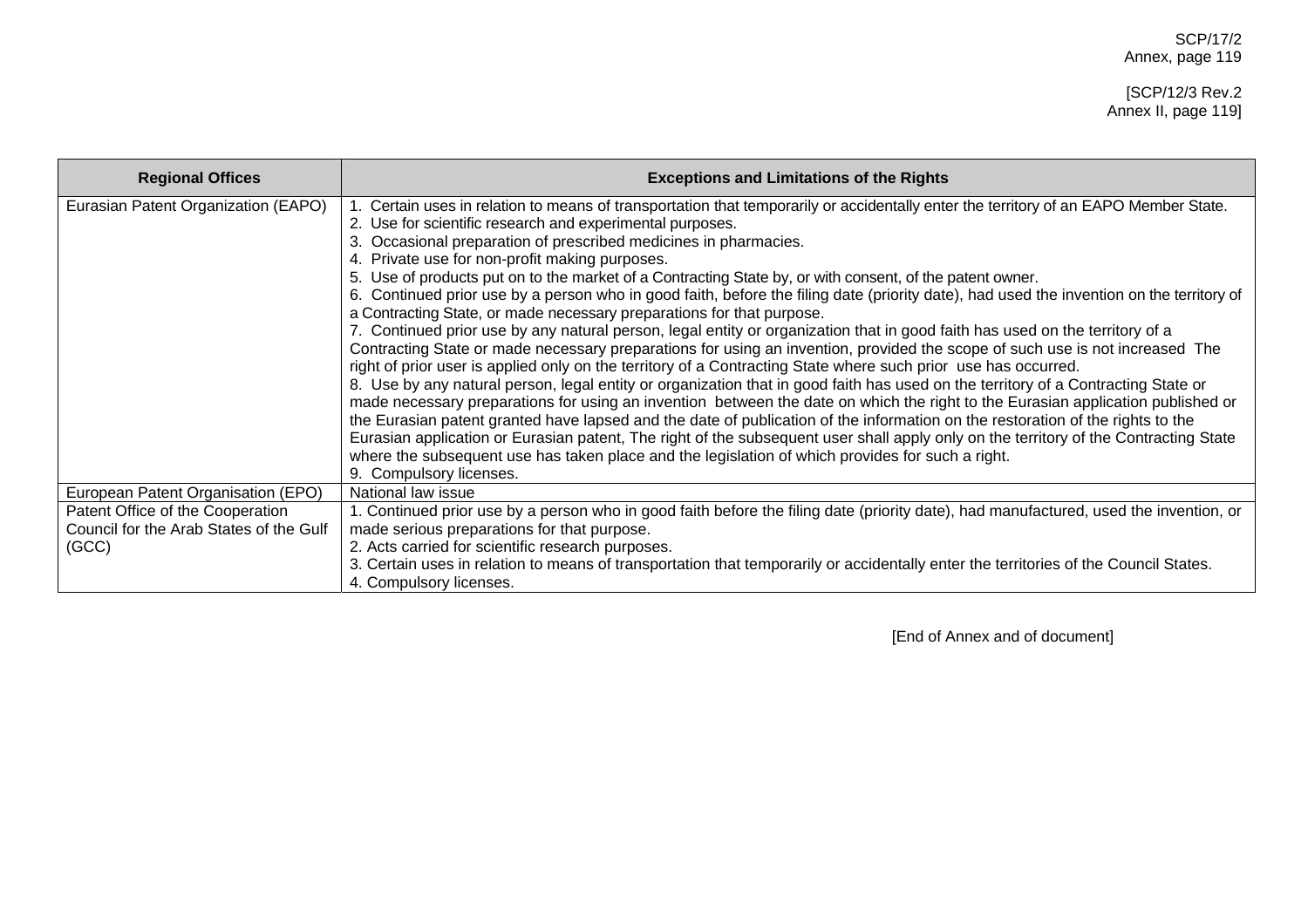| Regional Offices | Exceptions and Limitations of the Rights |
|---|---|
| Eurasian Patent Organization (EAPO) | 1. Certain uses in relation to means of transportation that temporarily or accidentally enter the territory of an EAPO Member State.<br>2. Use for scientific research and experimental purposes.<br>3. Occasional preparation of prescribed medicines in pharmacies.<br>4. Private use for non-profit making purposes.<br>5. Use of products put on to the market of a Contracting State by, or with consent, of the patent owner.<br>6. Continued prior use by a person who in good faith, before the filing date (priority date), had used the invention on the territory of a Contracting State, or made necessary preparations for that purpose.<br>7. Continued prior use by any natural person, legal entity or organization that in good faith has used on the territory of a Contracting State or made necessary preparations for using an invention, provided the scope of such use is not increased The right of prior user is applied only on the territory of a Contracting State where such prior use has occurred.<br>8. Use by any natural person, legal entity or organization that in good faith has used on the territory of a Contracting State or made necessary preparations for using an invention between the date on which the right to the Eurasian application published or the Eurasian patent granted have lapsed and the date of publication of the information on the restoration of the rights to the Eurasian application or Eurasian patent, The right of the subsequent user shall apply only on the territory of the Contracting State where the subsequent use has taken place and the legislation of which provides for such a right.<br>9. Compulsory licenses. |
| European Patent Organisation (EPO) | National law issue |
| Patent Office of the Cooperation Council for the Arab States of the Gulf (GCC) | 1. Continued prior use by a person who in good faith before the filing date (priority date), had manufactured, used the invention, or made serious preparations for that purpose.<br>2. Acts carried for scientific research purposes.<br>3. Certain uses in relation to means of transportation that temporarily or accidentally enter the territories of the Council States.<br>4. Compulsory licenses. |

[End of Annex and of document]